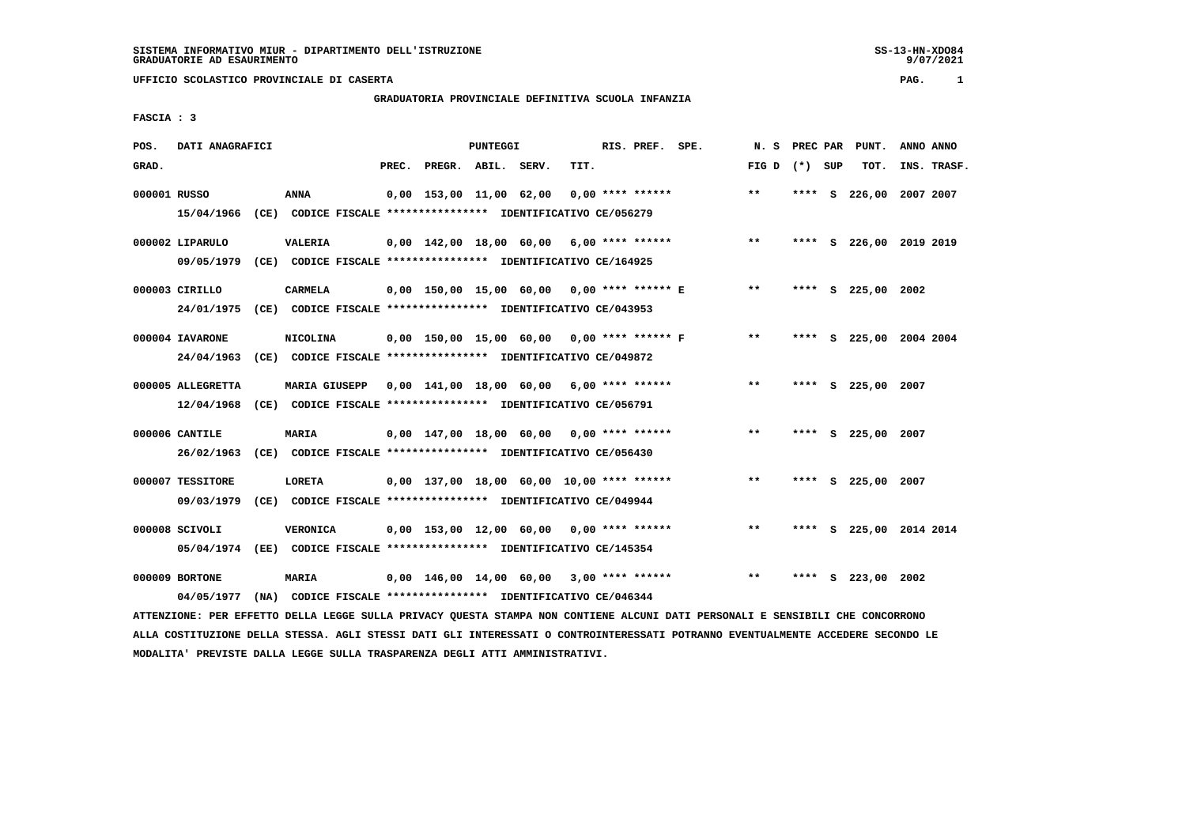SISTEMA INFORMATIVO MIUR - DIPARTIMENTO DELL'ISTRUZIONE
GRADUATORIE AD ESAURIMENTO

UFFICIO SCOLASTICO PROVINCIALE DI CASERTA

GRADUATORIA PROVINCIALE DEFINITIVA SCUOLA INFANZIA

FASCIA : 3

| POS. GRAD. | DATI ANAGRAFICI | | PREC. | PREGR. | ABIL. | SERV. | TIT. | RIS. PREF. | SPE. | N. S FIG D | PREC PAR (*) | SUP | PUNT. TOT. | ANNO INS. | ANNO TRASF. |
|---|---|---|---|---|---|---|---|---|---|---|---|---|---|---|---|
| 000001 | RUSSO | ANNA | 0,00 | 153,00 | 11,00 | 62,00 | 0,00 | **** ****** | | ** | **** | S | 226,00 | 2007 | 2007 |
| | 15/04/1966 (CE) CODICE FISCALE **************** IDENTIFICATIVO CE/056279 | | | | | | | | | | | | | | |
| 000002 | LIPARULO | VALERIA | 0,00 | 142,00 | 18,00 | 60,00 | 6,00 | **** ****** | | ** | **** | S | 226,00 | 2019 | 2019 |
| | 09/05/1979 (CE) CODICE FISCALE **************** IDENTIFICATIVO CE/164925 | | | | | | | | | | | | | | |
| 000003 | CIRILLO | CARMELA | 0,00 | 150,00 | 15,00 | 60,00 | 0,00 | **** ****** E | | ** | **** | S | 225,00 | 2002 | |
| | 24/01/1975 (CE) CODICE FISCALE **************** IDENTIFICATIVO CE/043953 | | | | | | | | | | | | | | |
| 000004 | IAVARONE | NICOLINA | 0,00 | 150,00 | 15,00 | 60,00 | 0,00 | **** ****** F | | ** | **** | S | 225,00 | 2004 | 2004 |
| | 24/04/1963 (CE) CODICE FISCALE **************** IDENTIFICATIVO CE/049872 | | | | | | | | | | | | | | |
| 000005 | ALLEGRETTA | MARIA GIUSEPP | 0,00 | 141,00 | 18,00 | 60,00 | 6,00 | **** ****** | | ** | **** | S | 225,00 | 2007 | |
| | 12/04/1968 (CE) CODICE FISCALE **************** IDENTIFICATIVO CE/056791 | | | | | | | | | | | | | | |
| 000006 | CANTILE | MARIA | 0,00 | 147,00 | 18,00 | 60,00 | 0,00 | **** ****** | | ** | **** | S | 225,00 | 2007 | |
| | 26/02/1963 (CE) CODICE FISCALE **************** IDENTIFICATIVO CE/056430 | | | | | | | | | | | | | | |
| 000007 | TESSITORE | LORETA | 0,00 | 137,00 | 18,00 | 60,00 | 10,00 | **** ****** | | ** | **** | S | 225,00 | 2007 | |
| | 09/03/1979 (CE) CODICE FISCALE **************** IDENTIFICATIVO CE/049944 | | | | | | | | | | | | | | |
| 000008 | SCIVOLI | VERONICA | 0,00 | 153,00 | 12,00 | 60,00 | 0,00 | **** ****** | | ** | **** | S | 225,00 | 2014 | 2014 |
| | 05/04/1974 (EE) CODICE FISCALE **************** IDENTIFICATIVO CE/145354 | | | | | | | | | | | | | | |
| 000009 | BORTONE | MARIA | 0,00 | 146,00 | 14,00 | 60,00 | 3,00 | **** ****** | | ** | **** | S | 223,00 | 2002 | |
| | 04/05/1977 (NA) CODICE FISCALE **************** IDENTIFICATIVO CE/046344 | | | | | | | | | | | | | | |

ATTENZIONE: PER EFFETTO DELLA LEGGE SULLA PRIVACY QUESTA STAMPA NON CONTIENE ALCUNI DATI PERSONALI E SENSIBILI CHE CONCORRONO ALLA COSTITUZIONE DELLA STESSA. AGLI STESSI DATI GLI INTERESSATI O CONTROINTERESSATI POTRANNO EVENTUALMENTE ACCEDERE SECONDO LE MODALITA' PREVISTE DALLA LEGGE SULLA TRASPARENZA DEGLI ATTI AMMINISTRATIVI.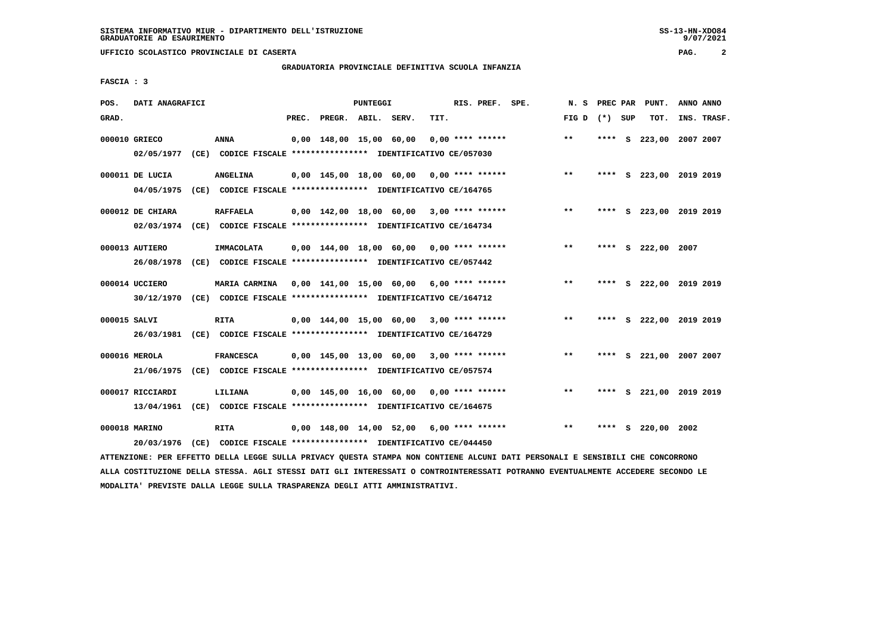SISTEMA INFORMATIVO MIUR - DIPARTIMENTO DELL'ISTRUZIONE
GRADUATORIE AD ESAURIMENTO

UFFICIO SCOLASTICO PROVINCIALE DI CASERTA

GRADUATORIA PROVINCIALE DEFINITIVA SCUOLA INFANZIA

FASCIA : 3

| POS. GRAD. | DATI ANAGRAFICI | | PREC. | PREGR. | ABIL. | SERV. | TIT. | RIS. PREF. SPE. | N. S FIG D | PREC PAR (*) SUP | PUNT. TOT. | ANNO INS. | ANNO TRASF. |
|---|---|---|---|---|---|---|---|---|---|---|---|---|---|
| 000010 | GRIECO | ANNA | 0,00 | 148,00 | 15,00 | 60,00 | 0,00 | **** ****** | ** | **** S | 223,00 | 2007 | 2007 |
| | 02/05/1977 (CE) | CODICE FISCALE **************** IDENTIFICATIVO CE/057030 | | | | | | | | | | | |
| 000011 | DE LUCIA | ANGELINA | 0,00 | 145,00 | 18,00 | 60,00 | 0,00 | **** ****** | ** | **** S | 223,00 | 2019 | 2019 |
| | 04/05/1975 (CE) | CODICE FISCALE **************** IDENTIFICATIVO CE/164765 | | | | | | | | | | | |
| 000012 | DE CHIARA | RAFFAELA | 0,00 | 142,00 | 18,00 | 60,00 | 3,00 | **** ****** | ** | **** S | 223,00 | 2019 | 2019 |
| | 02/03/1974 (CE) | CODICE FISCALE **************** IDENTIFICATIVO CE/164734 | | | | | | | | | | | |
| 000013 | AUTIERO | IMMACOLATA | 0,00 | 144,00 | 18,00 | 60,00 | 0,00 | **** ****** | ** | **** S | 222,00 | 2007 | |
| | 26/08/1978 (CE) | CODICE FISCALE **************** IDENTIFICATIVO CE/057442 | | | | | | | | | | | |
| 000014 | UCCIERO | MARIA CARMINA | 0,00 | 141,00 | 15,00 | 60,00 | 6,00 | **** ****** | ** | **** S | 222,00 | 2019 | 2019 |
| | 30/12/1970 (CE) | CODICE FISCALE **************** IDENTIFICATIVO CE/164712 | | | | | | | | | | | |
| 000015 | SALVI | RITA | 0,00 | 144,00 | 15,00 | 60,00 | 3,00 | **** ****** | ** | **** S | 222,00 | 2019 | 2019 |
| | 26/03/1981 (CE) | CODICE FISCALE **************** IDENTIFICATIVO CE/164729 | | | | | | | | | | | |
| 000016 | MEROLA | FRANCESCA | 0,00 | 145,00 | 13,00 | 60,00 | 3,00 | **** ****** | ** | **** S | 221,00 | 2007 | 2007 |
| | 21/06/1975 (CE) | CODICE FISCALE **************** IDENTIFICATIVO CE/057574 | | | | | | | | | | | |
| 000017 | RICCIARDI | LILIANA | 0,00 | 145,00 | 16,00 | 60,00 | 0,00 | **** ****** | ** | **** S | 221,00 | 2019 | 2019 |
| | 13/04/1961 (CE) | CODICE FISCALE **************** IDENTIFICATIVO CE/164675 | | | | | | | | | | | |
| 000018 | MARINO | RITA | 0,00 | 148,00 | 14,00 | 52,00 | 6,00 | **** ****** | ** | **** S | 220,00 | 2002 | |
| | 20/03/1976 (CE) | CODICE FISCALE **************** IDENTIFICATIVO CE/044450 | | | | | | | | | | | |

ATTENZIONE: PER EFFETTO DELLA LEGGE SULLA PRIVACY QUESTA STAMPA NON CONTIENE ALCUNI DATI PERSONALI E SENSIBILI CHE CONCORRONO ALLA COSTITUZIONE DELLA STESSA. AGLI STESSI DATI GLI INTERESSATI O CONTROINTERESSATI POTRANNO EVENTUALMENTE ACCEDERE SECONDO LE MODALITA' PREVISTE DALLA LEGGE SULLA TRASPARENZA DEGLI ATTI AMMINISTRATIVI.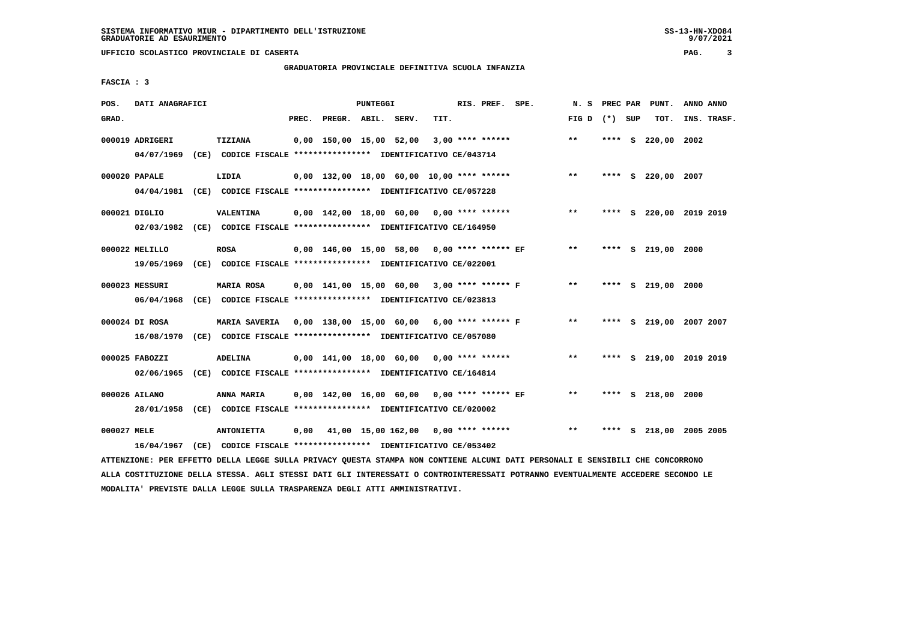SISTEMA INFORMATIVO MIUR - DIPARTIMENTO DELL'ISTRUZIONE
GRADUATORIE AD ESAURIMENTO

UFFICIO SCOLASTICO PROVINCIALE DI CASERTA

GRADUATORIA PROVINCIALE DEFINITIVA SCUOLA INFANZIA

FASCIA : 3

| POS. GRAD. | DATI ANAGRAFICI | | PREC. | PREGR. | ABIL. | SERV. | TIT. | RIS. PREF. | SPE. | N. S FIG D | PREC PAR (*) | SUP | PUNT. TOT. | ANNO INS. | ANNO TRASF. |
|---|---|---|---|---|---|---|---|---|---|---|---|---|---|---|---|
| 000019 | ADRIGERI | TIZIANA | 0,00 | 150,00 | 15,00 | 52,00 | 3,00 | **** ****** | | ** | **** | S | 220,00 | 2002 | |
| | 04/07/1969 (CE) CODICE FISCALE **************** IDENTIFICATIVO CE/043714 | | | | | | | | | | | | | | |
| 000020 | PAPALE | LIDIA | 0,00 | 132,00 | 18,00 | 60,00 | 10,00 | **** ****** | | ** | **** | S | 220,00 | 2007 | |
| | 04/04/1981 (CE) CODICE FISCALE **************** IDENTIFICATIVO CE/057228 | | | | | | | | | | | | | | |
| 000021 | DIGLIO | VALENTINA | 0,00 | 142,00 | 18,00 | 60,00 | 0,00 | **** ****** | | ** | **** | S | 220,00 | 2019 | 2019 |
| | 02/03/1982 (CE) CODICE FISCALE **************** IDENTIFICATIVO CE/164950 | | | | | | | | | | | | | | |
| 000022 | MELILLO | ROSA | 0,00 | 146,00 | 15,00 | 58,00 | 0,00 | **** ****** EF | | ** | **** | S | 219,00 | 2000 | |
| | 19/05/1969 (CE) CODICE FISCALE **************** IDENTIFICATIVO CE/022001 | | | | | | | | | | | | | | |
| 000023 | MESSURI | MARIA ROSA | 0,00 | 141,00 | 15,00 | 60,00 | 3,00 | **** ****** F | | ** | **** | S | 219,00 | 2000 | |
| | 06/04/1968 (CE) CODICE FISCALE **************** IDENTIFICATIVO CE/023813 | | | | | | | | | | | | | | |
| 000024 | DI ROSA | MARIA SAVERIA | 0,00 | 138,00 | 15,00 | 60,00 | 6,00 | **** ****** F | | ** | **** | S | 219,00 | 2007 | 2007 |
| | 16/08/1970 (CE) CODICE FISCALE **************** IDENTIFICATIVO CE/057080 | | | | | | | | | | | | | | |
| 000025 | FABOZZI | ADELINA | 0,00 | 141,00 | 18,00 | 60,00 | 0,00 | **** ****** | | ** | **** | S | 219,00 | 2019 | 2019 |
| | 02/06/1965 (CE) CODICE FISCALE **************** IDENTIFICATIVO CE/164814 | | | | | | | | | | | | | | |
| 000026 | AILANO | ANNA MARIA | 0,00 | 142,00 | 16,00 | 60,00 | 0,00 | **** ****** EF | | ** | **** | S | 218,00 | 2000 | |
| | 28/01/1958 (CE) CODICE FISCALE **************** IDENTIFICATIVO CE/020002 | | | | | | | | | | | | | | |
| 000027 | MELE | ANTONIETTA | 0,00 | 41,00 | 15,00 | 162,00 | 0,00 | **** ****** | | ** | **** | S | 218,00 | 2005 | 2005 |
| | 16/04/1967 (CE) CODICE FISCALE **************** IDENTIFICATIVO CE/053402 | | | | | | | | | | | | | | |

ATTENZIONE: PER EFFETTO DELLA LEGGE SULLA PRIVACY QUESTA STAMPA NON CONTIENE ALCUNI DATI PERSONALI E SENSIBILI CHE CONCORRONO ALLA COSTITUZIONE DELLA STESSA. AGLI STESSI DATI GLI INTERESSATI O CONTROINTERESSATI POTRANNO EVENTUALMENTE ACCEDERE SECONDO LE MODALITA' PREVISTE DALLA LEGGE SULLA TRASPARENZA DEGLI ATTI AMMINISTRATIVI.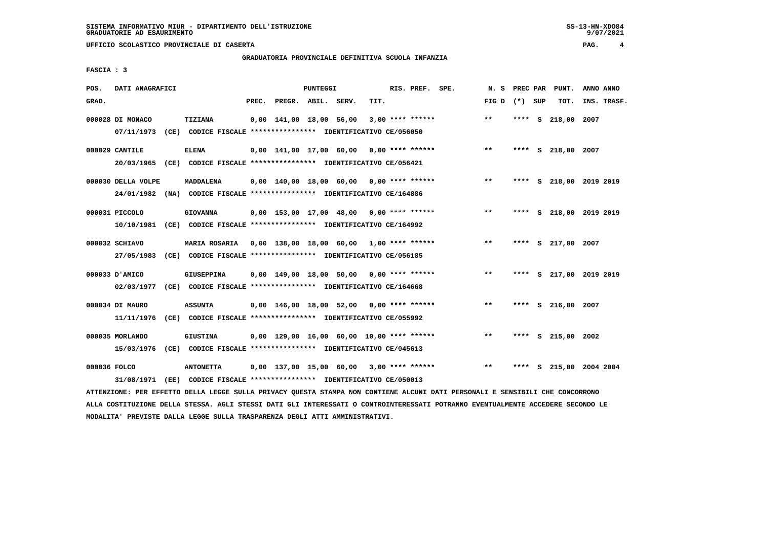SISTEMA INFORMATIVO MIUR - DIPARTIMENTO DELL'ISTRUZIONE
GRADUATORIE AD ESAURIMENTO

UFFICIO SCOLASTICO PROVINCIALE DI CASERTA

GRADUATORIA PROVINCIALE DEFINITIVA SCUOLA INFANZIA

FASCIA : 3

| POS. GRAD. | DATI ANAGRAFICI | | PREC. | PREGR. | ABIL. | SERV. | TIT. | RIS. PREF. SPE. | N. S FIG D | PREC PAR (*) SUP | PUNT. TOT. | ANNO INS. | ANNO TRASF. |
|---|---|---|---|---|---|---|---|---|---|---|---|---|---|
| 000028 | DI MONACO | TIZIANA | 0,00 | 141,00 | 18,00 | 56,00 | 3,00 | **** ****** | ** | **** S | 218,00 | 2007 | |
| | 07/11/1973 (CE) CODICE FISCALE **************** IDENTIFICATIVO CE/056050 | | | | | | | | | | | | |
| 000029 | CANTILE | ELENA | 0,00 | 141,00 | 17,00 | 60,00 | 0,00 | **** ****** | ** | **** S | 218,00 | 2007 | |
| | 20/03/1965 (CE) CODICE FISCALE **************** IDENTIFICATIVO CE/056421 | | | | | | | | | | | | |
| 000030 | DELLA VOLPE | MADDALENA | 0,00 | 140,00 | 18,00 | 60,00 | 0,00 | **** ****** | ** | **** S | 218,00 | 2019 | 2019 |
| | 24/01/1982 (NA) CODICE FISCALE **************** IDENTIFICATIVO CE/164886 | | | | | | | | | | | | |
| 000031 | PICCOLO | GIOVANNA | 0,00 | 153,00 | 17,00 | 48,00 | 0,00 | **** ****** | ** | **** S | 218,00 | 2019 | 2019 |
| | 10/10/1981 (CE) CODICE FISCALE **************** IDENTIFICATIVO CE/164992 | | | | | | | | | | | | |
| 000032 | SCHIAVO | MARIA ROSARIA | 0,00 | 138,00 | 18,00 | 60,00 | 1,00 | **** ****** | ** | **** S | 217,00 | 2007 | |
| | 27/05/1983 (CE) CODICE FISCALE **************** IDENTIFICATIVO CE/056185 | | | | | | | | | | | | |
| 000033 | D'AMICO | GIUSEPPINA | 0,00 | 149,00 | 18,00 | 50,00 | 0,00 | **** ****** | ** | **** S | 217,00 | 2019 | 2019 |
| | 02/03/1977 (CE) CODICE FISCALE **************** IDENTIFICATIVO CE/164668 | | | | | | | | | | | | |
| 000034 | DI MAURO | ASSUNTA | 0,00 | 146,00 | 18,00 | 52,00 | 0,00 | **** ****** | ** | **** S | 216,00 | 2007 | |
| | 11/11/1976 (CE) CODICE FISCALE **************** IDENTIFICATIVO CE/055992 | | | | | | | | | | | | |
| 000035 | MORLANDO | GIUSTINA | 0,00 | 129,00 | 16,00 | 60,00 | 10,00 | **** ****** | ** | **** S | 215,00 | 2002 | |
| | 15/03/1976 (CE) CODICE FISCALE **************** IDENTIFICATIVO CE/045613 | | | | | | | | | | | | |
| 000036 | FOLCO | ANTONETTA | 0,00 | 137,00 | 15,00 | 60,00 | 3,00 | **** ****** | ** | **** S | 215,00 | 2004 | 2004 |
| | 31/08/1971 (EE) CODICE FISCALE **************** IDENTIFICATIVO CE/050013 | | | | | | | | | | | | |

ATTENZIONE: PER EFFETTO DELLA LEGGE SULLA PRIVACY QUESTA STAMPA NON CONTIENE ALCUNI DATI PERSONALI E SENSIBILI CHE CONCORRONO ALLA COSTITUZIONE DELLA STESSA. AGLI STESSI DATI GLI INTERESSATI O CONTROINTERESSATI POTRANNO EVENTUALMENTE ACCEDERE SECONDO LE MODALITA' PREVISTE DALLA LEGGE SULLA TRASPARENZA DEGLI ATTI AMMINISTRATIVI.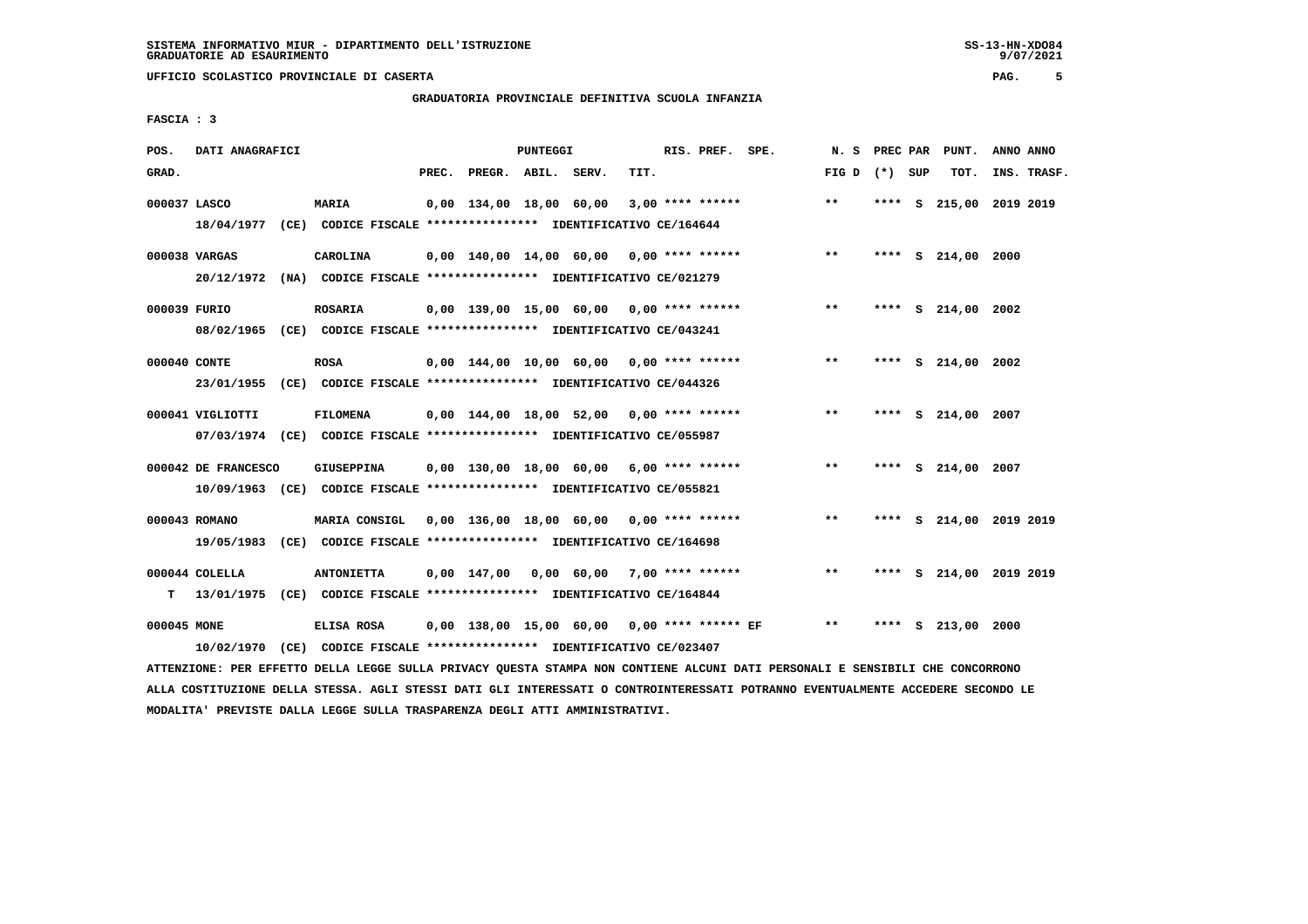SISTEMA INFORMATIVO MIUR - DIPARTIMENTO DELL'ISTRUZIONE
GRADUATORIE AD ESAURIMENTO

UFFICIO SCOLASTICO PROVINCIALE DI CASERTA

GRADUATORIA PROVINCIALE DEFINITIVA SCUOLA INFANZIA

FASCIA : 3

| POS. GRAD. | DATI ANAGRAFICI | | PREC. | PREGR. | ABIL. | SERV. | TIT. | RIS. PREF. SPE. | N. S FIG D | PREC PAR (*) SUP | PUNT. TOT. | ANNO ANNO INS. TRASF. |
|---|---|---|---|---|---|---|---|---|---|---|---|---|
| 000037 | LASCO | MARIA | 0,00 | 134,00 | 18,00 | 60,00 | 3,00 | **** ****** | ** | **** S | 215,00 | 2019 2019 |
| | 18/04/1977 (CE) CODICE FISCALE **************** IDENTIFICATIVO CE/164644 | | | | | | | | | | | |
| 000038 | VARGAS | CAROLINA | 0,00 | 140,00 | 14,00 | 60,00 | 0,00 | **** ****** | ** | **** S | 214,00 | 2000 |
| | 20/12/1972 (NA) CODICE FISCALE **************** IDENTIFICATIVO CE/021279 | | | | | | | | | | | |
| 000039 | FURIO | ROSARIA | 0,00 | 139,00 | 15,00 | 60,00 | 0,00 | **** ****** | ** | **** S | 214,00 | 2002 |
| | 08/02/1965 (CE) CODICE FISCALE **************** IDENTIFICATIVO CE/043241 | | | | | | | | | | | |
| 000040 | CONTE | ROSA | 0,00 | 144,00 | 10,00 | 60,00 | 0,00 | **** ****** | ** | **** S | 214,00 | 2002 |
| | 23/01/1955 (CE) CODICE FISCALE **************** IDENTIFICATIVO CE/044326 | | | | | | | | | | | |
| 000041 | VIGLIOTTI | FILOMENA | 0,00 | 144,00 | 18,00 | 52,00 | 0,00 | **** ****** | ** | **** S | 214,00 | 2007 |
| | 07/03/1974 (CE) CODICE FISCALE **************** IDENTIFICATIVO CE/055987 | | | | | | | | | | | |
| 000042 | DE FRANCESCO | GIUSEPPINA | 0,00 | 130,00 | 18,00 | 60,00 | 6,00 | **** ****** | ** | **** S | 214,00 | 2007 |
| | 10/09/1963 (CE) CODICE FISCALE **************** IDENTIFICATIVO CE/055821 | | | | | | | | | | | |
| 000043 | ROMANO | MARIA CONSIGL | 0,00 | 136,00 | 18,00 | 60,00 | 0,00 | **** ****** | ** | **** S | 214,00 | 2019 2019 |
| | 19/05/1983 (CE) CODICE FISCALE **************** IDENTIFICATIVO CE/164698 | | | | | | | | | | | |
| 000044 | COLELLA | ANTONIETTA | 0,00 | 147,00 | 0,00 | 60,00 | 7,00 | **** ****** | ** | **** S | 214,00 | 2019 2019 |
| T | 13/01/1975 (CE) CODICE FISCALE **************** IDENTIFICATIVO CE/164844 | | | | | | | | | | | |
| 000045 | MONE | ELISA ROSA | 0,00 | 138,00 | 15,00 | 60,00 | 0,00 | **** ****** EF | ** | **** S | 213,00 | 2000 |
| | 10/02/1970 (CE) CODICE FISCALE **************** IDENTIFICATIVO CE/023407 | | | | | | | | | | | |

ATTENZIONE: PER EFFETTO DELLA LEGGE SULLA PRIVACY QUESTA STAMPA NON CONTIENE ALCUNI DATI PERSONALI E SENSIBILI CHE CONCORRONO ALLA COSTITUZIONE DELLA STESSA. AGLI STESSI DATI GLI INTERESSATI O CONTROINTERESSATI POTRANNO EVENTUALMENTE ACCEDERE SECONDO LE MODALITA' PREVISTE DALLA LEGGE SULLA TRASPARENZA DEGLI ATTI AMMINISTRATIVI.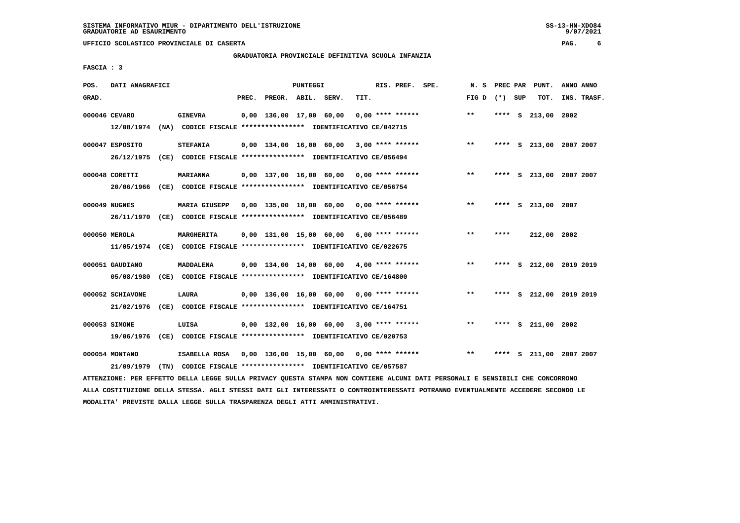SISTEMA INFORMATIVO MIUR - DIPARTIMENTO DELL'ISTRUZIONE
GRADUATORIE AD ESAURIMENTO

UFFICIO SCOLASTICO PROVINCIALE DI CASERTA

GRADUATORIA PROVINCIALE DEFINITIVA SCUOLA INFANZIA

FASCIA : 3

| POS. GRAD. | DATI ANAGRAFICI | | PREC. | PREGR. | ABIL. | SERV. | TIT. | RIS. PREF. SPE. | N. S FIG D | PREC PAR (*) SUP | PUNT. TOT. | ANNO ANNO INS. TRASF. |
|---|---|---|---|---|---|---|---|---|---|---|---|---|
| 000046 | CEVARO | GINEVRA | 0,00 | 136,00 | 17,00 | 60,00 | 0,00 | **** ****** | ** | **** S | 213,00 | 2002 |
| | 12/08/1974 (NA) CODICE FISCALE **************** IDENTIFICATIVO CE/042715 | | | | | | | | | | | |
| 000047 | ESPOSITO | STEFANIA | 0,00 | 134,00 | 16,00 | 60,00 | 3,00 | **** ****** | ** | **** S | 213,00 | 2007 2007 |
| | 26/12/1975 (CE) CODICE FISCALE **************** IDENTIFICATIVO CE/056494 | | | | | | | | | | | |
| 000048 | CORETTI | MARIANNA | 0,00 | 137,00 | 16,00 | 60,00 | 0,00 | **** ****** | ** | **** S | 213,00 | 2007 2007 |
| | 20/06/1966 (CE) CODICE FISCALE **************** IDENTIFICATIVO CE/056754 | | | | | | | | | | | |
| 000049 | NUGNES | MARIA GIUSEPP | 0,00 | 135,00 | 18,00 | 60,00 | 0,00 | **** ****** | ** | **** S | 213,00 | 2007 |
| | 26/11/1970 (CE) CODICE FISCALE **************** IDENTIFICATIVO CE/056489 | | | | | | | | | | | |
| 000050 | MEROLA | MARGHERITA | 0,00 | 131,00 | 15,00 | 60,00 | 6,00 | **** ****** | ** | **** | 212,00 | 2002 |
| | 11/05/1974 (CE) CODICE FISCALE **************** IDENTIFICATIVO CE/022675 | | | | | | | | | | | |
| 000051 | GAUDIANO | MADDALENA | 0,00 | 134,00 | 14,00 | 60,00 | 4,00 | **** ****** | ** | **** S | 212,00 | 2019 2019 |
| | 05/08/1980 (CE) CODICE FISCALE **************** IDENTIFICATIVO CE/164800 | | | | | | | | | | | |
| 000052 | SCHIAVONE | LAURA | 0,00 | 136,00 | 16,00 | 60,00 | 0,00 | **** ****** | ** | **** S | 212,00 | 2019 2019 |
| | 21/02/1976 (CE) CODICE FISCALE **************** IDENTIFICATIVO CE/164751 | | | | | | | | | | | |
| 000053 | SIMONE | LUISA | 0,00 | 132,00 | 16,00 | 60,00 | 3,00 | **** ****** | ** | **** S | 211,00 | 2002 |
| | 19/06/1976 (CE) CODICE FISCALE **************** IDENTIFICATIVO CE/020753 | | | | | | | | | | | |
| 000054 | MONTANO | ISABELLA ROSA | 0,00 | 136,00 | 15,00 | 60,00 | 0,00 | **** ****** | ** | **** S | 211,00 | 2007 2007 |
| | 21/09/1979 (TN) CODICE FISCALE **************** IDENTIFICATIVO CE/057587 | | | | | | | | | | | |

ATTENZIONE: PER EFFETTO DELLA LEGGE SULLA PRIVACY QUESTA STAMPA NON CONTIENE ALCUNI DATI PERSONALI E SENSIBILI CHE CONCORRONO ALLA COSTITUZIONE DELLA STESSA. AGLI STESSI DATI GLI INTERESSATI O CONTROINTERESSATI POTRANNO EVENTUALMENTE ACCEDERE SECONDO LE MODALITA' PREVISTE DALLA LEGGE SULLA TRASPARENZA DEGLI ATTI AMMINISTRATIVI.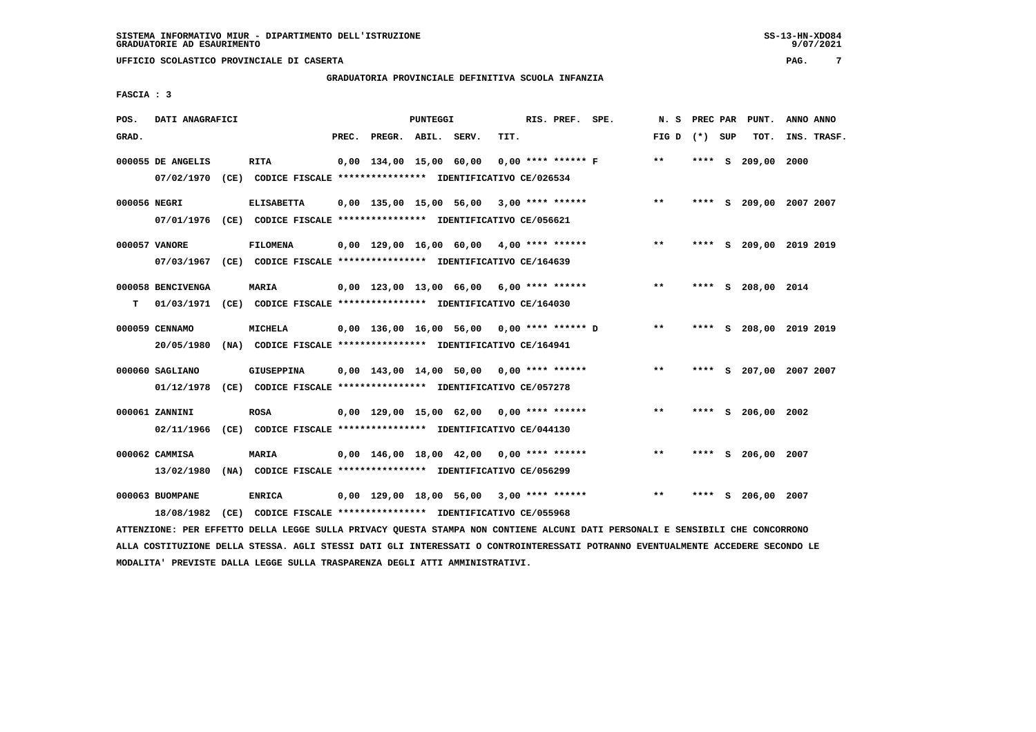SISTEMA INFORMATIVO MIUR - DIPARTIMENTO DELL'ISTRUZIONE
GRADUATORIE AD ESAURIMENTO

UFFICIO SCOLASTICO PROVINCIALE DI CASERTA

GRADUATORIA PROVINCIALE DEFINITIVA SCUOLA INFANZIA

FASCIA : 3

| POS. GRAD. | DATI ANAGRAFICI | | PREC. | PREGR. | ABIL. | SERV. | TIT. | RIS. PREF. SPE. | N. S FIG D | PREC PAR (*) SUP | PUNT. TOT. | ANNO ANNO INS. TRASF. |
|---|---|---|---|---|---|---|---|---|---|---|---|---|
| 000055 | DE ANGELIS | RITA | 0,00 | 134,00 | 15,00 | 60,00 | 0,00 | **** ****** F | ** | **** S | 209,00 | 2000 |
| | 07/02/1970 (CE) CODICE FISCALE **************** IDENTIFICATIVO CE/026534 | | | | | | | | | | | |
| 000056 | NEGRI | ELISABETTA | 0,00 | 135,00 | 15,00 | 56,00 | 3,00 | **** ****** | ** | **** S | 209,00 | 2007 2007 |
| | 07/01/1976 (CE) CODICE FISCALE **************** IDENTIFICATIVO CE/056621 | | | | | | | | | | | |
| 000057 | VANORE | FILOMENA | 0,00 | 129,00 | 16,00 | 60,00 | 4,00 | **** ****** | ** | **** S | 209,00 | 2019 2019 |
| | 07/03/1967 (CE) CODICE FISCALE **************** IDENTIFICATIVO CE/164639 | | | | | | | | | | | |
| 000058 | BENCIVENGA | MARIA | 0,00 | 123,00 | 13,00 | 66,00 | 6,00 | **** ****** | ** | **** S | 208,00 | 2014 |
| T | 01/03/1971 (CE) CODICE FISCALE **************** IDENTIFICATIVO CE/164030 | | | | | | | | | | | |
| 000059 | CENNAMO | MICHELA | 0,00 | 136,00 | 16,00 | 56,00 | 0,00 | **** ****** D | ** | **** S | 208,00 | 2019 2019 |
| | 20/05/1980 (NA) CODICE FISCALE **************** IDENTIFICATIVO CE/164941 | | | | | | | | | | | |
| 000060 | SAGLIANO | GIUSEPPINA | 0,00 | 143,00 | 14,00 | 50,00 | 0,00 | **** ****** | ** | **** S | 207,00 | 2007 2007 |
| | 01/12/1978 (CE) CODICE FISCALE **************** IDENTIFICATIVO CE/057278 | | | | | | | | | | | |
| 000061 | ZANNINI | ROSA | 0,00 | 129,00 | 15,00 | 62,00 | 0,00 | **** ****** | ** | **** S | 206,00 | 2002 |
| | 02/11/1966 (CE) CODICE FISCALE **************** IDENTIFICATIVO CE/044130 | | | | | | | | | | | |
| 000062 | CAMMISA | MARIA | 0,00 | 146,00 | 18,00 | 42,00 | 0,00 | **** ****** | ** | **** S | 206,00 | 2007 |
| | 13/02/1980 (NA) CODICE FISCALE **************** IDENTIFICATIVO CE/056299 | | | | | | | | | | | |
| 000063 | BUOMPANE | ENRICA | 0,00 | 129,00 | 18,00 | 56,00 | 3,00 | **** ****** | ** | **** S | 206,00 | 2007 |
| | 18/08/1982 (CE) CODICE FISCALE **************** IDENTIFICATIVO CE/055968 | | | | | | | | | | | |

ATTENZIONE: PER EFFETTO DELLA LEGGE SULLA PRIVACY QUESTA STAMPA NON CONTIENE ALCUNI DATI PERSONALI E SENSIBILI CHE CONCORRONO ALLA COSTITUZIONE DELLA STESSA. AGLI STESSI DATI GLI INTERESSATI O CONTROINTERESSATI POTRANNO EVENTUALMENTE ACCEDERE SECONDO LE MODALITA' PREVISTE DALLA LEGGE SULLA TRASPARENZA DEGLI ATTI AMMINISTRATIVI.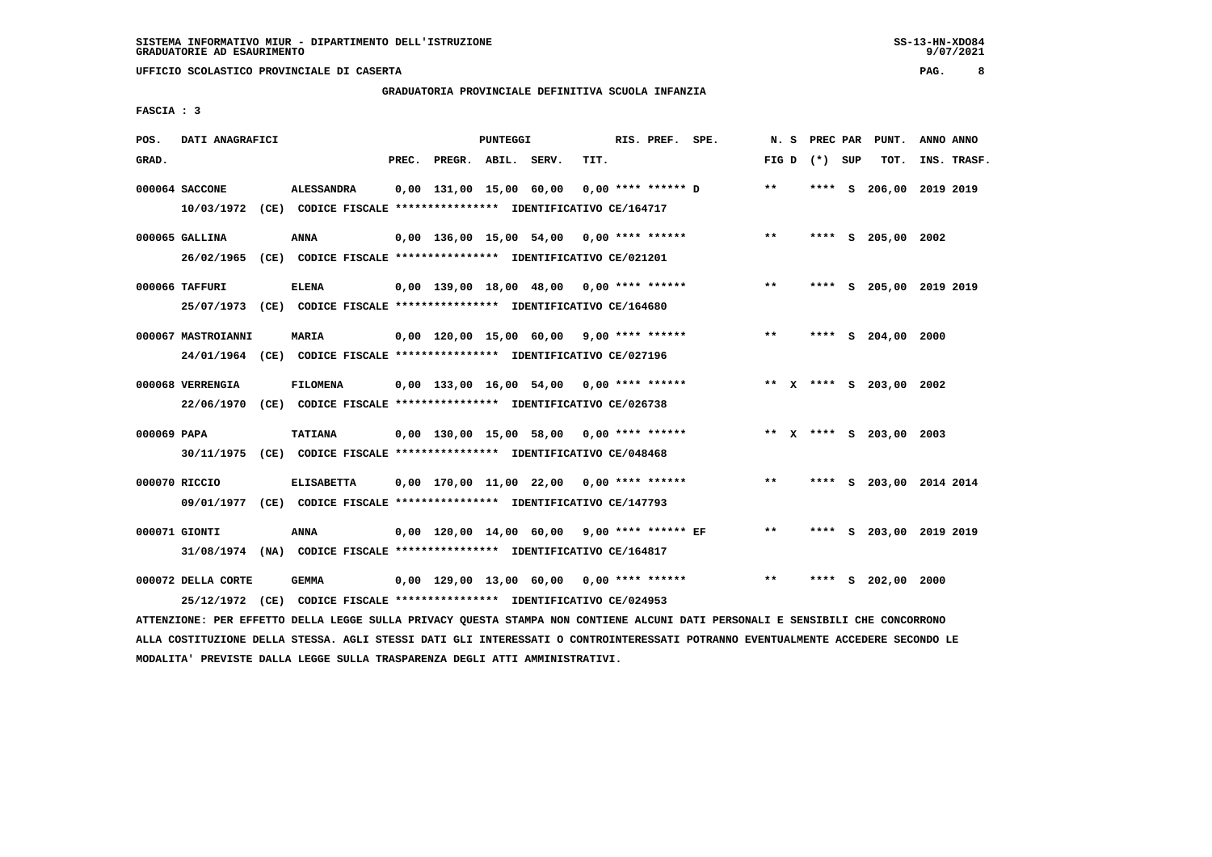SISTEMA INFORMATIVO MIUR - DIPARTIMENTO DELL'ISTRUZIONE
GRADUATORIE AD ESAURIMENTO

UFFICIO SCOLASTICO PROVINCIALE DI CASERTA

GRADUATORIA PROVINCIALE DEFINITIVA SCUOLA INFANZIA

FASCIA : 3

| POS. GRAD. | DATI ANAGRAFICI | | PREC. | PREGR. | ABIL. | SERV. | TIT. | RIS. PREF. | SPE. | N. S FIG D | PREC PAR (*) | SUP | PUNT. TOT. | ANNO INS. | ANNO TRASF. |
|---|---|---|---|---|---|---|---|---|---|---|---|---|---|---|---|
| 000064 | SACCONE | ALESSANDRA | 0,00 | 131,00 | 15,00 | 60,00 | 0,00 | **** ****** | D | ** | **** | S | 206,00 | 2019 | 2019 |
| | 10/03/1972 (CE) CODICE FISCALE **************** IDENTIFICATIVO CE/164717 | | | | | | | | | | | | | | |
| 000065 | GALLINA | ANNA | 0,00 | 136,00 | 15,00 | 54,00 | 0,00 | **** ****** | | ** | **** | S | 205,00 | 2002 | |
| | 26/02/1965 (CE) CODICE FISCALE **************** IDENTIFICATIVO CE/021201 | | | | | | | | | | | | | | |
| 000066 | TAFFURI | ELENA | 0,00 | 139,00 | 18,00 | 48,00 | 0,00 | **** ****** | | ** | **** | S | 205,00 | 2019 | 2019 |
| | 25/07/1973 (CE) CODICE FISCALE **************** IDENTIFICATIVO CE/164680 | | | | | | | | | | | | | | |
| 000067 | MASTROIANNI | MARIA | 0,00 | 120,00 | 15,00 | 60,00 | 9,00 | **** ****** | | ** | **** | S | 204,00 | 2000 | |
| | 24/01/1964 (CE) CODICE FISCALE **************** IDENTIFICATIVO CE/027196 | | | | | | | | | | | | | | |
| 000068 | VERRENGIA | FILOMENA | 0,00 | 133,00 | 16,00 | 54,00 | 0,00 | **** ****** | | ** X | **** | S | 203,00 | 2002 | |
| | 22/06/1970 (CE) CODICE FISCALE **************** IDENTIFICATIVO CE/026738 | | | | | | | | | | | | | | |
| 000069 | PAPA | TATIANA | 0,00 | 130,00 | 15,00 | 58,00 | 0,00 | **** ****** | | ** X | **** | S | 203,00 | 2003 | |
| | 30/11/1975 (CE) CODICE FISCALE **************** IDENTIFICATIVO CE/048468 | | | | | | | | | | | | | | |
| 000070 | RICCIO | ELISABETTA | 0,00 | 170,00 | 11,00 | 22,00 | 0,00 | **** ****** | | ** | **** | S | 203,00 | 2014 | 2014 |
| | 09/01/1977 (CE) CODICE FISCALE **************** IDENTIFICATIVO CE/147793 | | | | | | | | | | | | | | |
| 000071 | GIONTI | ANNA | 0,00 | 120,00 | 14,00 | 60,00 | 9,00 | **** ****** | EF | ** | **** | S | 203,00 | 2019 | 2019 |
| | 31/08/1974 (NA) CODICE FISCALE **************** IDENTIFICATIVO CE/164817 | | | | | | | | | | | | | | |
| 000072 | DELLA CORTE | GEMMA | 0,00 | 129,00 | 13,00 | 60,00 | 0,00 | **** ****** | | ** | **** | S | 202,00 | 2000 | |
| | 25/12/1972 (CE) CODICE FISCALE **************** IDENTIFICATIVO CE/024953 | | | | | | | | | | | | | | |

ATTENZIONE: PER EFFETTO DELLA LEGGE SULLA PRIVACY QUESTA STAMPA NON CONTIENE ALCUNI DATI PERSONALI E SENSIBILI CHE CONCORRONO ALLA COSTITUZIONE DELLA STESSA. AGLI STESSI DATI GLI INTERESSATI O CONTROINTERESSATI POTRANNO EVENTUALMENTE ACCEDERE SECONDO LE MODALITA' PREVISTE DALLA LEGGE SULLA TRASPARENZA DEGLI ATTI AMMINISTRATIVI.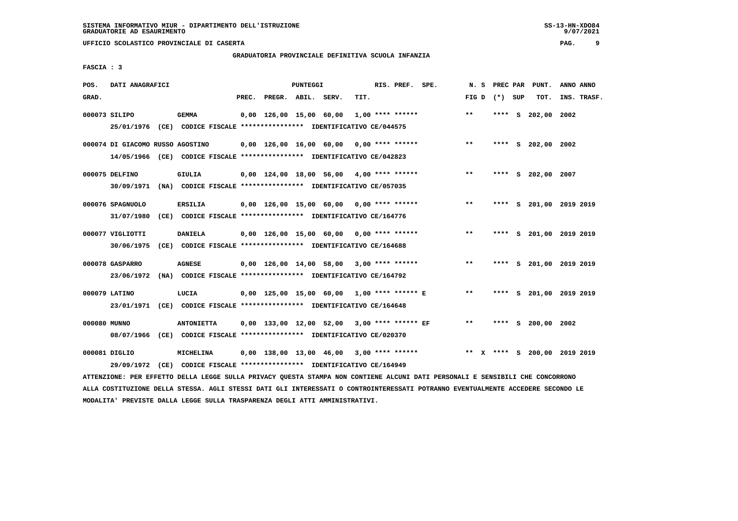SISTEMA INFORMATIVO MIUR - DIPARTIMENTO DELL'ISTRUZIONE
GRADUATORIE AD ESAURIMENTO

UFFICIO SCOLASTICO PROVINCIALE DI CASERTA

GRADUATORIA PROVINCIALE DEFINITIVA SCUOLA INFANZIA

FASCIA : 3

| POS. GRAD. | DATI ANAGRAFICI | | PREC. | PREGR. | ABIL. | SERV. | TIT. | RIS. PREF. | SPE. | N. S FIG D | PREC PAR (*) SUP | PUNT. TOT. | ANNO ANNO INS. TRASF. |
|---|---|---|---|---|---|---|---|---|---|---|---|---|---|
| 000073 | SILIPO | GEMMA | 0,00 | 126,00 | 15,00 | 60,00 | 1,00 | **** ****** | | ** | **** S | 202,00 | 2002 |
| | 25/01/1976 (CE) CODICE FISCALE **************** IDENTIFICATIVO CE/044575 | | | | | | | | | | | | |
| 000074 | DI GIACOMO RUSSO AGOSTINO | | 0,00 | 126,00 | 16,00 | 60,00 | 0,00 | **** ****** | | ** | **** S | 202,00 | 2002 |
| | 14/05/1966 (CE) CODICE FISCALE **************** IDENTIFICATIVO CE/042823 | | | | | | | | | | | | |
| 000075 | DELFINO | GIULIA | 0,00 | 124,00 | 18,00 | 56,00 | 4,00 | **** ****** | | ** | **** S | 202,00 | 2007 |
| | 30/09/1971 (NA) CODICE FISCALE **************** IDENTIFICATIVO CE/057035 | | | | | | | | | | | | |
| 000076 | SPAGNUOLO | ERSILIA | 0,00 | 126,00 | 15,00 | 60,00 | 0,00 | **** ****** | | ** | **** S | 201,00 | 2019 2019 |
| | 31/07/1980 (CE) CODICE FISCALE **************** IDENTIFICATIVO CE/164776 | | | | | | | | | | | | |
| 000077 | VIGLIOTTI | DANIELA | 0,00 | 126,00 | 15,00 | 60,00 | 0,00 | **** ****** | | ** | **** S | 201,00 | 2019 2019 |
| | 30/06/1975 (CE) CODICE FISCALE **************** IDENTIFICATIVO CE/164688 | | | | | | | | | | | | |
| 000078 | GASPARRO | AGNESE | 0,00 | 126,00 | 14,00 | 58,00 | 3,00 | **** ****** | | ** | **** S | 201,00 | 2019 2019 |
| | 23/06/1972 (NA) CODICE FISCALE **************** IDENTIFICATIVO CE/164792 | | | | | | | | | | | | |
| 000079 | LATINO | LUCIA | 0,00 | 125,00 | 15,00 | 60,00 | 1,00 | **** ****** | E | ** | **** S | 201,00 | 2019 2019 |
| | 23/01/1971 (CE) CODICE FISCALE **************** IDENTIFICATIVO CE/164648 | | | | | | | | | | | | |
| 000080 | MUNNO | ANTONIETTA | 0,00 | 133,00 | 12,00 | 52,00 | 3,00 | **** ****** | EF | ** | **** S | 200,00 | 2002 |
| | 08/07/1966 (CE) CODICE FISCALE **************** IDENTIFICATIVO CE/020370 | | | | | | | | | | | | |
| 000081 | DIGLIO | MICHELINA | 0,00 | 138,00 | 13,00 | 46,00 | 3,00 | **** ****** | | ** X | **** S | 200,00 | 2019 2019 |
| | 29/09/1972 (CE) CODICE FISCALE **************** IDENTIFICATIVO CE/164949 | | | | | | | | | | | | |

ATTENZIONE: PER EFFETTO DELLA LEGGE SULLA PRIVACY QUESTA STAMPA NON CONTIENE ALCUNI DATI PERSONALI E SENSIBILI CHE CONCORRONO ALLA COSTITUZIONE DELLA STESSA. AGLI STESSI DATI GLI INTERESSATI O CONTROINTERESSATI POTRANNO EVENTUALMENTE ACCEDERE SECONDO LE MODALITA' PREVISTE DALLA LEGGE SULLA TRASPARENZA DEGLI ATTI AMMINISTRATIVI.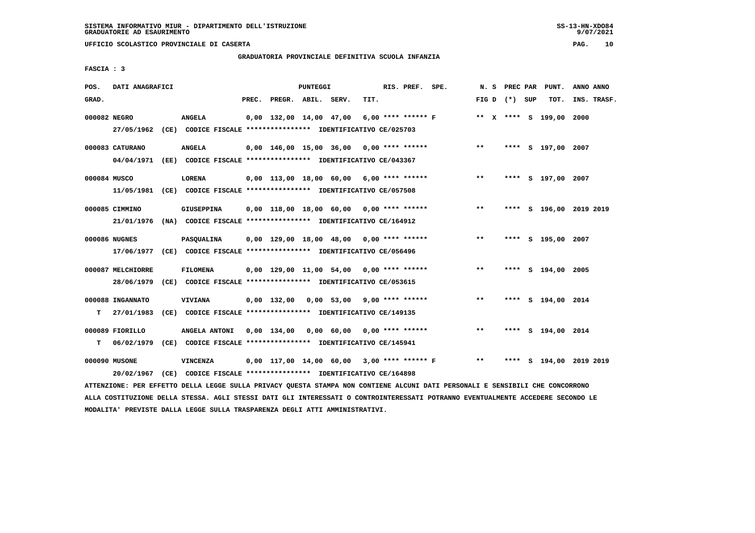SISTEMA INFORMATIVO MIUR - DIPARTIMENTO DELL'ISTRUZIONE
GRADUATORIE AD ESAURIMENTO

UFFICIO SCOLASTICO PROVINCIALE DI CASERTA

GRADUATORIA PROVINCIALE DEFINITIVA SCUOLA INFANZIA

FASCIA : 3

| POS. GRAD. | DATI ANAGRAFICI | | PREC. | PREGR. | ABIL. | SERV. | TIT. | RIS. PREF. | SPE. | N. S FIG D | PREC (*) | PAR SUP | PUNT. TOT. | ANNO INS. | ANNO TRASF. |
|---|---|---|---|---|---|---|---|---|---|---|---|---|---|---|---|
| 000082 | NEGRO | ANGELA | 0,00 | 132,00 | 14,00 | 47,00 | 6,00 | **** ****** F | | ** X | **** | S | 199,00 | 2000 | |
| | 27/05/1962 (CE) CODICE FISCALE **************** IDENTIFICATIVO CE/025703 | | | | | | | | | | | | | | |
| 000083 | CATURANO | ANGELA | 0,00 | 146,00 | 15,00 | 36,00 | 0,00 | **** ****** | | ** | **** | S | 197,00 | 2007 | |
| | 04/04/1971 (EE) CODICE FISCALE **************** IDENTIFICATIVO CE/043367 | | | | | | | | | | | | | | |
| 000084 | MUSCO | LORENA | 0,00 | 113,00 | 18,00 | 60,00 | 6,00 | **** ****** | | ** | **** | S | 197,00 | 2007 | |
| | 11/05/1981 (CE) CODICE FISCALE **************** IDENTIFICATIVO CE/057508 | | | | | | | | | | | | | | |
| 000085 | CIMMINO | GIUSEPPINA | 0,00 | 118,00 | 18,00 | 60,00 | 0,00 | **** ****** | | ** | **** | S | 196,00 | 2019 | 2019 |
| | 21/01/1976 (NA) CODICE FISCALE **************** IDENTIFICATIVO CE/164912 | | | | | | | | | | | | | | |
| 000086 | NUGNES | PASQUALINA | 0,00 | 129,00 | 18,00 | 48,00 | 0,00 | **** ****** | | ** | **** | S | 195,00 | 2007 | |
| | 17/06/1977 (CE) CODICE FISCALE **************** IDENTIFICATIVO CE/056496 | | | | | | | | | | | | | | |
| 000087 | MELCHIORRE | FILOMENA | 0,00 | 129,00 | 11,00 | 54,00 | 0,00 | **** ****** | | ** | **** | S | 194,00 | 2005 | |
| | 28/06/1979 (CE) CODICE FISCALE **************** IDENTIFICATIVO CE/053615 | | | | | | | | | | | | | | |
| 000088 | INGANNATO | VIVIANA | 0,00 | 132,00 | 0,00 | 53,00 | 9,00 | **** ****** | | ** | **** | S | 194,00 | 2014 | |
| T | 27/01/1983 (CE) CODICE FISCALE **************** IDENTIFICATIVO CE/149135 | | | | | | | | | | | | | | |
| 000089 | FIORILLO | ANGELA ANTONI | 0,00 | 134,00 | 0,00 | 60,00 | 0,00 | **** ****** | | ** | **** | S | 194,00 | 2014 | |
| T | 06/02/1979 (CE) CODICE FISCALE **************** IDENTIFICATIVO CE/145941 | | | | | | | | | | | | | | |
| 000090 | MUSONE | VINCENZA | 0,00 | 117,00 | 14,00 | 60,00 | 3,00 | **** ****** F | | ** | **** | S | 194,00 | 2019 | 2019 |
| | 20/02/1967 (CE) CODICE FISCALE **************** IDENTIFICATIVO CE/164898 | | | | | | | | | | | | | | |

ATTENZIONE: PER EFFETTO DELLA LEGGE SULLA PRIVACY QUESTA STAMPA NON CONTIENE ALCUNI DATI PERSONALI E SENSIBILI CHE CONCORRONO ALLA COSTITUZIONE DELLA STESSA. AGLI STESSI DATI GLI INTERESSATI O CONTROINTERESSATI POTRANNO EVENTUALMENTE ACCEDERE SECONDO LE MODALITA' PREVISTE DALLA LEGGE SULLA TRASPARENZA DEGLI ATTI AMMINISTRATIVI.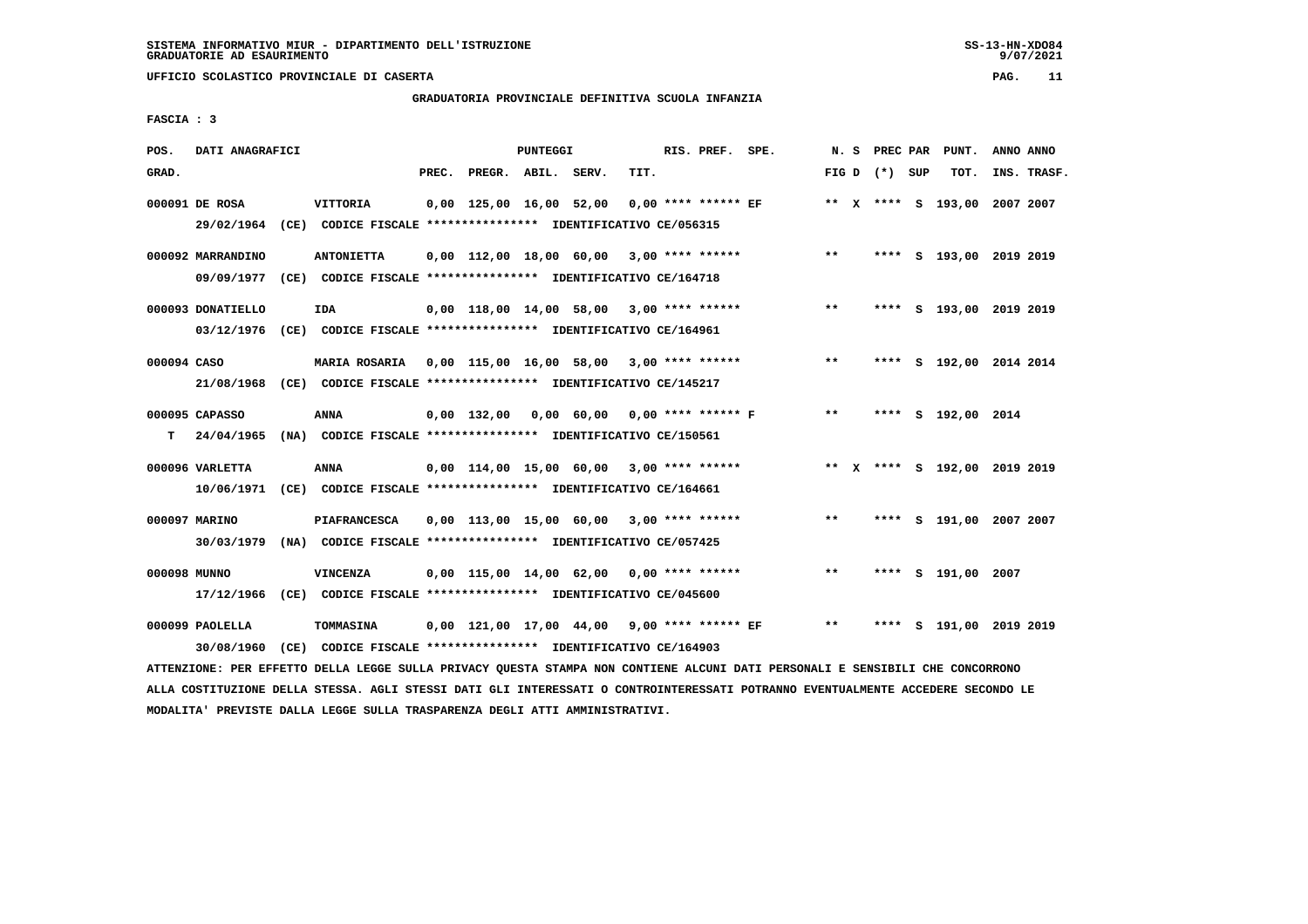SISTEMA INFORMATIVO MIUR - DIPARTIMENTO DELL'ISTRUZIONE
GRADUATORIE AD ESAURIMENTO

UFFICIO SCOLASTICO PROVINCIALE DI CASERTA

GRADUATORIA PROVINCIALE DEFINITIVA SCUOLA INFANZIA

FASCIA : 3

| POS. GRAD. | DATI ANAGRAFICI | | PREC. | PREGR. | ABIL. | SERV. | TIT. | RIS. PREF. | SPE. | N. S FIG D | PREC PAR (*) | SUP | PUNT. TOT. | ANNO INS. | ANNO TRASF. |
|---|---|---|---|---|---|---|---|---|---|---|---|---|---|---|---|
| 000091 | DE ROSA | VITTORIA | 0,00 | 125,00 | 16,00 | 52,00 | 0,00 | **** ****** EF | | ** X | **** | S | 193,00 | 2007 | 2007 |
| | 29/02/1964 (CE) CODICE FISCALE **************** IDENTIFICATIVO CE/056315 | | | | | | | | | | | | | | |
| 000092 | MARRANDINO | ANTONIETTA | 0,00 | 112,00 | 18,00 | 60,00 | 3,00 | **** ****** | | ** | **** | S | 193,00 | 2019 | 2019 |
| | 09/09/1977 (CE) CODICE FISCALE **************** IDENTIFICATIVO CE/164718 | | | | | | | | | | | | | | |
| 000093 | DONATIELLO | IDA | 0,00 | 118,00 | 14,00 | 58,00 | 3,00 | **** ****** | | ** | **** | S | 193,00 | 2019 | 2019 |
| | 03/12/1976 (CE) CODICE FISCALE **************** IDENTIFICATIVO CE/164961 | | | | | | | | | | | | | | |
| 000094 | CASO | MARIA ROSARIA | 0,00 | 115,00 | 16,00 | 58,00 | 3,00 | **** ****** | | ** | **** | S | 192,00 | 2014 | 2014 |
| | 21/08/1968 (CE) CODICE FISCALE **************** IDENTIFICATIVO CE/145217 | | | | | | | | | | | | | | |
| 000095 | CAPASSO | ANNA | 0,00 | 132,00 | 0,00 | 60,00 | 0,00 | **** ****** F | | ** | **** | S | 192,00 | 2014 | |
| T | 24/04/1965 (NA) CODICE FISCALE **************** IDENTIFICATIVO CE/150561 | | | | | | | | | | | | | | |
| 000096 | VARLETTA | ANNA | 0,00 | 114,00 | 15,00 | 60,00 | 3,00 | **** ****** | | ** X | **** | S | 192,00 | 2019 | 2019 |
| | 10/06/1971 (CE) CODICE FISCALE **************** IDENTIFICATIVO CE/164661 | | | | | | | | | | | | | | |
| 000097 | MARINO | PIAFRANCESCA | 0,00 | 113,00 | 15,00 | 60,00 | 3,00 | **** ****** | | ** | **** | S | 191,00 | 2007 | 2007 |
| | 30/03/1979 (NA) CODICE FISCALE **************** IDENTIFICATIVO CE/057425 | | | | | | | | | | | | | | |
| 000098 | MUNNO | VINCENZA | 0,00 | 115,00 | 14,00 | 62,00 | 0,00 | **** ****** | | ** | **** | S | 191,00 | 2007 | |
| | 17/12/1966 (CE) CODICE FISCALE **************** IDENTIFICATIVO CE/045600 | | | | | | | | | | | | | | |
| 000099 | PAOLELLA | TOMMASINA | 0,00 | 121,00 | 17,00 | 44,00 | 9,00 | **** ****** EF | | ** | **** | S | 191,00 | 2019 | 2019 |
| | 30/08/1960 (CE) CODICE FISCALE **************** IDENTIFICATIVO CE/164903 | | | | | | | | | | | | | | |

ATTENZIONE: PER EFFETTO DELLA LEGGE SULLA PRIVACY QUESTA STAMPA NON CONTIENE ALCUNI DATI PERSONALI E SENSIBILI CHE CONCORRONO ALLA COSTITUZIONE DELLA STESSA. AGLI STESSI DATI GLI INTERESSATI O CONTROINTERESSATI POTRANNO EVENTUALMENTE ACCEDERE SECONDO LE MODALITA' PREVISTE DALLA LEGGE SULLA TRASPARENZA DEGLI ATTI AMMINISTRATIVI.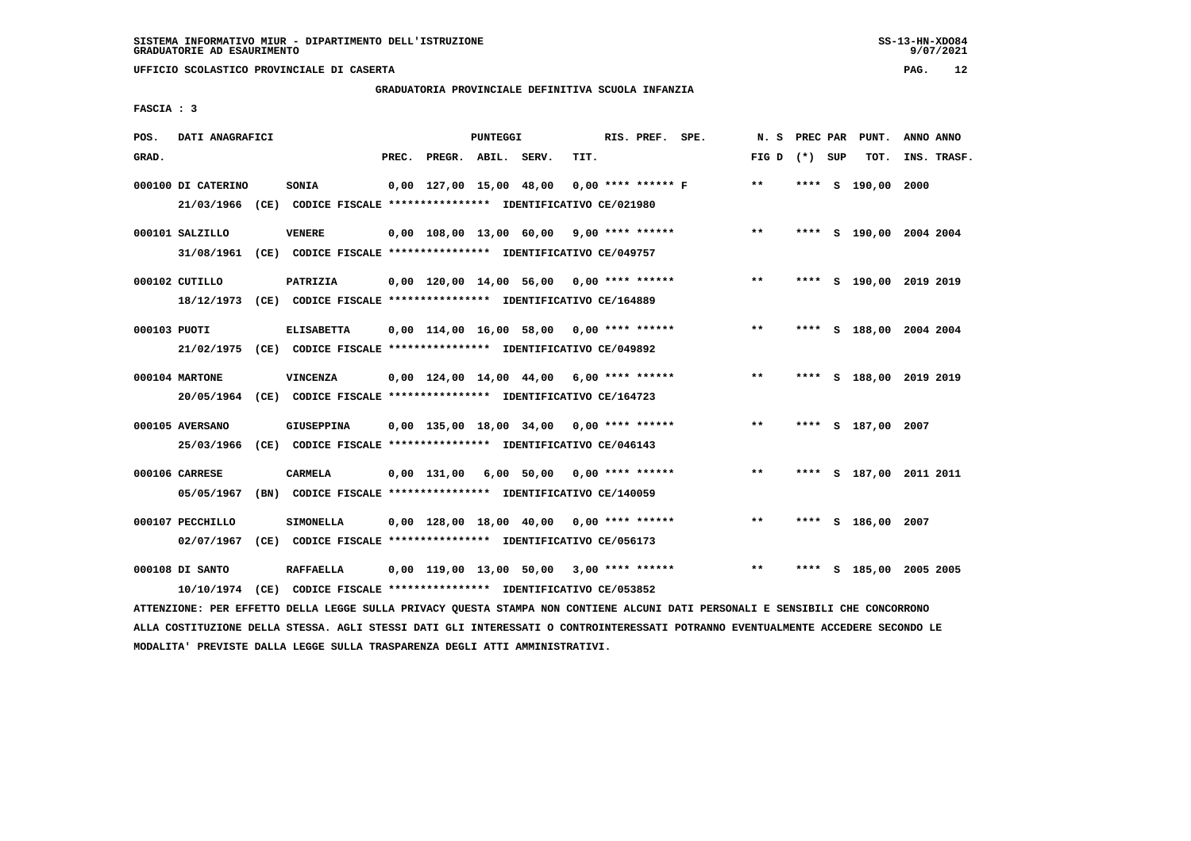SISTEMA INFORMATIVO MIUR - DIPARTIMENTO DELL'ISTRUZIONE
GRADUATORIE AD ESAURIMENTO

UFFICIO SCOLASTICO PROVINCIALE DI CASERTA

GRADUATORIA PROVINCIALE DEFINITIVA SCUOLA INFANZIA

FASCIA : 3

| POS. GRAD. | DATI ANAGRAFICI | | PREC. | PREGR. | ABIL. | SERV. | TIT. | RIS. PREF. SPE. | N. S FIG D | PREC PAR (*) SUP | PUNT. TOT. | ANNO INS. | ANNO TRASF. |
|---|---|---|---|---|---|---|---|---|---|---|---|---|---|
| 000100 | DI CATERINO | SONIA | 0,00 | 127,00 | 15,00 | 48,00 | 0,00 | **** ****** F | ** | **** S | 190,00 | 2000 | |
| | 21/03/1966 (CE) | CODICE FISCALE **************** IDENTIFICATIVO CE/021980 | | | | | | | | | | | |
| 000101 | SALZILLO | VENERE | 0,00 | 108,00 | 13,00 | 60,00 | 9,00 | **** ****** | ** | **** S | 190,00 | 2004 | 2004 |
| | 31/08/1961 (CE) | CODICE FISCALE **************** IDENTIFICATIVO CE/049757 | | | | | | | | | | | |
| 000102 | CUTILLO | PATRIZIA | 0,00 | 120,00 | 14,00 | 56,00 | 0,00 | **** ****** | ** | **** S | 190,00 | 2019 | 2019 |
| | 18/12/1973 (CE) | CODICE FISCALE **************** IDENTIFICATIVO CE/164889 | | | | | | | | | | | |
| 000103 | PUOTI | ELISABETTA | 0,00 | 114,00 | 16,00 | 58,00 | 0,00 | **** ****** | ** | **** S | 188,00 | 2004 | 2004 |
| | 21/02/1975 (CE) | CODICE FISCALE **************** IDENTIFICATIVO CE/049892 | | | | | | | | | | | |
| 000104 | MARTONE | VINCENZA | 0,00 | 124,00 | 14,00 | 44,00 | 6,00 | **** ****** | ** | **** S | 188,00 | 2019 | 2019 |
| | 20/05/1964 (CE) | CODICE FISCALE **************** IDENTIFICATIVO CE/164723 | | | | | | | | | | | |
| 000105 | AVERSANO | GIUSEPPINA | 0,00 | 135,00 | 18,00 | 34,00 | 0,00 | **** ****** | ** | **** S | 187,00 | 2007 | |
| | 25/03/1966 (CE) | CODICE FISCALE **************** IDENTIFICATIVO CE/046143 | | | | | | | | | | | |
| 000106 | CARRESE | CARMELA | 0,00 | 131,00 | 6,00 | 50,00 | 0,00 | **** ****** | ** | **** S | 187,00 | 2011 | 2011 |
| | 05/05/1967 (BN) | CODICE FISCALE **************** IDENTIFICATIVO CE/140059 | | | | | | | | | | | |
| 000107 | PECCHILLO | SIMONELLA | 0,00 | 128,00 | 18,00 | 40,00 | 0,00 | **** ****** | ** | **** S | 186,00 | 2007 | |
| | 02/07/1967 (CE) | CODICE FISCALE **************** IDENTIFICATIVO CE/056173 | | | | | | | | | | | |
| 000108 | DI SANTO | RAFFAELLA | 0,00 | 119,00 | 13,00 | 50,00 | 3,00 | **** ****** | ** | **** S | 185,00 | 2005 | 2005 |
| | 10/10/1974 (CE) | CODICE FISCALE **************** IDENTIFICATIVO CE/053852 | | | | | | | | | | | |

ATTENZIONE: PER EFFETTO DELLA LEGGE SULLA PRIVACY QUESTA STAMPA NON CONTIENE ALCUNI DATI PERSONALI E SENSIBILI CHE CONCORRONO ALLA COSTITUZIONE DELLA STESSA. AGLI STESSI DATI GLI INTERESSATI O CONTROINTERESSATI POTRANNO EVENTUALMENTE ACCEDERE SECONDO LE MODALITA' PREVISTE DALLA LEGGE SULLA TRASPARENZA DEGLI ATTI AMMINISTRATIVI.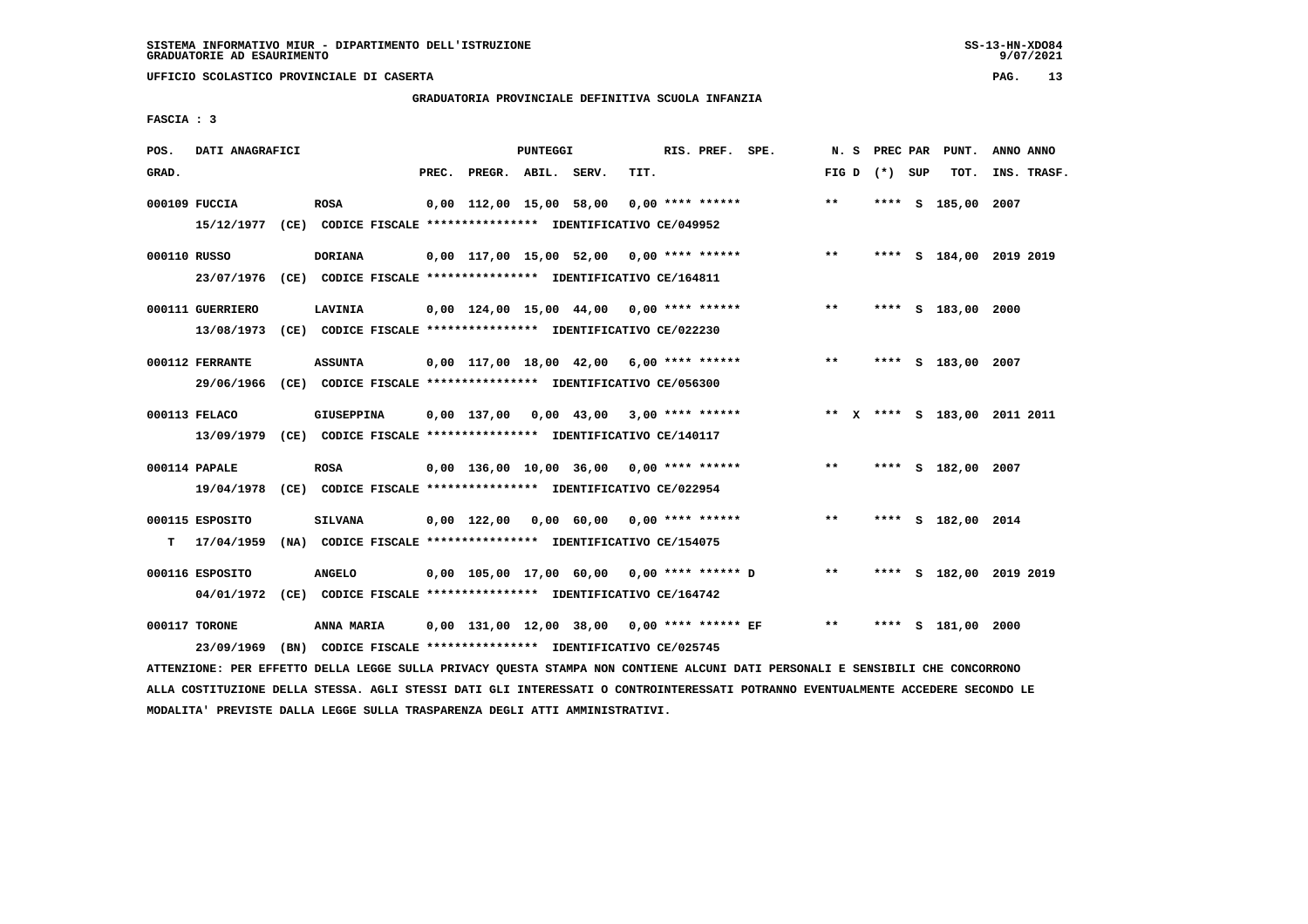GRADUATORIA PROVINCIALE DEFINITIVA SCUOLA INFANZIA

FASCIA : 3

| POS. GRAD. | DATI ANAGRAFICI | | PREC. | PREGR. | ABIL. | SERV. | TIT. | RIS. PREF. SPE. | N. S FIG D | PREC PAR (*) SUP | PUNT. TOT. | ANNO ANNO INS. TRASF. |
|---|---|---|---|---|---|---|---|---|---|---|---|---|
| 000109 FUCCIA | ROSA | | 0,00 | 112,00 | 15,00 | 58,00 | 0,00 | **** ****** | ** | **** S | 185,00 | 2007 |
| | 15/12/1977 (CE) CODICE FISCALE **************** IDENTIFICATIVO CE/049952 | | | | | | | | | | | |
| 000110 RUSSO | DORIANA | | 0,00 | 117,00 | 15,00 | 52,00 | 0,00 | **** ****** | ** | **** S | 184,00 | 2019 2019 |
| | 23/07/1976 (CE) CODICE FISCALE **************** IDENTIFICATIVO CE/164811 | | | | | | | | | | | |
| 000111 GUERRIERO | LAVINIA | | 0,00 | 124,00 | 15,00 | 44,00 | 0,00 | **** ****** | ** | **** S | 183,00 | 2000 |
| | 13/08/1973 (CE) CODICE FISCALE **************** IDENTIFICATIVO CE/022230 | | | | | | | | | | | |
| 000112 FERRANTE | ASSUNTA | | 0,00 | 117,00 | 18,00 | 42,00 | 6,00 | **** ****** | ** | **** S | 183,00 | 2007 |
| | 29/06/1966 (CE) CODICE FISCALE **************** IDENTIFICATIVO CE/056300 | | | | | | | | | | | |
| 000113 FELACO | GIUSEPPINA | | 0,00 | 137,00 | 0,00 | 43,00 | 3,00 | **** ****** | ** X | **** S | 183,00 | 2011 2011 |
| | 13/09/1979 (CE) CODICE FISCALE **************** IDENTIFICATIVO CE/140117 | | | | | | | | | | | |
| 000114 PAPALE | ROSA | | 0,00 | 136,00 | 10,00 | 36,00 | 0,00 | **** ****** | ** | **** S | 182,00 | 2007 |
| | 19/04/1978 (CE) CODICE FISCALE **************** IDENTIFICATIVO CE/022954 | | | | | | | | | | | |
| 000115 ESPOSITO | SILVANA | | 0,00 | 122,00 | 0,00 | 60,00 | 0,00 | **** ****** | ** | **** S | 182,00 | 2014 |
| T | 17/04/1959 (NA) CODICE FISCALE **************** IDENTIFICATIVO CE/154075 | | | | | | | | | | | |
| 000116 ESPOSITO | ANGELO | | 0,00 | 105,00 | 17,00 | 60,00 | 0,00 | **** ****** D | ** | **** S | 182,00 | 2019 2019 |
| | 04/01/1972 (CE) CODICE FISCALE **************** IDENTIFICATIVO CE/164742 | | | | | | | | | | | |
| 000117 TORONE | ANNA MARIA | | 0,00 | 131,00 | 12,00 | 38,00 | 0,00 | **** ****** EF | ** | **** S | 181,00 | 2000 |
| | 23/09/1969 (BN) CODICE FISCALE **************** IDENTIFICATIVO CE/025745 | | | | | | | | | | | |

ATTENZIONE: PER EFFETTO DELLA LEGGE SULLA PRIVACY QUESTA STAMPA NON CONTIENE ALCUNI DATI PERSONALI E SENSIBILI CHE CONCORRONO ALLA COSTITUZIONE DELLA STESSA. AGLI STESSI DATI GLI INTERESSATI O CONTROINTERESSATI POTRANNO EVENTUALMENTE ACCEDERE SECONDO LE MODALITA' PREVISTE DALLA LEGGE SULLA TRASPARENZA DEGLI ATTI AMMINISTRATIVI.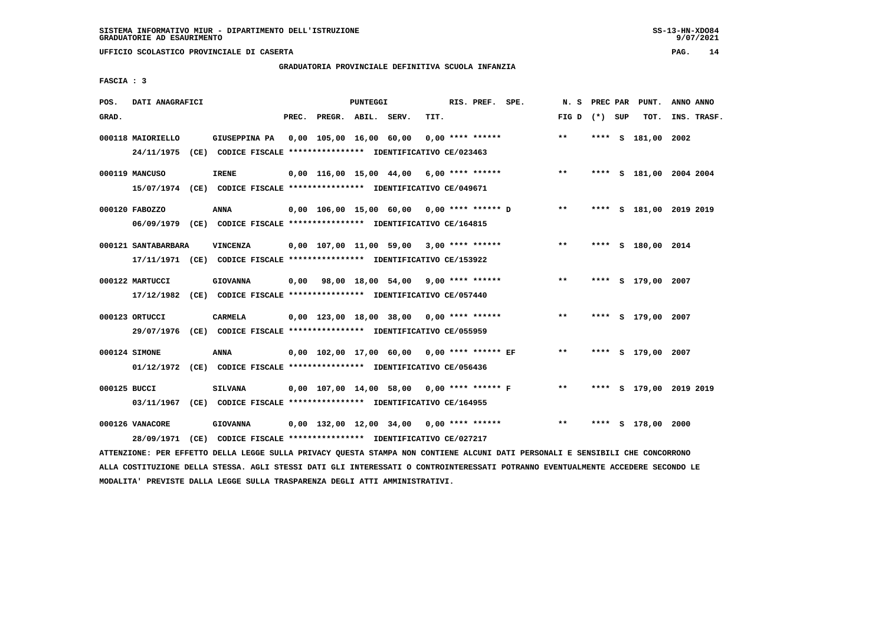GRADUATORIA PROVINCIALE DEFINITIVA SCUOLA INFANZIA

FASCIA : 3

| POS. GRAD. | DATI ANAGRAFICI | | PREC. | PREGR. | ABIL. | SERV. | TIT. | RIS. PREF. | SPE. | N. S FIG D | PREC (*) | PAR SUP | PUNT. TOT. | ANNO INS. | ANNO TRASF. |
|---|---|---|---|---|---|---|---|---|---|---|---|---|---|---|---|
| 000118 | MAIORIELLO | GIUSEPPINA PA | 0,00 | 105,00 | 16,00 | 60,00 | 0,00 | **** ****** | | ** | **** | S | 181,00 | 2002 | |
| | 24/11/1975 (CE) CODICE FISCALE **************** IDENTIFICATIVO CE/023463 | | | | | | | | | | | | | | |
| 000119 | MANCUSO | IRENE | 0,00 | 116,00 | 15,00 | 44,00 | 6,00 | **** ****** | | ** | **** | S | 181,00 | 2004 | 2004 |
| | 15/07/1974 (CE) CODICE FISCALE **************** IDENTIFICATIVO CE/049671 | | | | | | | | | | | | | | |
| 000120 | FABOZZO | ANNA | 0,00 | 106,00 | 15,00 | 60,00 | 0,00 | **** ****** | D | ** | **** | S | 181,00 | 2019 | 2019 |
| | 06/09/1979 (CE) CODICE FISCALE **************** IDENTIFICATIVO CE/164815 | | | | | | | | | | | | | | |
| 000121 | SANTABARBARA | VINCENZA | 0,00 | 107,00 | 11,00 | 59,00 | 3,00 | **** ****** | | ** | **** | S | 180,00 | 2014 | |
| | 17/11/1971 (CE) CODICE FISCALE **************** IDENTIFICATIVO CE/153922 | | | | | | | | | | | | | | |
| 000122 | MARTUCCI | GIOVANNA | 0,00 | 98,00 | 18,00 | 54,00 | 9,00 | **** ****** | | ** | **** | S | 179,00 | 2007 | |
| | 17/12/1982 (CE) CODICE FISCALE **************** IDENTIFICATIVO CE/057440 | | | | | | | | | | | | | | |
| 000123 | ORTUCCI | CARMELA | 0,00 | 123,00 | 18,00 | 38,00 | 0,00 | **** ****** | | ** | **** | S | 179,00 | 2007 | |
| | 29/07/1976 (CE) CODICE FISCALE **************** IDENTIFICATIVO CE/055959 | | | | | | | | | | | | | | |
| 000124 | SIMONE | ANNA | 0,00 | 102,00 | 17,00 | 60,00 | 0,00 | **** ****** | EF | ** | **** | S | 179,00 | 2007 | |
| | 01/12/1972 (CE) CODICE FISCALE **************** IDENTIFICATIVO CE/056436 | | | | | | | | | | | | | | |
| 000125 | BUCCI | SILVANA | 0,00 | 107,00 | 14,00 | 58,00 | 0,00 | **** ****** | F | ** | **** | S | 179,00 | 2019 | 2019 |
| | 03/11/1967 (CE) CODICE FISCALE **************** IDENTIFICATIVO CE/164955 | | | | | | | | | | | | | | |
| 000126 | VANACORE | GIOVANNA | 0,00 | 132,00 | 12,00 | 34,00 | 0,00 | **** ****** | | ** | **** | S | 178,00 | 2000 | |
| | 28/09/1971 (CE) CODICE FISCALE **************** IDENTIFICATIVO CE/027217 | | | | | | | | | | | | | | |

ATTENZIONE: PER EFFETTO DELLA LEGGE SULLA PRIVACY QUESTA STAMPA NON CONTIENE ALCUNI DATI PERSONALI E SENSIBILI CHE CONCORRONO ALLA COSTITUZIONE DELLA STESSA. AGLI STESSI DATI GLI INTERESSATI O CONTROINTERESSATI POTRANNO EVENTUALMENTE ACCEDERE SECONDO LE MODALITA' PREVISTE DALLA LEGGE SULLA TRASPARENZA DEGLI ATTI AMMINISTRATIVI.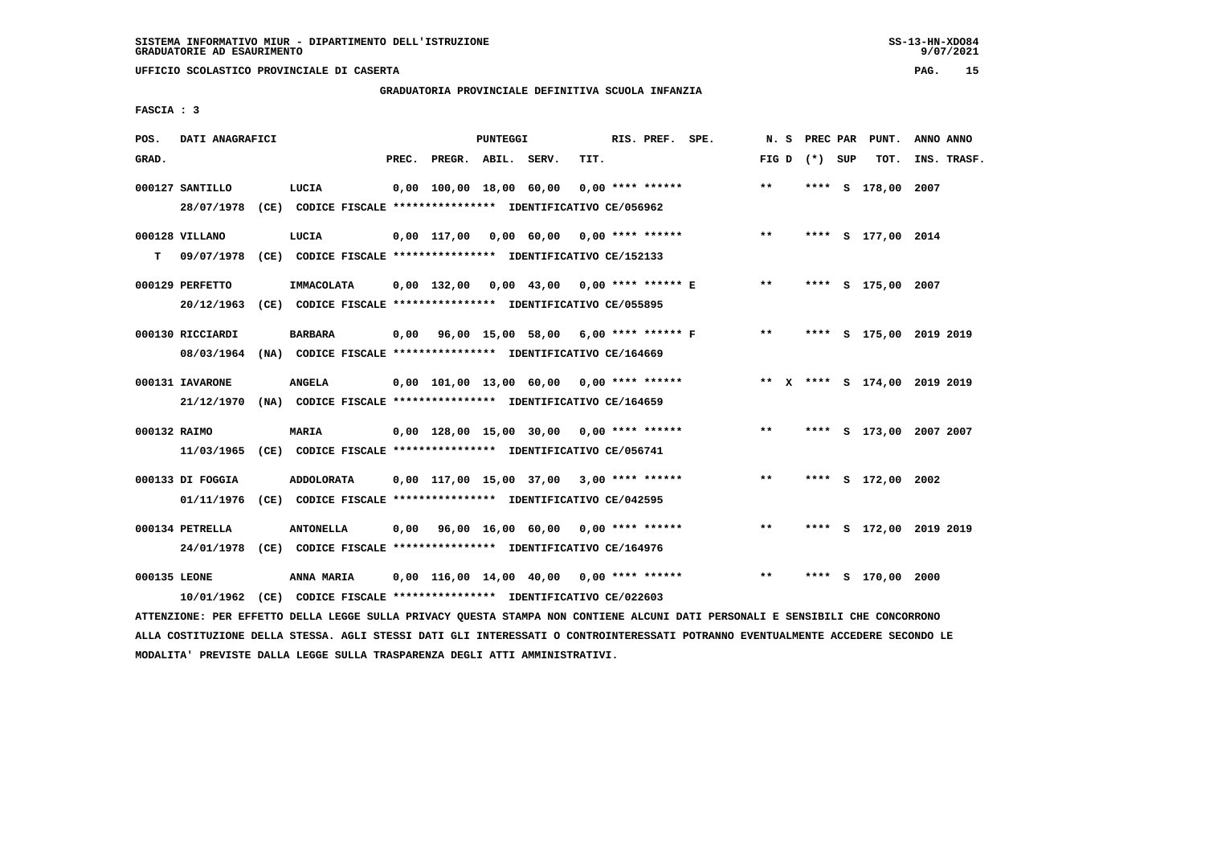UFFICIO SCOLASTICO PROVINCIALE DI CASERTA

GRADUATORIA PROVINCIALE DEFINITIVA SCUOLA INFANZIA

FASCIA : 3

| POS. GRAD. | DATI ANAGRAFICI | | PREC. | PREGR. | ABIL. | SERV. | TIT. | RIS. PREF. | SPE. | N. S FIG D | PREC PAR (*) SUP | PUNT. TOT. | ANNO INS. | ANNO TRASF. |
|---|---|---|---|---|---|---|---|---|---|---|---|---|---|---|
| 000127 | SANTILLO | LUCIA | 0,00 | 100,00 | 18,00 | 60,00 | 0,00 | **** ****** | | ** | **** S | 178,00 | 2007 | |
| | 28/07/1978 (CE) CODICE FISCALE **************** IDENTIFICATIVO CE/056962 | | | | | | | | | | | | | |
| 000128 | VILLANO | LUCIA | 0,00 | 117,00 | 0,00 | 60,00 | 0,00 | **** ****** | | ** | **** S | 177,00 | 2014 | |
| T | 09/07/1978 (CE) CODICE FISCALE **************** IDENTIFICATIVO CE/152133 | | | | | | | | | | | | | |
| 000129 | PERFETTO | IMMACOLATA | 0,00 | 132,00 | 0,00 | 43,00 | 0,00 | **** ****** E | | ** | **** S | 175,00 | 2007 | |
| | 20/12/1963 (CE) CODICE FISCALE **************** IDENTIFICATIVO CE/055895 | | | | | | | | | | | | | |
| 000130 | RICCIARDI | BARBARA | 0,00 | 96,00 | 15,00 | 58,00 | 6,00 | **** ****** F | | ** | **** S | 175,00 | 2019 | 2019 |
| | 08/03/1964 (NA) CODICE FISCALE **************** IDENTIFICATIVO CE/164669 | | | | | | | | | | | | | |
| 000131 | IAVARONE | ANGELA | 0,00 | 101,00 | 13,00 | 60,00 | 0,00 | **** ****** | | ** X | **** S | 174,00 | 2019 | 2019 |
| | 21/12/1970 (NA) CODICE FISCALE **************** IDENTIFICATIVO CE/164659 | | | | | | | | | | | | | |
| 000132 | RAIMO | MARIA | 0,00 | 128,00 | 15,00 | 30,00 | 0,00 | **** ****** | | ** | **** S | 173,00 | 2007 | 2007 |
| | 11/03/1965 (CE) CODICE FISCALE **************** IDENTIFICATIVO CE/056741 | | | | | | | | | | | | | |
| 000133 | DI FOGGIA | ADDOLORATA | 0,00 | 117,00 | 15,00 | 37,00 | 3,00 | **** ****** | | ** | **** S | 172,00 | 2002 | |
| | 01/11/1976 (CE) CODICE FISCALE **************** IDENTIFICATIVO CE/042595 | | | | | | | | | | | | | |
| 000134 | PETRELLA | ANTONELLA | 0,00 | 96,00 | 16,00 | 60,00 | 0,00 | **** ****** | | ** | **** S | 172,00 | 2019 | 2019 |
| | 24/01/1978 (CE) CODICE FISCALE **************** IDENTIFICATIVO CE/164976 | | | | | | | | | | | | | |
| 000135 | LEONE | ANNA MARIA | 0,00 | 116,00 | 14,00 | 40,00 | 0,00 | **** ****** | | ** | **** S | 170,00 | 2000 | |
| | 10/01/1962 (CE) CODICE FISCALE **************** IDENTIFICATIVO CE/022603 | | | | | | | | | | | | | |

ATTENZIONE: PER EFFETTO DELLA LEGGE SULLA PRIVACY QUESTA STAMPA NON CONTIENE ALCUNI DATI PERSONALI E SENSIBILI CHE CONCORRONO ALLA COSTITUZIONE DELLA STESSA. AGLI STESSI DATI GLI INTERESSATI O CONTROINTERESSATI POTRANNO EVENTUALMENTE ACCEDERE SECONDO LE MODALITA' PREVISTE DALLA LEGGE SULLA TRASPARENZA DEGLI ATTI AMMINISTRATIVI.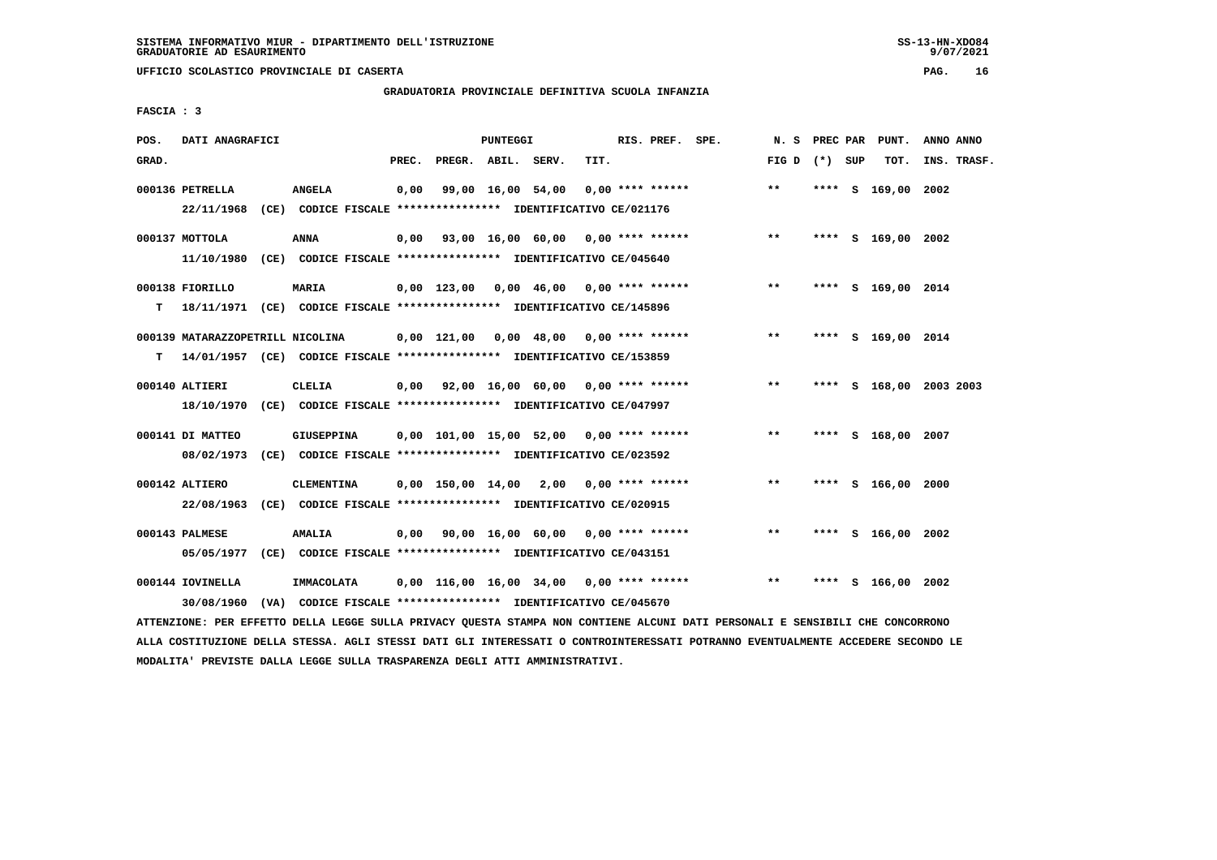**UFFICIO SCOLASTICO PROVINCIALE DI CASERTA**

**GRADUATORIA PROVINCIALE DEFINITIVA SCUOLA INFANZIA**

**FASCIA : 3**

| POS. GRAD. | DATI ANAGRAFICI | | PREC. | PREGR. | ABIL. | SERV. | TIT. | RIS. PREF. SPE. | N. S FIG D | PREC PAR (*) SUP | PUNT. TOT. | ANNO ANNO INS. TRASF. |
|---|---|---|---|---|---|---|---|---|---|---|---|---|
| 000136 | PETRELLA | ANGELA | 0,00 | 99,00 | 16,00 | 54,00 | 0,00 | **** ****** | ** | **** S | 169,00 | 2002 |
| | 22/11/1968 (CE) CODICE FISCALE **************** IDENTIFICATIVO CE/021176 | | | | | | | | | | | |
| 000137 | MOTTOLA | ANNA | 0,00 | 93,00 | 16,00 | 60,00 | 0,00 | **** ****** | ** | **** S | 169,00 | 2002 |
| | 11/10/1980 (CE) CODICE FISCALE **************** IDENTIFICATIVO CE/045640 | | | | | | | | | | | |
| 000138 | FIORILLO | MARIA | 0,00 | 123,00 | 0,00 | 46,00 | 0,00 | **** ****** | ** | **** S | 169,00 | 2014 |
| T | 18/11/1971 (CE) CODICE FISCALE **************** IDENTIFICATIVO CE/145896 | | | | | | | | | | | |
| 000139 | MATARAZZOPETRILL NICOLINA | | 0,00 | 121,00 | 0,00 | 48,00 | 0,00 | **** ****** | ** | **** S | 169,00 | 2014 |
| T | 14/01/1957 (CE) CODICE FISCALE **************** IDENTIFICATIVO CE/153859 | | | | | | | | | | | |
| 000140 | ALTIERI | CLELIA | 0,00 | 92,00 | 16,00 | 60,00 | 0,00 | **** ****** | ** | **** S | 168,00 | 2003 2003 |
| | 18/10/1970 (CE) CODICE FISCALE **************** IDENTIFICATIVO CE/047997 | | | | | | | | | | | |
| 000141 | DI MATTEO | GIUSEPPINA | 0,00 | 101,00 | 15,00 | 52,00 | 0,00 | **** ****** | ** | **** S | 168,00 | 2007 |
| | 08/02/1973 (CE) CODICE FISCALE **************** IDENTIFICATIVO CE/023592 | | | | | | | | | | | |
| 000142 | ALTIERO | CLEMENTINA | 0,00 | 150,00 | 14,00 | 2,00 | 0,00 | **** ****** | ** | **** S | 166,00 | 2000 |
| | 22/08/1963 (CE) CODICE FISCALE **************** IDENTIFICATIVO CE/020915 | | | | | | | | | | | |
| 000143 | PALMESE | AMALIA | 0,00 | 90,00 | 16,00 | 60,00 | 0,00 | **** ****** | ** | **** S | 166,00 | 2002 |
| | 05/05/1977 (CE) CODICE FISCALE **************** IDENTIFICATIVO CE/043151 | | | | | | | | | | | |
| 000144 | IOVINELLA | IMMACOLATA | 0,00 | 116,00 | 16,00 | 34,00 | 0,00 | **** ****** | ** | **** S | 166,00 | 2002 |
| | 30/08/1960 (VA) CODICE FISCALE **************** IDENTIFICATIVO CE/045670 | | | | | | | | | | | |

ATTENZIONE: PER EFFETTO DELLA LEGGE SULLA PRIVACY QUESTA STAMPA NON CONTIENE ALCUNI DATI PERSONALI E SENSIBILI CHE CONCORRONO ALLA COSTITUZIONE DELLA STESSA. AGLI STESSI DATI GLI INTERESSATI O CONTROINTERESSATI POTRANNO EVENTUALMENTE ACCEDERE SECONDO LE MODALITA' PREVISTE DALLA LEGGE SULLA TRASPARENZA DEGLI ATTI AMMINISTRATIVI.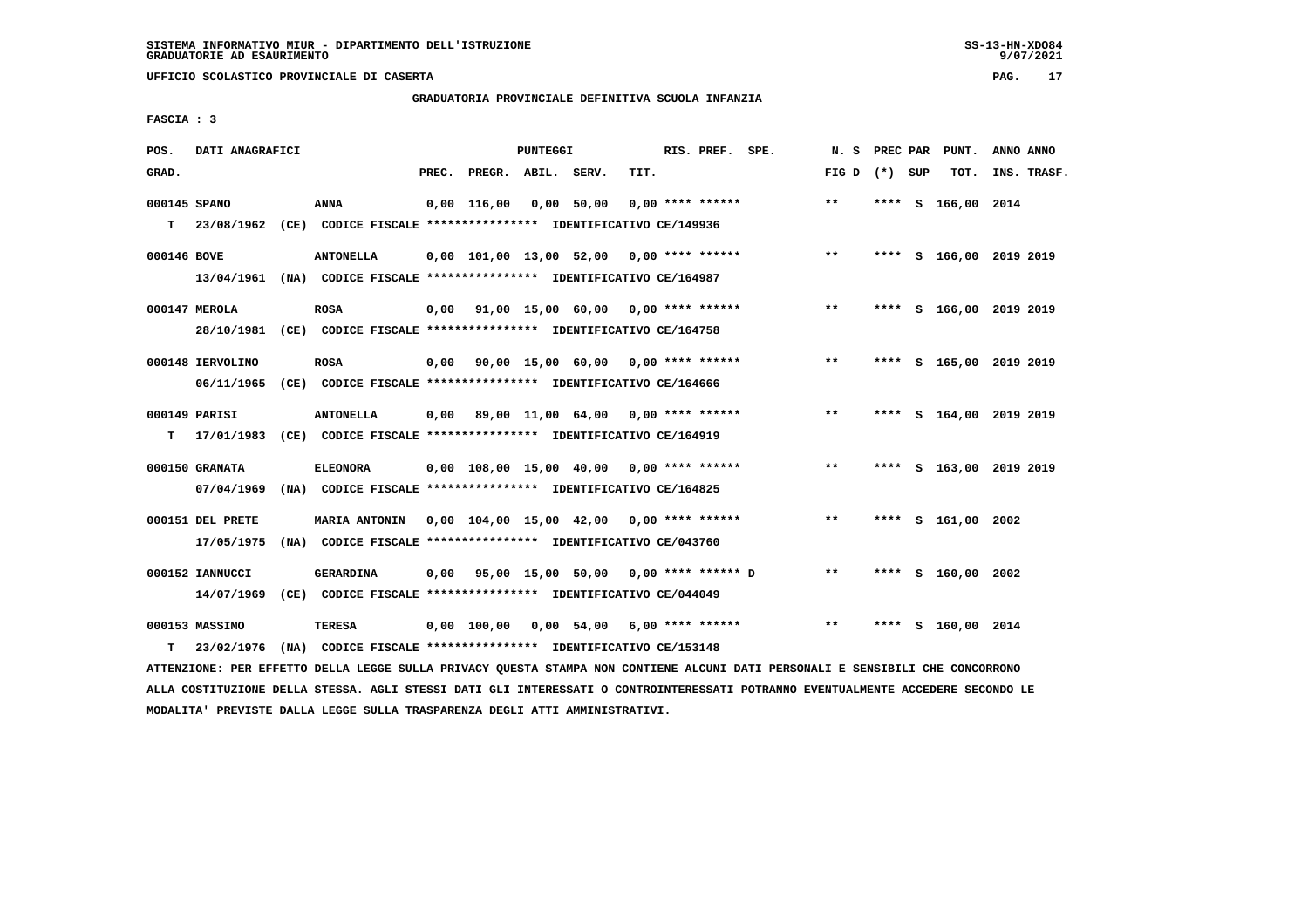UFFICIO SCOLASTICO PROVINCIALE DI CASERTA

GRADUATORIA PROVINCIALE DEFINITIVA SCUOLA INFANZIA

FASCIA : 3

| POS. GRAD. | DATI ANAGRAFICI | | PREC. | PREGR. | ABIL. | SERV. | TIT. | RIS. PREF. SPE. | N. S FIG D | PREC PAR (*) SUP | PUNT. TOT. | ANNO INS. | ANNO TRASF. |
|---|---|---|---|---|---|---|---|---|---|---|---|---|---|
| 000145 | SPANO | ANNA | 0,00 | 116,00 | 0,00 | 50,00 | 0,00 | **** ****** | ** | **** S | 166,00 | 2014 | |
| T | 23/08/1962 (CE) CODICE FISCALE **************** IDENTIFICATIVO CE/149936 | | | | | | | | | | | | |
| 000146 | BOVE | ANTONELLA | 0,00 | 101,00 | 13,00 | 52,00 | 0,00 | **** ****** | ** | **** S | 166,00 | 2019 | 2019 |
| | 13/04/1961 (NA) CODICE FISCALE **************** IDENTIFICATIVO CE/164987 | | | | | | | | | | | | |
| 000147 | MEROLA | ROSA | 0,00 | 91,00 | 15,00 | 60,00 | 0,00 | **** ****** | ** | **** S | 166,00 | 2019 | 2019 |
| | 28/10/1981 (CE) CODICE FISCALE **************** IDENTIFICATIVO CE/164758 | | | | | | | | | | | | |
| 000148 | IERVOLINO | ROSA | 0,00 | 90,00 | 15,00 | 60,00 | 0,00 | **** ****** | ** | **** S | 165,00 | 2019 | 2019 |
| | 06/11/1965 (CE) CODICE FISCALE **************** IDENTIFICATIVO CE/164666 | | | | | | | | | | | | |
| 000149 | PARISI | ANTONELLA | 0,00 | 89,00 | 11,00 | 64,00 | 0,00 | **** ****** | ** | **** S | 164,00 | 2019 | 2019 |
| T | 17/01/1983 (CE) CODICE FISCALE **************** IDENTIFICATIVO CE/164919 | | | | | | | | | | | | |
| 000150 | GRANATA | ELEONORA | 0,00 | 108,00 | 15,00 | 40,00 | 0,00 | **** ****** | ** | **** S | 163,00 | 2019 | 2019 |
| | 07/04/1969 (NA) CODICE FISCALE **************** IDENTIFICATIVO CE/164825 | | | | | | | | | | | | |
| 000151 | DEL PRETE | MARIA ANTONIN | 0,00 | 104,00 | 15,00 | 42,00 | 0,00 | **** ****** | ** | **** S | 161,00 | 2002 | |
| | 17/05/1975 (NA) CODICE FISCALE **************** IDENTIFICATIVO CE/043760 | | | | | | | | | | | | |
| 000152 | IANNUCCI | GERARDINA | 0,00 | 95,00 | 15,00 | 50,00 | 0,00 | **** ****** D | ** | **** S | 160,00 | 2002 | |
| | 14/07/1969 (CE) CODICE FISCALE **************** IDENTIFICATIVO CE/044049 | | | | | | | | | | | | |
| 000153 | MASSIMO | TERESA | 0,00 | 100,00 | 0,00 | 54,00 | 6,00 | **** ****** | ** | **** S | 160,00 | 2014 | |
| T | 23/02/1976 (NA) CODICE FISCALE **************** IDENTIFICATIVO CE/153148 | | | | | | | | | | | | |

ATTENZIONE: PER EFFETTO DELLA LEGGE SULLA PRIVACY QUESTA STAMPA NON CONTIENE ALCUNI DATI PERSONALI E SENSIBILI CHE CONCORRONO ALLA COSTITUZIONE DELLA STESSA. AGLI STESSI DATI GLI INTERESSATI O CONTROINTERESSATI POTRANNO EVENTUALMENTE ACCEDERE SECONDO LE MODALITA' PREVISTE DALLA LEGGE SULLA TRASPARENZA DEGLI ATTI AMMINISTRATIVI.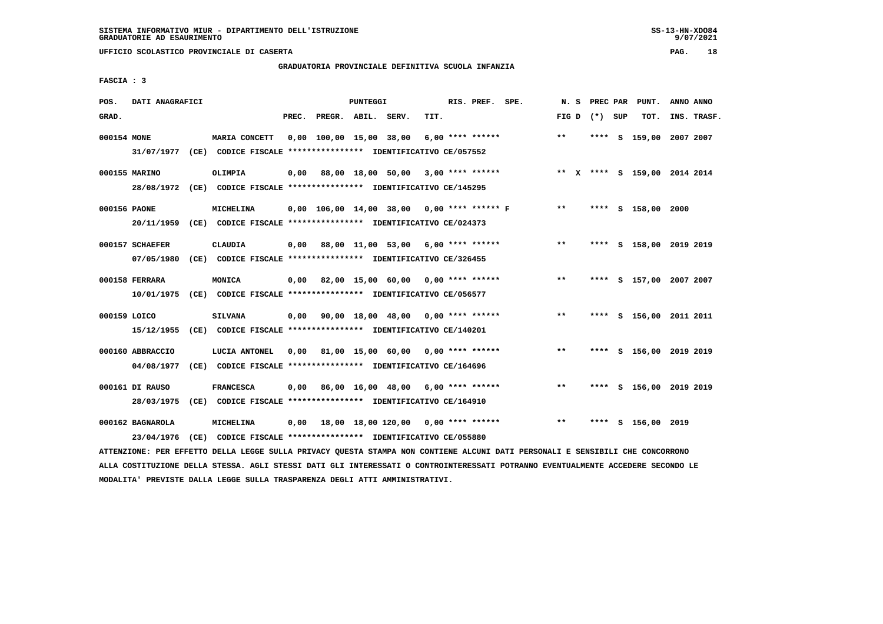SISTEMA INFORMATIVO MIUR - DIPARTIMENTO DELL'ISTRUZIONE
GRADUATORIE AD ESAURIMENTO

UFFICIO SCOLASTICO PROVINCIALE DI CASERTA

GRADUATORIA PROVINCIALE DEFINITIVA SCUOLA INFANZIA

FASCIA : 3

| POS. GRAD. | DATI ANAGRAFICI | | PREC. | PREGR. | ABIL. | SERV. | TIT. | RIS. PREF. SPE. | N. S FIG D | PREC PAR (*) SUP | PUNT. TOT. | ANNO INS. | ANNO TRASF. |
|---|---|---|---|---|---|---|---|---|---|---|---|---|---|
| 000154 | MONE | MARIA CONCETT | 0,00 | 100,00 | 15,00 | 38,00 | 6,00 | **** ****** | ** | **** S | 159,00 | 2007 | 2007 |
| | 31/07/1977 (CE) CODICE FISCALE **************** IDENTIFICATIVO CE/057552 | | | | | | | | | | | | |
| 000155 | MARINO | OLIMPIA | 0,00 | 88,00 | 18,00 | 50,00 | 3,00 | **** ****** | ** X | **** S | 159,00 | 2014 | 2014 |
| | 28/08/1972 (CE) CODICE FISCALE **************** IDENTIFICATIVO CE/145295 | | | | | | | | | | | | |
| 000156 | PAONE | MICHELINA | 0,00 | 106,00 | 14,00 | 38,00 | 0,00 | **** ****** F | ** | **** S | 158,00 | 2000 | |
| | 20/11/1959 (CE) CODICE FISCALE **************** IDENTIFICATIVO CE/024373 | | | | | | | | | | | | |
| 000157 | SCHAEFER | CLAUDIA | 0,00 | 88,00 | 11,00 | 53,00 | 6,00 | **** ****** | ** | **** S | 158,00 | 2019 | 2019 |
| | 07/05/1980 (CE) CODICE FISCALE **************** IDENTIFICATIVO CE/326455 | | | | | | | | | | | | |
| 000158 | FERRARA | MONICA | 0,00 | 82,00 | 15,00 | 60,00 | 0,00 | **** ****** | ** | **** S | 157,00 | 2007 | 2007 |
| | 10/01/1975 (CE) CODICE FISCALE **************** IDENTIFICATIVO CE/056577 | | | | | | | | | | | | |
| 000159 | LOICO | SILVANA | 0,00 | 90,00 | 18,00 | 48,00 | 0,00 | **** ****** | ** | **** S | 156,00 | 2011 | 2011 |
| | 15/12/1955 (CE) CODICE FISCALE **************** IDENTIFICATIVO CE/140201 | | | | | | | | | | | | |
| 000160 | ABBRACCIO | LUCIA ANTONEL | 0,00 | 81,00 | 15,00 | 60,00 | 0,00 | **** ****** | ** | **** S | 156,00 | 2019 | 2019 |
| | 04/08/1977 (CE) CODICE FISCALE **************** IDENTIFICATIVO CE/164696 | | | | | | | | | | | | |
| 000161 | DI RAUSO | FRANCESCA | 0,00 | 86,00 | 16,00 | 48,00 | 6,00 | **** ****** | ** | **** S | 156,00 | 2019 | 2019 |
| | 28/03/1975 (CE) CODICE FISCALE **************** IDENTIFICATIVO CE/164910 | | | | | | | | | | | | |
| 000162 | BAGNAROLA | MICHELINA | 0,00 | 18,00 | 18,00 | 120,00 | 0,00 | **** ****** | ** | **** S | 156,00 | 2019 | |
| | 23/04/1976 (CE) CODICE FISCALE **************** IDENTIFICATIVO CE/055880 | | | | | | | | | | | | |

ATTENZIONE: PER EFFETTO DELLA LEGGE SULLA PRIVACY QUESTA STAMPA NON CONTIENE ALCUNI DATI PERSONALI E SENSIBILI CHE CONCORRONO ALLA COSTITUZIONE DELLA STESSA. AGLI STESSI DATI GLI INTERESSATI O CONTROINTERESSATI POTRANNO EVENTUALMENTE ACCEDERE SECONDO LE MODALITA' PREVISTE DALLA LEGGE SULLA TRASPARENZA DEGLI ATTI AMMINISTRATIVI.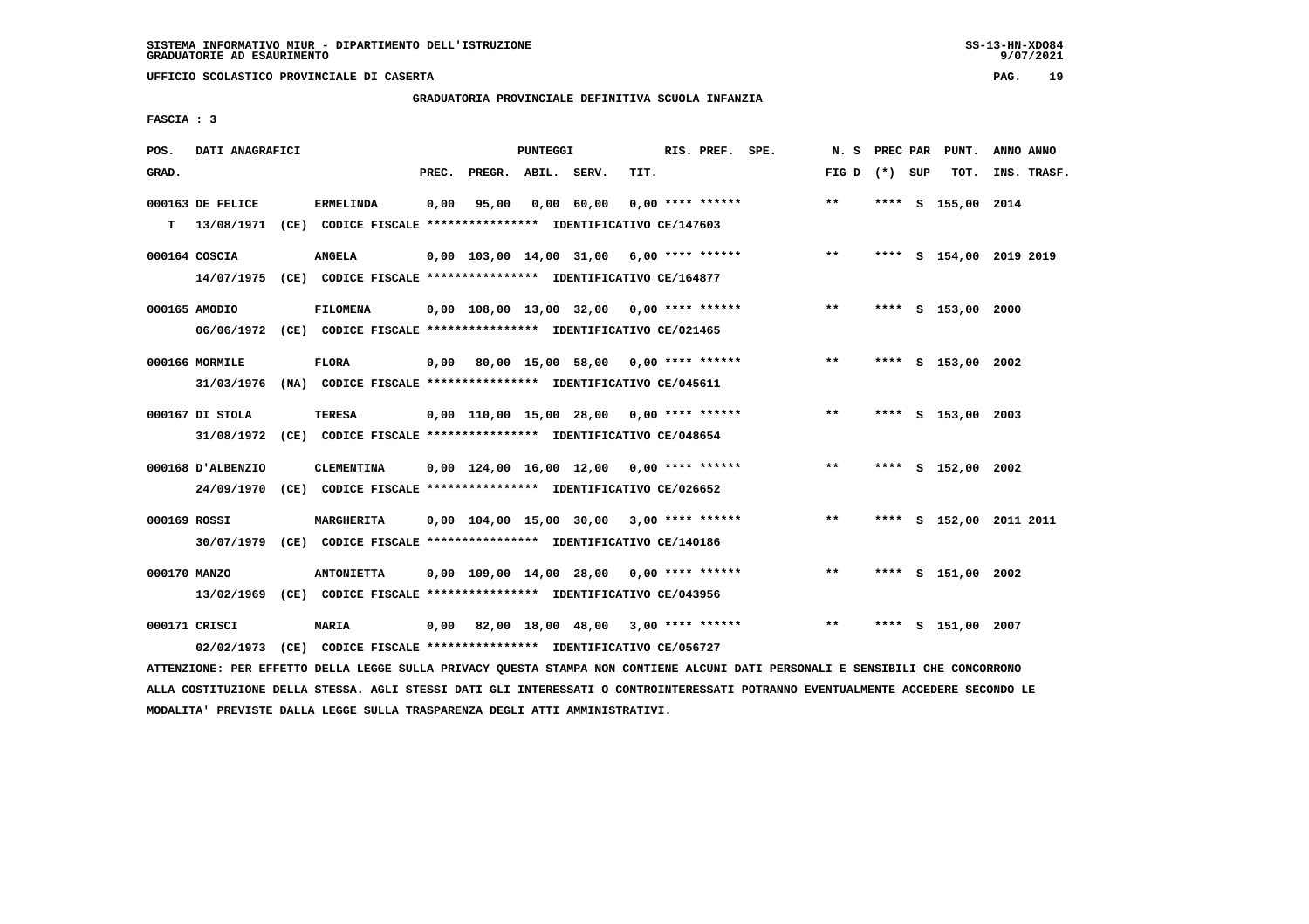UFFICIO SCOLASTICO PROVINCIALE DI CASERTA

GRADUATORIA PROVINCIALE DEFINITIVA SCUOLA INFANZIA

FASCIA : 3

| POS. GRAD. | DATI ANAGRAFICI | | PREC. | PREGR. | ABIL. | SERV. | TIT. | RIS. PREF. SPE. | N. S FIG D | PREC PAR (*) SUP | PUNT. TOT. | ANNO ANNO INS. TRASF. |
|---|---|---|---|---|---|---|---|---|---|---|---|---|
| 000163 | DE FELICE | ERMELINDA | 0,00 | 95,00 | 0,00 | 60,00 | 0,00 | **** ****** | ** | **** S | 155,00 | 2014 |
| T | 13/08/1971 (CE) CODICE FISCALE **************** IDENTIFICATIVO CE/147603 | | | | | | | | | | | |
| 000164 | COSCIA | ANGELA | 0,00 | 103,00 | 14,00 | 31,00 | 6,00 | **** ****** | ** | **** S | 154,00 | 2019 2019 |
| | 14/07/1975 (CE) CODICE FISCALE **************** IDENTIFICATIVO CE/164877 | | | | | | | | | | | |
| 000165 | AMODIO | FILOMENA | 0,00 | 108,00 | 13,00 | 32,00 | 0,00 | **** ****** | ** | **** S | 153,00 | 2000 |
| | 06/06/1972 (CE) CODICE FISCALE **************** IDENTIFICATIVO CE/021465 | | | | | | | | | | | |
| 000166 | MORMILE | FLORA | 0,00 | 80,00 | 15,00 | 58,00 | 0,00 | **** ****** | ** | **** S | 153,00 | 2002 |
| | 31/03/1976 (NA) CODICE FISCALE **************** IDENTIFICATIVO CE/045611 | | | | | | | | | | | |
| 000167 | DI STOLA | TERESA | 0,00 | 110,00 | 15,00 | 28,00 | 0,00 | **** ****** | ** | **** S | 153,00 | 2003 |
| | 31/08/1972 (CE) CODICE FISCALE **************** IDENTIFICATIVO CE/048654 | | | | | | | | | | | |
| 000168 | D'ALBENZIO | CLEMENTINA | 0,00 | 124,00 | 16,00 | 12,00 | 0,00 | **** ****** | ** | **** S | 152,00 | 2002 |
| | 24/09/1970 (CE) CODICE FISCALE **************** IDENTIFICATIVO CE/026652 | | | | | | | | | | | |
| 000169 | ROSSI | MARGHERITA | 0,00 | 104,00 | 15,00 | 30,00 | 3,00 | **** ****** | ** | **** S | 152,00 | 2011 2011 |
| | 30/07/1979 (CE) CODICE FISCALE **************** IDENTIFICATIVO CE/140186 | | | | | | | | | | | |
| 000170 | MANZO | ANTONIETTA | 0,00 | 109,00 | 14,00 | 28,00 | 0,00 | **** ****** | ** | **** S | 151,00 | 2002 |
| | 13/02/1969 (CE) CODICE FISCALE **************** IDENTIFICATIVO CE/043956 | | | | | | | | | | | |
| 000171 | CRISCI | MARIA | 0,00 | 82,00 | 18,00 | 48,00 | 3,00 | **** ****** | ** | **** S | 151,00 | 2007 |
| | 02/02/1973 (CE) CODICE FISCALE **************** IDENTIFICATIVO CE/056727 | | | | | | | | | | | |

ATTENZIONE: PER EFFETTO DELLA LEGGE SULLA PRIVACY QUESTA STAMPA NON CONTIENE ALCUNI DATI PERSONALI E SENSIBILI CHE CONCORRONO ALLA COSTITUZIONE DELLA STESSA. AGLI STESSI DATI GLI INTERESSATI O CONTROINTERESSATI POTRANNO EVENTUALMENTE ACCEDERE SECONDO LE MODALITA' PREVISTE DALLA LEGGE SULLA TRASPARENZA DEGLI ATTI AMMINISTRATIVI.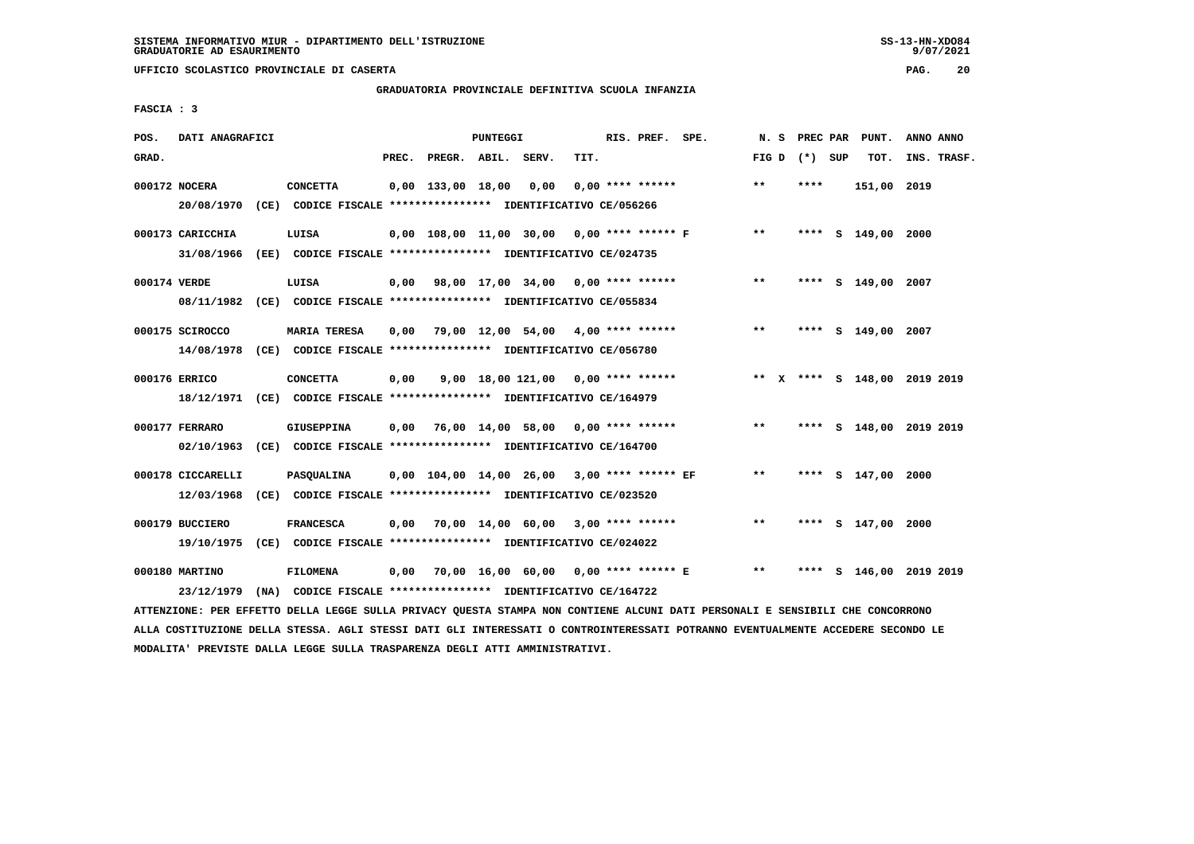SISTEMA INFORMATIVO MIUR - DIPARTIMENTO DELL'ISTRUZIONE
GRADUATORIE AD ESAURIMENTO

UFFICIO SCOLASTICO PROVINCIALE DI CASERTA

GRADUATORIA PROVINCIALE DEFINITIVA SCUOLA INFANZIA

FASCIA : 3

| POS. GRAD. | DATI ANAGRAFICI | | PREC. | PREGR. | ABIL. | SERV. | TIT. | RIS. PREF. SPE. | N. S FIG D | PREC PAR (*) SUP | PUNT. TOT. | ANNO INS. | ANNO TRASF. |
|---|---|---|---|---|---|---|---|---|---|---|---|---|---|
| 000172 | NOCERA | CONCETTA | 0,00 | 133,00 | 18,00 | 0,00 | 0,00 | **** ****** | ** | **** | 151,00 | 2019 | |
| | 20/08/1970 (CE) CODICE FISCALE **************** IDENTIFICATIVO CE/056266 | | | | | | | | | | | | |
| 000173 | CARICCHIA | LUISA | 0,00 | 108,00 | 11,00 | 30,00 | 0,00 | **** ****** F | ** | **** S | 149,00 | 2000 | |
| | 31/08/1966 (EE) CODICE FISCALE **************** IDENTIFICATIVO CE/024735 | | | | | | | | | | | | |
| 000174 | VERDE | LUISA | 0,00 | 98,00 | 17,00 | 34,00 | 0,00 | **** ****** | ** | **** S | 149,00 | 2007 | |
| | 08/11/1982 (CE) CODICE FISCALE **************** IDENTIFICATIVO CE/055834 | | | | | | | | | | | | |
| 000175 | SCIROCCO | MARIA TERESA | 0,00 | 79,00 | 12,00 | 54,00 | 4,00 | **** ****** | ** | **** S | 149,00 | 2007 | |
| | 14/08/1978 (CE) CODICE FISCALE **************** IDENTIFICATIVO CE/056780 | | | | | | | | | | | | |
| 000176 | ERRICO | CONCETTA | 0,00 | 9,00 | 18,00 | 121,00 | 0,00 | **** ****** | ** X | **** S | 148,00 | 2019 | 2019 |
| | 18/12/1971 (CE) CODICE FISCALE **************** IDENTIFICATIVO CE/164979 | | | | | | | | | | | | |
| 000177 | FERRARO | GIUSEPPINA | 0,00 | 76,00 | 14,00 | 58,00 | 0,00 | **** ****** | ** | **** S | 148,00 | 2019 | 2019 |
| | 02/10/1963 (CE) CODICE FISCALE **************** IDENTIFICATIVO CE/164700 | | | | | | | | | | | | |
| 000178 | CICCARELLI | PASQUALINA | 0,00 | 104,00 | 14,00 | 26,00 | 3,00 | **** ****** EF | ** | **** S | 147,00 | 2000 | |
| | 12/03/1968 (CE) CODICE FISCALE **************** IDENTIFICATIVO CE/023520 | | | | | | | | | | | | |
| 000179 | BUCCIERO | FRANCESCA | 0,00 | 70,00 | 14,00 | 60,00 | 3,00 | **** ****** | ** | **** S | 147,00 | 2000 | |
| | 19/10/1975 (CE) CODICE FISCALE **************** IDENTIFICATIVO CE/024022 | | | | | | | | | | | | |
| 000180 | MARTINO | FILOMENA | 0,00 | 70,00 | 16,00 | 60,00 | 0,00 | **** ****** E | ** | **** S | 146,00 | 2019 | 2019 |
| | 23/12/1979 (NA) CODICE FISCALE **************** IDENTIFICATIVO CE/164722 | | | | | | | | | | | | |

ATTENZIONE: PER EFFETTO DELLA LEGGE SULLA PRIVACY QUESTA STAMPA NON CONTIENE ALCUNI DATI PERSONALI E SENSIBILI CHE CONCORRONO ALLA COSTITUZIONE DELLA STESSA. AGLI STESSI DATI GLI INTERESSATI O CONTROINTERESSATI POTRANNO EVENTUALMENTE ACCEDERE SECONDO LE MODALITA' PREVISTE DALLA LEGGE SULLA TRASPARENZA DEGLI ATTI AMMINISTRATIVI.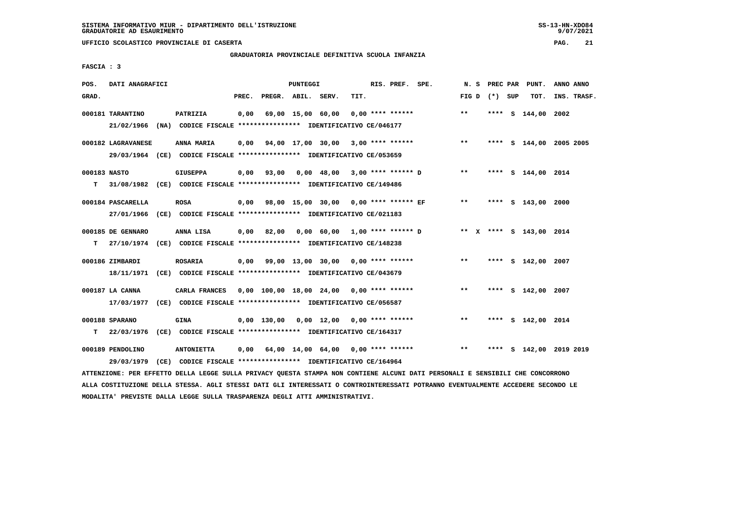SISTEMA INFORMATIVO MIUR - DIPARTIMENTO DELL'ISTRUZIONE
GRADUATORIE AD ESAURIMENTO

UFFICIO SCOLASTICO PROVINCIALE DI CASERTA

GRADUATORIA PROVINCIALE DEFINITIVA SCUOLA INFANZIA

FASCIA : 3

| POS. GRAD. | DATI ANAGRAFICI | | PREC. | PREGR. | ABIL. | SERV. | TIT. | RIS. PREF. | SPE. | N. S FIG D | PREC (*) | PAR SUP | PUNT. TOT. | ANNO INS. | ANNO TRASF. |
|---|---|---|---|---|---|---|---|---|---|---|---|---|---|---|---|
| 000181 | TARANTINO | PATRIZIA | 0,00 | 69,00 | 15,00 | 60,00 | 0,00 | **** ****** | | ** | **** | S | 144,00 | 2002 | |
| | 21/02/1966 (NA) | CODICE FISCALE **************** IDENTIFICATIVO CE/046177 | | | | | | | | | | | | | |
| 000182 | LAGRAVANESE | ANNA MARIA | 0,00 | 94,00 | 17,00 | 30,00 | 3,00 | **** ****** | | ** | **** | S | 144,00 | 2005 | 2005 |
| | 29/03/1964 (CE) | CODICE FISCALE **************** IDENTIFICATIVO CE/053659 | | | | | | | | | | | | | |
| 000183 | NASTO | GIUSEPPA | 0,00 | 93,00 | 0,00 | 48,00 | 3,00 | **** ****** D | | ** | **** | S | 144,00 | 2014 | |
| T | 31/08/1982 (CE) | CODICE FISCALE **************** IDENTIFICATIVO CE/149486 | | | | | | | | | | | | | |
| 000184 | PASCARELLA | ROSA | 0,00 | 98,00 | 15,00 | 30,00 | 0,00 | **** ****** EF | | ** | **** | S | 143,00 | 2000 | |
| | 27/01/1966 (CE) | CODICE FISCALE **************** IDENTIFICATIVO CE/021183 | | | | | | | | | | | | | |
| 000185 | DE GENNARO | ANNA LISA | 0,00 | 82,00 | 0,00 | 60,00 | 1,00 | **** ****** D | | ** X | **** | S | 143,00 | 2014 | |
| T | 27/10/1974 (CE) | CODICE FISCALE **************** IDENTIFICATIVO CE/148238 | | | | | | | | | | | | | |
| 000186 | ZIMBARDI | ROSARIA | 0,00 | 99,00 | 13,00 | 30,00 | 0,00 | **** ****** | | ** | **** | S | 142,00 | 2007 | |
| | 18/11/1971 (CE) | CODICE FISCALE **************** IDENTIFICATIVO CE/043679 | | | | | | | | | | | | | |
| 000187 | LA CANNA | CARLA FRANCES | 0,00 | 100,00 | 18,00 | 24,00 | 0,00 | **** ****** | | ** | **** | S | 142,00 | 2007 | |
| | 17/03/1977 (CE) | CODICE FISCALE **************** IDENTIFICATIVO CE/056587 | | | | | | | | | | | | | |
| 000188 | SPARANO | GINA | 0,00 | 130,00 | 0,00 | 12,00 | 0,00 | **** ****** | | ** | **** | S | 142,00 | 2014 | |
| T | 22/03/1976 (CE) | CODICE FISCALE **************** IDENTIFICATIVO CE/164317 | | | | | | | | | | | | | |
| 000189 | PENDOLINO | ANTONIETTA | 0,00 | 64,00 | 14,00 | 64,00 | 0,00 | **** ****** | | ** | **** | S | 142,00 | 2019 | 2019 |
| | 29/03/1979 (CE) | CODICE FISCALE **************** IDENTIFICATIVO CE/164964 | | | | | | | | | | | | | |

ATTENZIONE: PER EFFETTO DELLA LEGGE SULLA PRIVACY QUESTA STAMPA NON CONTIENE ALCUNI DATI PERSONALI E SENSIBILI CHE CONCORRONO ALLA COSTITUZIONE DELLA STESSA. AGLI STESSI DATI GLI INTERESSATI O CONTROINTERESSATI POTRANNO EVENTUALMENTE ACCEDERE SECONDO LE MODALITA' PREVISTE DALLA LEGGE SULLA TRASPARENZA DEGLI ATTI AMMINISTRATIVI.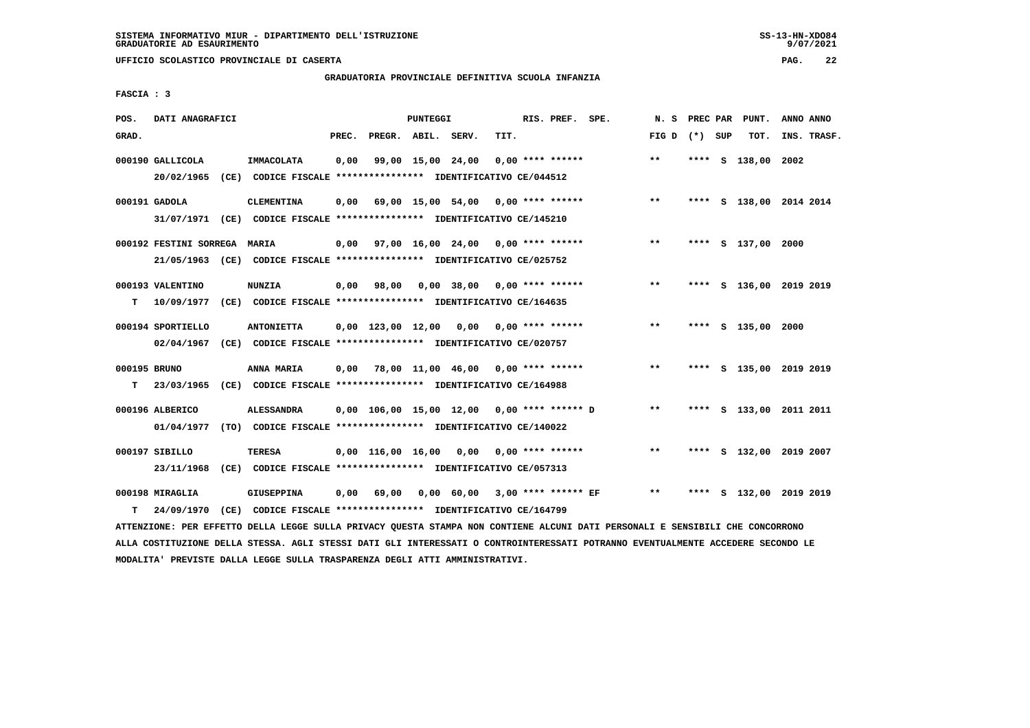SISTEMA INFORMATIVO MIUR - DIPARTIMENTO DELL'ISTRUZIONE
GRADUATORIE AD ESAURIMENTO

UFFICIO SCOLASTICO PROVINCIALE DI CASERTA

GRADUATORIA PROVINCIALE DEFINITIVA SCUOLA INFANZIA

FASCIA : 3

| POS. GRAD. | DATI ANAGRAFICI | | PREC. | PREGR. | ABIL. | SERV. | TIT. | RIS. PREF. SPE. | N. S FIG D | PREC PAR (*) SUP | PUNT. TOT. | ANNO ANNO INS. TRASF. |
|---|---|---|---|---|---|---|---|---|---|---|---|---|
| 000190 GALLICOLA | IMMACOLATA | | 0,00 | 99,00 | 15,00 | 24,00 | 0,00 | **** ****** | ** | **** S | 138,00 | 2002 |
| | 20/02/1965 (CE) CODICE FISCALE **************** IDENTIFICATIVO CE/044512 | | | | | | | | | | | |
| 000191 GADOLA | CLEMENTINA | | 0,00 | 69,00 | 15,00 | 54,00 | 0,00 | **** ****** | ** | **** S | 138,00 | 2014 2014 |
| | 31/07/1971 (CE) CODICE FISCALE **************** IDENTIFICATIVO CE/145210 | | | | | | | | | | | |
| 000192 FESTINI SORREGA | MARIA | | 0,00 | 97,00 | 16,00 | 24,00 | 0,00 | **** ****** | ** | **** S | 137,00 | 2000 |
| | 21/05/1963 (CE) CODICE FISCALE **************** IDENTIFICATIVO CE/025752 | | | | | | | | | | | |
| 000193 VALENTINO | NUNZIA | | 0,00 | 98,00 | 0,00 | 38,00 | 0,00 | **** ****** | ** | **** S | 136,00 | 2019 2019 |
| T | 10/09/1977 (CE) CODICE FISCALE **************** IDENTIFICATIVO CE/164635 | | | | | | | | | | | |
| 000194 SPORTIELLO | ANTONIETTA | | 0,00 | 123,00 | 12,00 | 0,00 | 0,00 | **** ****** | ** | **** S | 135,00 | 2000 |
| | 02/04/1967 (CE) CODICE FISCALE **************** IDENTIFICATIVO CE/020757 | | | | | | | | | | | |
| 000195 BRUNO | ANNA MARIA | | 0,00 | 78,00 | 11,00 | 46,00 | 0,00 | **** ****** | ** | **** S | 135,00 | 2019 2019 |
| T | 23/03/1965 (CE) CODICE FISCALE **************** IDENTIFICATIVO CE/164988 | | | | | | | | | | | |
| 000196 ALBERICO | ALESSANDRA | | 0,00 | 106,00 | 15,00 | 12,00 | 0,00 | **** ****** D | ** | **** S | 133,00 | 2011 2011 |
| | 01/04/1977 (TO) CODICE FISCALE **************** IDENTIFICATIVO CE/140022 | | | | | | | | | | | |
| 000197 SIBILLO | TERESA | | 0,00 | 116,00 | 16,00 | 0,00 | 0,00 | **** ****** | ** | **** S | 132,00 | 2019 2007 |
| | 23/11/1968 (CE) CODICE FISCALE **************** IDENTIFICATIVO CE/057313 | | | | | | | | | | | |
| 000198 MIRAGLIA | GIUSEPPINA | | 0,00 | 69,00 | 0,00 | 60,00 | 3,00 | **** ****** EF | ** | **** S | 132,00 | 2019 2019 |
| T | 24/09/1970 (CE) CODICE FISCALE **************** IDENTIFICATIVO CE/164799 | | | | | | | | | | | |

ATTENZIONE: PER EFFETTO DELLA LEGGE SULLA PRIVACY QUESTA STAMPA NON CONTIENE ALCUNI DATI PERSONALI E SENSIBILI CHE CONCORRONO ALLA COSTITUZIONE DELLA STESSA. AGLI STESSI DATI GLI INTERESSATI O CONTROINTERESSATI POTRANNO EVENTUALMENTE ACCEDERE SECONDO LE MODALITA' PREVISTE DALLA LEGGE SULLA TRASPARENZA DEGLI ATTI AMMINISTRATIVI.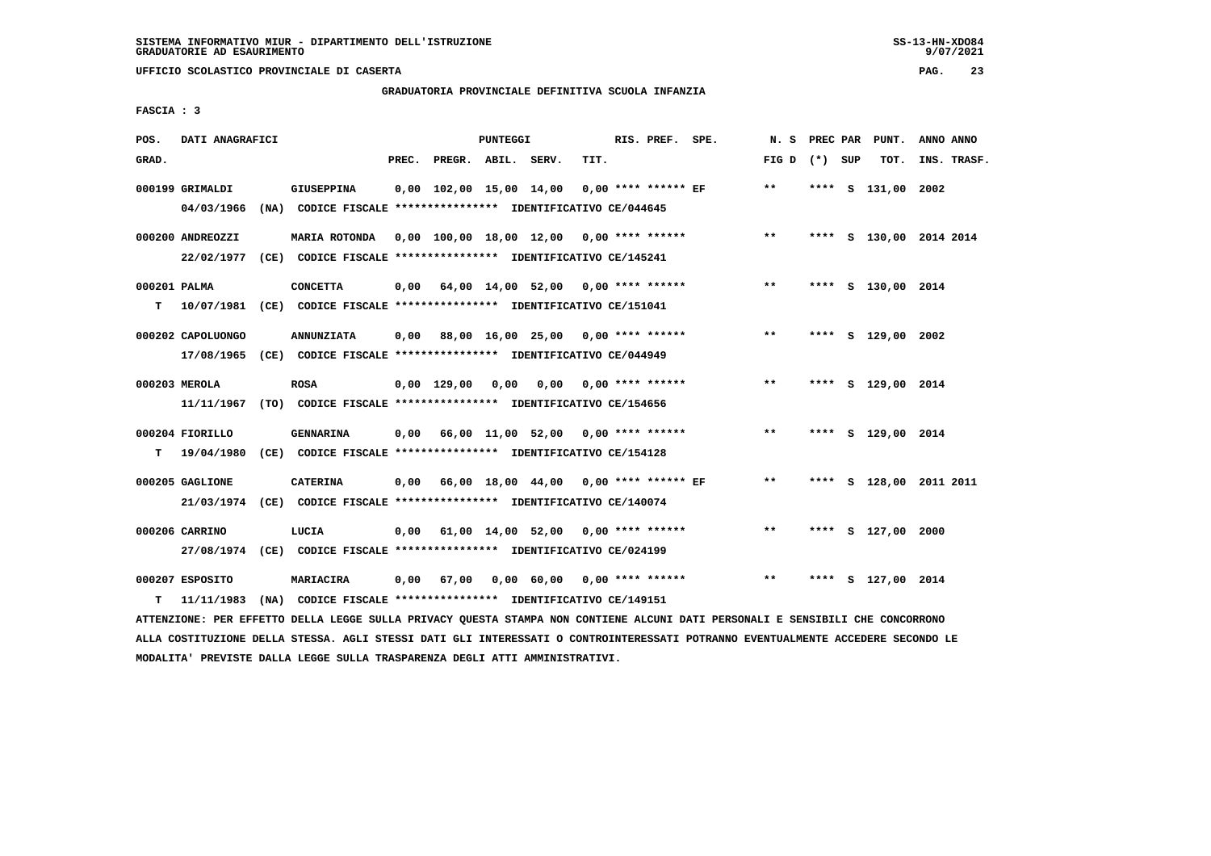SISTEMA INFORMATIVO MIUR - DIPARTIMENTO DELL'ISTRUZIONE
GRADUATORIE AD ESAURIMENTO

UFFICIO SCOLASTICO PROVINCIALE DI CASERTA

GRADUATORIA PROVINCIALE DEFINITIVA SCUOLA INFANZIA

FASCIA : 3

| POS. GRAD. | DATI ANAGRAFICI | | PREC. | PREGR. | ABIL. | SERV. | TIT. | RIS. PREF. | SPE. | N. S FIG D | PREC PAR (*) | SUP | PUNT. TOT. | ANNO ANNO INS. TRASF. |
|---|---|---|---|---|---|---|---|---|---|---|---|---|---|---|
| 000199 GRIMALDI | GIUSEPPINA | | 0,00 | 102,00 | 15,00 | 14,00 | 0,00 | **** ****** | EF | ** | **** | S | 131,00 | 2002 |
| | 04/03/1966 (NA) CODICE FISCALE **************** IDENTIFICATIVO CE/044645 | | | | | | | | | | | | | |
| 000200 ANDREOZZI | MARIA ROTONDA | | 0,00 | 100,00 | 18,00 | 12,00 | 0,00 | **** ****** | | ** | **** | S | 130,00 | 2014 2014 |
| | 22/02/1977 (CE) CODICE FISCALE **************** IDENTIFICATIVO CE/145241 | | | | | | | | | | | | | |
| 000201 PALMA | CONCETTA | | 0,00 | 64,00 | 14,00 | 52,00 | 0,00 | **** ****** | | ** | **** | S | 130,00 | 2014 |
| T | 10/07/1981 (CE) CODICE FISCALE **************** IDENTIFICATIVO CE/151041 | | | | | | | | | | | | | |
| 000202 CAPOLUONGO | ANNUNZIATA | | 0,00 | 88,00 | 16,00 | 25,00 | 0,00 | **** ****** | | ** | **** | S | 129,00 | 2002 |
| | 17/08/1965 (CE) CODICE FISCALE **************** IDENTIFICATIVO CE/044949 | | | | | | | | | | | | | |
| 000203 MEROLA | ROSA | | 0,00 | 129,00 | 0,00 | 0,00 | 0,00 | **** ****** | | ** | **** | S | 129,00 | 2014 |
| | 11/11/1967 (TO) CODICE FISCALE **************** IDENTIFICATIVO CE/154656 | | | | | | | | | | | | | |
| 000204 FIORILLO | GENNARINA | | 0,00 | 66,00 | 11,00 | 52,00 | 0,00 | **** ****** | | ** | **** | S | 129,00 | 2014 |
| T | 19/04/1980 (CE) CODICE FISCALE **************** IDENTIFICATIVO CE/154128 | | | | | | | | | | | | | |
| 000205 GAGLIONE | CATERINA | | 0,00 | 66,00 | 18,00 | 44,00 | 0,00 | **** ****** | EF | ** | **** | S | 128,00 | 2011 2011 |
| | 21/03/1974 (CE) CODICE FISCALE **************** IDENTIFICATIVO CE/140074 | | | | | | | | | | | | | |
| 000206 CARRINO | LUCIA | | 0,00 | 61,00 | 14,00 | 52,00 | 0,00 | **** ****** | | ** | **** | S | 127,00 | 2000 |
| | 27/08/1974 (CE) CODICE FISCALE **************** IDENTIFICATIVO CE/024199 | | | | | | | | | | | | | |
| 000207 ESPOSITO | MARIACIRA | | 0,00 | 67,00 | 0,00 | 60,00 | 0,00 | **** ****** | | ** | **** | S | 127,00 | 2014 |
| T | 11/11/1983 (NA) CODICE FISCALE **************** IDENTIFICATIVO CE/149151 | | | | | | | | | | | | | |

ATTENZIONE: PER EFFETTO DELLA LEGGE SULLA PRIVACY QUESTA STAMPA NON CONTIENE ALCUNI DATI PERSONALI E SENSIBILI CHE CONCORRONO ALLA COSTITUZIONE DELLA STESSA. AGLI STESSI DATI GLI INTERESSATI O CONTROINTERESSATI POTRANNO EVENTUALMENTE ACCEDERE SECONDO LE MODALITA' PREVISTE DALLA LEGGE SULLA TRASPARENZA DEGLI ATTI AMMINISTRATIVI.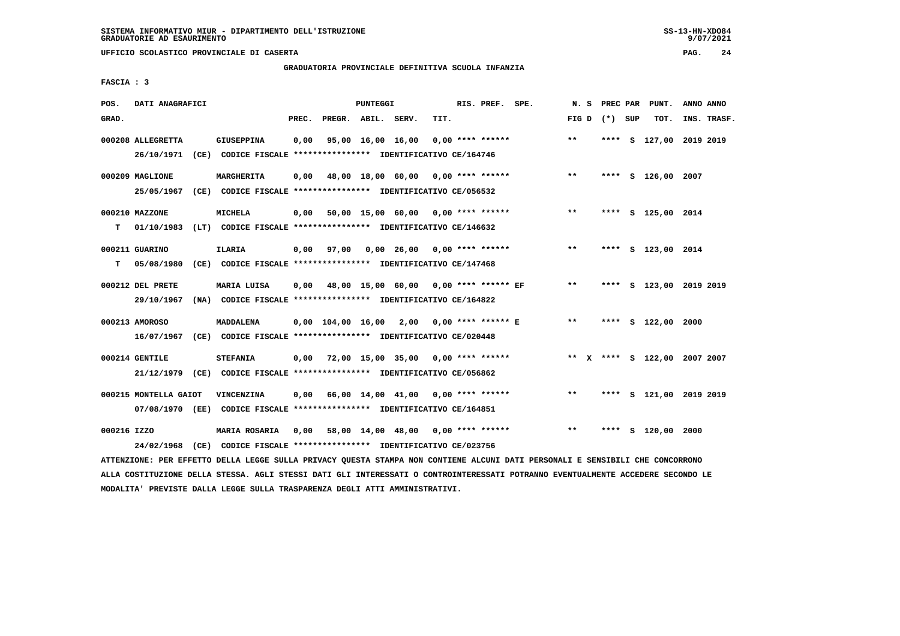SISTEMA INFORMATIVO MIUR - DIPARTIMENTO DELL'ISTRUZIONE
GRADUATORIE AD ESAURIMENTO

UFFICIO SCOLASTICO PROVINCIALE DI CASERTA

GRADUATORIA PROVINCIALE DEFINITIVA SCUOLA INFANZIA

FASCIA : 3

| POS. GRAD. | DATI ANAGRAFICI | | PREC. | PREGR. | ABIL. | SERV. | TIT. | RIS. PREF. SPE. | N. S FIG D | PREC PAR (*) SUP | PUNT. TOT. | ANNO ANNO INS. TRASF. |
|---|---|---|---|---|---|---|---|---|---|---|---|---|
| 000208 | ALLEGRETTA | GIUSEPPINA | 0,00 | 95,00 | 16,00 | 16,00 | 0,00 | **** ****** | ** | **** S | 127,00 | 2019 2019 |
| | 26/10/1971 (CE) CODICE FISCALE **************** IDENTIFICATIVO CE/164746 | | | | | | | | | | | |
| 000209 | MAGLIONE | MARGHERITA | 0,00 | 48,00 | 18,00 | 60,00 | 0,00 | **** ****** | ** | **** S | 126,00 | 2007 |
| | 25/05/1967 (CE) CODICE FISCALE **************** IDENTIFICATIVO CE/056532 | | | | | | | | | | | |
| 000210 | MAZZONE | MICHELA | 0,00 | 50,00 | 15,00 | 60,00 | 0,00 | **** ****** | ** | **** S | 125,00 | 2014 |
| T | 01/10/1983 (LT) CODICE FISCALE **************** IDENTIFICATIVO CE/146632 | | | | | | | | | | | |
| 000211 | GUARINO | ILARIA | 0,00 | 97,00 | 0,00 | 26,00 | 0,00 | **** ****** | ** | **** S | 123,00 | 2014 |
| T | 05/08/1980 (CE) CODICE FISCALE **************** IDENTIFICATIVO CE/147468 | | | | | | | | | | | |
| 000212 | DEL PRETE | MARIA LUISA | 0,00 | 48,00 | 15,00 | 60,00 | 0,00 | **** ****** EF | ** | **** S | 123,00 | 2019 2019 |
| | 29/10/1967 (NA) CODICE FISCALE **************** IDENTIFICATIVO CE/164822 | | | | | | | | | | | |
| 000213 | AMOROSO | MADDALENA | 0,00 | 104,00 | 16,00 | 2,00 | 0,00 | **** ****** E | ** | **** S | 122,00 | 2000 |
| | 16/07/1967 (CE) CODICE FISCALE **************** IDENTIFICATIVO CE/020448 | | | | | | | | | | | |
| 000214 | GENTILE | STEFANIA | 0,00 | 72,00 | 15,00 | 35,00 | 0,00 | **** ****** | ** X | **** S | 122,00 | 2007 2007 |
| | 21/12/1979 (CE) CODICE FISCALE **************** IDENTIFICATIVO CE/056862 | | | | | | | | | | | |
| 000215 | MONTELLA GAIOT | VINCENZINA | 0,00 | 66,00 | 14,00 | 41,00 | 0,00 | **** ****** | ** | **** S | 121,00 | 2019 2019 |
| | 07/08/1970 (EE) CODICE FISCALE **************** IDENTIFICATIVO CE/164851 | | | | | | | | | | | |
| 000216 | IZZO | MARIA ROSARIA | 0,00 | 58,00 | 14,00 | 48,00 | 0,00 | **** ****** | ** | **** S | 120,00 | 2000 |
| | 24/02/1968 (CE) CODICE FISCALE **************** IDENTIFICATIVO CE/023756 | | | | | | | | | | | |

ATTENZIONE: PER EFFETTO DELLA LEGGE SULLA PRIVACY QUESTA STAMPA NON CONTIENE ALCUNI DATI PERSONALI E SENSIBILI CHE CONCORRONO ALLA COSTITUZIONE DELLA STESSA. AGLI STESSI DATI GLI INTERESSATI O CONTROINTERESSATI POTRANNO EVENTUALMENTE ACCEDERE SECONDO LE MODALITA' PREVISTE DALLA LEGGE SULLA TRASPARENZA DEGLI ATTI AMMINISTRATIVI.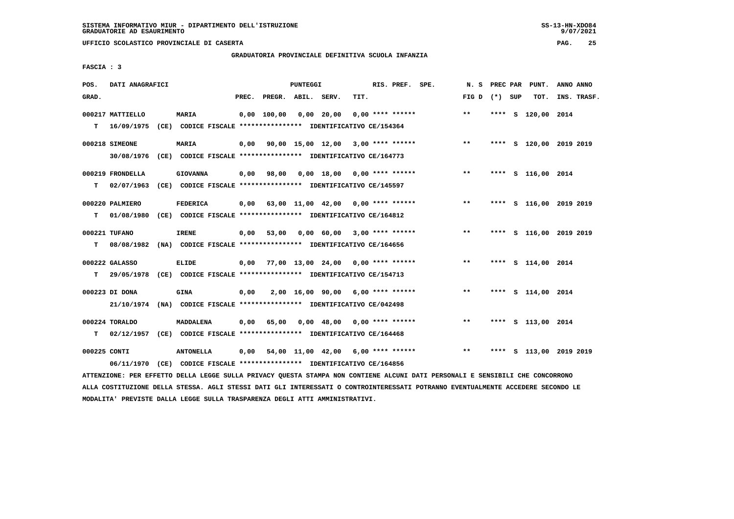GRADUATORIA PROVINCIALE DEFINITIVA SCUOLA INFANZIA

FASCIA : 3

| POS. GRAD. | DATI ANAGRAFICI | | PREC. | PREGR. | ABIL. | SERV. | TIT. | RIS. PREF. SPE. | N. S FIG D | PREC PAR (*) SUP | PUNT. TOT. | ANNO ANNO INS. TRASF. |
|---|---|---|---|---|---|---|---|---|---|---|---|---|
| 000217 MATTIELLO | MARIA | | 0,00 | 100,00 | 0,00 | 20,00 | 0,00 | **** ****** | ** | **** S | 120,00 | 2014 |
| T | 16/09/1975 (CE) CODICE FISCALE **************** IDENTIFICATIVO CE/154364 | | | | | | | | | | | |
| 000218 SIMEONE | MARIA | | 0,00 | 90,00 | 15,00 | 12,00 | 3,00 | **** ****** | ** | **** S | 120,00 | 2019 2019 |
| | 30/08/1976 (CE) CODICE FISCALE **************** IDENTIFICATIVO CE/164773 | | | | | | | | | | | |
| 000219 FRONDELLA | GIOVANNA | | 0,00 | 98,00 | 0,00 | 18,00 | 0,00 | **** ****** | ** | **** S | 116,00 | 2014 |
| T | 02/07/1963 (CE) CODICE FISCALE **************** IDENTIFICATIVO CE/145597 | | | | | | | | | | | |
| 000220 PALMIERO | FEDERICA | | 0,00 | 63,00 | 11,00 | 42,00 | 0,00 | **** ****** | ** | **** S | 116,00 | 2019 2019 |
| T | 01/08/1980 (CE) CODICE FISCALE **************** IDENTIFICATIVO CE/164812 | | | | | | | | | | | |
| 000221 TUFANO | IRENE | | 0,00 | 53,00 | 0,00 | 60,00 | 3,00 | **** ****** | ** | **** S | 116,00 | 2019 2019 |
| T | 08/08/1982 (NA) CODICE FISCALE **************** IDENTIFICATIVO CE/164656 | | | | | | | | | | | |
| 000222 GALASSO | ELIDE | | 0,00 | 77,00 | 13,00 | 24,00 | 0,00 | **** ****** | ** | **** S | 114,00 | 2014 |
| T | 29/05/1978 (CE) CODICE FISCALE **************** IDENTIFICATIVO CE/154713 | | | | | | | | | | | |
| 000223 DI DONA | GINA | | 0,00 | 2,00 | 16,00 | 90,00 | 6,00 | **** ****** | ** | **** S | 114,00 | 2014 |
| | 21/10/1974 (NA) CODICE FISCALE **************** IDENTIFICATIVO CE/042498 | | | | | | | | | | | |
| 000224 TORALDO | MADDALENA | | 0,00 | 65,00 | 0,00 | 48,00 | 0,00 | **** ****** | ** | **** S | 113,00 | 2014 |
| T | 02/12/1957 (CE) CODICE FISCALE **************** IDENTIFICATIVO CE/164468 | | | | | | | | | | | |
| 000225 CONTI | ANTONELLA | | 0,00 | 54,00 | 11,00 | 42,00 | 6,00 | **** ****** | ** | **** S | 113,00 | 2019 2019 |
| | 06/11/1970 (CE) CODICE FISCALE **************** IDENTIFICATIVO CE/164856 | | | | | | | | | | | |

ATTENZIONE: PER EFFETTO DELLA LEGGE SULLA PRIVACY QUESTA STAMPA NON CONTIENE ALCUNI DATI PERSONALI E SENSIBILI CHE CONCORRONO ALLA COSTITUZIONE DELLA STESSA. AGLI STESSI DATI GLI INTERESSATI O CONTROINTERESSATI POTRANNO EVENTUALMENTE ACCEDERE SECONDO LE MODALITA' PREVISTE DALLA LEGGE SULLA TRASPARENZA DEGLI ATTI AMMINISTRATIVI.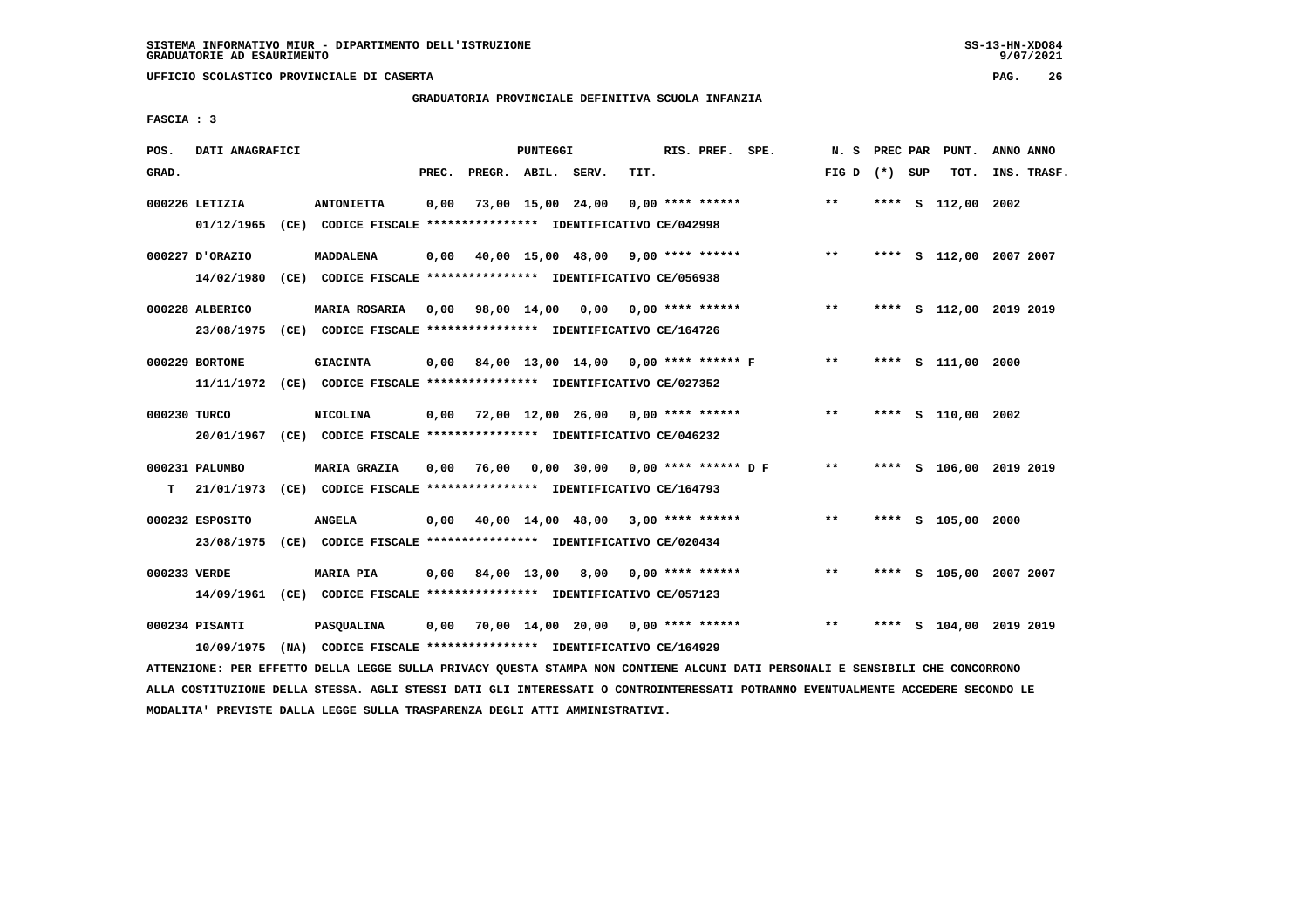SISTEMA INFORMATIVO MIUR - DIPARTIMENTO DELL'ISTRUZIONE
GRADUATORIE AD ESAURIMENTO

UFFICIO SCOLASTICO PROVINCIALE DI CASERTA

GRADUATORIA PROVINCIALE DEFINITIVA SCUOLA INFANZIA

FASCIA : 3

| POS. GRAD. | DATI ANAGRAFICI | | PREC. | PREGR. | ABIL. | SERV. | TIT. | RIS. PREF. SPE. | N. S FIG D | PREC PAR (*) SUP | PUNT. TOT. | ANNO ANNO INS. TRASF. |
|---|---|---|---|---|---|---|---|---|---|---|---|---|
| 000226 | LETIZIA | ANTONIETTA | 0,00 | 73,00 | 15,00 | 24,00 | 0,00 | **** ****** | ** | **** S | 112,00 | 2002 |
| | 01/12/1965 (CE) CODICE FISCALE **************** IDENTIFICATIVO CE/042998 | | | | | | | | | | | |
| 000227 | D'ORAZIO | MADDALENA | 0,00 | 40,00 | 15,00 | 48,00 | 9,00 | **** ****** | ** | **** S | 112,00 | 2007 2007 |
| | 14/02/1980 (CE) CODICE FISCALE **************** IDENTIFICATIVO CE/056938 | | | | | | | | | | | |
| 000228 | ALBERICO | MARIA ROSARIA | 0,00 | 98,00 | 14,00 | 0,00 | 0,00 | **** ****** | ** | **** S | 112,00 | 2019 2019 |
| | 23/08/1975 (CE) CODICE FISCALE **************** IDENTIFICATIVO CE/164726 | | | | | | | | | | | |
| 000229 | BORTONE | GIACINTA | 0,00 | 84,00 | 13,00 | 14,00 | 0,00 | **** ****** F | ** | **** S | 111,00 | 2000 |
| | 11/11/1972 (CE) CODICE FISCALE **************** IDENTIFICATIVO CE/027352 | | | | | | | | | | | |
| 000230 | TURCO | NICOLINA | 0,00 | 72,00 | 12,00 | 26,00 | 0,00 | **** ****** | ** | **** S | 110,00 | 2002 |
| | 20/01/1967 (CE) CODICE FISCALE **************** IDENTIFICATIVO CE/046232 | | | | | | | | | | | |
| 000231 | PALUMBO | MARIA GRAZIA | 0,00 | 76,00 | 0,00 | 30,00 | 0,00 | **** ****** D F | ** | **** S | 106,00 | 2019 2019 |
| T | 21/01/1973 (CE) CODICE FISCALE **************** IDENTIFICATIVO CE/164793 | | | | | | | | | | | |
| 000232 | ESPOSITO | ANGELA | 0,00 | 40,00 | 14,00 | 48,00 | 3,00 | **** ****** | ** | **** S | 105,00 | 2000 |
| | 23/08/1975 (CE) CODICE FISCALE **************** IDENTIFICATIVO CE/020434 | | | | | | | | | | | |
| 000233 | VERDE | MARIA PIA | 0,00 | 84,00 | 13,00 | 8,00 | 0,00 | **** ****** | ** | **** S | 105,00 | 2007 2007 |
| | 14/09/1961 (CE) CODICE FISCALE **************** IDENTIFICATIVO CE/057123 | | | | | | | | | | | |
| 000234 | PISANTI | PASQUALINA | 0,00 | 70,00 | 14,00 | 20,00 | 0,00 | **** ****** | ** | **** S | 104,00 | 2019 2019 |
| | 10/09/1975 (NA) CODICE FISCALE **************** IDENTIFICATIVO CE/164929 | | | | | | | | | | | |

ATTENZIONE: PER EFFETTO DELLA LEGGE SULLA PRIVACY QUESTA STAMPA NON CONTIENE ALCUNI DATI PERSONALI E SENSIBILI CHE CONCORRONO ALLA COSTITUZIONE DELLA STESSA. AGLI STESSI DATI GLI INTERESSATI O CONTROINTERESSATI POTRANNO EVENTUALMENTE ACCEDERE SECONDO LE MODALITA' PREVISTE DALLA LEGGE SULLA TRASPARENZA DEGLI ATTI AMMINISTRATIVI.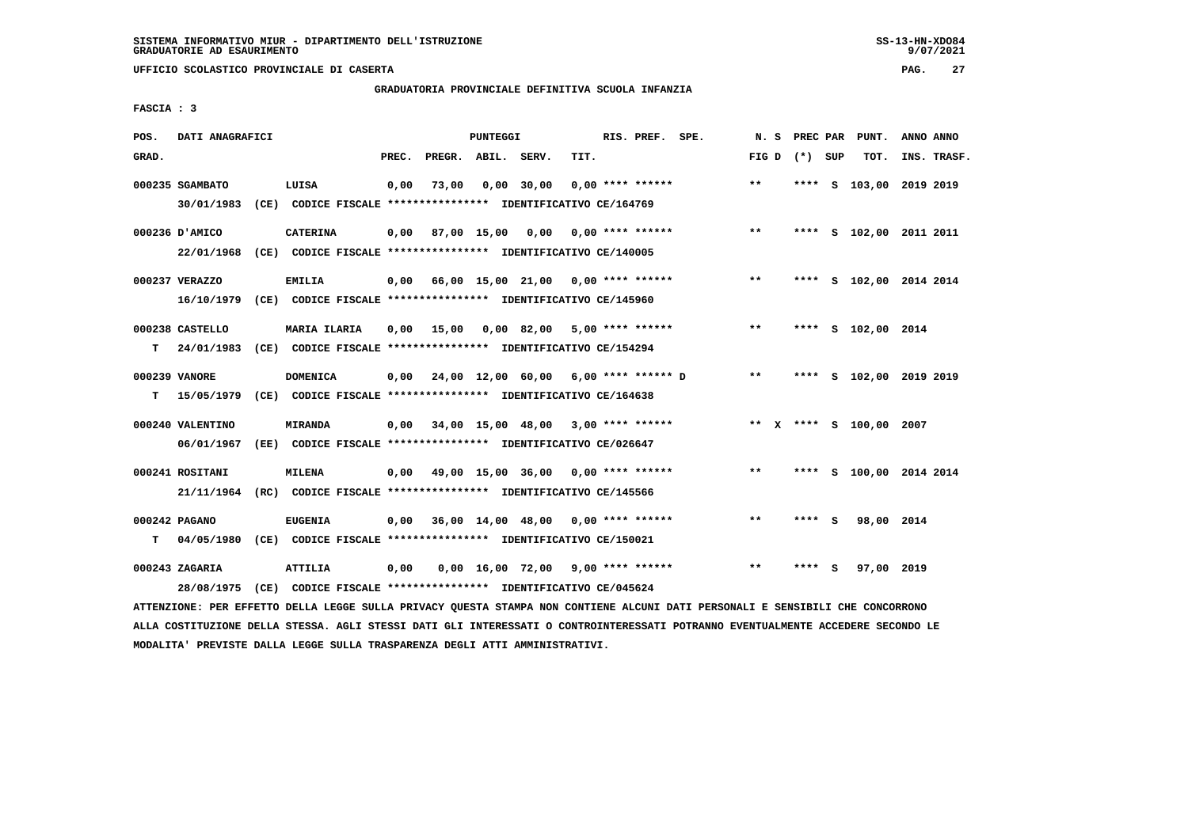SISTEMA INFORMATIVO MIUR - DIPARTIMENTO DELL'ISTRUZIONE
GRADUATORIE AD ESAURIMENTO

UFFICIO SCOLASTICO PROVINCIALE DI CASERTA

GRADUATORIA PROVINCIALE DEFINITIVA SCUOLA INFANZIA

FASCIA : 3

| POS. GRAD. | DATI ANAGRAFICI | | PREC. | PREGR. | ABIL. | SERV. | TIT. | RIS. PREF. SPE. | N. S FIG D | PREC PAR (*) SUP | PUNT. TOT. | ANNO ANNO INS. TRASF. |
|---|---|---|---|---|---|---|---|---|---|---|---|---|
| 000235 SGAMBATO | LUISA | | 0,00 | 73,00 | 0,00 | 30,00 | 0,00 | **** ****** | ** | **** S | 103,00 | 2019 2019 |
| | 30/01/1983 (CE) CODICE FISCALE **************** IDENTIFICATIVO CE/164769 | | | | | | | | | | | |
| 000236 D'AMICO | CATERINA | | 0,00 | 87,00 | 15,00 | 0,00 | 0,00 | **** ****** | ** | **** S | 102,00 | 2011 2011 |
| | 22/01/1968 (CE) CODICE FISCALE **************** IDENTIFICATIVO CE/140005 | | | | | | | | | | | |
| 000237 VERAZZO | EMILIA | | 0,00 | 66,00 | 15,00 | 21,00 | 0,00 | **** ****** | ** | **** S | 102,00 | 2014 2014 |
| | 16/10/1979 (CE) CODICE FISCALE **************** IDENTIFICATIVO CE/145960 | | | | | | | | | | | |
| 000238 CASTELLO | MARIA ILARIA | | 0,00 | 15,00 | 0,00 | 82,00 | 5,00 | **** ****** | ** | **** S | 102,00 | 2014 |
| T | 24/01/1983 (CE) CODICE FISCALE **************** IDENTIFICATIVO CE/154294 | | | | | | | | | | | |
| 000239 VANORE | DOMENICA | | 0,00 | 24,00 | 12,00 | 60,00 | 6,00 | **** ****** D | ** | **** S | 102,00 | 2019 2019 |
| T | 15/05/1979 (CE) CODICE FISCALE **************** IDENTIFICATIVO CE/164638 | | | | | | | | | | | |
| 000240 VALENTINO | MIRANDA | | 0,00 | 34,00 | 15,00 | 48,00 | 3,00 | **** ****** | ** X | **** S | 100,00 | 2007 |
| | 06/01/1967 (EE) CODICE FISCALE **************** IDENTIFICATIVO CE/026647 | | | | | | | | | | | |
| 000241 ROSITANI | MILENA | | 0,00 | 49,00 | 15,00 | 36,00 | 0,00 | **** ****** | ** | **** S | 100,00 | 2014 2014 |
| | 21/11/1964 (RC) CODICE FISCALE **************** IDENTIFICATIVO CE/145566 | | | | | | | | | | | |
| 000242 PAGANO | EUGENIA | | 0,00 | 36,00 | 14,00 | 48,00 | 0,00 | **** ****** | ** | **** S | 98,00 | 2014 |
| T | 04/05/1980 (CE) CODICE FISCALE **************** IDENTIFICATIVO CE/150021 | | | | | | | | | | | |
| 000243 ZAGARIA | ATTILIA | | 0,00 | 0,00 | 16,00 | 72,00 | 9,00 | **** ****** | ** | **** S | 97,00 | 2019 |
| | 28/08/1975 (CE) CODICE FISCALE **************** IDENTIFICATIVO CE/045624 | | | | | | | | | | | |

ATTENZIONE: PER EFFETTO DELLA LEGGE SULLA PRIVACY QUESTA STAMPA NON CONTIENE ALCUNI DATI PERSONALI E SENSIBILI CHE CONCORRONO ALLA COSTITUZIONE DELLA STESSA. AGLI STESSI DATI GLI INTERESSATI O CONTROINTERESSATI POTRANNO EVENTUALMENTE ACCEDERE SECONDO LE MODALITA' PREVISTE DALLA LEGGE SULLA TRASPARENZA DEGLI ATTI AMMINISTRATIVI.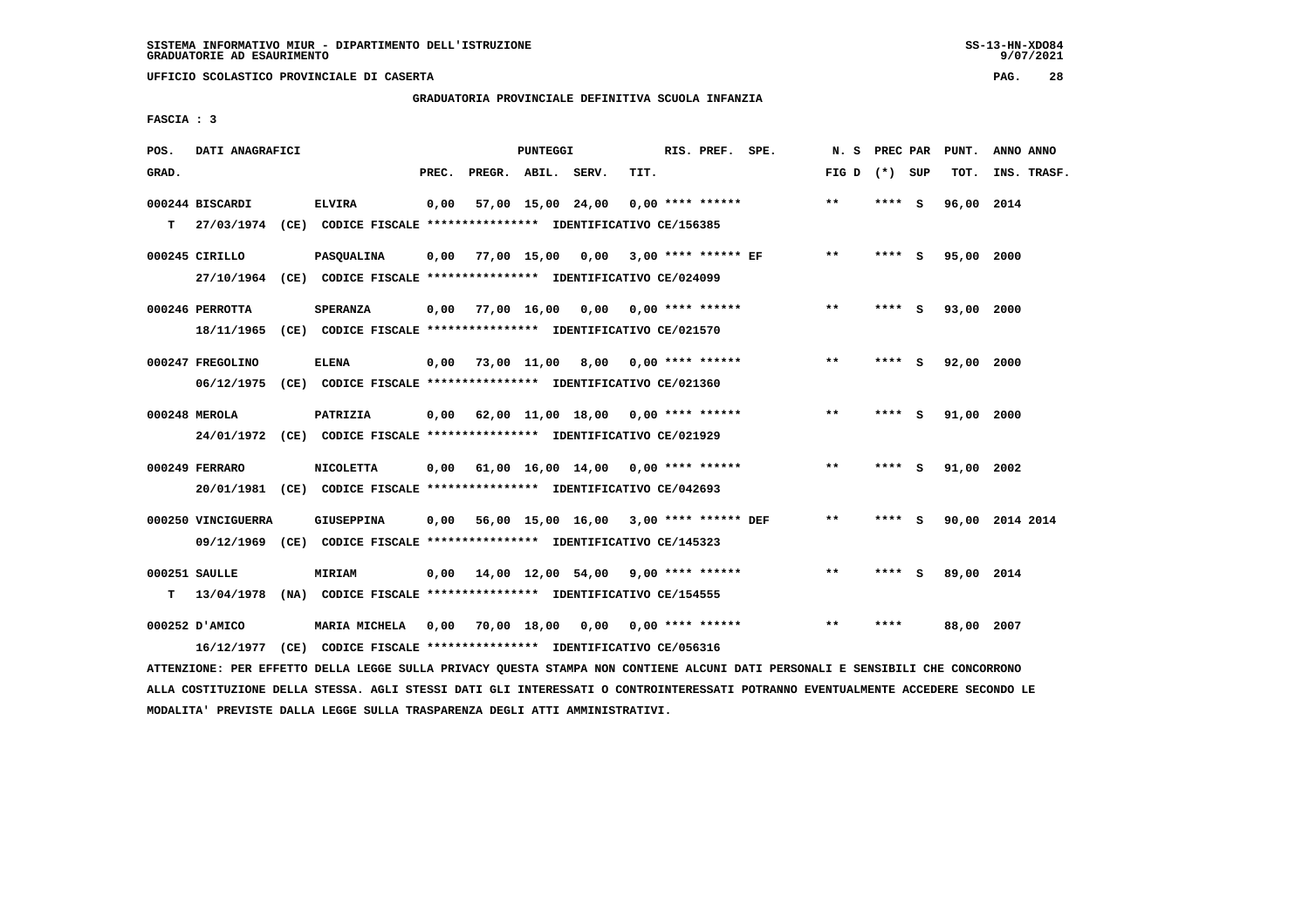SISTEMA INFORMATIVO MIUR - DIPARTIMENTO DELL'ISTRUZIONE
GRADUATORIE AD ESAURIMENTO

UFFICIO SCOLASTICO PROVINCIALE DI CASERTA

GRADUATORIA PROVINCIALE DEFINITIVA SCUOLA INFANZIA

FASCIA : 3

| POS. GRAD. | DATI ANAGRAFICI | | PREC. | PREGR. | ABIL. | SERV. | TIT. | RIS. PREF. | SPE. | N. S FIG D | PREC PAR (*) | SUP | PUNT. TOT. | ANNO ANNO INS. TRASF. |
|---|---|---|---|---|---|---|---|---|---|---|---|---|---|---|
| 000244 | BISCARDI | ELVIRA | 0,00 | 57,00 | 15,00 | 24,00 | 0,00 | **** ****** | | ** | **** | S | 96,00 | 2014 |
| T | 27/03/1974 (CE) CODICE FISCALE **************** IDENTIFICATIVO CE/156385 | | | | | | | | | | | | | |
| 000245 | CIRILLO | PASQUALINA | 0,00 | 77,00 | 15,00 | 0,00 | 3,00 | **** ****** | EF | ** | **** | S | 95,00 | 2000 |
| | 27/10/1964 (CE) CODICE FISCALE **************** IDENTIFICATIVO CE/024099 | | | | | | | | | | | | | |
| 000246 | PERROTTA | SPERANZA | 0,00 | 77,00 | 16,00 | 0,00 | 0,00 | **** ****** | | ** | **** | S | 93,00 | 2000 |
| | 18/11/1965 (CE) CODICE FISCALE **************** IDENTIFICATIVO CE/021570 | | | | | | | | | | | | | |
| 000247 | FREGOLINO | ELENA | 0,00 | 73,00 | 11,00 | 8,00 | 0,00 | **** ****** | | ** | **** | S | 92,00 | 2000 |
| | 06/12/1975 (CE) CODICE FISCALE **************** IDENTIFICATIVO CE/021360 | | | | | | | | | | | | | |
| 000248 | MEROLA | PATRIZIA | 0,00 | 62,00 | 11,00 | 18,00 | 0,00 | **** ****** | | ** | **** | S | 91,00 | 2000 |
| | 24/01/1972 (CE) CODICE FISCALE **************** IDENTIFICATIVO CE/021929 | | | | | | | | | | | | | |
| 000249 | FERRARO | NICOLETTA | 0,00 | 61,00 | 16,00 | 14,00 | 0,00 | **** ****** | | ** | **** | S | 91,00 | 2002 |
| | 20/01/1981 (CE) CODICE FISCALE **************** IDENTIFICATIVO CE/042693 | | | | | | | | | | | | | |
| 000250 | VINCIGUERRA | GIUSEPPINA | 0,00 | 56,00 | 15,00 | 16,00 | 3,00 | **** ****** | DEF | ** | **** | S | 90,00 | 2014 2014 |
| | 09/12/1969 (CE) CODICE FISCALE **************** IDENTIFICATIVO CE/145323 | | | | | | | | | | | | | |
| 000251 | SAULLE | MIRIAM | 0,00 | 14,00 | 12,00 | 54,00 | 9,00 | **** ****** | | ** | **** | S | 89,00 | 2014 |
| T | 13/04/1978 (NA) CODICE FISCALE **************** IDENTIFICATIVO CE/154555 | | | | | | | | | | | | | |
| 000252 | D'AMICO | MARIA MICHELA | 0,00 | 70,00 | 18,00 | 0,00 | 0,00 | **** ****** | | ** | **** | | 88,00 | 2007 |
| | 16/12/1977 (CE) CODICE FISCALE **************** IDENTIFICATIVO CE/056316 | | | | | | | | | | | | | |

ATTENZIONE: PER EFFETTO DELLA LEGGE SULLA PRIVACY QUESTA STAMPA NON CONTIENE ALCUNI DATI PERSONALI E SENSIBILI CHE CONCORRONO ALLA COSTITUZIONE DELLA STESSA. AGLI STESSI DATI GLI INTERESSATI O CONTROINTERESSATI POTRANNO EVENTUALMENTE ACCEDERE SECONDO LE MODALITA' PREVISTE DALLA LEGGE SULLA TRASPARENZA DEGLI ATTI AMMINISTRATIVI.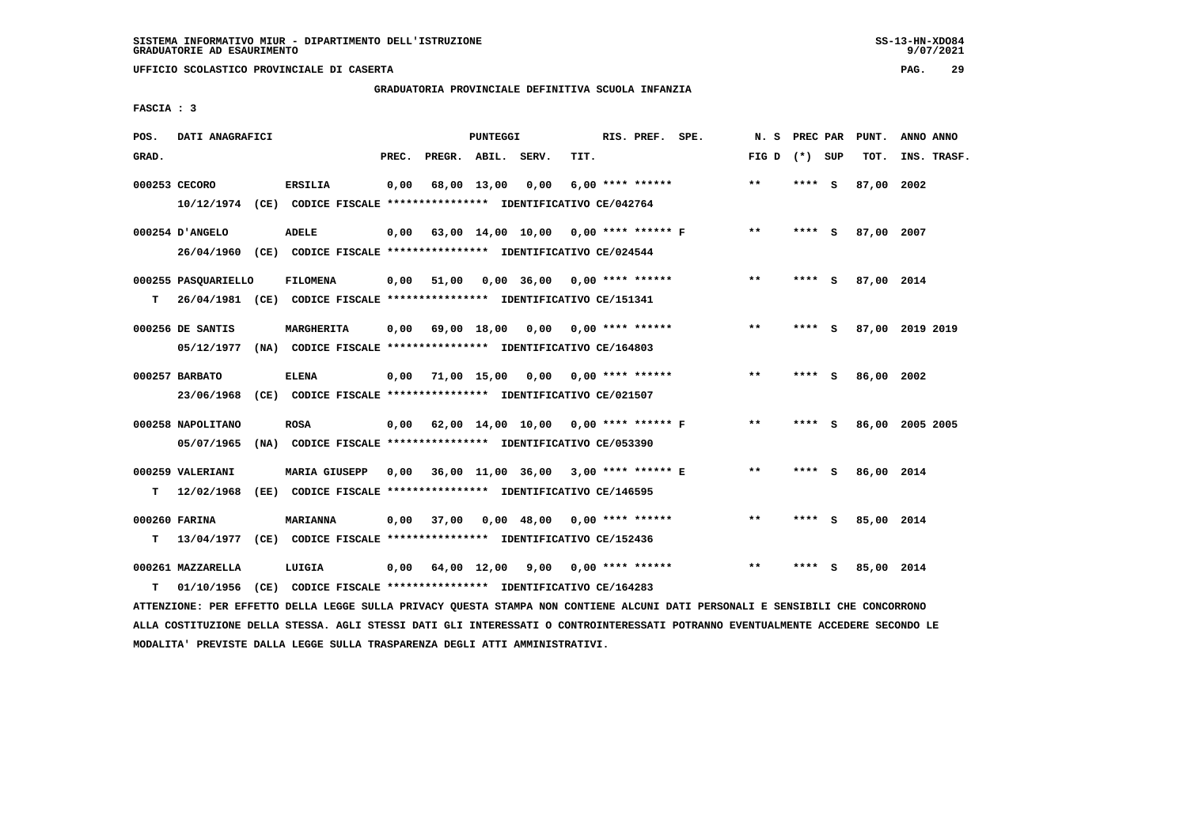SISTEMA INFORMATIVO MIUR - DIPARTIMENTO DELL'ISTRUZIONE
GRADUATORIE AD ESAURIMENTO

UFFICIO SCOLASTICO PROVINCIALE DI CASERTA

GRADUATORIA PROVINCIALE DEFINITIVA SCUOLA INFANZIA

FASCIA : 3

| POS. GRAD. | DATI ANAGRAFICI | | PREC. | PREGR. | ABIL. | SERV. | TIT. | RIS. PREF. SPE. | N. S FIG D | PREC PAR (*) SUP | PUNT. TOT. | ANNO ANNO INS. TRASF. |
|---|---|---|---|---|---|---|---|---|---|---|---|---|
| 000253 CECORO | ERSILIA | | 0,00 | 68,00 | 13,00 | 0,00 | 6,00 | **** ****** | ** | **** S | 87,00 | 2002 |
| | 10/12/1974 (CE) CODICE FISCALE **************** IDENTIFICATIVO CE/042764 | | | | | | | | | | | |
| 000254 D'ANGELO | ADELE | | 0,00 | 63,00 | 14,00 | 10,00 | 0,00 | **** ****** F | ** | **** S | 87,00 | 2007 |
| | 26/04/1960 (CE) CODICE FISCALE **************** IDENTIFICATIVO CE/024544 | | | | | | | | | | | |
| 000255 PASQUARIELLO | FILOMENA | | 0,00 | 51,00 | 0,00 | 36,00 | 0,00 | **** ****** | ** | **** S | 87,00 | 2014 |
| T | 26/04/1981 (CE) CODICE FISCALE **************** IDENTIFICATIVO CE/151341 | | | | | | | | | | | |
| 000256 DE SANTIS | MARGHERITA | | 0,00 | 69,00 | 18,00 | 0,00 | 0,00 | **** ****** | ** | **** S | 87,00 | 2019 2019 |
| | 05/12/1977 (NA) CODICE FISCALE **************** IDENTIFICATIVO CE/164803 | | | | | | | | | | | |
| 000257 BARBATO | ELENA | | 0,00 | 71,00 | 15,00 | 0,00 | 0,00 | **** ****** | ** | **** S | 86,00 | 2002 |
| | 23/06/1968 (CE) CODICE FISCALE **************** IDENTIFICATIVO CE/021507 | | | | | | | | | | | |
| 000258 NAPOLITANO | ROSA | | 0,00 | 62,00 | 14,00 | 10,00 | 0,00 | **** ****** F | ** | **** S | 86,00 | 2005 2005 |
| | 05/07/1965 (NA) CODICE FISCALE **************** IDENTIFICATIVO CE/053390 | | | | | | | | | | | |
| 000259 VALERIANI | MARIA GIUSEPP | | 0,00 | 36,00 | 11,00 | 36,00 | 3,00 | **** ****** E | ** | **** S | 86,00 | 2014 |
| T | 12/02/1968 (EE) CODICE FISCALE **************** IDENTIFICATIVO CE/146595 | | | | | | | | | | | |
| 000260 FARINA | MARIANNA | | 0,00 | 37,00 | 0,00 | 48,00 | 0,00 | **** ****** | ** | **** S | 85,00 | 2014 |
| T | 13/04/1977 (CE) CODICE FISCALE **************** IDENTIFICATIVO CE/152436 | | | | | | | | | | | |
| 000261 MAZZARELLA | LUIGIA | | 0,00 | 64,00 | 12,00 | 9,00 | 0,00 | **** ****** | ** | **** S | 85,00 | 2014 |
| T | 01/10/1956 (CE) CODICE FISCALE **************** IDENTIFICATIVO CE/164283 | | | | | | | | | | | |

ATTENZIONE: PER EFFETTO DELLA LEGGE SULLA PRIVACY QUESTA STAMPA NON CONTIENE ALCUNI DATI PERSONALI E SENSIBILI CHE CONCORRONO ALLA COSTITUZIONE DELLA STESSA. AGLI STESSI DATI GLI INTERESSATI O CONTROINTERESSATI POTRANNO EVENTUALMENTE ACCEDERE SECONDO LE MODALITA' PREVISTE DALLA LEGGE SULLA TRASPARENZA DEGLI ATTI AMMINISTRATIVI.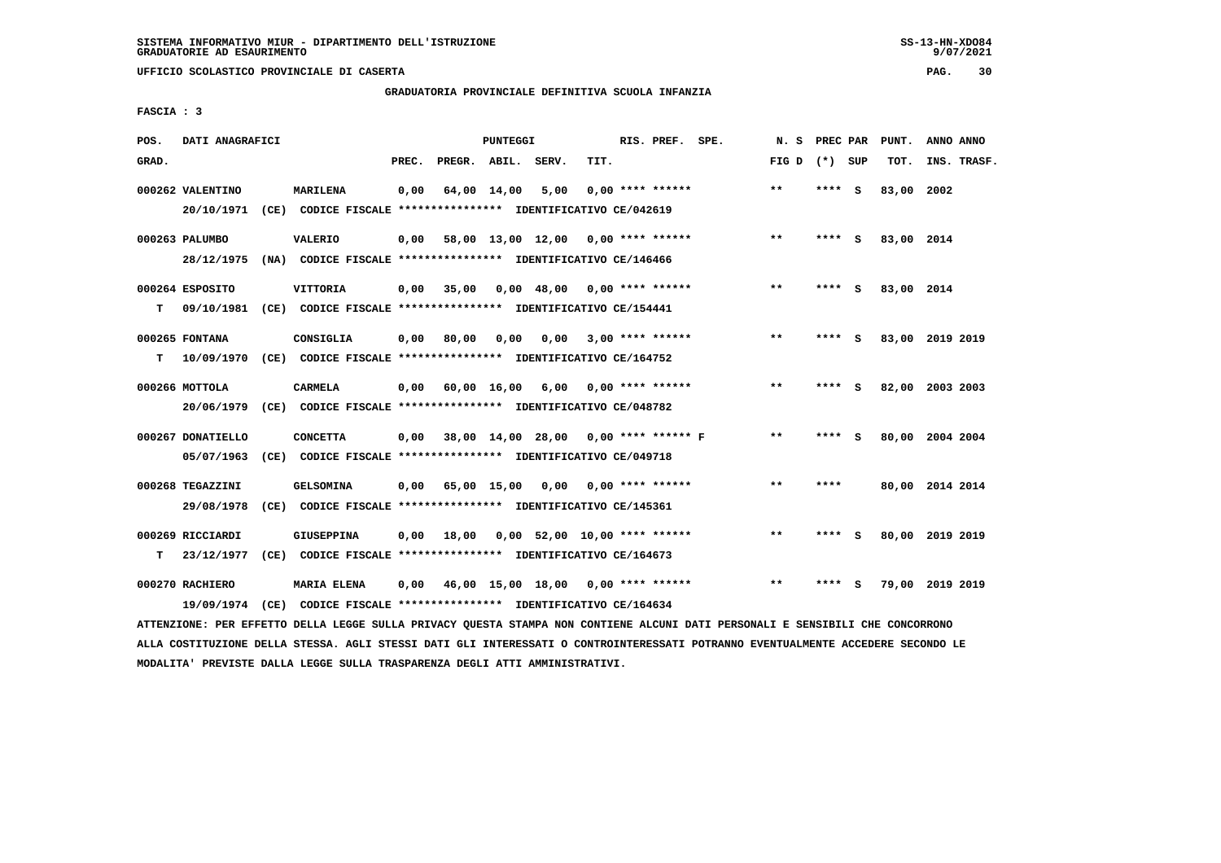UFFICIO SCOLASTICO PROVINCIALE DI CASERTA

GRADUATORIA PROVINCIALE DEFINITIVA SCUOLA INFANZIA

FASCIA : 3

| POS. GRAD. | DATI ANAGRAFICI | | PREC. | PREGR. | ABIL. | SERV. | TIT. | RIS. PREF. SPE. | N. S FIG D | PREC PAR (*) | SUP | PUNT. TOT. | ANNO ANNO INS. TRASF. |
|---|---|---|---|---|---|---|---|---|---|---|---|---|---|
| 000262 | VALENTINO | MARILENA | 0,00 | 64,00 | 14,00 | 5,00 | 0,00 | **** ****** | ** | **** | S | 83,00 | 2002 |
| | 20/10/1971 (CE) CODICE FISCALE **************** IDENTIFICATIVO CE/042619 | | | | | | | | | | | | |
| 000263 | PALUMBO | VALERIO | 0,00 | 58,00 | 13,00 | 12,00 | 0,00 | **** ****** | ** | **** | S | 83,00 | 2014 |
| | 28/12/1975 (NA) CODICE FISCALE **************** IDENTIFICATIVO CE/146466 | | | | | | | | | | | | |
| 000264 | ESPOSITO | VITTORIA | 0,00 | 35,00 | 0,00 | 48,00 | 0,00 | **** ****** | ** | **** | S | 83,00 | 2014 |
| T | 09/10/1981 (CE) CODICE FISCALE **************** IDENTIFICATIVO CE/154441 | | | | | | | | | | | | |
| 000265 | FONTANA | CONSIGLIA | 0,00 | 80,00 | 0,00 | 0,00 | 3,00 | **** ****** | ** | **** | S | 83,00 | 2019 2019 |
| T | 10/09/1970 (CE) CODICE FISCALE **************** IDENTIFICATIVO CE/164752 | | | | | | | | | | | | |
| 000266 | MOTTOLA | CARMELA | 0,00 | 60,00 | 16,00 | 6,00 | 0,00 | **** ****** | ** | **** | S | 82,00 | 2003 2003 |
| | 20/06/1979 (CE) CODICE FISCALE **************** IDENTIFICATIVO CE/048782 | | | | | | | | | | | | |
| 000267 | DONATIELLO | CONCETTA | 0,00 | 38,00 | 14,00 | 28,00 | 0,00 | **** ****** F | ** | **** | S | 80,00 | 2004 2004 |
| | 05/07/1963 (CE) CODICE FISCALE **************** IDENTIFICATIVO CE/049718 | | | | | | | | | | | | |
| 000268 | TEGAZZINI | GELSOMINA | 0,00 | 65,00 | 15,00 | 0,00 | 0,00 | **** ****** | ** | **** | | 80,00 | 2014 2014 |
| | 29/08/1978 (CE) CODICE FISCALE **************** IDENTIFICATIVO CE/145361 | | | | | | | | | | | | |
| 000269 | RICCIARDI | GIUSEPPINA | 0,00 | 18,00 | 0,00 | 52,00 | 10,00 | **** ****** | ** | **** | S | 80,00 | 2019 2019 |
| T | 23/12/1977 (CE) CODICE FISCALE **************** IDENTIFICATIVO CE/164673 | | | | | | | | | | | | |
| 000270 | RACHIERO | MARIA ELENA | 0,00 | 46,00 | 15,00 | 18,00 | 0,00 | **** ****** | ** | **** | S | 79,00 | 2019 2019 |
| | 19/09/1974 (CE) CODICE FISCALE **************** IDENTIFICATIVO CE/164634 | | | | | | | | | | | | |

ATTENZIONE: PER EFFETTO DELLA LEGGE SULLA PRIVACY QUESTA STAMPA NON CONTIENE ALCUNI DATI PERSONALI E SENSIBILI CHE CONCORRONO ALLA COSTITUZIONE DELLA STESSA. AGLI STESSI DATI GLI INTERESSATI O CONTROINTERESSATI POTRANNO EVENTUALMENTE ACCEDERE SECONDO LE MODALITA' PREVISTE DALLA LEGGE SULLA TRASPARENZA DEGLI ATTI AMMINISTRATIVI.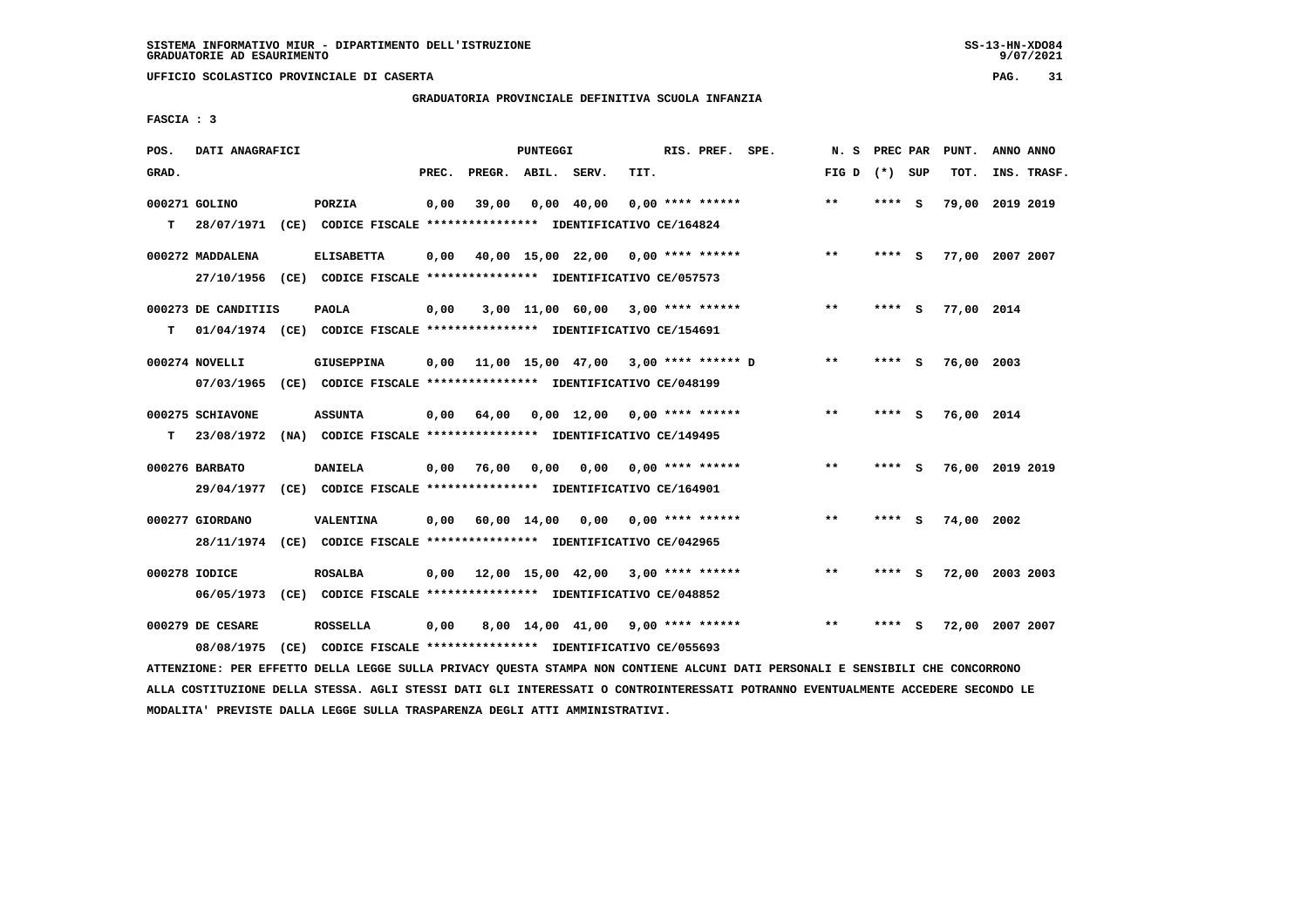SISTEMA INFORMATIVO MIUR - DIPARTIMENTO DELL'ISTRUZIONE
GRADUATORIE AD ESAURIMENTO

UFFICIO SCOLASTICO PROVINCIALE DI CASERTA

GRADUATORIA PROVINCIALE DEFINITIVA SCUOLA INFANZIA

FASCIA : 3

| POS. GRAD. | DATI ANAGRAFICI | | PREC. | PREGR. | ABIL. | SERV. | TIT. | RIS. PREF. SPE. | N. S FIG D | PREC PAR (*) SUP | PUNT. TOT. | ANNO ANNO INS. TRASF. |
|---|---|---|---|---|---|---|---|---|---|---|---|---|
| 000271 | GOLINO | PORZIA | 0,00 | 39,00 | 0,00 | 40,00 | 0,00 | **** ****** | ** | **** S | 79,00 | 2019 2019 |
| T | 28/07/1971 (CE) CODICE FISCALE **************** IDENTIFICATIVO CE/164824 | | | | | | | | | | | |
| 000272 | MADDALENA | ELISABETTA | 0,00 | 40,00 | 15,00 | 22,00 | 0,00 | **** ****** | ** | **** S | 77,00 | 2007 2007 |
| | 27/10/1956 (CE) CODICE FISCALE **************** IDENTIFICATIVO CE/057573 | | | | | | | | | | | |
| 000273 | DE CANDITIIS | PAOLA | 0,00 | 3,00 | 11,00 | 60,00 | 3,00 | **** ****** | ** | **** S | 77,00 | 2014 |
| T | 01/04/1974 (CE) CODICE FISCALE **************** IDENTIFICATIVO CE/154691 | | | | | | | | | | | |
| 000274 | NOVELLI | GIUSEPPINA | 0,00 | 11,00 | 15,00 | 47,00 | 3,00 | **** ****** D | ** | **** S | 76,00 | 2003 |
| | 07/03/1965 (CE) CODICE FISCALE **************** IDENTIFICATIVO CE/048199 | | | | | | | | | | | |
| 000275 | SCHIAVONE | ASSUNTA | 0,00 | 64,00 | 0,00 | 12,00 | 0,00 | **** ****** | ** | **** S | 76,00 | 2014 |
| T | 23/08/1972 (NA) CODICE FISCALE **************** IDENTIFICATIVO CE/149495 | | | | | | | | | | | |
| 000276 | BARBATO | DANIELA | 0,00 | 76,00 | 0,00 | 0,00 | 0,00 | **** ****** | ** | **** S | 76,00 | 2019 2019 |
| | 29/04/1977 (CE) CODICE FISCALE **************** IDENTIFICATIVO CE/164901 | | | | | | | | | | | |
| 000277 | GIORDANO | VALENTINA | 0,00 | 60,00 | 14,00 | 0,00 | 0,00 | **** ****** | ** | **** S | 74,00 | 2002 |
| | 28/11/1974 (CE) CODICE FISCALE **************** IDENTIFICATIVO CE/042965 | | | | | | | | | | | |
| 000278 | IODICE | ROSALBA | 0,00 | 12,00 | 15,00 | 42,00 | 3,00 | **** ****** | ** | **** S | 72,00 | 2003 2003 |
| | 06/05/1973 (CE) CODICE FISCALE **************** IDENTIFICATIVO CE/048852 | | | | | | | | | | | |
| 000279 | DE CESARE | ROSSELLA | 0,00 | 8,00 | 14,00 | 41,00 | 9,00 | **** ****** | ** | **** S | 72,00 | 2007 2007 |
| | 08/08/1975 (CE) CODICE FISCALE **************** IDENTIFICATIVO CE/055693 | | | | | | | | | | | |

ATTENZIONE: PER EFFETTO DELLA LEGGE SULLA PRIVACY QUESTA STAMPA NON CONTIENE ALCUNI DATI PERSONALI E SENSIBILI CHE CONCORRONO ALLA COSTITUZIONE DELLA STESSA. AGLI STESSI DATI GLI INTERESSATI O CONTROINTERESSATI POTRANNO EVENTUALMENTE ACCEDERE SECONDO LE MODALITA' PREVISTE DALLA LEGGE SULLA TRASPARENZA DEGLI ATTI AMMINISTRATIVI.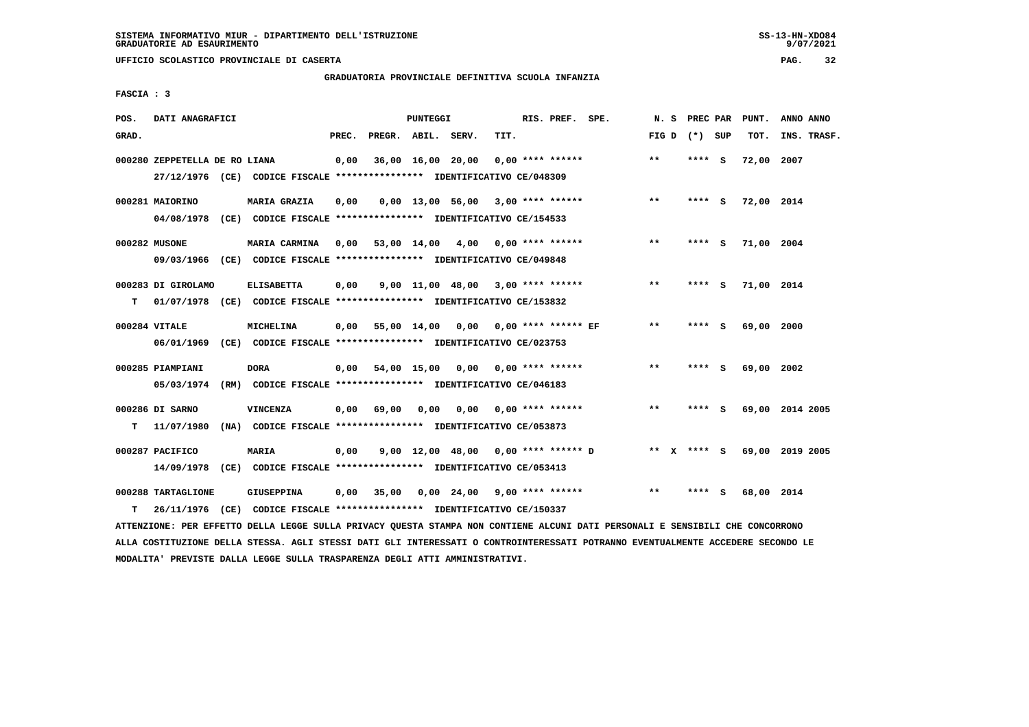SISTEMA INFORMATIVO MIUR - DIPARTIMENTO DELL'ISTRUZIONE
GRADUATORIE AD ESAURIMENTO

UFFICIO SCOLASTICO PROVINCIALE DI CASERTA

GRADUATORIA PROVINCIALE DEFINITIVA SCUOLA INFANZIA

FASCIA : 3

| POS. GRAD. | DATI ANAGRAFICI | | PREC. | PREGR. | ABIL. | SERV. | TIT. | RIS. PREF. | SPE. | N. S FIG D | PREC PAR (*) | SUP | PUNT. TOT. | ANNO INS. | ANNO TRASF. |
|---|---|---|---|---|---|---|---|---|---|---|---|---|---|---|---|
| 000280 | ZEPPETELLA DE RO LIANA | | 0,00 | 36,00 | 16,00 | 20,00 | 0,00 | **** ****** | | ** | **** | S | 72,00 | 2007 | |
| | 27/12/1976 (CE) CODICE FISCALE **************** IDENTIFICATIVO CE/048309 | | | | | | | | | | | | | | |
| 000281 | MAIORINO | MARIA GRAZIA | 0,00 | 0,00 | 13,00 | 56,00 | 3,00 | **** ****** | | ** | **** | S | 72,00 | 2014 | |
| | 04/08/1978 (CE) CODICE FISCALE **************** IDENTIFICATIVO CE/154533 | | | | | | | | | | | | | | |
| 000282 | MUSONE | MARIA CARMINA | 0,00 | 53,00 | 14,00 | 4,00 | 0,00 | **** ****** | | ** | **** | S | 71,00 | 2004 | |
| | 09/03/1966 (CE) CODICE FISCALE **************** IDENTIFICATIVO CE/049848 | | | | | | | | | | | | | | |
| 000283 | DI GIROLAMO | ELISABETTA | 0,00 | 9,00 | 11,00 | 48,00 | 3,00 | **** ****** | | ** | **** | S | 71,00 | 2014 | |
| T | 01/07/1978 (CE) CODICE FISCALE **************** IDENTIFICATIVO CE/153832 | | | | | | | | | | | | | | |
| 000284 | VITALE | MICHELINA | 0,00 | 55,00 | 14,00 | 0,00 | 0,00 | **** ****** | EF | ** | **** | S | 69,00 | 2000 | |
| | 06/01/1969 (CE) CODICE FISCALE **************** IDENTIFICATIVO CE/023753 | | | | | | | | | | | | | | |
| 000285 | PIAMPIANI | DORA | 0,00 | 54,00 | 15,00 | 0,00 | 0,00 | **** ****** | | ** | **** | S | 69,00 | 2002 | |
| | 05/03/1974 (RM) CODICE FISCALE **************** IDENTIFICATIVO CE/046183 | | | | | | | | | | | | | | |
| 000286 | DI SARNO | VINCENZA | 0,00 | 69,00 | 0,00 | 0,00 | 0,00 | **** ****** | | ** | **** | S | 69,00 | 2014 | 2005 |
| T | 11/07/1980 (NA) CODICE FISCALE **************** IDENTIFICATIVO CE/053873 | | | | | | | | | | | | | | |
| 000287 | PACIFICO | MARIA | 0,00 | 9,00 | 12,00 | 48,00 | 0,00 | **** ****** | D | ** X | **** | S | 69,00 | 2019 | 2005 |
| | 14/09/1978 (CE) CODICE FISCALE **************** IDENTIFICATIVO CE/053413 | | | | | | | | | | | | | | |
| 000288 | TARTAGLIONE | GIUSEPPINA | 0,00 | 35,00 | 0,00 | 24,00 | 9,00 | **** ****** | | ** | **** | S | 68,00 | 2014 | |
| T | 26/11/1976 (CE) CODICE FISCALE **************** IDENTIFICATIVO CE/150337 | | | | | | | | | | | | | | |

ATTENZIONE: PER EFFETTO DELLA LEGGE SULLA PRIVACY QUESTA STAMPA NON CONTIENE ALCUNI DATI PERSONALI E SENSIBILI CHE CONCORRONO ALLA COSTITUZIONE DELLA STESSA. AGLI STESSI DATI GLI INTERESSATI O CONTROINTERESSATI POTRANNO EVENTUALMENTE ACCEDERE SECONDO LE MODALITA' PREVISTE DALLA LEGGE SULLA TRASPARENZA DEGLI ATTI AMMINISTRATIVI.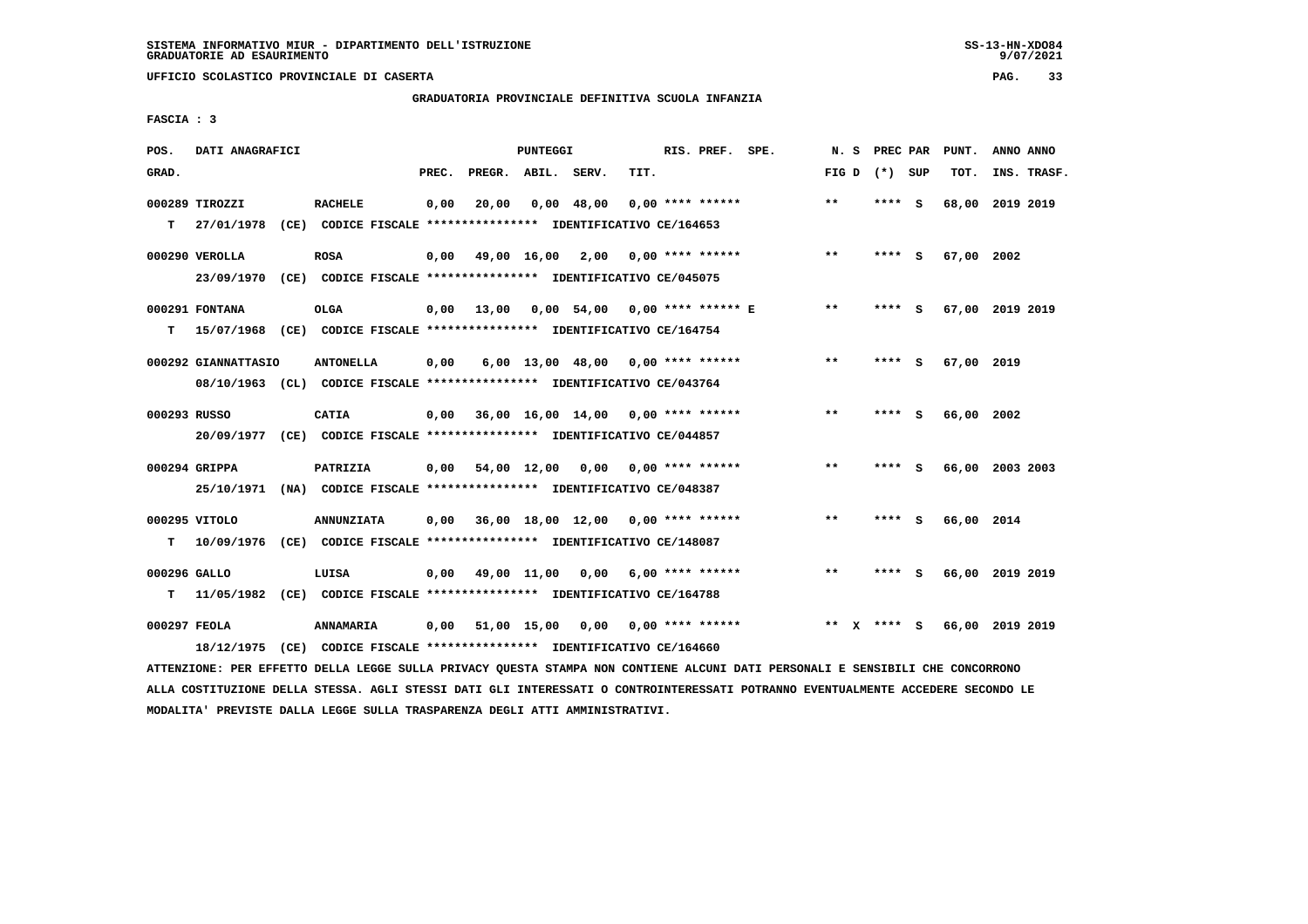SISTEMA INFORMATIVO MIUR - DIPARTIMENTO DELL'ISTRUZIONE
GRADUATORIE AD ESAURIMENTO

UFFICIO SCOLASTICO PROVINCIALE DI CASERTA

GRADUATORIA PROVINCIALE DEFINITIVA SCUOLA INFANZIA

FASCIA : 3

| POS. GRAD. | DATI ANAGRAFICI | | PREC. | PREGR. | ABIL. | SERV. | TIT. | RIS. PREF. SPE. | N. S FIG D | PREC PAR (*) SUP | PUNT. TOT. | ANNO ANNO INS. TRASF. |
|---|---|---|---|---|---|---|---|---|---|---|---|---|
| 000289 | TIROZZI | RACHELE | 0,00 | 20,00 | 0,00 | 48,00 | 0,00 | **** ****** | ** | **** S | 68,00 | 2019 2019 |
| T | 27/01/1978 (CE) CODICE FISCALE **************** IDENTIFICATIVO CE/164653 | | | | | | | | | | | |
| 000290 | VEROLLA | ROSA | 0,00 | 49,00 | 16,00 | 2,00 | 0,00 | **** ****** | ** | **** S | 67,00 | 2002 |
| | 23/09/1970 (CE) CODICE FISCALE **************** IDENTIFICATIVO CE/045075 | | | | | | | | | | | |
| 000291 | FONTANA | OLGA | 0,00 | 13,00 | 0,00 | 54,00 | 0,00 | **** ****** E | ** | **** S | 67,00 | 2019 2019 |
| T | 15/07/1968 (CE) CODICE FISCALE **************** IDENTIFICATIVO CE/164754 | | | | | | | | | | | |
| 000292 | GIANNATTASIO | ANTONELLA | 0,00 | 6,00 | 13,00 | 48,00 | 0,00 | **** ****** | ** | **** S | 67,00 | 2019 |
| | 08/10/1963 (CL) CODICE FISCALE **************** IDENTIFICATIVO CE/043764 | | | | | | | | | | | |
| 000293 | RUSSO | CATIA | 0,00 | 36,00 | 16,00 | 14,00 | 0,00 | **** ****** | ** | **** S | 66,00 | 2002 |
| | 20/09/1977 (CE) CODICE FISCALE **************** IDENTIFICATIVO CE/044857 | | | | | | | | | | | |
| 000294 | GRIPPA | PATRIZIA | 0,00 | 54,00 | 12,00 | 0,00 | 0,00 | **** ****** | ** | **** S | 66,00 | 2003 2003 |
| | 25/10/1971 (NA) CODICE FISCALE **************** IDENTIFICATIVO CE/048387 | | | | | | | | | | | |
| 000295 | VITOLO | ANNUNZIATA | 0,00 | 36,00 | 18,00 | 12,00 | 0,00 | **** ****** | ** | **** S | 66,00 | 2014 |
| T | 10/09/1976 (CE) CODICE FISCALE **************** IDENTIFICATIVO CE/148087 | | | | | | | | | | | |
| 000296 | GALLO | LUISA | 0,00 | 49,00 | 11,00 | 0,00 | 6,00 | **** ****** | ** | **** S | 66,00 | 2019 2019 |
| T | 11/05/1982 (CE) CODICE FISCALE **************** IDENTIFICATIVO CE/164788 | | | | | | | | | | | |
| 000297 | FEOLA | ANNAMARIA | 0,00 | 51,00 | 15,00 | 0,00 | 0,00 | **** ****** | ** X | **** S | 66,00 | 2019 2019 |
| | 18/12/1975 (CE) CODICE FISCALE **************** IDENTIFICATIVO CE/164660 | | | | | | | | | | | |

ATTENZIONE: PER EFFETTO DELLA LEGGE SULLA PRIVACY QUESTA STAMPA NON CONTIENE ALCUNI DATI PERSONALI E SENSIBILI CHE CONCORRONO ALLA COSTITUZIONE DELLA STESSA. AGLI STESSI DATI GLI INTERESSATI O CONTROINTERESSATI POTRANNO EVENTUALMENTE ACCEDERE SECONDO LE MODALITA' PREVISTE DALLA LEGGE SULLA TRASPARENZA DEGLI ATTI AMMINISTRATIVI.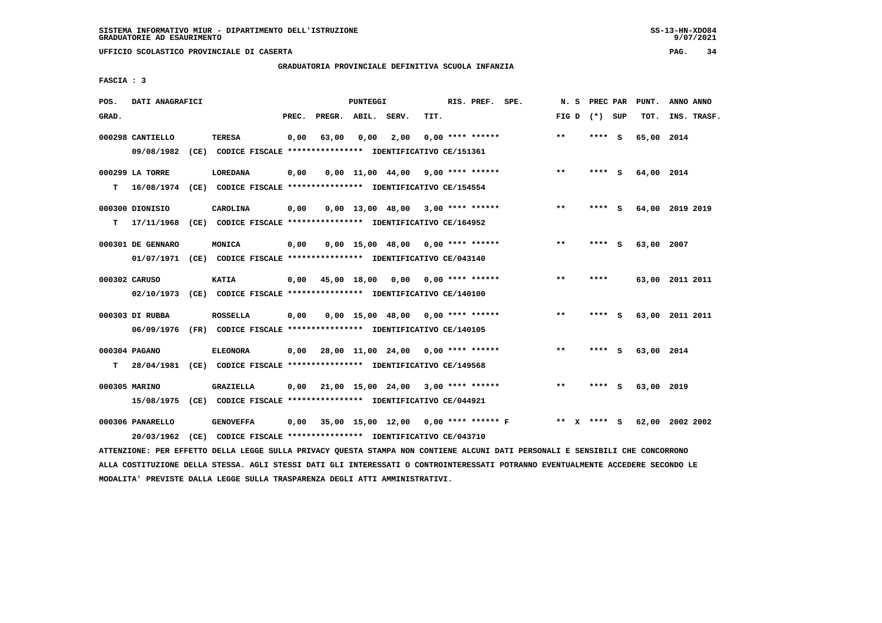UFFICIO SCOLASTICO PROVINCIALE DI CASERTA

GRADUATORIA PROVINCIALE DEFINITIVA SCUOLA INFANZIA

FASCIA : 3

| POS. GRAD. | DATI ANAGRAFICI | | PREC. | PREGR. | ABIL. | SERV. | TIT. | RIS. PREF. SPE. | N. S FIG D | PREC PAR (*) SUP | PUNT. TOT. | ANNO ANNO INS. TRASF. |
|---|---|---|---|---|---|---|---|---|---|---|---|---|
| 000298 | CANTIELLO | TERESA | 0,00 | 63,00 | 0,00 | 2,00 | 0,00 | **** ****** | ** | **** S | 65,00 | 2014 |
| | 09/08/1982 (CE) CODICE FISCALE **************** IDENTIFICATIVO CE/151361 | | | | | | | | | | | |
| 000299 | LA TORRE | LOREDANA | 0,00 | 0,00 | 11,00 | 44,00 | 9,00 | **** ****** | ** | **** S | 64,00 | 2014 |
| T | 16/08/1974 (CE) CODICE FISCALE **************** IDENTIFICATIVO CE/154554 | | | | | | | | | | | |
| 000300 | DIONISIO | CAROLINA | 0,00 | 0,00 | 13,00 | 48,00 | 3,00 | **** ****** | ** | **** S | 64,00 | 2019 2019 |
| T | 17/11/1968 (CE) CODICE FISCALE **************** IDENTIFICATIVO CE/164952 | | | | | | | | | | | |
| 000301 | DE GENNARO | MONICA | 0,00 | 0,00 | 15,00 | 48,00 | 0,00 | **** ****** | ** | **** S | 63,00 | 2007 |
| | 01/07/1971 (CE) CODICE FISCALE **************** IDENTIFICATIVO CE/043140 | | | | | | | | | | | |
| 000302 | CARUSO | KATIA | 0,00 | 45,00 | 18,00 | 0,00 | 0,00 | **** ****** | ** | **** | 63,00 | 2011 2011 |
| | 02/10/1973 (CE) CODICE FISCALE **************** IDENTIFICATIVO CE/140100 | | | | | | | | | | | |
| 000303 | DI RUBBA | ROSSELLA | 0,00 | 0,00 | 15,00 | 48,00 | 0,00 | **** ****** | ** | **** S | 63,00 | 2011 2011 |
| | 06/09/1976 (FR) CODICE FISCALE **************** IDENTIFICATIVO CE/140105 | | | | | | | | | | | |
| 000304 | PAGANO | ELEONORA | 0,00 | 28,00 | 11,00 | 24,00 | 0,00 | **** ****** | ** | **** S | 63,00 | 2014 |
| T | 28/04/1981 (CE) CODICE FISCALE **************** IDENTIFICATIVO CE/149568 | | | | | | | | | | | |
| 000305 | MARINO | GRAZIELLA | 0,00 | 21,00 | 15,00 | 24,00 | 3,00 | **** ****** | ** | **** S | 63,00 | 2019 |
| | 15/08/1975 (CE) CODICE FISCALE **************** IDENTIFICATIVO CE/044921 | | | | | | | | | | | |
| 000306 | PANARELLO | GENOVEFFA | 0,00 | 35,00 | 15,00 | 12,00 | 0,00 | **** ****** F | ** X | **** S | 62,00 | 2002 2002 |
| | 20/03/1962 (CE) CODICE FISCALE **************** IDENTIFICATIVO CE/043710 | | | | | | | | | | | |

ATTENZIONE: PER EFFETTO DELLA LEGGE SULLA PRIVACY QUESTA STAMPA NON CONTIENE ALCUNI DATI PERSONALI E SENSIBILI CHE CONCORRONO ALLA COSTITUZIONE DELLA STESSA. AGLI STESSI DATI GLI INTERESSATI O CONTROINTERESSATI POTRANNO EVENTUALMENTE ACCEDERE SECONDO LE MODALITA' PREVISTE DALLA LEGGE SULLA TRASPARENZA DEGLI ATTI AMMINISTRATIVI.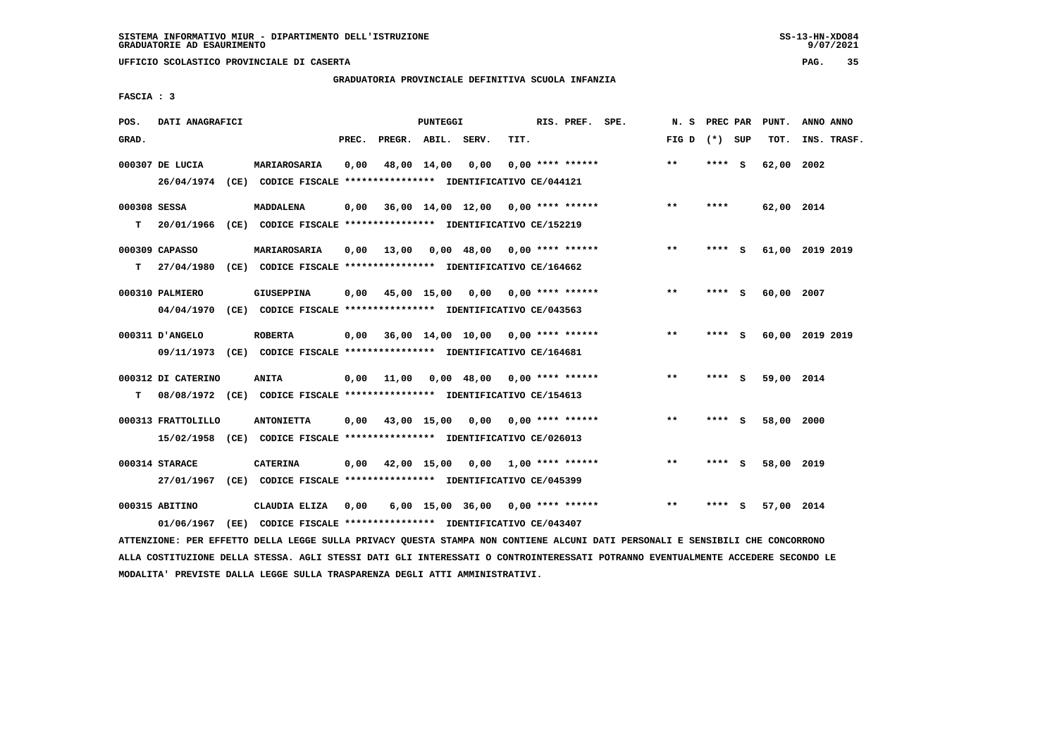UFFICIO SCOLASTICO PROVINCIALE DI CASERTA

GRADUATORIA PROVINCIALE DEFINITIVA SCUOLA INFANZIA

FASCIA : 3

| POS. GRAD. | DATI ANAGRAFICI | | PREC. | PREGR. | ABIL. | SERV. | TIT. | RIS. PREF. SPE. | N. S FIG D | PREC PAR (*) SUP | PUNT. TOT. | ANNO ANNO INS. TRASF. |
|---|---|---|---|---|---|---|---|---|---|---|---|---|
| 000307 | DE LUCIA 26/04/1974 (CE) CODICE FISCALE **************** IDENTIFICATIVO CE/044121 | MARIAROSARIA | 0,00 | 48,00 | 14,00 | 0,00 | 0,00 | **** ****** | ** | **** S | 62,00 | 2002 |
| 000308 T | SESSA 20/01/1966 (CE) CODICE FISCALE **************** IDENTIFICATIVO CE/152219 | MADDALENA | 0,00 | 36,00 | 14,00 | 12,00 | 0,00 | **** ****** | ** | **** | 62,00 | 2014 |
| 000309 T | CAPASSO 27/04/1980 (CE) CODICE FISCALE **************** IDENTIFICATIVO CE/164662 | MARIAROSARIA | 0,00 | 13,00 | 0,00 | 48,00 | 0,00 | **** ****** | ** | **** S | 61,00 | 2019 2019 |
| 000310 | PALMIERO 04/04/1970 (CE) CODICE FISCALE **************** IDENTIFICATIVO CE/043563 | GIUSEPPINA | 0,00 | 45,00 | 15,00 | 0,00 | 0,00 | **** ****** | ** | **** S | 60,00 | 2007 |
| 000311 | D'ANGELO 09/11/1973 (CE) CODICE FISCALE **************** IDENTIFICATIVO CE/164681 | ROBERTA | 0,00 | 36,00 | 14,00 | 10,00 | 0,00 | **** ****** | ** | **** S | 60,00 | 2019 2019 |
| 000312 T | DI CATERINO 08/08/1972 (CE) CODICE FISCALE **************** IDENTIFICATIVO CE/154613 | ANITA | 0,00 | 11,00 | 0,00 | 48,00 | 0,00 | **** ****** | ** | **** S | 59,00 | 2014 |
| 000313 | FRATTOLILLO 15/02/1958 (CE) CODICE FISCALE **************** IDENTIFICATIVO CE/026013 | ANTONIETTA | 0,00 | 43,00 | 15,00 | 0,00 | 0,00 | **** ****** | ** | **** S | 58,00 | 2000 |
| 000314 | STARACE 27/01/1967 (CE) CODICE FISCALE **************** IDENTIFICATIVO CE/045399 | CATERINA | 0,00 | 42,00 | 15,00 | 0,00 | 1,00 | **** ****** | ** | **** S | 58,00 | 2019 |
| 000315 | ABITINO 01/06/1967 (EE) CODICE FISCALE **************** IDENTIFICATIVO CE/043407 | CLAUDIA ELIZA | 0,00 | 6,00 | 15,00 | 36,00 | 0,00 | **** ****** | ** | **** S | 57,00 | 2014 |

ATTENZIONE: PER EFFETTO DELLA LEGGE SULLA PRIVACY QUESTA STAMPA NON CONTIENE ALCUNI DATI PERSONALI E SENSIBILI CHE CONCORRONO ALLA COSTITUZIONE DELLA STESSA. AGLI STESSI DATI GLI INTERESSATI O CONTROINTERESSATI POTRANNO EVENTUALMENTE ACCEDERE SECONDO LE MODALITA' PREVISTE DALLA LEGGE SULLA TRASPARENZA DEGLI ATTI AMMINISTRATIVI.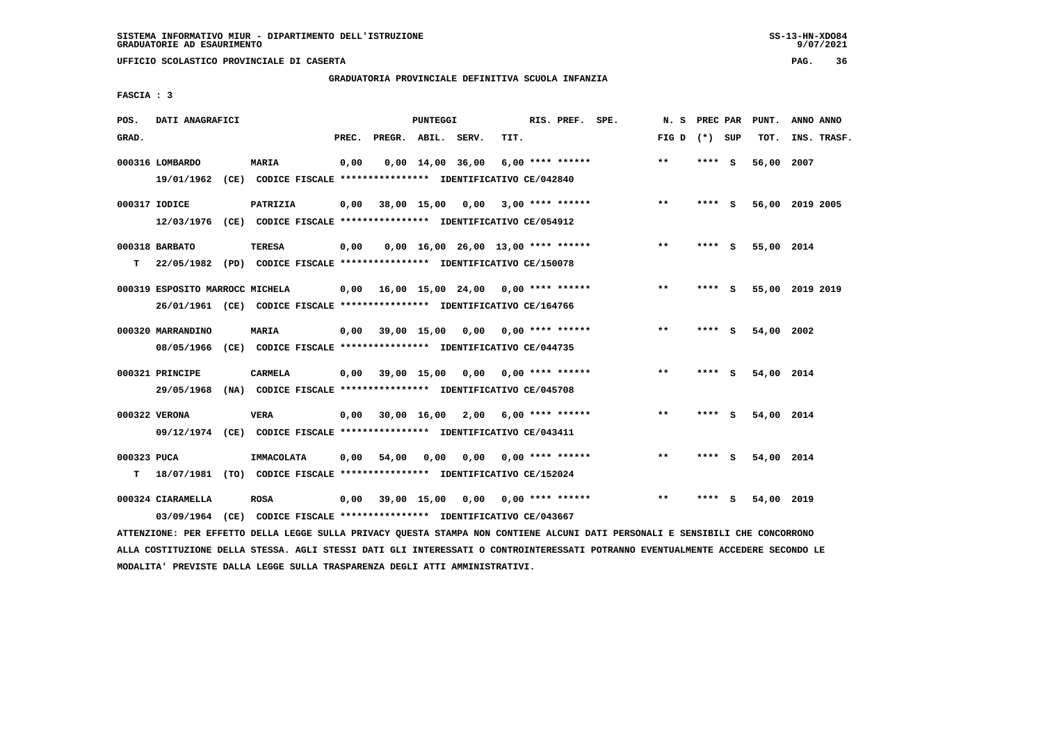SISTEMA INFORMATIVO MIUR - DIPARTIMENTO DELL'ISTRUZIONE
GRADUATORIE AD ESAURIMENTO

UFFICIO SCOLASTICO PROVINCIALE DI CASERTA

GRADUATORIA PROVINCIALE DEFINITIVA SCUOLA INFANZIA

FASCIA : 3

| POS. GRAD. | DATI ANAGRAFICI | | PREC. | PREGR. | ABIL. | SERV. | TIT. | RIS. PREF. SPE. | N. S FIG D | PREC PAR (*) SUP | PUNT. TOT. | ANNO ANNO INS. TRASF. |
|---|---|---|---|---|---|---|---|---|---|---|---|---|
| 000316 | LOMBARDO | MARIA | 0,00 | 0,00 | 14,00 | 36,00 | 6,00 | **** ****** | ** | **** S | 56,00 | 2007 |
| | 19/01/1962 (CE) CODICE FISCALE **************** IDENTIFICATIVO CE/042840 | | | | | | | | | | | |
| 000317 | IODICE | PATRIZIA | 0,00 | 38,00 | 15,00 | 0,00 | 3,00 | **** ****** | ** | **** S | 56,00 | 2019 2005 |
| | 12/03/1976 (CE) CODICE FISCALE **************** IDENTIFICATIVO CE/054912 | | | | | | | | | | | |
| 000318 | BARBATO | TERESA | 0,00 | 0,00 | 16,00 | 26,00 | 13,00 | **** ****** | ** | **** S | 55,00 | 2014 |
| T | 22/05/1982 (PD) CODICE FISCALE **************** IDENTIFICATIVO CE/150078 | | | | | | | | | | | |
| 000319 | ESPOSITO MARROCC | MICHELA | 0,00 | 16,00 | 15,00 | 24,00 | 0,00 | **** ****** | ** | **** S | 55,00 | 2019 2019 |
| | 26/01/1961 (CE) CODICE FISCALE **************** IDENTIFICATIVO CE/164766 | | | | | | | | | | | |
| 000320 | MARRANDINO | MARIA | 0,00 | 39,00 | 15,00 | 0,00 | 0,00 | **** ****** | ** | **** S | 54,00 | 2002 |
| | 08/05/1966 (CE) CODICE FISCALE **************** IDENTIFICATIVO CE/044735 | | | | | | | | | | | |
| 000321 | PRINCIPE | CARMELA | 0,00 | 39,00 | 15,00 | 0,00 | 0,00 | **** ****** | ** | **** S | 54,00 | 2014 |
| | 29/05/1968 (NA) CODICE FISCALE **************** IDENTIFICATIVO CE/045708 | | | | | | | | | | | |
| 000322 | VERONA | VERA | 0,00 | 30,00 | 16,00 | 2,00 | 6,00 | **** ****** | ** | **** S | 54,00 | 2014 |
| | 09/12/1974 (CE) CODICE FISCALE **************** IDENTIFICATIVO CE/043411 | | | | | | | | | | | |
| 000323 | PUCA | IMMACOLATA | 0,00 | 54,00 | 0,00 | 0,00 | 0,00 | **** ****** | ** | **** S | 54,00 | 2014 |
| T | 18/07/1981 (TO) CODICE FISCALE **************** IDENTIFICATIVO CE/152024 | | | | | | | | | | | |
| 000324 | CIARAMELLA | ROSA | 0,00 | 39,00 | 15,00 | 0,00 | 0,00 | **** ****** | ** | **** S | 54,00 | 2019 |
| | 03/09/1964 (CE) CODICE FISCALE **************** IDENTIFICATIVO CE/043667 | | | | | | | | | | | |

ATTENZIONE: PER EFFETTO DELLA LEGGE SULLA PRIVACY QUESTA STAMPA NON CONTIENE ALCUNI DATI PERSONALI E SENSIBILI CHE CONCORRONO ALLA COSTITUZIONE DELLA STESSA. AGLI STESSI DATI GLI INTERESSATI O CONTROINTERESSATI POTRANNO EVENTUALMENTE ACCEDERE SECONDO LE MODALITA' PREVISTE DALLA LEGGE SULLA TRASPARENZA DEGLI ATTI AMMINISTRATIVI.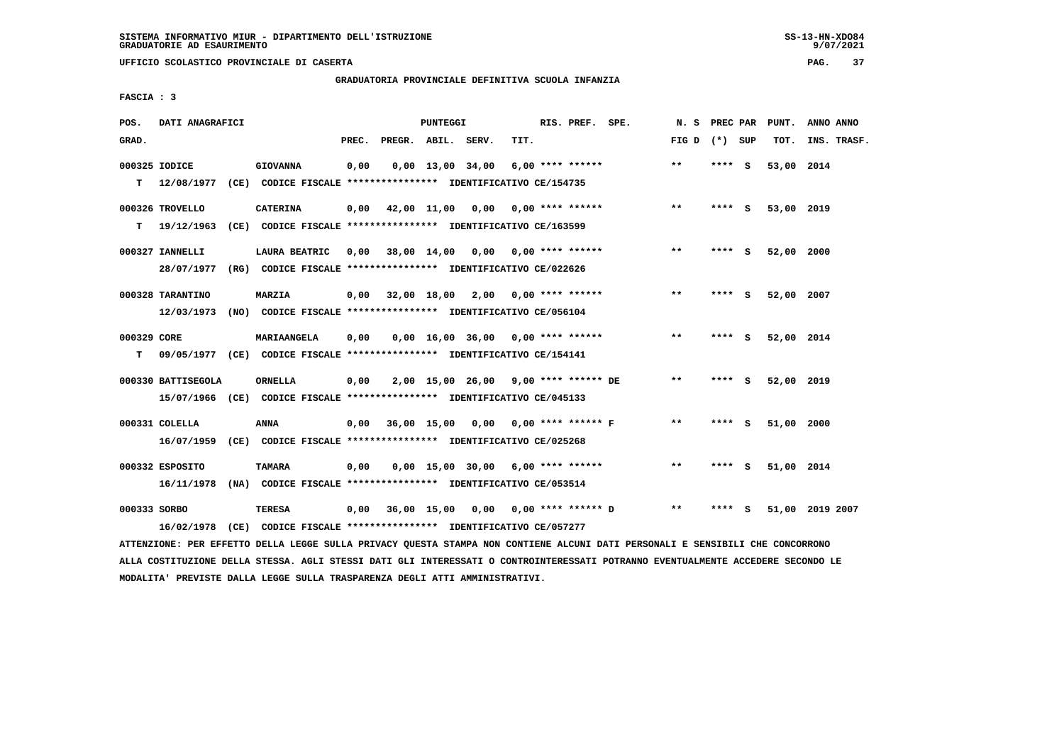SISTEMA INFORMATIVO MIUR - DIPARTIMENTO DELL'ISTRUZIONE
GRADUATORIE AD ESAURIMENTO

UFFICIO SCOLASTICO PROVINCIALE DI CASERTA

GRADUATORIA PROVINCIALE DEFINITIVA SCUOLA INFANZIA

FASCIA : 3

| POS. GRAD. | DATI ANAGRAFICI | | PREC. | PREGR. | ABIL. | SERV. | TIT. | RIS. PREF. SPE. | N. S FIG D | PREC PAR (*) SUP | PUNT. TOT. | ANNO ANNO INS. TRASF. |
|---|---|---|---|---|---|---|---|---|---|---|---|---|
| 000325 | IODICE | GIOVANNA | 0,00 | 0,00 | 13,00 | 34,00 | 6,00 | **** ****** | ** | **** S | 53,00 | 2014 |
| T | 12/08/1977 (CE) CODICE FISCALE **************** IDENTIFICATIVO CE/154735 | | | | | | | | | | | |
| 000326 | TROVELLO | CATERINA | 0,00 | 42,00 | 11,00 | 0,00 | 0,00 | **** ****** | ** | **** S | 53,00 | 2019 |
| T | 19/12/1963 (CE) CODICE FISCALE **************** IDENTIFICATIVO CE/163599 | | | | | | | | | | | |
| 000327 | IANNELLI | LAURA BEATRIC | 0,00 | 38,00 | 14,00 | 0,00 | 0,00 | **** ****** | ** | **** S | 52,00 | 2000 |
| | 28/07/1977 (RG) CODICE FISCALE **************** IDENTIFICATIVO CE/022626 | | | | | | | | | | | |
| 000328 | TARANTINO | MARZIA | 0,00 | 32,00 | 18,00 | 2,00 | 0,00 | **** ****** | ** | **** S | 52,00 | 2007 |
| | 12/03/1973 (NO) CODICE FISCALE **************** IDENTIFICATIVO CE/056104 | | | | | | | | | | | |
| 000329 | CORE | MARIAANGELA | 0,00 | 0,00 | 16,00 | 36,00 | 0,00 | **** ****** | ** | **** S | 52,00 | 2014 |
| T | 09/05/1977 (CE) CODICE FISCALE **************** IDENTIFICATIVO CE/154141 | | | | | | | | | | | |
| 000330 | BATTISEGOLA | ORNELLA | 0,00 | 2,00 | 15,00 | 26,00 | 9,00 | **** ****** DE | ** | **** S | 52,00 | 2019 |
| | 15/07/1966 (CE) CODICE FISCALE **************** IDENTIFICATIVO CE/045133 | | | | | | | | | | | |
| 000331 | COLELLA | ANNA | 0,00 | 36,00 | 15,00 | 0,00 | 0,00 | **** ****** F | ** | **** S | 51,00 | 2000 |
| | 16/07/1959 (CE) CODICE FISCALE **************** IDENTIFICATIVO CE/025268 | | | | | | | | | | | |
| 000332 | ESPOSITO | TAMARA | 0,00 | 0,00 | 15,00 | 30,00 | 6,00 | **** ****** | ** | **** S | 51,00 | 2014 |
| | 16/11/1978 (NA) CODICE FISCALE **************** IDENTIFICATIVO CE/053514 | | | | | | | | | | | |
| 000333 | SORBO | TERESA | 0,00 | 36,00 | 15,00 | 0,00 | 0,00 | **** ****** D | ** | **** S | 51,00 | 2019 2007 |
| | 16/02/1978 (CE) CODICE FISCALE **************** IDENTIFICATIVO CE/057277 | | | | | | | | | | | |

ATTENZIONE: PER EFFETTO DELLA LEGGE SULLA PRIVACY QUESTA STAMPA NON CONTIENE ALCUNI DATI PERSONALI E SENSIBILI CHE CONCORRONO ALLA COSTITUZIONE DELLA STESSA. AGLI STESSI DATI GLI INTERESSATI O CONTROINTERESSATI POTRANNO EVENTUALMENTE ACCEDERE SECONDO LE MODALITA' PREVISTE DALLA LEGGE SULLA TRASPARENZA DEGLI ATTI AMMINISTRATIVI.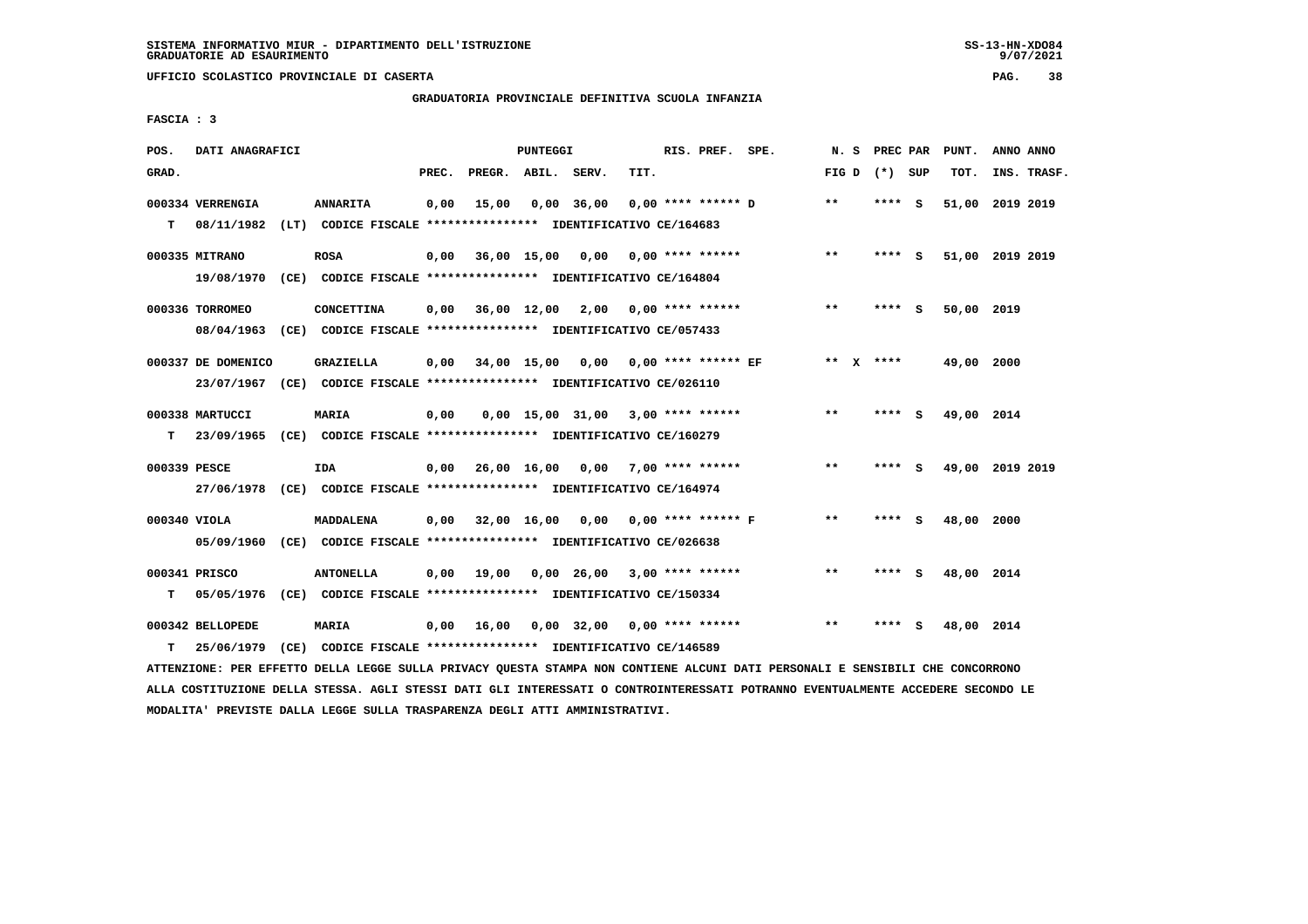SISTEMA INFORMATIVO MIUR - DIPARTIMENTO DELL'ISTRUZIONE
GRADUATORIE AD ESAURIMENTO

UFFICIO SCOLASTICO PROVINCIALE DI CASERTA

GRADUATORIA PROVINCIALE DEFINITIVA SCUOLA INFANZIA

FASCIA : 3

| POS. GRAD. | DATI ANAGRAFICI | | PREC. | PREGR. | ABIL. | SERV. | TIT. | RIS. PREF. | SPE. | N. S FIG D | PREC PAR (*) | SUP | PUNT. TOT. | ANNO INS. | ANNO TRASF. |
|---|---|---|---|---|---|---|---|---|---|---|---|---|---|---|---|
| 000334 | VERRENGIA | ANNARITA | 0,00 | 15,00 | 0,00 | 36,00 | 0,00 | **** ****** | D | ** | **** | S | 51,00 | 2019 | 2019 |
| T | 08/11/1982 (LT) | CODICE FISCALE **************** IDENTIFICATIVO CE/164683 | | | | | | | | | | | | | |
| 000335 | MITRANO | ROSA | 0,00 | 36,00 | 15,00 | 0,00 | 0,00 | **** ****** | | ** | **** | S | 51,00 | 2019 | 2019 |
| | 19/08/1970 (CE) | CODICE FISCALE **************** IDENTIFICATIVO CE/164804 | | | | | | | | | | | | | |
| 000336 | TORROMEO | CONCETTINA | 0,00 | 36,00 | 12,00 | 2,00 | 0,00 | **** ****** | | ** | **** | S | 50,00 | 2019 | |
| | 08/04/1963 (CE) | CODICE FISCALE **************** IDENTIFICATIVO CE/057433 | | | | | | | | | | | | | |
| 000337 | DE DOMENICO | GRAZIELLA | 0,00 | 34,00 | 15,00 | 0,00 | 0,00 | **** ****** | EF | ** X | **** | | 49,00 | 2000 | |
| | 23/07/1967 (CE) | CODICE FISCALE **************** IDENTIFICATIVO CE/026110 | | | | | | | | | | | | | |
| 000338 | MARTUCCI | MARIA | 0,00 | 0,00 | 15,00 | 31,00 | 3,00 | **** ****** | | ** | **** | S | 49,00 | 2014 | |
| T | 23/09/1965 (CE) | CODICE FISCALE **************** IDENTIFICATIVO CE/160279 | | | | | | | | | | | | | |
| 000339 | PESCE | IDA | 0,00 | 26,00 | 16,00 | 0,00 | 7,00 | **** ****** | | ** | **** | S | 49,00 | 2019 | 2019 |
| | 27/06/1978 (CE) | CODICE FISCALE **************** IDENTIFICATIVO CE/164974 | | | | | | | | | | | | | |
| 000340 | VIOLA | MADDALENA | 0,00 | 32,00 | 16,00 | 0,00 | 0,00 | **** ****** | F | ** | **** | S | 48,00 | 2000 | |
| | 05/09/1960 (CE) | CODICE FISCALE **************** IDENTIFICATIVO CE/026638 | | | | | | | | | | | | | |
| 000341 | PRISCO | ANTONELLA | 0,00 | 19,00 | 0,00 | 26,00 | 3,00 | **** ****** | | ** | **** | S | 48,00 | 2014 | |
| T | 05/05/1976 (CE) | CODICE FISCALE **************** IDENTIFICATIVO CE/150334 | | | | | | | | | | | | | |
| 000342 | BELLOPEDE | MARIA | 0,00 | 16,00 | 0,00 | 32,00 | 0,00 | **** ****** | | ** | **** | S | 48,00 | 2014 | |
| T | 25/06/1979 (CE) | CODICE FISCALE **************** IDENTIFICATIVO CE/146589 | | | | | | | | | | | | | |

ATTENZIONE: PER EFFETTO DELLA LEGGE SULLA PRIVACY QUESTA STAMPA NON CONTIENE ALCUNI DATI PERSONALI E SENSIBILI CHE CONCORRONO ALLA COSTITUZIONE DELLA STESSA. AGLI STESSI DATI GLI INTERESSATI O CONTROINTERESSATI POTRANNO EVENTUALMENTE ACCEDERE SECONDO LE MODALITA' PREVISTE DALLA LEGGE SULLA TRASPARENZA DEGLI ATTI AMMINISTRATIVI.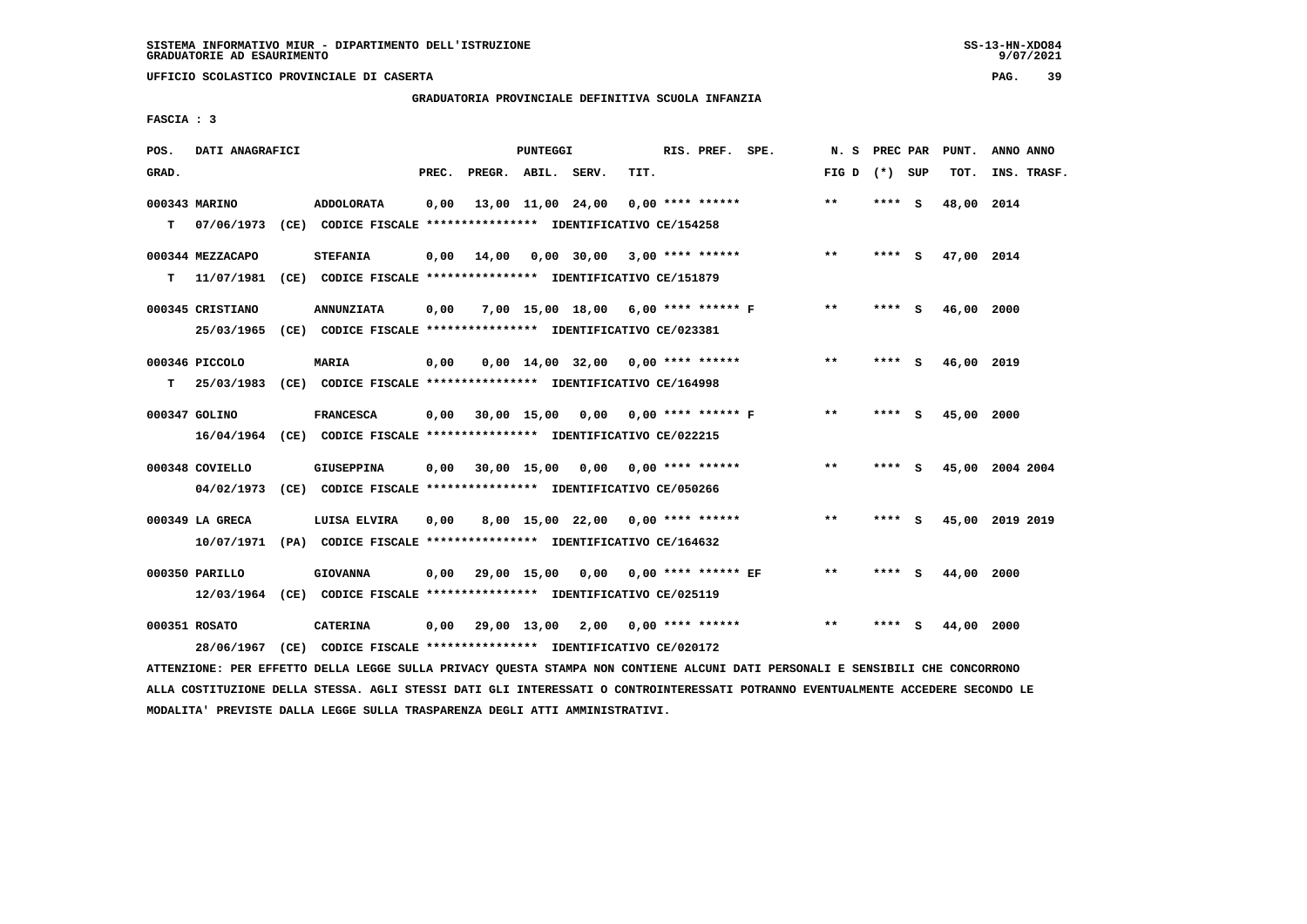SISTEMA INFORMATIVO MIUR - DIPARTIMENTO DELL'ISTRUZIONE
GRADUATORIE AD ESAURIMENTO

UFFICIO SCOLASTICO PROVINCIALE DI CASERTA

GRADUATORIA PROVINCIALE DEFINITIVA SCUOLA INFANZIA

FASCIA : 3

| POS. GRAD. | DATI ANAGRAFICI | | PREC. | PREGR. | ABIL. | SERV. | TIT. | RIS. PREF. | SPE. | N. S FIG D | PREC PAR (*) | SUP | PUNT. TOT. | ANNO ANNO INS. TRASF. |
|---|---|---|---|---|---|---|---|---|---|---|---|---|---|---|
| 000343 MARINO | | ADDOLORATA | 0,00 | 13,00 | 11,00 | 24,00 | 0,00 | **** ****** | | ** | **** | S | 48,00 | 2014 |
| T | 07/06/1973 (CE) CODICE FISCALE **************** IDENTIFICATIVO CE/154258 | | | | | | | | | | | | | |
| 000344 MEZZACAPO | | STEFANIA | 0,00 | 14,00 | 0,00 | 30,00 | 3,00 | **** ****** | | ** | **** | S | 47,00 | 2014 |
| T | 11/07/1981 (CE) CODICE FISCALE **************** IDENTIFICATIVO CE/151879 | | | | | | | | | | | | | |
| 000345 CRISTIANO | | ANNUNZIATA | 0,00 | 7,00 | 15,00 | 18,00 | 6,00 | **** ****** F | | ** | **** | S | 46,00 | 2000 |
| | 25/03/1965 (CE) CODICE FISCALE **************** IDENTIFICATIVO CE/023381 | | | | | | | | | | | | | |
| 000346 PICCOLO | | MARIA | 0,00 | 0,00 | 14,00 | 32,00 | 0,00 | **** ****** | | ** | **** | S | 46,00 | 2019 |
| T | 25/03/1983 (CE) CODICE FISCALE **************** IDENTIFICATIVO CE/164998 | | | | | | | | | | | | | |
| 000347 GOLINO | | FRANCESCA | 0,00 | 30,00 | 15,00 | 0,00 | 0,00 | **** ****** F | | ** | **** | S | 45,00 | 2000 |
| | 16/04/1964 (CE) CODICE FISCALE **************** IDENTIFICATIVO CE/022215 | | | | | | | | | | | | | |
| 000348 COVIELLO | | GIUSEPPINA | 0,00 | 30,00 | 15,00 | 0,00 | 0,00 | **** ****** | | ** | **** | S | 45,00 | 2004 2004 |
| | 04/02/1973 (CE) CODICE FISCALE **************** IDENTIFICATIVO CE/050266 | | | | | | | | | | | | | |
| 000349 LA GRECA | | LUISA ELVIRA | 0,00 | 8,00 | 15,00 | 22,00 | 0,00 | **** ****** | | ** | **** | S | 45,00 | 2019 2019 |
| | 10/07/1971 (PA) CODICE FISCALE **************** IDENTIFICATIVO CE/164632 | | | | | | | | | | | | | |
| 000350 PARILLO | | GIOVANNA | 0,00 | 29,00 | 15,00 | 0,00 | 0,00 | **** ****** EF | | ** | **** | S | 44,00 | 2000 |
| | 12/03/1964 (CE) CODICE FISCALE **************** IDENTIFICATIVO CE/025119 | | | | | | | | | | | | | |
| 000351 ROSATO | | CATERINA | 0,00 | 29,00 | 13,00 | 2,00 | 0,00 | **** ****** | | ** | **** | S | 44,00 | 2000 |
| | 28/06/1967 (CE) CODICE FISCALE **************** IDENTIFICATIVO CE/020172 | | | | | | | | | | | | | |

ATTENZIONE: PER EFFETTO DELLA LEGGE SULLA PRIVACY QUESTA STAMPA NON CONTIENE ALCUNI DATI PERSONALI E SENSIBILI CHE CONCORRONO ALLA COSTITUZIONE DELLA STESSA. AGLI STESSI DATI GLI INTERESSATI O CONTROINTERESSATI POTRANNO EVENTUALMENTE ACCEDERE SECONDO LE MODALITA' PREVISTE DALLA LEGGE SULLA TRASPARENZA DEGLI ATTI AMMINISTRATIVI.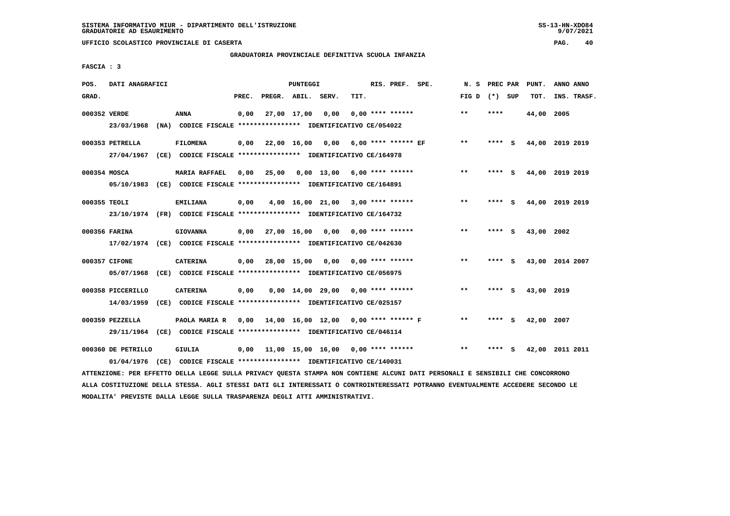SISTEMA INFORMATIVO MIUR - DIPARTIMENTO DELL'ISTRUZIONE
GRADUATORIE AD ESAURIMENTO

UFFICIO SCOLASTICO PROVINCIALE DI CASERTA

GRADUATORIA PROVINCIALE DEFINITIVA SCUOLA INFANZIA

FASCIA : 3

| POS. GRAD. | DATI ANAGRAFICI | | PREC. | PREGR. | ABIL. | SERV. | TIT. | RIS. PREF. SPE. | N. S FIG D | PREC PAR (*) SUP | PUNT. TOT. | ANNO ANNO INS. TRASF. |
|---|---|---|---|---|---|---|---|---|---|---|---|---|
| 000352 | VERDE | ANNA | 0,00 | 27,00 | 17,00 | 0,00 | 0,00 | **** ****** | ** | **** | 44,00 | 2005 |
| | 23/03/1968 (NA) CODICE FISCALE **************** IDENTIFICATIVO CE/054022 | | | | | | | | | | | |
| 000353 | PETRELLA | FILOMENA | 0,00 | 22,00 | 16,00 | 0,00 | 6,00 | **** ****** EF | ** | **** S | 44,00 | 2019 2019 |
| | 27/04/1967 (CE) CODICE FISCALE **************** IDENTIFICATIVO CE/164978 | | | | | | | | | | | |
| 000354 | MOSCA | MARIA RAFFAEL | 0,00 | 25,00 | 0,00 | 13,00 | 6,00 | **** ****** | ** | **** S | 44,00 | 2019 2019 |
| | 05/10/1983 (CE) CODICE FISCALE **************** IDENTIFICATIVO CE/164891 | | | | | | | | | | | |
| 000355 | TEOLI | EMILIANA | 0,00 | 4,00 | 16,00 | 21,00 | 3,00 | **** ****** | ** | **** S | 44,00 | 2019 2019 |
| | 23/10/1974 (FR) CODICE FISCALE **************** IDENTIFICATIVO CE/164732 | | | | | | | | | | | |
| 000356 | FARINA | GIOVANNA | 0,00 | 27,00 | 16,00 | 0,00 | 0,00 | **** ****** | ** | **** S | 43,00 | 2002 |
| | 17/02/1974 (CE) CODICE FISCALE **************** IDENTIFICATIVO CE/042630 | | | | | | | | | | | |
| 000357 | CIFONE | CATERINA | 0,00 | 28,00 | 15,00 | 0,00 | 0,00 | **** ****** | ** | **** S | 43,00 | 2014 2007 |
| | 05/07/1968 (CE) CODICE FISCALE **************** IDENTIFICATIVO CE/056975 | | | | | | | | | | | |
| 000358 | PICCERILLO | CATERINA | 0,00 | 0,00 | 14,00 | 29,00 | 0,00 | **** ****** | ** | **** S | 43,00 | 2019 |
| | 14/03/1959 (CE) CODICE FISCALE **************** IDENTIFICATIVO CE/025157 | | | | | | | | | | | |
| 000359 | PEZZELLA | PAOLA MARIA R | 0,00 | 14,00 | 16,00 | 12,00 | 0,00 | **** ****** F | ** | **** S | 42,00 | 2007 |
| | 29/11/1964 (CE) CODICE FISCALE **************** IDENTIFICATIVO CE/046114 | | | | | | | | | | | |
| 000360 | DE PETRILLO | GIULIA | 0,00 | 11,00 | 15,00 | 16,00 | 0,00 | **** ****** | ** | **** S | 42,00 | 2011 2011 |
| | 01/04/1976 (CE) CODICE FISCALE **************** IDENTIFICATIVO CE/140031 | | | | | | | | | | | |

ATTENZIONE: PER EFFETTO DELLA LEGGE SULLA PRIVACY QUESTA STAMPA NON CONTIENE ALCUNI DATI PERSONALI E SENSIBILI CHE CONCORRONO ALLA COSTITUZIONE DELLA STESSA. AGLI STESSI DATI GLI INTERESSATI O CONTROINTERESSATI POTRANNO EVENTUALMENTE ACCEDERE SECONDO LE MODALITA' PREVISTE DALLA LEGGE SULLA TRASPARENZA DEGLI ATTI AMMINISTRATIVI.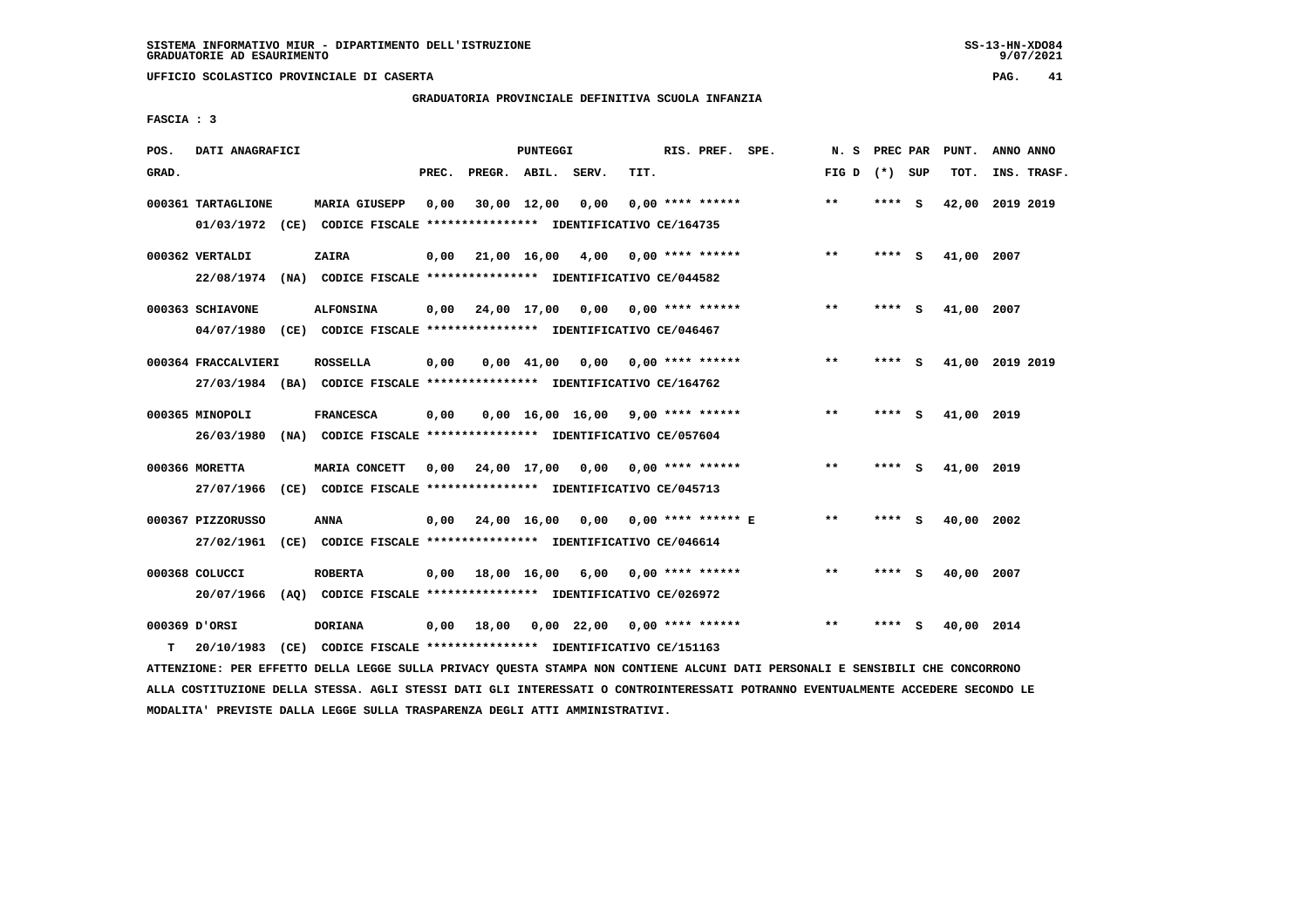SISTEMA INFORMATIVO MIUR - DIPARTIMENTO DELL'ISTRUZIONE
GRADUATORIE AD ESAURIMENTO

UFFICIO SCOLASTICO PROVINCIALE DI CASERTA

GRADUATORIA PROVINCIALE DEFINITIVA SCUOLA INFANZIA

FASCIA : 3

| POS. GRAD. | DATI ANAGRAFICI | | PREC. | PREGR. | ABIL. | SERV. | TIT. | RIS. PREF. SPE. | N. S FIG D | PREC PAR (*) SUP | PUNT. TOT. | ANNO ANNO INS. TRASF. |
|---|---|---|---|---|---|---|---|---|---|---|---|---|
| 000361 | TARTAGLIONE | MARIA GIUSEPP | 0,00 | 30,00 | 12,00 | 0,00 | 0,00 | **** ****** | ** | **** S | 42,00 | 2019 2019 |
| | 01/03/1972 (CE) CODICE FISCALE **************** IDENTIFICATIVO CE/164735 | | | | | | | | | | | |
| 000362 | VERTALDI | ZAIRA | 0,00 | 21,00 | 16,00 | 4,00 | 0,00 | **** ****** | ** | **** S | 41,00 | 2007 |
| | 22/08/1974 (NA) CODICE FISCALE **************** IDENTIFICATIVO CE/044582 | | | | | | | | | | | |
| 000363 | SCHIAVONE | ALFONSINA | 0,00 | 24,00 | 17,00 | 0,00 | 0,00 | **** ****** | ** | **** S | 41,00 | 2007 |
| | 04/07/1980 (CE) CODICE FISCALE **************** IDENTIFICATIVO CE/046467 | | | | | | | | | | | |
| 000364 | FRACCALVIERI | ROSSELLA | 0,00 | 0,00 | 41,00 | 0,00 | 0,00 | **** ****** | ** | **** S | 41,00 | 2019 2019 |
| | 27/03/1984 (BA) CODICE FISCALE **************** IDENTIFICATIVO CE/164762 | | | | | | | | | | | |
| 000365 | MINOPOLI | FRANCESCA | 0,00 | 0,00 | 16,00 | 16,00 | 9,00 | **** ****** | ** | **** S | 41,00 | 2019 |
| | 26/03/1980 (NA) CODICE FISCALE **************** IDENTIFICATIVO CE/057604 | | | | | | | | | | | |
| 000366 | MORETTA | MARIA CONCETT | 0,00 | 24,00 | 17,00 | 0,00 | 0,00 | **** ****** | ** | **** S | 41,00 | 2019 |
| | 27/07/1966 (CE) CODICE FISCALE **************** IDENTIFICATIVO CE/045713 | | | | | | | | | | | |
| 000367 | PIZZORUSSO | ANNA | 0,00 | 24,00 | 16,00 | 0,00 | 0,00 | **** ****** E | ** | **** S | 40,00 | 2002 |
| | 27/02/1961 (CE) CODICE FISCALE **************** IDENTIFICATIVO CE/046614 | | | | | | | | | | | |
| 000368 | COLUCCI | ROBERTA | 0,00 | 18,00 | 16,00 | 6,00 | 0,00 | **** ****** | ** | **** S | 40,00 | 2007 |
| | 20/07/1966 (AQ) CODICE FISCALE **************** IDENTIFICATIVO CE/026972 | | | | | | | | | | | |
| 000369 | D'ORSI | DORIANA | 0,00 | 18,00 | 0,00 | 22,00 | 0,00 | **** ****** | ** | **** S | 40,00 | 2014 |
| T | 20/10/1983 (CE) CODICE FISCALE **************** IDENTIFICATIVO CE/151163 | | | | | | | | | | | |

ATTENZIONE: PER EFFETTO DELLA LEGGE SULLA PRIVACY QUESTA STAMPA NON CONTIENE ALCUNI DATI PERSONALI E SENSIBILI CHE CONCORRONO ALLA COSTITUZIONE DELLA STESSA. AGLI STESSI DATI GLI INTERESSATI O CONTROINTERESSATI POTRANNO EVENTUALMENTE ACCEDERE SECONDO LE MODALITA' PREVISTE DALLA LEGGE SULLA TRASPARENZA DEGLI ATTI AMMINISTRATIVI.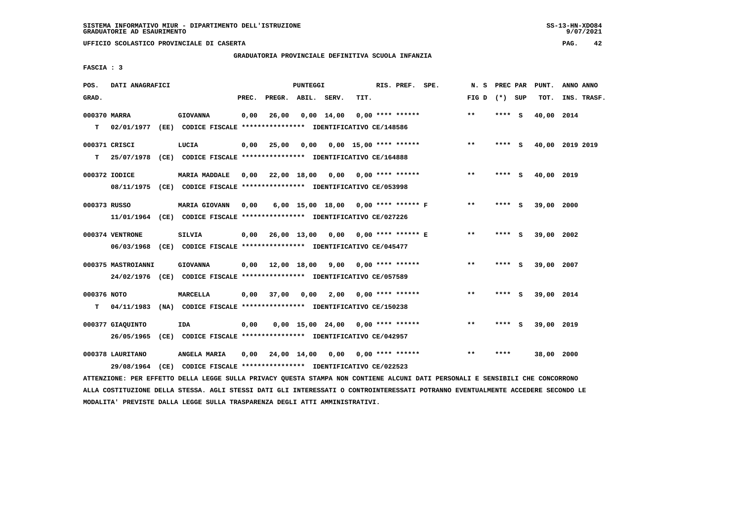SISTEMA INFORMATIVO MIUR - DIPARTIMENTO DELL'ISTRUZIONE
GRADUATORIE AD ESAURIMENTO

UFFICIO SCOLASTICO PROVINCIALE DI CASERTA

GRADUATORIA PROVINCIALE DEFINITIVA SCUOLA INFANZIA

FASCIA : 3

| POS. GRAD. | DATI ANAGRAFICI | | PREC. | PREGR. | ABIL. | SERV. | TIT. | RIS. PREF. SPE. | N. S FIG D | PREC PAR (*) SUP | PUNT. TOT. | ANNO ANNO INS. TRASF. |
|---|---|---|---|---|---|---|---|---|---|---|---|---|
| 000370 MARRA | GIOVANNA | | 0,00 | 26,00 | 0,00 | 14,00 | 0,00 | **** ****** | ** | **** S | 40,00 | 2014 |
| T | 02/01/1977 (EE) CODICE FISCALE **************** IDENTIFICATIVO CE/148586 | | | | | | | | | | | |
| 000371 CRISCI | LUCIA | | 0,00 | 25,00 | 0,00 | 0,00 | 15,00 | **** ****** | ** | **** S | 40,00 | 2019 2019 |
| T | 25/07/1978 (CE) CODICE FISCALE **************** IDENTIFICATIVO CE/164888 | | | | | | | | | | | |
| 000372 IODICE | MARIA MADDALE | | 0,00 | 22,00 | 18,00 | 0,00 | 0,00 | **** ****** | ** | **** S | 40,00 | 2019 |
| | 08/11/1975 (CE) CODICE FISCALE **************** IDENTIFICATIVO CE/053998 | | | | | | | | | | | |
| 000373 RUSSO | MARIA GIOVANN | | 0,00 | 6,00 | 15,00 | 18,00 | 0,00 | **** ****** F | ** | **** S | 39,00 | 2000 |
| | 11/01/1964 (CE) CODICE FISCALE **************** IDENTIFICATIVO CE/027226 | | | | | | | | | | | |
| 000374 VENTRONE | SILVIA | | 0,00 | 26,00 | 13,00 | 0,00 | 0,00 | **** ****** E | ** | **** S | 39,00 | 2002 |
| | 06/03/1968 (CE) CODICE FISCALE **************** IDENTIFICATIVO CE/045477 | | | | | | | | | | | |
| 000375 MASTROIANNI | GIOVANNA | | 0,00 | 12,00 | 18,00 | 9,00 | 0,00 | **** ****** | ** | **** S | 39,00 | 2007 |
| | 24/02/1976 (CE) CODICE FISCALE **************** IDENTIFICATIVO CE/057589 | | | | | | | | | | | |
| 000376 NOTO | MARCELLA | | 0,00 | 37,00 | 0,00 | 2,00 | 0,00 | **** ****** | ** | **** S | 39,00 | 2014 |
| T | 04/11/1983 (NA) CODICE FISCALE **************** IDENTIFICATIVO CE/150238 | | | | | | | | | | | |
| 000377 GIAQUINTO | IDA | | 0,00 | 0,00 | 15,00 | 24,00 | 0,00 | **** ****** | ** | **** S | 39,00 | 2019 |
| | 26/05/1965 (CE) CODICE FISCALE **************** IDENTIFICATIVO CE/042957 | | | | | | | | | | | |
| 000378 LAURITANO | ANGELA MARIA | | 0,00 | 24,00 | 14,00 | 0,00 | 0,00 | **** ****** | ** | **** | 38,00 | 2000 |
| | 29/08/1964 (CE) CODICE FISCALE **************** IDENTIFICATIVO CE/022523 | | | | | | | | | | | |

ATTENZIONE: PER EFFETTO DELLA LEGGE SULLA PRIVACY QUESTA STAMPA NON CONTIENE ALCUNI DATI PERSONALI E SENSIBILI CHE CONCORRONO ALLA COSTITUZIONE DELLA STESSA. AGLI STESSI DATI GLI INTERESSATI O CONTROINTERESSATI POTRANNO EVENTUALMENTE ACCEDERE SECONDO LE MODALITA' PREVISTE DALLA LEGGE SULLA TRASPARENZA DEGLI ATTI AMMINISTRATIVI.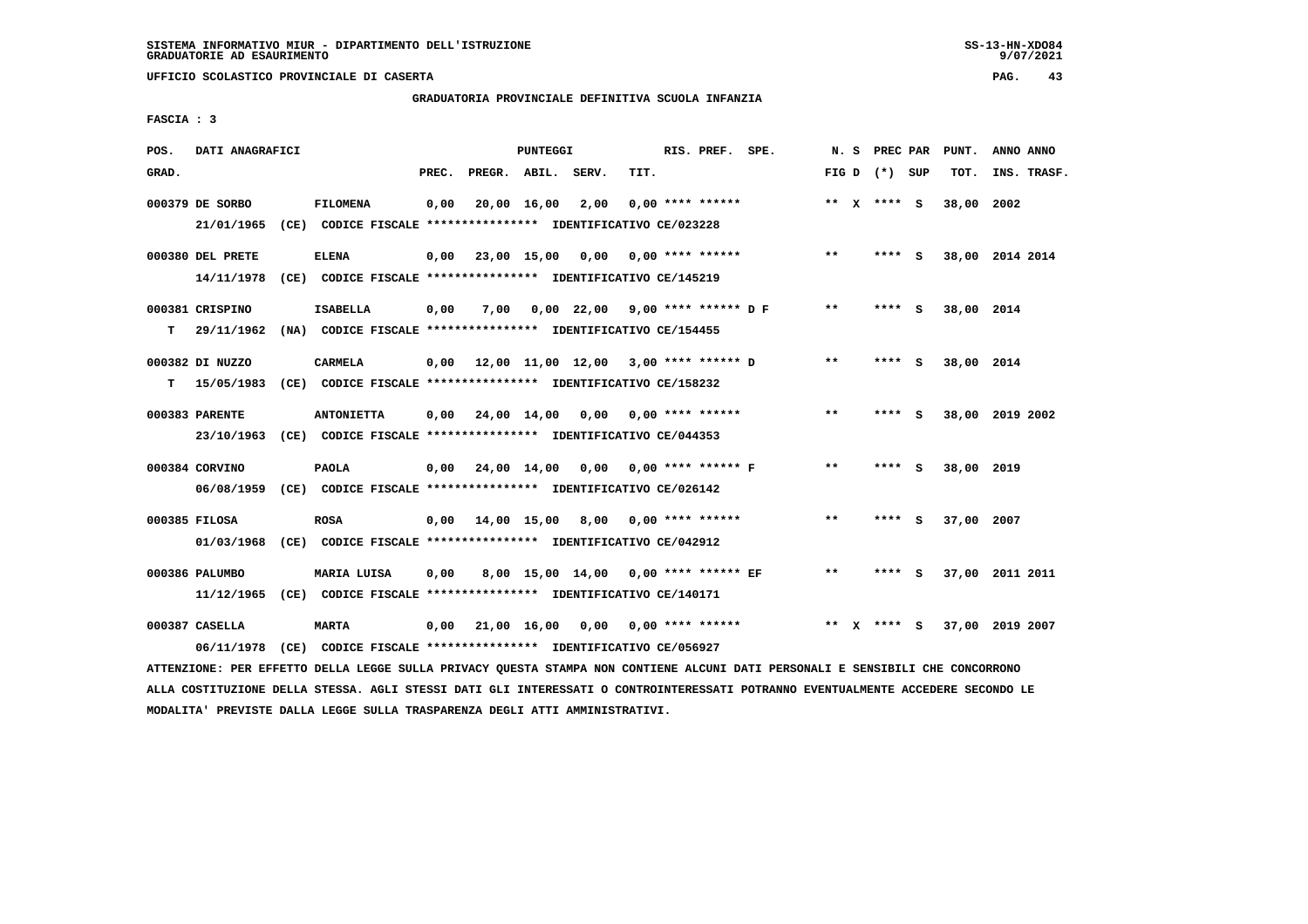SISTEMA INFORMATIVO MIUR - DIPARTIMENTO DELL'ISTRUZIONE
GRADUATORIE AD ESAURIMENTO

UFFICIO SCOLASTICO PROVINCIALE DI CASERTA

GRADUATORIA PROVINCIALE DEFINITIVA SCUOLA INFANZIA

FASCIA : 3

| POS. GRAD. | DATI ANAGRAFICI | | PREC. | PREGR. | ABIL. | SERV. | TIT. | RIS. PREF. SPE. | N. S FIG D | PREC PAR (*) SUP | PUNT. TOT. | ANNO ANNO INS. TRASF. |
|---|---|---|---|---|---|---|---|---|---|---|---|---|
| 000379 | DE SORBO 21/01/1965 (CE) CODICE FISCALE **************** IDENTIFICATIVO CE/023228 | FILOMENA | 0,00 | 20,00 | 16,00 | 2,00 | 0,00 | **** ****** | ** X | **** S | 38,00 | 2002 |
| 000380 | DEL PRETE 14/11/1978 (CE) CODICE FISCALE **************** IDENTIFICATIVO CE/145219 | ELENA | 0,00 | 23,00 | 15,00 | 0,00 | 0,00 | **** ****** | ** | **** S | 38,00 | 2014 2014 |
| 000381 | CRISPINO T 29/11/1962 (NA) CODICE FISCALE **************** IDENTIFICATIVO CE/154455 | ISABELLA | 0,00 | 7,00 | 0,00 | 22,00 | 9,00 | **** ****** D F | ** | **** S | 38,00 | 2014 |
| 000382 | DI NUZZO T 15/05/1983 (CE) CODICE FISCALE **************** IDENTIFICATIVO CE/158232 | CARMELA | 0,00 | 12,00 | 11,00 | 12,00 | 3,00 | **** ****** D | ** | **** S | 38,00 | 2014 |
| 000383 | PARENTE 23/10/1963 (CE) CODICE FISCALE **************** IDENTIFICATIVO CE/044353 | ANTONIETTA | 0,00 | 24,00 | 14,00 | 0,00 | 0,00 | **** ****** | ** | **** S | 38,00 | 2019 2002 |
| 000384 | CORVINO 06/08/1959 (CE) CODICE FISCALE **************** IDENTIFICATIVO CE/026142 | PAOLA | 0,00 | 24,00 | 14,00 | 0,00 | 0,00 | **** ****** F | ** | **** S | 38,00 | 2019 |
| 000385 | FILOSA 01/03/1968 (CE) CODICE FISCALE **************** IDENTIFICATIVO CE/042912 | ROSA | 0,00 | 14,00 | 15,00 | 8,00 | 0,00 | **** ****** | ** | **** S | 37,00 | 2007 |
| 000386 | PALUMBO 11/12/1965 (CE) CODICE FISCALE **************** IDENTIFICATIVO CE/140171 | MARIA LUISA | 0,00 | 8,00 | 15,00 | 14,00 | 0,00 | **** ****** EF | ** | **** S | 37,00 | 2011 2011 |
| 000387 | CASELLA 06/11/1978 (CE) CODICE FISCALE **************** IDENTIFICATIVO CE/056927 | MARTA | 0,00 | 21,00 | 16,00 | 0,00 | 0,00 | **** ****** | ** X | **** S | 37,00 | 2019 2007 |

ATTENZIONE: PER EFFETTO DELLA LEGGE SULLA PRIVACY QUESTA STAMPA NON CONTIENE ALCUNI DATI PERSONALI E SENSIBILI CHE CONCORRONO ALLA COSTITUZIONE DELLA STESSA. AGLI STESSI DATI GLI INTERESSATI O CONTROINTERESSATI POTRANNO EVENTUALMENTE ACCEDERE SECONDO LE MODALITA' PREVISTE DALLA LEGGE SULLA TRASPARENZA DEGLI ATTI AMMINISTRATIVI.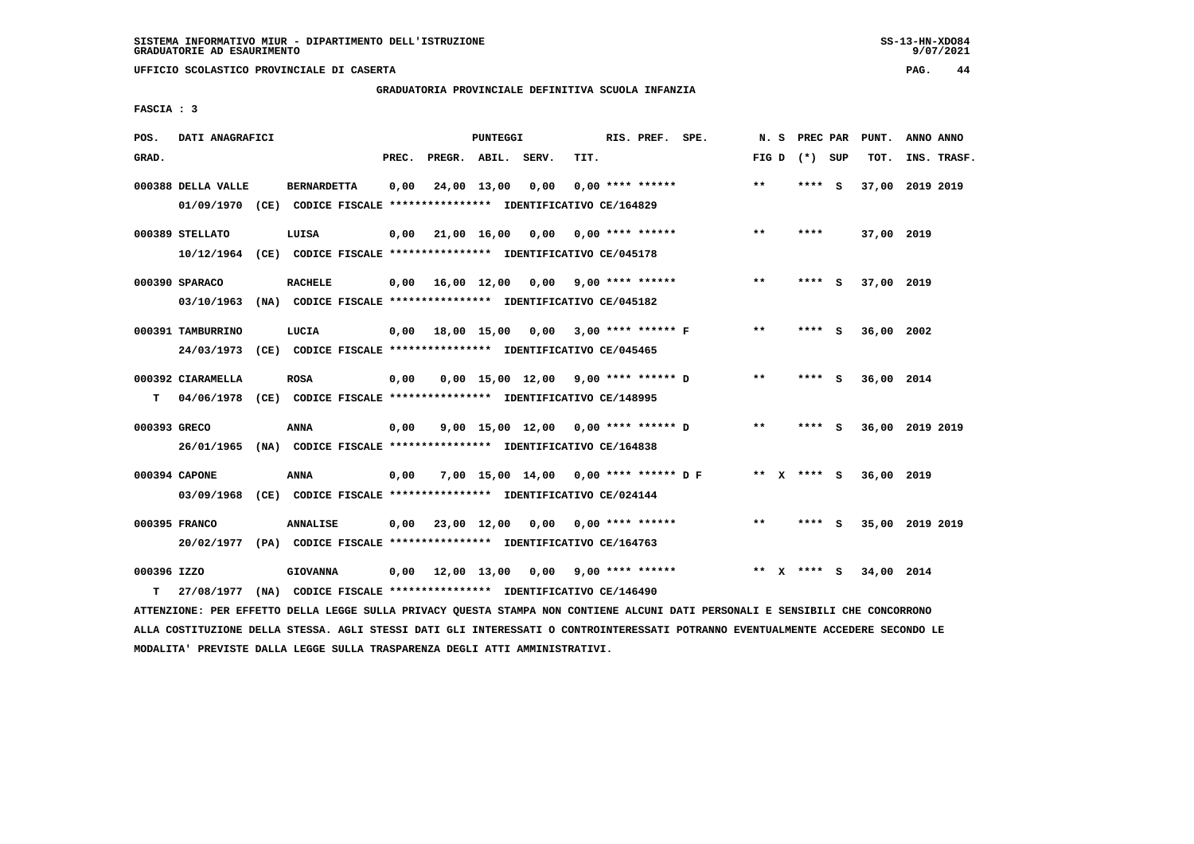SISTEMA INFORMATIVO MIUR - DIPARTIMENTO DELL'ISTRUZIONE
GRADUATORIE AD ESAURIMENTO

UFFICIO SCOLASTICO PROVINCIALE DI CASERTA

GRADUATORIA PROVINCIALE DEFINITIVA SCUOLA INFANZIA

FASCIA : 3

| POS. GRAD. | DATI ANAGRAFICI | | PREC. | PREGR. | ABIL. | SERV. | TIT. | RIS. PREF. SPE. | N. S FIG D | PREC PAR (*) SUP | PUNT. TOT. | ANNO ANNO INS. TRASF. |
|---|---|---|---|---|---|---|---|---|---|---|---|---|
| 000388 | DELLA VALLE | BERNARDETTA | 0,00 | 24,00 | 13,00 | 0,00 | 0,00 | **** ****** | ** | **** S | 37,00 | 2019 2019 |
| | 01/09/1970 (CE) | CODICE FISCALE **************** IDENTIFICATIVO CE/164829 | | | | | | | | | | |
| 000389 | STELLATO | LUISA | 0,00 | 21,00 | 16,00 | 0,00 | 0,00 | **** ****** | ** | **** | 37,00 | 2019 |
| | 10/12/1964 (CE) | CODICE FISCALE **************** IDENTIFICATIVO CE/045178 | | | | | | | | | | |
| 000390 | SPARACO | RACHELE | 0,00 | 16,00 | 12,00 | 0,00 | 9,00 | **** ****** | ** | **** S | 37,00 | 2019 |
| | 03/10/1963 (NA) | CODICE FISCALE **************** IDENTIFICATIVO CE/045182 | | | | | | | | | | |
| 000391 | TAMBURRINO | LUCIA | 0,00 | 18,00 | 15,00 | 0,00 | 3,00 | **** ****** F | ** | **** S | 36,00 | 2002 |
| | 24/03/1973 (CE) | CODICE FISCALE **************** IDENTIFICATIVO CE/045465 | | | | | | | | | | |
| 000392 | CIARAMELLA | ROSA | 0,00 | 0,00 | 15,00 | 12,00 | 9,00 | **** ****** D | ** | **** S | 36,00 | 2014 |
| T | 04/06/1978 (CE) | CODICE FISCALE **************** IDENTIFICATIVO CE/148995 | | | | | | | | | | |
| 000393 | GRECO | ANNA | 0,00 | 9,00 | 15,00 | 12,00 | 0,00 | **** ****** D | ** | **** S | 36,00 | 2019 2019 |
| | 26/01/1965 (NA) | CODICE FISCALE **************** IDENTIFICATIVO CE/164838 | | | | | | | | | | |
| 000394 | CAPONE | ANNA | 0,00 | 7,00 | 15,00 | 14,00 | 0,00 | **** ****** D F | ** X | **** S | 36,00 | 2019 |
| | 03/09/1968 (CE) | CODICE FISCALE **************** IDENTIFICATIVO CE/024144 | | | | | | | | | | |
| 000395 | FRANCO | ANNALISE | 0,00 | 23,00 | 12,00 | 0,00 | 0,00 | **** ****** | ** | **** S | 35,00 | 2019 2019 |
| | 20/02/1977 (PA) | CODICE FISCALE **************** IDENTIFICATIVO CE/164763 | | | | | | | | | | |
| 000396 | IZZO | GIOVANNA | 0,00 | 12,00 | 13,00 | 0,00 | 9,00 | **** ****** | ** X | **** S | 34,00 | 2014 |
| T | 27/08/1977 (NA) | CODICE FISCALE **************** IDENTIFICATIVO CE/146490 | | | | | | | | | | |

ATTENZIONE: PER EFFETTO DELLA LEGGE SULLA PRIVACY QUESTA STAMPA NON CONTIENE ALCUNI DATI PERSONALI E SENSIBILI CHE CONCORRONO ALLA COSTITUZIONE DELLA STESSA. AGLI STESSI DATI GLI INTERESSATI O CONTROINTERESSATI POTRANNO EVENTUALMENTE ACCEDERE SECONDO LE MODALITA' PREVISTE DALLA LEGGE SULLA TRASPARENZA DEGLI ATTI AMMINISTRATIVI.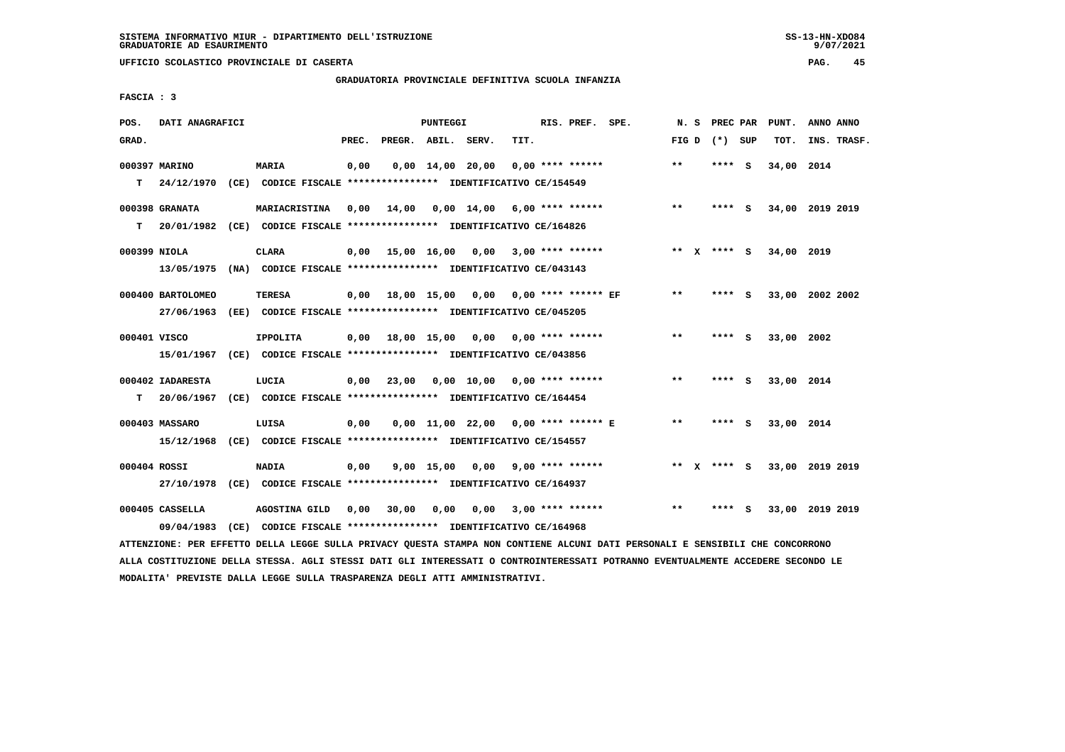SISTEMA INFORMATIVO MIUR - DIPARTIMENTO DELL'ISTRUZIONE
GRADUATORIE AD ESAURIMENTO

UFFICIO SCOLASTICO PROVINCIALE DI CASERTA

GRADUATORIA PROVINCIALE DEFINITIVA SCUOLA INFANZIA

FASCIA : 3

| POS. GRAD. | DATI ANAGRAFICI | | PREC. | PREGR. | ABIL. | SERV. | TIT. | RIS. PREF. SPE. | N. S FIG D | PREC PAR (*) SUP | PUNT. TOT. | ANNO ANNO INS. TRASF. |
|---|---|---|---|---|---|---|---|---|---|---|---|---|
| 000397 MARINO | | MARIA | 0,00 | 0,00 | 14,00 | 20,00 | 0,00 | **** ****** | ** | **** S | 34,00 | 2014 |
| T | 24/12/1970 (CE) CODICE FISCALE **************** IDENTIFICATIVO CE/154549 | | | | | | | | | | | |
| 000398 GRANATA | | MARIACRISTINA | 0,00 | 14,00 | 0,00 | 14,00 | 6,00 | **** ****** | ** | **** S | 34,00 | 2019 2019 |
| T | 20/01/1982 (CE) CODICE FISCALE **************** IDENTIFICATIVO CE/164826 | | | | | | | | | | | |
| 000399 NIOLA | | CLARA | 0,00 | 15,00 | 16,00 | 0,00 | 3,00 | **** ****** | ** X | **** S | 34,00 | 2019 |
| | 13/05/1975 (NA) CODICE FISCALE **************** IDENTIFICATIVO CE/043143 | | | | | | | | | | | |
| 000400 BARTOLOMEO | | TERESA | 0,00 | 18,00 | 15,00 | 0,00 | 0,00 | **** ****** EF | ** | **** S | 33,00 | 2002 2002 |
| | 27/06/1963 (EE) CODICE FISCALE **************** IDENTIFICATIVO CE/045205 | | | | | | | | | | | |
| 000401 VISCO | | IPPOLITA | 0,00 | 18,00 | 15,00 | 0,00 | 0,00 | **** ****** | ** | **** S | 33,00 | 2002 |
| | 15/01/1967 (CE) CODICE FISCALE **************** IDENTIFICATIVO CE/043856 | | | | | | | | | | | |
| 000402 IADARESTA | | LUCIA | 0,00 | 23,00 | 0,00 | 10,00 | 0,00 | **** ****** | ** | **** S | 33,00 | 2014 |
| T | 20/06/1967 (CE) CODICE FISCALE **************** IDENTIFICATIVO CE/164454 | | | | | | | | | | | |
| 000403 MASSARO | | LUISA | 0,00 | 0,00 | 11,00 | 22,00 | 0,00 | **** ****** E | ** | **** S | 33,00 | 2014 |
| | 15/12/1968 (CE) CODICE FISCALE **************** IDENTIFICATIVO CE/154557 | | | | | | | | | | | |
| 000404 ROSSI | | NADIA | 0,00 | 9,00 | 15,00 | 0,00 | 9,00 | **** ****** | ** X | **** S | 33,00 | 2019 2019 |
| | 27/10/1978 (CE) CODICE FISCALE **************** IDENTIFICATIVO CE/164937 | | | | | | | | | | | |
| 000405 CASSELLA | | AGOSTINA GILD | 0,00 | 30,00 | 0,00 | 0,00 | 3,00 | **** ****** | ** | **** S | 33,00 | 2019 2019 |
| | 09/04/1983 (CE) CODICE FISCALE **************** IDENTIFICATIVO CE/164968 | | | | | | | | | | | |

ATTENZIONE: PER EFFETTO DELLA LEGGE SULLA PRIVACY QUESTA STAMPA NON CONTIENE ALCUNI DATI PERSONALI E SENSIBILI CHE CONCORRONO ALLA COSTITUZIONE DELLA STESSA. AGLI STESSI DATI GLI INTERESSATI O CONTROINTERESSATI POTRANNO EVENTUALMENTE ACCEDERE SECONDO LE MODALITA' PREVISTE DALLA LEGGE SULLA TRASPARENZA DEGLI ATTI AMMINISTRATIVI.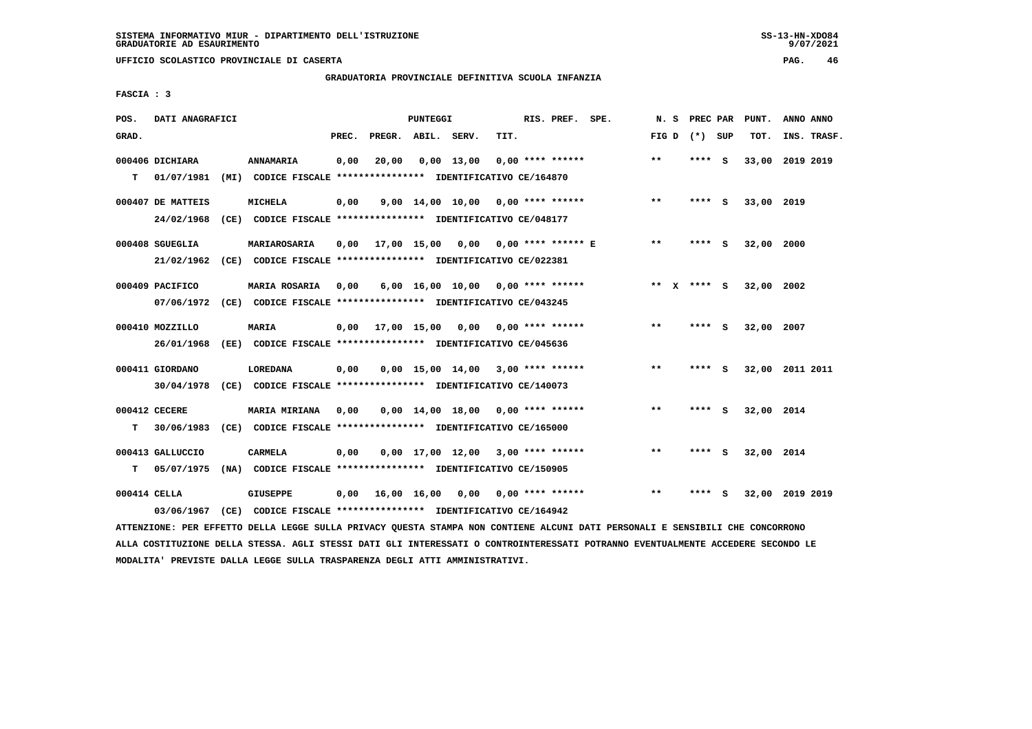SISTEMA INFORMATIVO MIUR - DIPARTIMENTO DELL'ISTRUZIONE
GRADUATORIE AD ESAURIMENTO

UFFICIO SCOLASTICO PROVINCIALE DI CASERTA

GRADUATORIA PROVINCIALE DEFINITIVA SCUOLA INFANZIA

FASCIA : 3

| POS. GRAD. | DATI ANAGRAFICI | | PREC. | PREGR. | ABIL. | SERV. | TIT. | RIS. PREF. SPE. | N. S FIG D | PREC PAR (*) SUP | PUNT. TOT. | ANNO ANNO INS. TRASF. |
|---|---|---|---|---|---|---|---|---|---|---|---|---|
| 000406 | DICHIARA | ANNAMARIA | 0,00 | 20,00 | 0,00 | 13,00 | 0,00 | **** ****** | ** | **** S | 33,00 | 2019 2019 |
| T | 01/07/1981 (MI) CODICE FISCALE **************** IDENTIFICATIVO CE/164870 | | | | | | | | | | | |
| 000407 | DE MATTEIS | MICHELA | 0,00 | 9,00 | 14,00 | 10,00 | 0,00 | **** ****** | ** | **** S | 33,00 | 2019 |
| | 24/02/1968 (CE) CODICE FISCALE **************** IDENTIFICATIVO CE/048177 | | | | | | | | | | | |
| 000408 | SGUEGLIA | MARIAROSARIA | 0,00 | 17,00 | 15,00 | 0,00 | 0,00 | **** ****** E | ** | **** S | 32,00 | 2000 |
| | 21/02/1962 (CE) CODICE FISCALE **************** IDENTIFICATIVO CE/022381 | | | | | | | | | | | |
| 000409 | PACIFICO | MARIA ROSARIA | 0,00 | 6,00 | 16,00 | 10,00 | 0,00 | **** ****** | ** X | **** S | 32,00 | 2002 |
| | 07/06/1972 (CE) CODICE FISCALE **************** IDENTIFICATIVO CE/043245 | | | | | | | | | | | |
| 000410 | MOZZILLO | MARIA | 0,00 | 17,00 | 15,00 | 0,00 | 0,00 | **** ****** | ** | **** S | 32,00 | 2007 |
| | 26/01/1968 (EE) CODICE FISCALE **************** IDENTIFICATIVO CE/045636 | | | | | | | | | | | |
| 000411 | GIORDANO | LOREDANA | 0,00 | 0,00 | 15,00 | 14,00 | 3,00 | **** ****** | ** | **** S | 32,00 | 2011 2011 |
| | 30/04/1978 (CE) CODICE FISCALE **************** IDENTIFICATIVO CE/140073 | | | | | | | | | | | |
| 000412 | CECERE | MARIA MIRIANA | 0,00 | 0,00 | 14,00 | 18,00 | 0,00 | **** ****** | ** | **** S | 32,00 | 2014 |
| T | 30/06/1983 (CE) CODICE FISCALE **************** IDENTIFICATIVO CE/165000 | | | | | | | | | | | |
| 000413 | GALLUCCIO | CARMELA | 0,00 | 0,00 | 17,00 | 12,00 | 3,00 | **** ****** | ** | **** S | 32,00 | 2014 |
| T | 05/07/1975 (NA) CODICE FISCALE **************** IDENTIFICATIVO CE/150905 | | | | | | | | | | | |
| 000414 | CELLA | GIUSEPPE | 0,00 | 16,00 | 16,00 | 0,00 | 0,00 | **** ****** | ** | **** S | 32,00 | 2019 2019 |
| | 03/06/1967 (CE) CODICE FISCALE **************** IDENTIFICATIVO CE/164942 | | | | | | | | | | | |

ATTENZIONE: PER EFFETTO DELLA LEGGE SULLA PRIVACY QUESTA STAMPA NON CONTIENE ALCUNI DATI PERSONALI E SENSIBILI CHE CONCORRONO ALLA COSTITUZIONE DELLA STESSA. AGLI STESSI DATI GLI INTERESSATI O CONTROINTERESSATI POTRANNO EVENTUALMENTE ACCEDERE SECONDO LE MODALITA' PREVISTE DALLA LEGGE SULLA TRASPARENZA DEGLI ATTI AMMINISTRATIVI.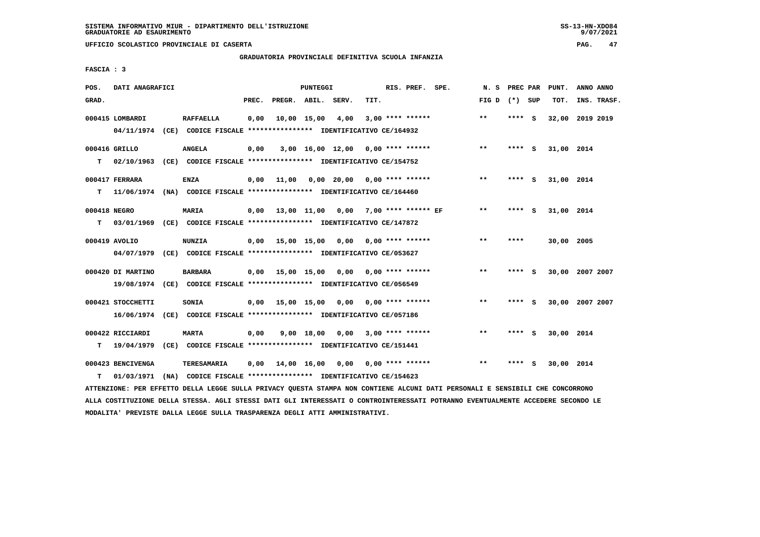GRADUATORIA PROVINCIALE DEFINITIVA SCUOLA INFANZIA

UFFICIO SCOLASTICO PROVINCIALE DI CASERTA

FASCIA : 3

| POS. GRAD. | DATI ANAGRAFICI | | PREC. | PREGR. | ABIL. | SERV. | TIT. | RIS. PREF. SPE. | N. S FIG D | PREC PAR (*) SUP | | PUNT. TOT. | ANNO ANNO INS. TRASF. |
|---|---|---|---|---|---|---|---|---|---|---|---|---|---|
| 000415 LOMBARDI | RAFFAELLA | | 0,00 | 10,00 | 15,00 | 4,00 | 3,00 | **** ****** | ** | **** | S | 32,00 | 2019 2019 |
| | 04/11/1974 (CE) CODICE FISCALE **************** IDENTIFICATIVO CE/164932 | | | | | | | | | | | | |
| 000416 GRILLO | ANGELA | | 0,00 | 3,00 | 16,00 | 12,00 | 0,00 | **** ****** | ** | **** | S | 31,00 | 2014 |
| T | 02/10/1963 (CE) CODICE FISCALE **************** IDENTIFICATIVO CE/154752 | | | | | | | | | | | | |
| 000417 FERRARA | ENZA | | 0,00 | 11,00 | 0,00 | 20,00 | 0,00 | **** ****** | ** | **** | S | 31,00 | 2014 |
| T | 11/06/1974 (NA) CODICE FISCALE **************** IDENTIFICATIVO CE/164460 | | | | | | | | | | | | |
| 000418 NEGRO | MARIA | | 0,00 | 13,00 | 11,00 | 0,00 | 7,00 | **** ****** EF | ** | **** | S | 31,00 | 2014 |
| T | 03/01/1969 (CE) CODICE FISCALE **************** IDENTIFICATIVO CE/147872 | | | | | | | | | | | | |
| 000419 AVOLIO | NUNZIA | | 0,00 | 15,00 | 15,00 | 0,00 | 0,00 | **** ****** | ** | **** | | 30,00 | 2005 |
| | 04/07/1979 (CE) CODICE FISCALE **************** IDENTIFICATIVO CE/053627 | | | | | | | | | | | | |
| 000420 DI MARTINO | BARBARA | | 0,00 | 15,00 | 15,00 | 0,00 | 0,00 | **** ****** | ** | **** | S | 30,00 | 2007 2007 |
| | 19/08/1974 (CE) CODICE FISCALE **************** IDENTIFICATIVO CE/056549 | | | | | | | | | | | | |
| 000421 STOCCHETTI | SONIA | | 0,00 | 15,00 | 15,00 | 0,00 | 0,00 | **** ****** | ** | **** | S | 30,00 | 2007 2007 |
| | 16/06/1974 (CE) CODICE FISCALE **************** IDENTIFICATIVO CE/057186 | | | | | | | | | | | | |
| 000422 RICCIARDI | MARTA | | 0,00 | 9,00 | 18,00 | 0,00 | 3,00 | **** ****** | ** | **** | S | 30,00 | 2014 |
| T | 19/04/1979 (CE) CODICE FISCALE **************** IDENTIFICATIVO CE/151441 | | | | | | | | | | | | |
| 000423 BENCIVENGA | TERESAMARIA | | 0,00 | 14,00 | 16,00 | 0,00 | 0,00 | **** ****** | ** | **** | S | 30,00 | 2014 |
| T | 01/03/1971 (NA) CODICE FISCALE **************** IDENTIFICATIVO CE/154623 | | | | | | | | | | | | |

ATTENZIONE: PER EFFETTO DELLA LEGGE SULLA PRIVACY QUESTA STAMPA NON CONTIENE ALCUNI DATI PERSONALI E SENSIBILI CHE CONCORRONO ALLA COSTITUZIONE DELLA STESSA. AGLI STESSI DATI GLI INTERESSATI O CONTROINTERESSATI POTRANNO EVENTUALMENTE ACCEDERE SECONDO LE MODALITA' PREVISTE DALLA LEGGE SULLA TRASPARENZA DEGLI ATTI AMMINISTRATIVI.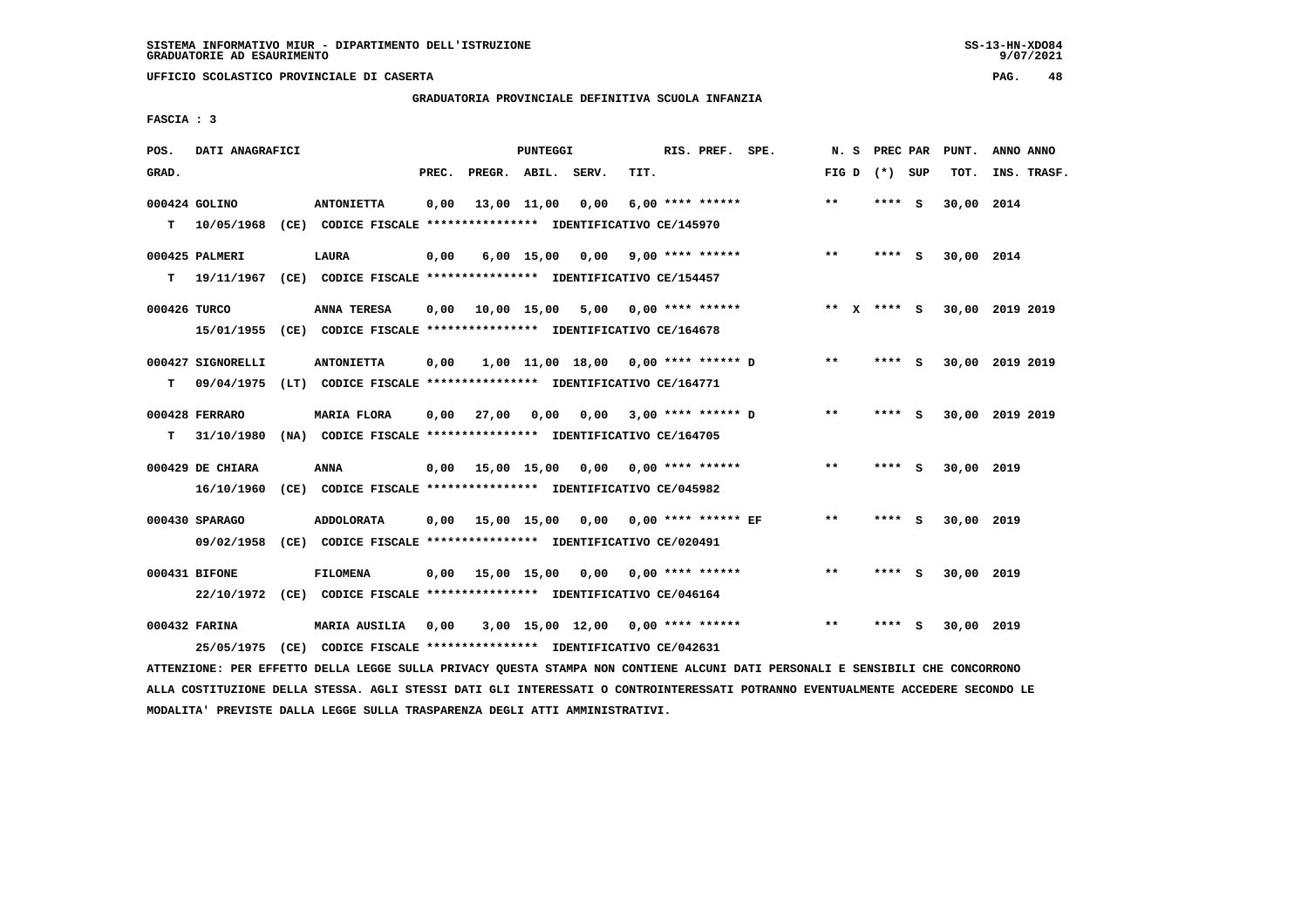SISTEMA INFORMATIVO MIUR - DIPARTIMENTO DELL'ISTRUZIONE
GRADUATORIE AD ESAURIMENTO

UFFICIO SCOLASTICO PROVINCIALE DI CASERTA

GRADUATORIA PROVINCIALE DEFINITIVA SCUOLA INFANZIA

FASCIA : 3

| POS. GRAD. | DATI ANAGRAFICI | | PREC. | PREGR. | ABIL. | SERV. | TIT. | RIS. PREF. SPE. | N. S FIG D | PREC PAR (*) SUP | PUNT. TOT. | ANNO ANNO INS. TRASF. |
|---|---|---|---|---|---|---|---|---|---|---|---|---|
| 000424 GOLINO | | ANTONIETTA | 0,00 | 13,00 | 11,00 | 0,00 | 6,00 | **** ****** | ** | **** S | 30,00 | 2014 |
| T | 10/05/1968 (CE) CODICE FISCALE **************** IDENTIFICATIVO CE/145970 | | | | | | | | | | | |
| 000425 PALMERI | | LAURA | 0,00 | 6,00 | 15,00 | 0,00 | 9,00 | **** ****** | ** | **** S | 30,00 | 2014 |
| T | 19/11/1967 (CE) CODICE FISCALE **************** IDENTIFICATIVO CE/154457 | | | | | | | | | | | |
| 000426 TURCO | | ANNA TERESA | 0,00 | 10,00 | 15,00 | 5,00 | 0,00 | **** ****** | ** X | **** S | 30,00 | 2019 2019 |
| | 15/01/1955 (CE) CODICE FISCALE **************** IDENTIFICATIVO CE/164678 | | | | | | | | | | | |
| 000427 SIGNORELLI | | ANTONIETTA | 0,00 | 1,00 | 11,00 | 18,00 | 0,00 | **** ****** D | ** | **** S | 30,00 | 2019 2019 |
| T | 09/04/1975 (LT) CODICE FISCALE **************** IDENTIFICATIVO CE/164771 | | | | | | | | | | | |
| 000428 FERRARO | | MARIA FLORA | 0,00 | 27,00 | 0,00 | 0,00 | 3,00 | **** ****** D | ** | **** S | 30,00 | 2019 2019 |
| T | 31/10/1980 (NA) CODICE FISCALE **************** IDENTIFICATIVO CE/164705 | | | | | | | | | | | |
| 000429 DE CHIARA | | ANNA | 0,00 | 15,00 | 15,00 | 0,00 | 0,00 | **** ****** | ** | **** S | 30,00 | 2019 |
| | 16/10/1960 (CE) CODICE FISCALE **************** IDENTIFICATIVO CE/045982 | | | | | | | | | | | |
| 000430 SPARAGO | | ADDOLORATA | 0,00 | 15,00 | 15,00 | 0,00 | 0,00 | **** ****** EF | ** | **** S | 30,00 | 2019 |
| | 09/02/1958 (CE) CODICE FISCALE **************** IDENTIFICATIVO CE/020491 | | | | | | | | | | | |
| 000431 BIFONE | | FILOMENA | 0,00 | 15,00 | 15,00 | 0,00 | 0,00 | **** ****** | ** | **** S | 30,00 | 2019 |
| | 22/10/1972 (CE) CODICE FISCALE **************** IDENTIFICATIVO CE/046164 | | | | | | | | | | | |
| 000432 FARINA | | MARIA AUSILIA | 0,00 | 3,00 | 15,00 | 12,00 | 0,00 | **** ****** | ** | **** S | 30,00 | 2019 |
| | 25/05/1975 (CE) CODICE FISCALE **************** IDENTIFICATIVO CE/042631 | | | | | | | | | | | |

ATTENZIONE: PER EFFETTO DELLA LEGGE SULLA PRIVACY QUESTA STAMPA NON CONTIENE ALCUNI DATI PERSONALI E SENSIBILI CHE CONCORRONO ALLA COSTITUZIONE DELLA STESSA. AGLI STESSI DATI GLI INTERESSATI O CONTROINTERESSATI POTRANNO EVENTUALMENTE ACCEDERE SECONDO LE MODALITA' PREVISTE DALLA LEGGE SULLA TRASPARENZA DEGLI ATTI AMMINISTRATIVI.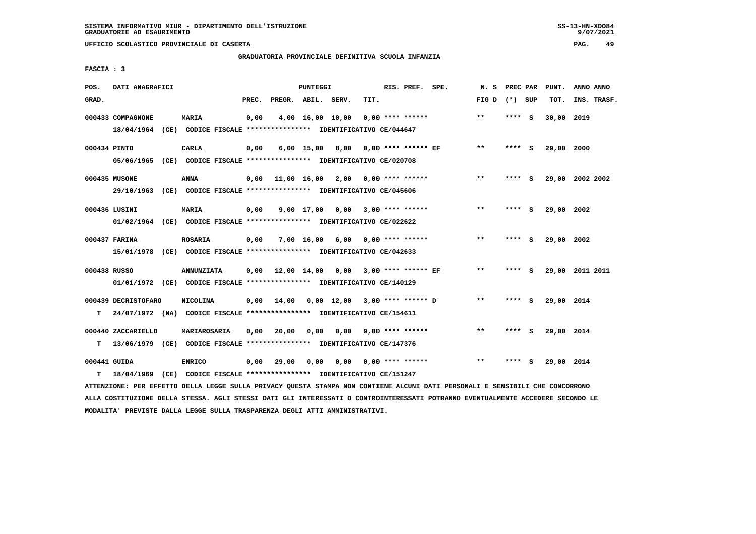GRADUATORIA PROVINCIALE DEFINITIVA SCUOLA INFANZIA

FASCIA : 3

| POS. GRAD. | DATI ANAGRAFICI | | PREC. | PREGR. | ABIL. | SERV. | TIT. | RIS. PREF. SPE. | N. S FIG D | PREC PAR (*) SUP | PUNT. TOT. | ANNO ANNO INS. TRASF. |
|---|---|---|---|---|---|---|---|---|---|---|---|---|
| 000433 COMPAGNONE | MARIA | | 0,00 | 4,00 | 16,00 | 10,00 | 0,00 | **** ****** | ** | **** S | 30,00 | 2019 |
| | 18/04/1964 (CE) CODICE FISCALE **************** IDENTIFICATIVO CE/044647 | | | | | | | | | | | |
| 000434 PINTO | CARLA | | 0,00 | 6,00 | 15,00 | 8,00 | 0,00 | **** ****** EF | ** | **** S | 29,00 | 2000 |
| | 05/06/1965 (CE) CODICE FISCALE **************** IDENTIFICATIVO CE/020708 | | | | | | | | | | | |
| 000435 MUSONE | ANNA | | 0,00 | 11,00 | 16,00 | 2,00 | 0,00 | **** ****** | ** | **** S | 29,00 | 2002 2002 |
| | 29/10/1963 (CE) CODICE FISCALE **************** IDENTIFICATIVO CE/045606 | | | | | | | | | | | |
| 000436 LUSINI | MARIA | | 0,00 | 9,00 | 17,00 | 0,00 | 3,00 | **** ****** | ** | **** S | 29,00 | 2002 |
| | 01/02/1964 (CE) CODICE FISCALE **************** IDENTIFICATIVO CE/022622 | | | | | | | | | | | |
| 000437 FARINA | ROSARIA | | 0,00 | 7,00 | 16,00 | 6,00 | 0,00 | **** ****** | ** | **** S | 29,00 | 2002 |
| | 15/01/1978 (CE) CODICE FISCALE **************** IDENTIFICATIVO CE/042633 | | | | | | | | | | | |
| 000438 RUSSO | ANNUNZIATA | | 0,00 | 12,00 | 14,00 | 0,00 | 3,00 | **** ****** EF | ** | **** S | 29,00 | 2011 2011 |
| | 01/01/1972 (CE) CODICE FISCALE **************** IDENTIFICATIVO CE/140129 | | | | | | | | | | | |
| 000439 DECRISTOFARO | NICOLINA | | 0,00 | 14,00 | 0,00 | 12,00 | 3,00 | **** ****** D | ** | **** S | 29,00 | 2014 |
| T | 24/07/1972 (NA) CODICE FISCALE **************** IDENTIFICATIVO CE/154611 | | | | | | | | | | | |
| 000440 ZACCARIELLO | MARIAROSARIA | | 0,00 | 20,00 | 0,00 | 0,00 | 9,00 | **** ****** | ** | **** S | 29,00 | 2014 |
| T | 13/06/1979 (CE) CODICE FISCALE **************** IDENTIFICATIVO CE/147376 | | | | | | | | | | | |
| 000441 GUIDA | ENRICO | | 0,00 | 29,00 | 0,00 | 0,00 | 0,00 | **** ****** | ** | **** S | 29,00 | 2014 |
| T | 18/04/1969 (CE) CODICE FISCALE **************** IDENTIFICATIVO CE/151247 | | | | | | | | | | | |

ATTENZIONE: PER EFFETTO DELLA LEGGE SULLA PRIVACY QUESTA STAMPA NON CONTIENE ALCUNI DATI PERSONALI E SENSIBILI CHE CONCORRONO ALLA COSTITUZIONE DELLA STESSA. AGLI STESSI DATI GLI INTERESSATI O CONTROINTERESSATI POTRANNO EVENTUALMENTE ACCEDERE SECONDO LE MODALITA' PREVISTE DALLA LEGGE SULLA TRASPARENZA DEGLI ATTI AMMINISTRATIVI.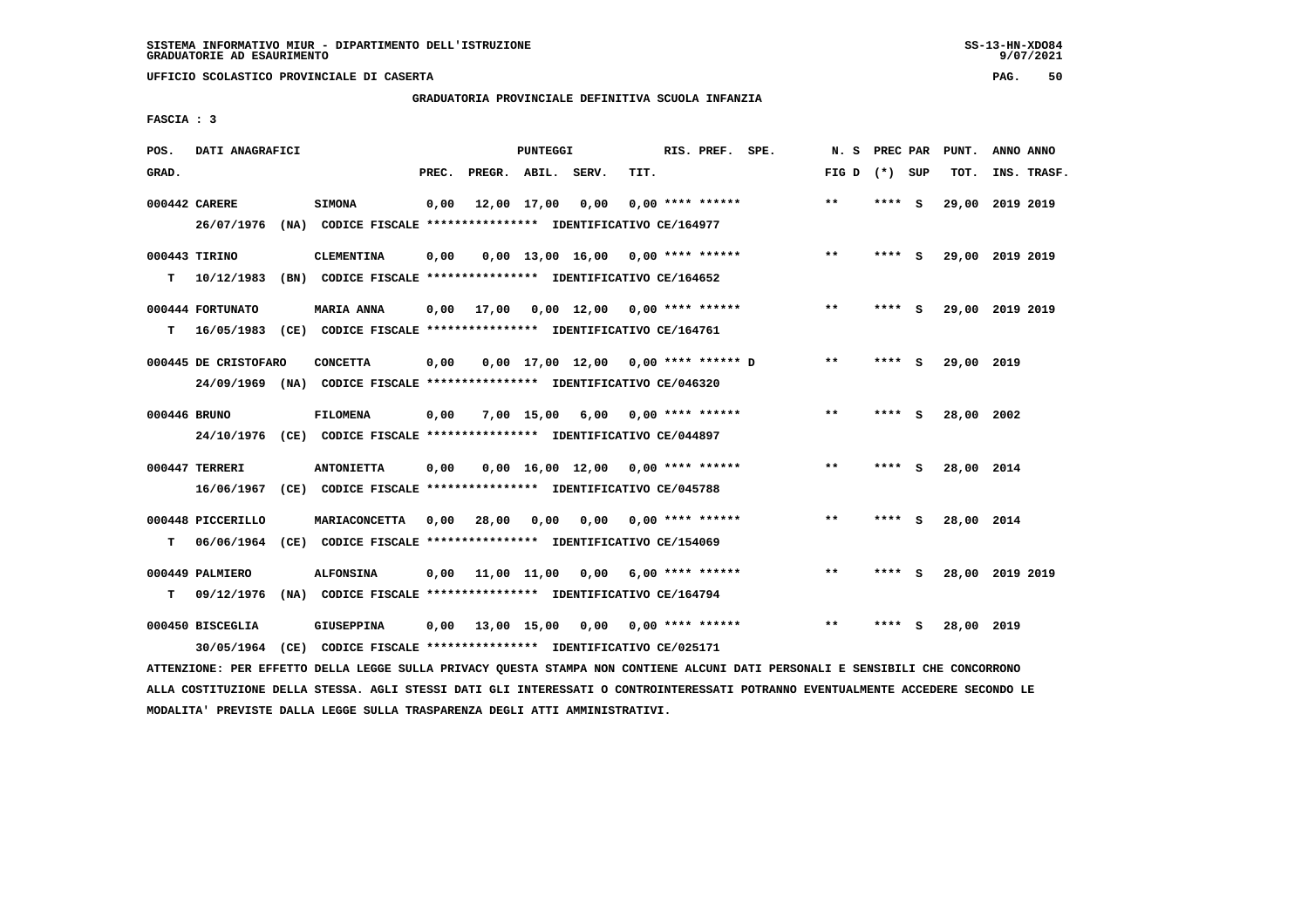SISTEMA INFORMATIVO MIUR - DIPARTIMENTO DELL'ISTRUZIONE
GRADUATORIE AD ESAURIMENTO

UFFICIO SCOLASTICO PROVINCIALE DI CASERTA

GRADUATORIA PROVINCIALE DEFINITIVA SCUOLA INFANZIA

FASCIA : 3

| POS. GRAD. | DATI ANAGRAFICI | | PREC. | PREGR. | ABIL. | SERV. | TIT. | RIS. PREF. SPE. | N. S FIG D | PREC PAR (*) SUP | PUNT. TOT. | ANNO ANNO INS. TRASF. |
|---|---|---|---|---|---|---|---|---|---|---|---|---|
| 000442 | CARERE | SIMONA | 0,00 | 12,00 | 17,00 | 0,00 | 0,00 | **** ****** | ** | **** S | 29,00 | 2019 2019 |
| | 26/07/1976 (NA) CODICE FISCALE **************** IDENTIFICATIVO CE/164977 | | | | | | | | | | | |
| 000443 | TIRINO | CLEMENTINA | 0,00 | 0,00 | 13,00 | 16,00 | 0,00 | **** ****** | ** | **** S | 29,00 | 2019 2019 |
| T | 10/12/1983 (BN) CODICE FISCALE **************** IDENTIFICATIVO CE/164652 | | | | | | | | | | | |
| 000444 | FORTUNATO | MARIA ANNA | 0,00 | 17,00 | 0,00 | 12,00 | 0,00 | **** ****** | ** | **** S | 29,00 | 2019 2019 |
| T | 16/05/1983 (CE) CODICE FISCALE **************** IDENTIFICATIVO CE/164761 | | | | | | | | | | | |
| 000445 | DE CRISTOFARO | CONCETTA | 0,00 | 0,00 | 17,00 | 12,00 | 0,00 | **** ****** D | ** | **** S | 29,00 | 2019 |
| | 24/09/1969 (NA) CODICE FISCALE **************** IDENTIFICATIVO CE/046320 | | | | | | | | | | | |
| 000446 | BRUNO | FILOMENA | 0,00 | 7,00 | 15,00 | 6,00 | 0,00 | **** ****** | ** | **** S | 28,00 | 2002 |
| | 24/10/1976 (CE) CODICE FISCALE **************** IDENTIFICATIVO CE/044897 | | | | | | | | | | | |
| 000447 | TERRERI | ANTONIETTA | 0,00 | 0,00 | 16,00 | 12,00 | 0,00 | **** ****** | ** | **** S | 28,00 | 2014 |
| | 16/06/1967 (CE) CODICE FISCALE **************** IDENTIFICATIVO CE/045788 | | | | | | | | | | | |
| 000448 | PICCERILLO | MARIACONCETTA | 0,00 | 28,00 | 0,00 | 0,00 | 0,00 | **** ****** | ** | **** S | 28,00 | 2014 |
| T | 06/06/1964 (CE) CODICE FISCALE **************** IDENTIFICATIVO CE/154069 | | | | | | | | | | | |
| 000449 | PALMIERO | ALFONSINA | 0,00 | 11,00 | 11,00 | 0,00 | 6,00 | **** ****** | ** | **** S | 28,00 | 2019 2019 |
| T | 09/12/1976 (NA) CODICE FISCALE **************** IDENTIFICATIVO CE/164794 | | | | | | | | | | | |
| 000450 | BISCEGLIA | GIUSEPPINA | 0,00 | 13,00 | 15,00 | 0,00 | 0,00 | **** ****** | ** | **** S | 28,00 | 2019 |
| | 30/05/1964 (CE) CODICE FISCALE **************** IDENTIFICATIVO CE/025171 | | | | | | | | | | | |

ATTENZIONE: PER EFFETTO DELLA LEGGE SULLA PRIVACY QUESTA STAMPA NON CONTIENE ALCUNI DATI PERSONALI E SENSIBILI CHE CONCORRONO ALLA COSTITUZIONE DELLA STESSA. AGLI STESSI DATI GLI INTERESSATI O CONTROINTERESSATI POTRANNO EVENTUALMENTE ACCEDERE SECONDO LE MODALITA' PREVISTE DALLA LEGGE SULLA TRASPARENZA DEGLI ATTI AMMINISTRATIVI.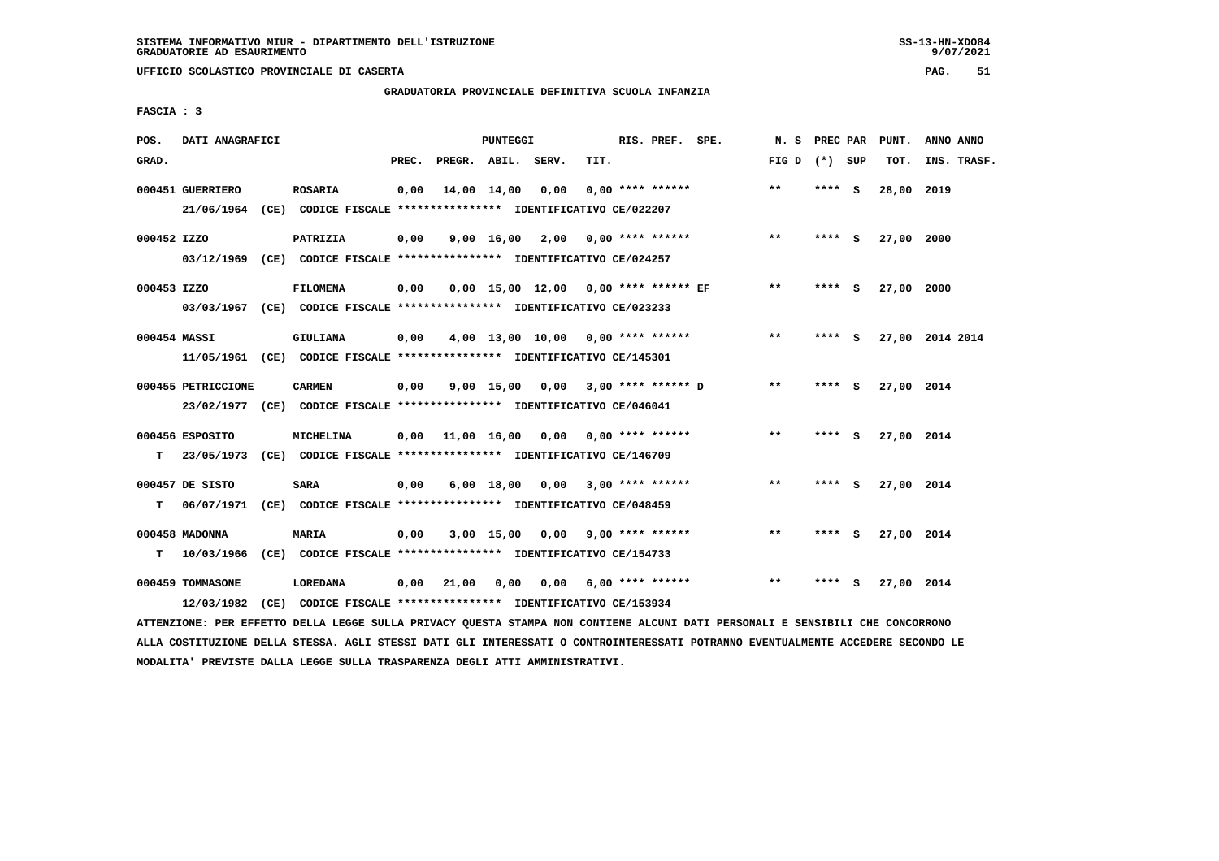SISTEMA INFORMATIVO MIUR - DIPARTIMENTO DELL'ISTRUZIONE
GRADUATORIE AD ESAURIMENTO

UFFICIO SCOLASTICO PROVINCIALE DI CASERTA

GRADUATORIA PROVINCIALE DEFINITIVA SCUOLA INFANZIA

FASCIA : 3

| POS. GRAD. | DATI ANAGRAFICI | | PREC. | PREGR. | ABIL. | SERV. | TIT. | RIS. PREF. | SPE. | N. S FIG D | PREC PAR (*) | SUP | PUNT. TOT. | ANNO ANNO INS. TRASF. |
|---|---|---|---|---|---|---|---|---|---|---|---|---|---|---|
| 000451 | GUERRIERO | ROSARIA | 0,00 | 14,00 | 14,00 | 0,00 | 0,00 | **** ****** | | ** | **** | S | 28,00 | 2019 |
| | 21/06/1964 (CE) CODICE FISCALE **************** IDENTIFICATIVO CE/022207 | | | | | | | | | | | | | |
| 000452 | IZZO | PATRIZIA | 0,00 | 9,00 | 16,00 | 2,00 | 0,00 | **** ****** | | ** | **** | S | 27,00 | 2000 |
| | 03/12/1969 (CE) CODICE FISCALE **************** IDENTIFICATIVO CE/024257 | | | | | | | | | | | | | |
| 000453 | IZZO | FILOMENA | 0,00 | 0,00 | 15,00 | 12,00 | 0,00 | **** ****** | EF | ** | **** | S | 27,00 | 2000 |
| | 03/03/1967 (CE) CODICE FISCALE **************** IDENTIFICATIVO CE/023233 | | | | | | | | | | | | | |
| 000454 | MASSI | GIULIANA | 0,00 | 4,00 | 13,00 | 10,00 | 0,00 | **** ****** | | ** | **** | S | 27,00 | 2014 2014 |
| | 11/05/1961 (CE) CODICE FISCALE **************** IDENTIFICATIVO CE/145301 | | | | | | | | | | | | | |
| 000455 | PETRICCIONE | CARMEN | 0,00 | 9,00 | 15,00 | 0,00 | 3,00 | **** ****** | D | ** | **** | S | 27,00 | 2014 |
| | 23/02/1977 (CE) CODICE FISCALE **************** IDENTIFICATIVO CE/046041 | | | | | | | | | | | | | |
| 000456 | ESPOSITO | MICHELINA | 0,00 | 11,00 | 16,00 | 0,00 | 0,00 | **** ****** | | ** | **** | S | 27,00 | 2014 |
| T | 23/05/1973 (CE) CODICE FISCALE **************** IDENTIFICATIVO CE/146709 | | | | | | | | | | | | | |
| 000457 | DE SISTO | SARA | 0,00 | 6,00 | 18,00 | 0,00 | 3,00 | **** ****** | | ** | **** | S | 27,00 | 2014 |
| T | 06/07/1971 (CE) CODICE FISCALE **************** IDENTIFICATIVO CE/048459 | | | | | | | | | | | | | |
| 000458 | MADONNA | MARIA | 0,00 | 3,00 | 15,00 | 0,00 | 9,00 | **** ****** | | ** | **** | S | 27,00 | 2014 |
| T | 10/03/1966 (CE) CODICE FISCALE **************** IDENTIFICATIVO CE/154733 | | | | | | | | | | | | | |
| 000459 | TOMMASONE | LOREDANA | 0,00 | 21,00 | 0,00 | 0,00 | 6,00 | **** ****** | | ** | **** | S | 27,00 | 2014 |
| | 12/03/1982 (CE) CODICE FISCALE **************** IDENTIFICATIVO CE/153934 | | | | | | | | | | | | | |

ATTENZIONE: PER EFFETTO DELLA LEGGE SULLA PRIVACY QUESTA STAMPA NON CONTIENE ALCUNI DATI PERSONALI E SENSIBILI CHE CONCORRONO ALLA COSTITUZIONE DELLA STESSA. AGLI STESSI DATI GLI INTERESSATI O CONTROINTERESSATI POTRANNO EVENTUALMENTE ACCEDERE SECONDO LE MODALITA' PREVISTE DALLA LEGGE SULLA TRASPARENZA DEGLI ATTI AMMINISTRATIVI.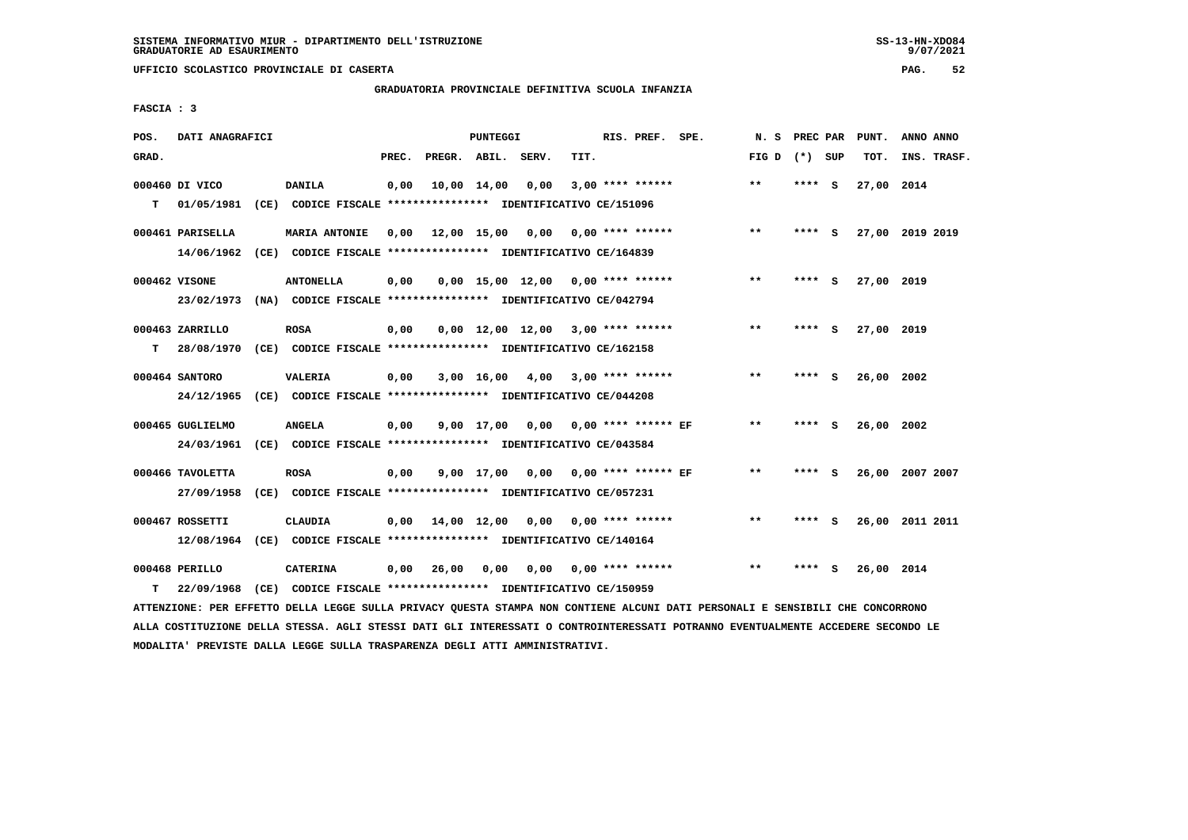SISTEMA INFORMATIVO MIUR - DIPARTIMENTO DELL'ISTRUZIONE
GRADUATORIE AD ESAURIMENTO

UFFICIO SCOLASTICO PROVINCIALE DI CASERTA

GRADUATORIA PROVINCIALE DEFINITIVA SCUOLA INFANZIA

FASCIA : 3

| POS. GRAD. | DATI ANAGRAFICI | | PREC. | PREGR. | ABIL. | SERV. | TIT. | RIS. PREF. | SPE. | N. S FIG D | PREC PAR (*) | SUP | PUNT. TOT. | ANNO ANNO INS. TRASF. |
|---|---|---|---|---|---|---|---|---|---|---|---|---|---|---|
| 000460 | DI VICO | DANILA | 0,00 | 10,00 | 14,00 | 0,00 | 3,00 | **** ****** | | ** | **** | S | 27,00 | 2014 |
| T | 01/05/1981 (CE) CODICE FISCALE **************** IDENTIFICATIVO CE/151096 | | | | | | | | | | | | | |
| 000461 | PARISELLA | MARIA ANTONIE | 0,00 | 12,00 | 15,00 | 0,00 | 0,00 | **** ****** | | ** | **** | S | 27,00 | 2019 2019 |
| | 14/06/1962 (CE) CODICE FISCALE **************** IDENTIFICATIVO CE/164839 | | | | | | | | | | | | | |
| 000462 | VISONE | ANTONELLA | 0,00 | 0,00 | 15,00 | 12,00 | 0,00 | **** ****** | | ** | **** | S | 27,00 | 2019 |
| | 23/02/1973 (NA) CODICE FISCALE **************** IDENTIFICATIVO CE/042794 | | | | | | | | | | | | | |
| 000463 | ZARRILLO | ROSA | 0,00 | 0,00 | 12,00 | 12,00 | 3,00 | **** ****** | | ** | **** | S | 27,00 | 2019 |
| T | 28/08/1970 (CE) CODICE FISCALE **************** IDENTIFICATIVO CE/162158 | | | | | | | | | | | | | |
| 000464 | SANTORO | VALERIA | 0,00 | 3,00 | 16,00 | 4,00 | 3,00 | **** ****** | | ** | **** | S | 26,00 | 2002 |
| | 24/12/1965 (CE) CODICE FISCALE **************** IDENTIFICATIVO CE/044208 | | | | | | | | | | | | | |
| 000465 | GUGLIELMO | ANGELA | 0,00 | 9,00 | 17,00 | 0,00 | 0,00 | **** ****** | EF | ** | **** | S | 26,00 | 2002 |
| | 24/03/1961 (CE) CODICE FISCALE **************** IDENTIFICATIVO CE/043584 | | | | | | | | | | | | | |
| 000466 | TAVOLETTA | ROSA | 0,00 | 9,00 | 17,00 | 0,00 | 0,00 | **** ****** | EF | ** | **** | S | 26,00 | 2007 2007 |
| | 27/09/1958 (CE) CODICE FISCALE **************** IDENTIFICATIVO CE/057231 | | | | | | | | | | | | | |
| 000467 | ROSSETTI | CLAUDIA | 0,00 | 14,00 | 12,00 | 0,00 | 0,00 | **** ****** | | ** | **** | S | 26,00 | 2011 2011 |
| | 12/08/1964 (CE) CODICE FISCALE **************** IDENTIFICATIVO CE/140164 | | | | | | | | | | | | | |
| 000468 | PERILLO | CATERINA | 0,00 | 26,00 | 0,00 | 0,00 | 0,00 | **** ****** | | ** | **** | S | 26,00 | 2014 |
| T | 22/09/1968 (CE) CODICE FISCALE **************** IDENTIFICATIVO CE/150959 | | | | | | | | | | | | | |

ATTENZIONE: PER EFFETTO DELLA LEGGE SULLA PRIVACY QUESTA STAMPA NON CONTIENE ALCUNI DATI PERSONALI E SENSIBILI CHE CONCORRONO ALLA COSTITUZIONE DELLA STESSA. AGLI STESSI DATI GLI INTERESSATI O CONTROINTERESSATI POTRANNO EVENTUALMENTE ACCEDERE SECONDO LE MODALITA' PREVISTE DALLA LEGGE SULLA TRASPARENZA DEGLI ATTI AMMINISTRATIVI.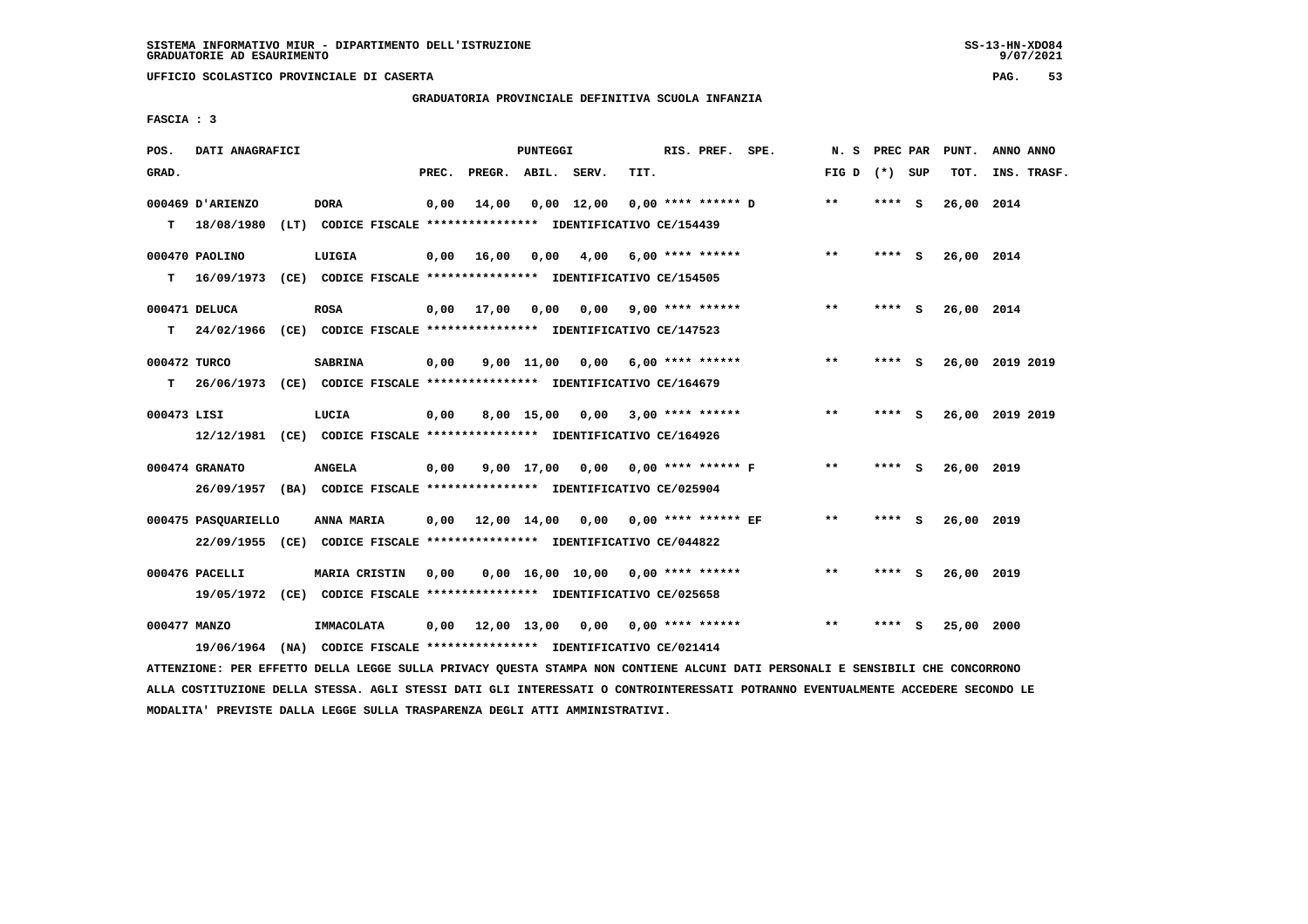SISTEMA INFORMATIVO MIUR - DIPARTIMENTO DELL'ISTRUZIONE
GRADUATORIE AD ESAURIMENTO

UFFICIO SCOLASTICO PROVINCIALE DI CASERTA

GRADUATORIA PROVINCIALE DEFINITIVA SCUOLA INFANZIA

FASCIA : 3

| POS. GRAD. | DATI ANAGRAFICI | | PREC. | PREGR. | ABIL. | SERV. | TIT. | RIS. PREF. SPE. | N. S FIG D | PREC PAR (*) SUP | PUNT. TOT. | ANNO ANNO INS. TRASF. |
|---|---|---|---|---|---|---|---|---|---|---|---|---|
| 000469 | D'ARIENZO | DORA | 0,00 | 14,00 | 0,00 | 12,00 | 0,00 | **** ****** D | ** | **** S | 26,00 | 2014 |
| T | 18/08/1980 (LT) | CODICE FISCALE **************** IDENTIFICATIVO CE/154439 | | | | | | | | | | |
| 000470 | PAOLINO | LUIGIA | 0,00 | 16,00 | 0,00 | 4,00 | 6,00 | **** ****** | ** | **** S | 26,00 | 2014 |
| T | 16/09/1973 (CE) | CODICE FISCALE **************** IDENTIFICATIVO CE/154505 | | | | | | | | | | |
| 000471 | DELUCA | ROSA | 0,00 | 17,00 | 0,00 | 0,00 | 9,00 | **** ****** | ** | **** S | 26,00 | 2014 |
| T | 24/02/1966 (CE) | CODICE FISCALE **************** IDENTIFICATIVO CE/147523 | | | | | | | | | | |
| 000472 | TURCO | SABRINA | 0,00 | 9,00 | 11,00 | 0,00 | 6,00 | **** ****** | ** | **** S | 26,00 | 2019 2019 |
| T | 26/06/1973 (CE) | CODICE FISCALE **************** IDENTIFICATIVO CE/164679 | | | | | | | | | | |
| 000473 | LISI | LUCIA | 0,00 | 8,00 | 15,00 | 0,00 | 3,00 | **** ****** | ** | **** S | 26,00 | 2019 2019 |
| | 12/12/1981 (CE) | CODICE FISCALE **************** IDENTIFICATIVO CE/164926 | | | | | | | | | | |
| 000474 | GRANATO | ANGELA | 0,00 | 9,00 | 17,00 | 0,00 | 0,00 | **** ****** F | ** | **** S | 26,00 | 2019 |
| | 26/09/1957 (BA) | CODICE FISCALE **************** IDENTIFICATIVO CE/025904 | | | | | | | | | | |
| 000475 | PASQUARIELLO | ANNA MARIA | 0,00 | 12,00 | 14,00 | 0,00 | 0,00 | **** ****** EF | ** | **** S | 26,00 | 2019 |
| | 22/09/1955 (CE) | CODICE FISCALE **************** IDENTIFICATIVO CE/044822 | | | | | | | | | | |
| 000476 | PACELLI | MARIA CRISTIN | 0,00 | 0,00 | 16,00 | 10,00 | 0,00 | **** ****** | ** | **** S | 26,00 | 2019 |
| | 19/05/1972 (CE) | CODICE FISCALE **************** IDENTIFICATIVO CE/025658 | | | | | | | | | | |
| 000477 | MANZO | IMMACOLATA | 0,00 | 12,00 | 13,00 | 0,00 | 0,00 | **** ****** | ** | **** S | 25,00 | 2000 |
| | 19/06/1964 (NA) | CODICE FISCALE **************** IDENTIFICATIVO CE/021414 | | | | | | | | | | |

ATTENZIONE: PER EFFETTO DELLA LEGGE SULLA PRIVACY QUESTA STAMPA NON CONTIENE ALCUNI DATI PERSONALI E SENSIBILI CHE CONCORRONO ALLA COSTITUZIONE DELLA STESSA. AGLI STESSI DATI GLI INTERESSATI O CONTROINTERESSATI POTRANNO EVENTUALMENTE ACCEDERE SECONDO LE MODALITA' PREVISTE DALLA LEGGE SULLA TRASPARENZA DEGLI ATTI AMMINISTRATIVI.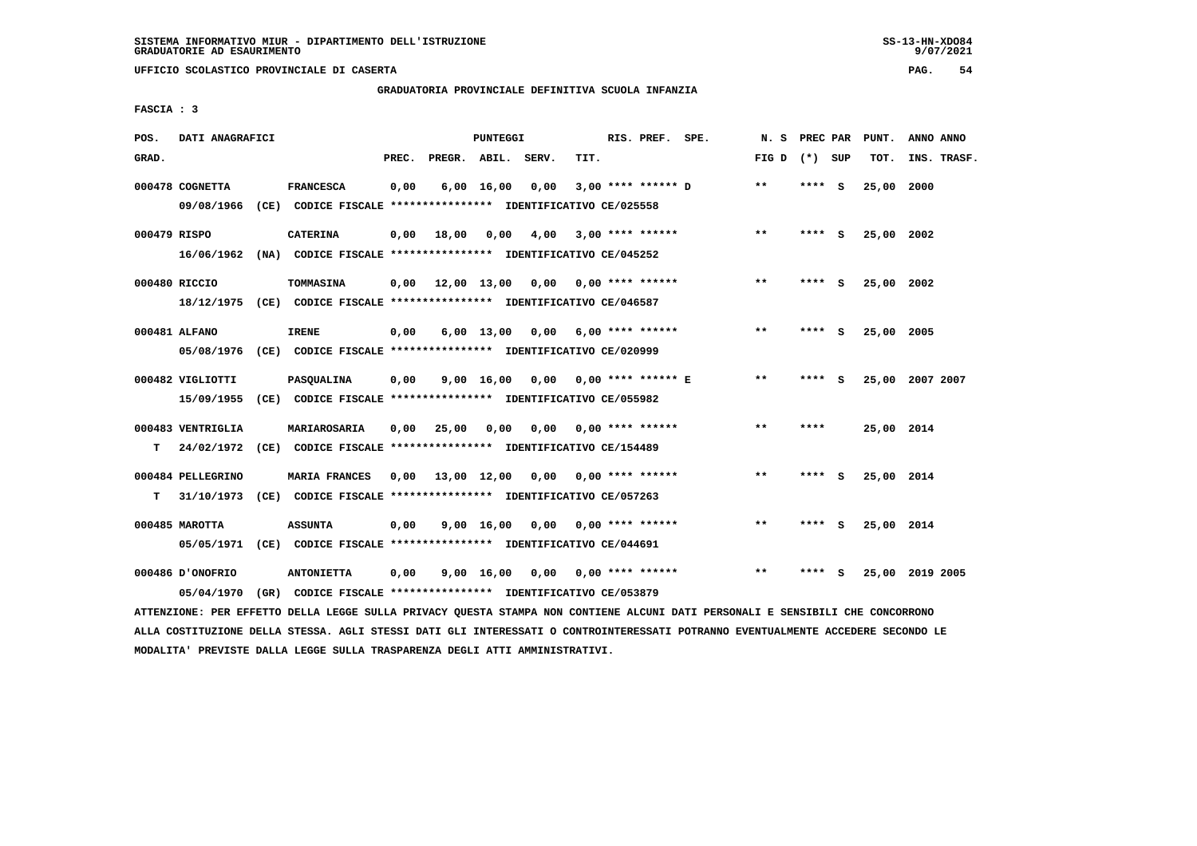SISTEMA INFORMATIVO MIUR - DIPARTIMENTO DELL'ISTRUZIONE
GRADUATORIE AD ESAURIMENTO

UFFICIO SCOLASTICO PROVINCIALE DI CASERTA

GRADUATORIA PROVINCIALE DEFINITIVA SCUOLA INFANZIA

FASCIA : 3

| POS. GRAD. | DATI ANAGRAFICI | | PREC. | PREGR. | ABIL. | SERV. | TIT. | RIS. PREF. SPE. | N. S FIG D | PREC PAR (*) SUP | PUNT. TOT. | ANNO ANNO INS. TRASF. |
|---|---|---|---|---|---|---|---|---|---|---|---|---|
| 000478 COGNETTA | FRANCESCA | | 0,00 | 6,00 | 16,00 | 0,00 | 3,00 | **** ****** D | ** | **** S | 25,00 | 2000 |
| | 09/08/1966 (CE) CODICE FISCALE **************** IDENTIFICATIVO CE/025558 | | | | | | | | | | | |
| 000479 RISPO | CATERINA | | 0,00 | 18,00 | 0,00 | 4,00 | 3,00 | **** ****** | ** | **** S | 25,00 | 2002 |
| | 16/06/1962 (NA) CODICE FISCALE **************** IDENTIFICATIVO CE/045252 | | | | | | | | | | | |
| 000480 RICCIO | TOMMASINA | | 0,00 | 12,00 | 13,00 | 0,00 | 0,00 | **** ****** | ** | **** S | 25,00 | 2002 |
| | 18/12/1975 (CE) CODICE FISCALE **************** IDENTIFICATIVO CE/046587 | | | | | | | | | | | |
| 000481 ALFANO | IRENE | | 0,00 | 6,00 | 13,00 | 0,00 | 6,00 | **** ****** | ** | **** S | 25,00 | 2005 |
| | 05/08/1976 (CE) CODICE FISCALE **************** IDENTIFICATIVO CE/020999 | | | | | | | | | | | |
| 000482 VIGLIOTTI | PASQUALINA | | 0,00 | 9,00 | 16,00 | 0,00 | 0,00 | **** ****** E | ** | **** S | 25,00 | 2007 2007 |
| | 15/09/1955 (CE) CODICE FISCALE **************** IDENTIFICATIVO CE/055982 | | | | | | | | | | | |
| 000483 VENTRIGLIA | MARIAROSARIA | | 0,00 | 25,00 | 0,00 | 0,00 | 0,00 | **** ****** | ** | **** | 25,00 | 2014 |
| T | 24/02/1972 (CE) CODICE FISCALE **************** IDENTIFICATIVO CE/154489 | | | | | | | | | | | |
| 000484 PELLEGRINO | MARIA FRANCES | | 0,00 | 13,00 | 12,00 | 0,00 | 0,00 | **** ****** | ** | **** S | 25,00 | 2014 |
| T | 31/10/1973 (CE) CODICE FISCALE **************** IDENTIFICATIVO CE/057263 | | | | | | | | | | | |
| 000485 MAROTTA | ASSUNTA | | 0,00 | 9,00 | 16,00 | 0,00 | 0,00 | **** ****** | ** | **** S | 25,00 | 2014 |
| | 05/05/1971 (CE) CODICE FISCALE **************** IDENTIFICATIVO CE/044691 | | | | | | | | | | | |
| 000486 D'ONOFRIO | ANTONIETTA | | 0,00 | 9,00 | 16,00 | 0,00 | 0,00 | **** ****** | ** | **** S | 25,00 | 2019 2005 |
| | 05/04/1970 (GR) CODICE FISCALE **************** IDENTIFICATIVO CE/053879 | | | | | | | | | | | |

ATTENZIONE: PER EFFETTO DELLA LEGGE SULLA PRIVACY QUESTA STAMPA NON CONTIENE ALCUNI DATI PERSONALI E SENSIBILI CHE CONCORRONO ALLA COSTITUZIONE DELLA STESSA. AGLI STESSI DATI GLI INTERESSATI O CONTROINTERESSATI POTRANNO EVENTUALMENTE ACCEDERE SECONDO LE MODALITA' PREVISTE DALLA LEGGE SULLA TRASPARENZA DEGLI ATTI AMMINISTRATIVI.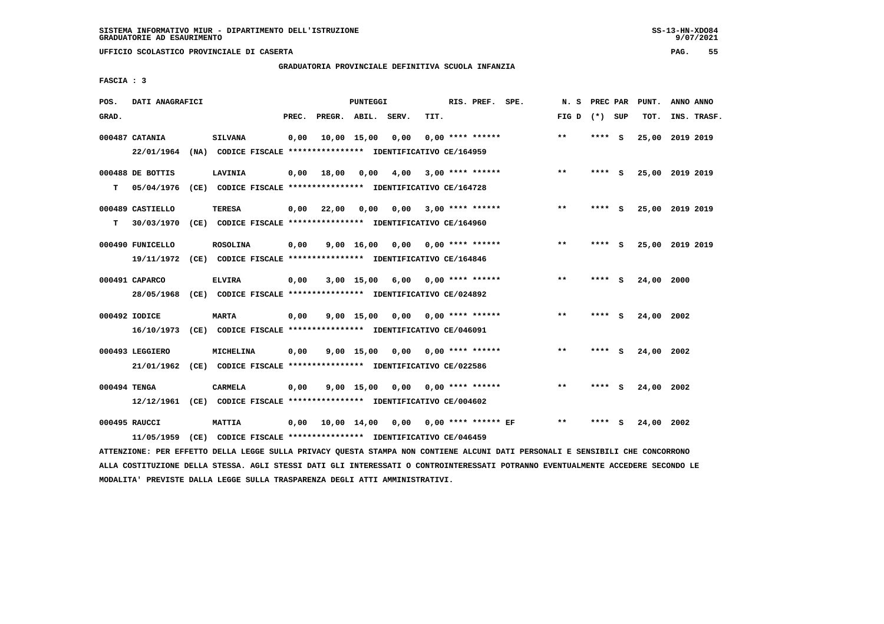SISTEMA INFORMATIVO MIUR - DIPARTIMENTO DELL'ISTRUZIONE
GRADUATORIE AD ESAURIMENTO

UFFICIO SCOLASTICO PROVINCIALE DI CASERTA

GRADUATORIA PROVINCIALE DEFINITIVA SCUOLA INFANZIA

FASCIA : 3

| POS. GRAD. | DATI ANAGRAFICI | | PREC. | PREGR. | ABIL. | SERV. | TIT. | RIS. PREF. | SPE. | N. S FIG D | PREC PAR (*) SUP | PUNT. TOT. | ANNO ANNO INS. TRASF. |
|---|---|---|---|---|---|---|---|---|---|---|---|---|---|
| 000487 | CATANIA | SILVANA | 0,00 | 10,00 | 15,00 | 0,00 | 0,00 | **** ****** | | ** | **** S | 25,00 | 2019 2019 |
| | 22/01/1964 (NA) CODICE FISCALE **************** IDENTIFICATIVO CE/164959 | | | | | | | | | | | | |
| 000488 | DE BOTTIS | LAVINIA | 0,00 | 18,00 | 0,00 | 4,00 | 3,00 | **** ****** | | ** | **** S | 25,00 | 2019 2019 |
| T | 05/04/1976 (CE) CODICE FISCALE **************** IDENTIFICATIVO CE/164728 | | | | | | | | | | | | |
| 000489 | CASTIELLO | TERESA | 0,00 | 22,00 | 0,00 | 0,00 | 3,00 | **** ****** | | ** | **** S | 25,00 | 2019 2019 |
| T | 30/03/1970 (CE) CODICE FISCALE **************** IDENTIFICATIVO CE/164960 | | | | | | | | | | | | |
| 000490 | FUNICELLO | ROSOLINA | 0,00 | 9,00 | 16,00 | 0,00 | 0,00 | **** ****** | | ** | **** S | 25,00 | 2019 2019 |
| | 19/11/1972 (CE) CODICE FISCALE **************** IDENTIFICATIVO CE/164846 | | | | | | | | | | | | |
| 000491 | CAPARCO | ELVIRA | 0,00 | 3,00 | 15,00 | 6,00 | 0,00 | **** ****** | | ** | **** S | 24,00 | 2000 |
| | 28/05/1968 (CE) CODICE FISCALE **************** IDENTIFICATIVO CE/024892 | | | | | | | | | | | | |
| 000492 | IODICE | MARTA | 0,00 | 9,00 | 15,00 | 0,00 | 0,00 | **** ****** | | ** | **** S | 24,00 | 2002 |
| | 16/10/1973 (CE) CODICE FISCALE **************** IDENTIFICATIVO CE/046091 | | | | | | | | | | | | |
| 000493 | LEGGIERO | MICHELINA | 0,00 | 9,00 | 15,00 | 0,00 | 0,00 | **** ****** | | ** | **** S | 24,00 | 2002 |
| | 21/01/1962 (CE) CODICE FISCALE **************** IDENTIFICATIVO CE/022586 | | | | | | | | | | | | |
| 000494 | TENGA | CARMELA | 0,00 | 9,00 | 15,00 | 0,00 | 0,00 | **** ****** | | ** | **** S | 24,00 | 2002 |
| | 12/12/1961 (CE) CODICE FISCALE **************** IDENTIFICATIVO CE/004602 | | | | | | | | | | | | |
| 000495 | RAUCCI | MATTIA | 0,00 | 10,00 | 14,00 | 0,00 | 0,00 | **** ****** EF | | ** | **** S | 24,00 | 2002 |
| | 11/05/1959 (CE) CODICE FISCALE **************** IDENTIFICATIVO CE/046459 | | | | | | | | | | | | |

ATTENZIONE: PER EFFETTO DELLA LEGGE SULLA PRIVACY QUESTA STAMPA NON CONTIENE ALCUNI DATI PERSONALI E SENSIBILI CHE CONCORRONO ALLA COSTITUZIONE DELLA STESSA. AGLI STESSI DATI GLI INTERESSATI O CONTROINTERESSATI POTRANNO EVENTUALMENTE ACCEDERE SECONDO LE MODALITA' PREVISTE DALLA LEGGE SULLA TRASPARENZA DEGLI ATTI AMMINISTRATIVI.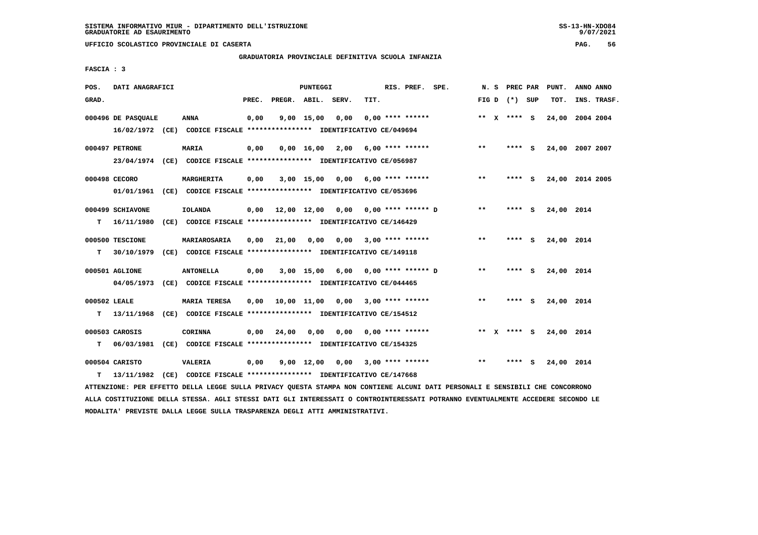SISTEMA INFORMATIVO MIUR - DIPARTIMENTO DELL'ISTRUZIONE
GRADUATORIE AD ESAURIMENTO

UFFICIO SCOLASTICO PROVINCIALE DI CASERTA

GRADUATORIA PROVINCIALE DEFINITIVA SCUOLA INFANZIA

FASCIA : 3

| POS. GRAD. | DATI ANAGRAFICI | | PREC. | PREGR. | ABIL. | SERV. | TIT. | RIS. PREF. SPE. | N. S FIG D | PREC PAR (*) SUP | PUNT. TOT. | ANNO ANNO INS. TRASF. |
|---|---|---|---|---|---|---|---|---|---|---|---|---|
| 000496 | DE PASQUALE | ANNA | 0,00 | 9,00 | 15,00 | 0,00 | 0,00 | **** ****** | ** X | **** S | 24,00 | 2004 2004 |
| | 16/02/1972 (CE) CODICE FISCALE **************** IDENTIFICATIVO CE/049694 | | | | | | | | | | | |
| 000497 | PETRONE | MARIA | 0,00 | 0,00 | 16,00 | 2,00 | 6,00 | **** ****** | ** | **** S | 24,00 | 2007 2007 |
| | 23/04/1974 (CE) CODICE FISCALE **************** IDENTIFICATIVO CE/056987 | | | | | | | | | | | |
| 000498 | CECORO | MARGHERITA | 0,00 | 3,00 | 15,00 | 0,00 | 6,00 | **** ****** | ** | **** S | 24,00 | 2014 2005 |
| | 01/01/1961 (CE) CODICE FISCALE **************** IDENTIFICATIVO CE/053696 | | | | | | | | | | | |
| 000499 | SCHIAVONE | IOLANDA | 0,00 | 12,00 | 12,00 | 0,00 | 0,00 | **** ****** D | ** | **** S | 24,00 | 2014 |
| T | 16/11/1980 (CE) CODICE FISCALE **************** IDENTIFICATIVO CE/146429 | | | | | | | | | | | |
| 000500 | TESCIONE | MARIAROSARIA | 0,00 | 21,00 | 0,00 | 0,00 | 3,00 | **** ****** | ** | **** S | 24,00 | 2014 |
| T | 30/10/1979 (CE) CODICE FISCALE **************** IDENTIFICATIVO CE/149118 | | | | | | | | | | | |
| 000501 | AGLIONE | ANTONELLA | 0,00 | 3,00 | 15,00 | 6,00 | 0,00 | **** ****** D | ** | **** S | 24,00 | 2014 |
| | 04/05/1973 (CE) CODICE FISCALE **************** IDENTIFICATIVO CE/044465 | | | | | | | | | | | |
| 000502 | LEALE | MARIA TERESA | 0,00 | 10,00 | 11,00 | 0,00 | 3,00 | **** ****** | ** | **** S | 24,00 | 2014 |
| T | 13/11/1968 (CE) CODICE FISCALE **************** IDENTIFICATIVO CE/154512 | | | | | | | | | | | |
| 000503 | CAROSIS | CORINNA | 0,00 | 24,00 | 0,00 | 0,00 | 0,00 | **** ****** | ** X | **** S | 24,00 | 2014 |
| T | 06/03/1981 (CE) CODICE FISCALE **************** IDENTIFICATIVO CE/154325 | | | | | | | | | | | |
| 000504 | CARISTO | VALERIA | 0,00 | 9,00 | 12,00 | 0,00 | 3,00 | **** ****** | ** | **** S | 24,00 | 2014 |
| T | 13/11/1982 (CE) CODICE FISCALE **************** IDENTIFICATIVO CE/147668 | | | | | | | | | | | |

ATTENZIONE: PER EFFETTO DELLA LEGGE SULLA PRIVACY QUESTA STAMPA NON CONTIENE ALCUNI DATI PERSONALI E SENSIBILI CHE CONCORRONO ALLA COSTITUZIONE DELLA STESSA. AGLI STESSI DATI GLI INTERESSATI O CONTROINTERESSATI POTRANNO EVENTUALMENTE ACCEDERE SECONDO LE MODALITA' PREVISTE DALLA LEGGE SULLA TRASPARENZA DEGLI ATTI AMMINISTRATIVI.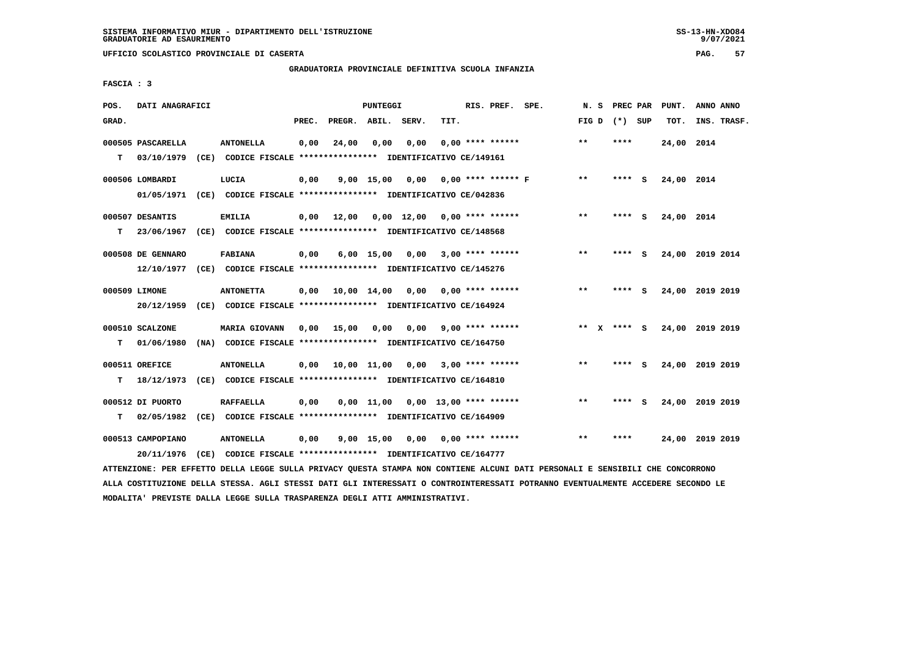GRADUATORIA PROVINCIALE DEFINITIVA SCUOLA INFANZIA

FASCIA : 3

| POS. GRAD. | DATI ANAGRAFICI | | PREC. | PREGR. | ABIL. | SERV. | TIT. | RIS. PREF. SPE. | N. S FIG D | PREC PAR (*) SUP | PUNT. TOT. | ANNO ANNO INS. TRASF. |
|---|---|---|---|---|---|---|---|---|---|---|---|---|
| 000505 PASCARELLA | ANTONELLA | | 0,00 | 24,00 | 0,00 | 0,00 | 0,00 | **** ****** | ** | **** | 24,00 | 2014 |
| T | 03/10/1979 (CE) CODICE FISCALE **************** IDENTIFICATIVO CE/149161 | | | | | | | | | | | |
| 000506 LOMBARDI | LUCIA | | 0,00 | 9,00 | 15,00 | 0,00 | 0,00 | **** ****** F | ** | **** S | 24,00 | 2014 |
| | 01/05/1971 (CE) CODICE FISCALE **************** IDENTIFICATIVO CE/042836 | | | | | | | | | | | |
| 000507 DESANTIS | EMILIA | | 0,00 | 12,00 | 0,00 | 12,00 | 0,00 | **** ****** | ** | **** S | 24,00 | 2014 |
| T | 23/06/1967 (CE) CODICE FISCALE **************** IDENTIFICATIVO CE/148568 | | | | | | | | | | | |
| 000508 DE GENNARO | FABIANA | | 0,00 | 6,00 | 15,00 | 0,00 | 3,00 | **** ****** | ** | **** S | 24,00 | 2019 2014 |
| | 12/10/1977 (CE) CODICE FISCALE **************** IDENTIFICATIVO CE/145276 | | | | | | | | | | | |
| 000509 LIMONE | ANTONETTA | | 0,00 | 10,00 | 14,00 | 0,00 | 0,00 | **** ****** | ** | **** S | 24,00 | 2019 2019 |
| | 20/12/1959 (CE) CODICE FISCALE **************** IDENTIFICATIVO CE/164924 | | | | | | | | | | | |
| 000510 SCALZONE | MARIA GIOVANN | | 0,00 | 15,00 | 0,00 | 0,00 | 9,00 | **** ****** | ** X | **** S | 24,00 | 2019 2019 |
| T | 01/06/1980 (NA) CODICE FISCALE **************** IDENTIFICATIVO CE/164750 | | | | | | | | | | | |
| 000511 OREFICE | ANTONELLA | | 0,00 | 10,00 | 11,00 | 0,00 | 3,00 | **** ****** | ** | **** S | 24,00 | 2019 2019 |
| T | 18/12/1973 (CE) CODICE FISCALE **************** IDENTIFICATIVO CE/164810 | | | | | | | | | | | |
| 000512 DI PUORTO | RAFFAELLA | | 0,00 | 0,00 | 11,00 | 0,00 | 13,00 | **** ****** | ** | **** S | 24,00 | 2019 2019 |
| T | 02/05/1982 (CE) CODICE FISCALE **************** IDENTIFICATIVO CE/164909 | | | | | | | | | | | |
| 000513 CAMPOPIANO | ANTONELLA | | 0,00 | 9,00 | 15,00 | 0,00 | 0,00 | **** ****** | ** | **** | 24,00 | 2019 2019 |
| | 20/11/1976 (CE) CODICE FISCALE **************** IDENTIFICATIVO CE/164777 | | | | | | | | | | | |

ATTENZIONE: PER EFFETTO DELLA LEGGE SULLA PRIVACY QUESTA STAMPA NON CONTIENE ALCUNI DATI PERSONALI E SENSIBILI CHE CONCORRONO ALLA COSTITUZIONE DELLA STESSA. AGLI STESSI DATI GLI INTERESSATI O CONTROINTERESSATI POTRANNO EVENTUALMENTE ACCEDERE SECONDO LE MODALITA' PREVISTE DALLA LEGGE SULLA TRASPARENZA DEGLI ATTI AMMINISTRATIVI.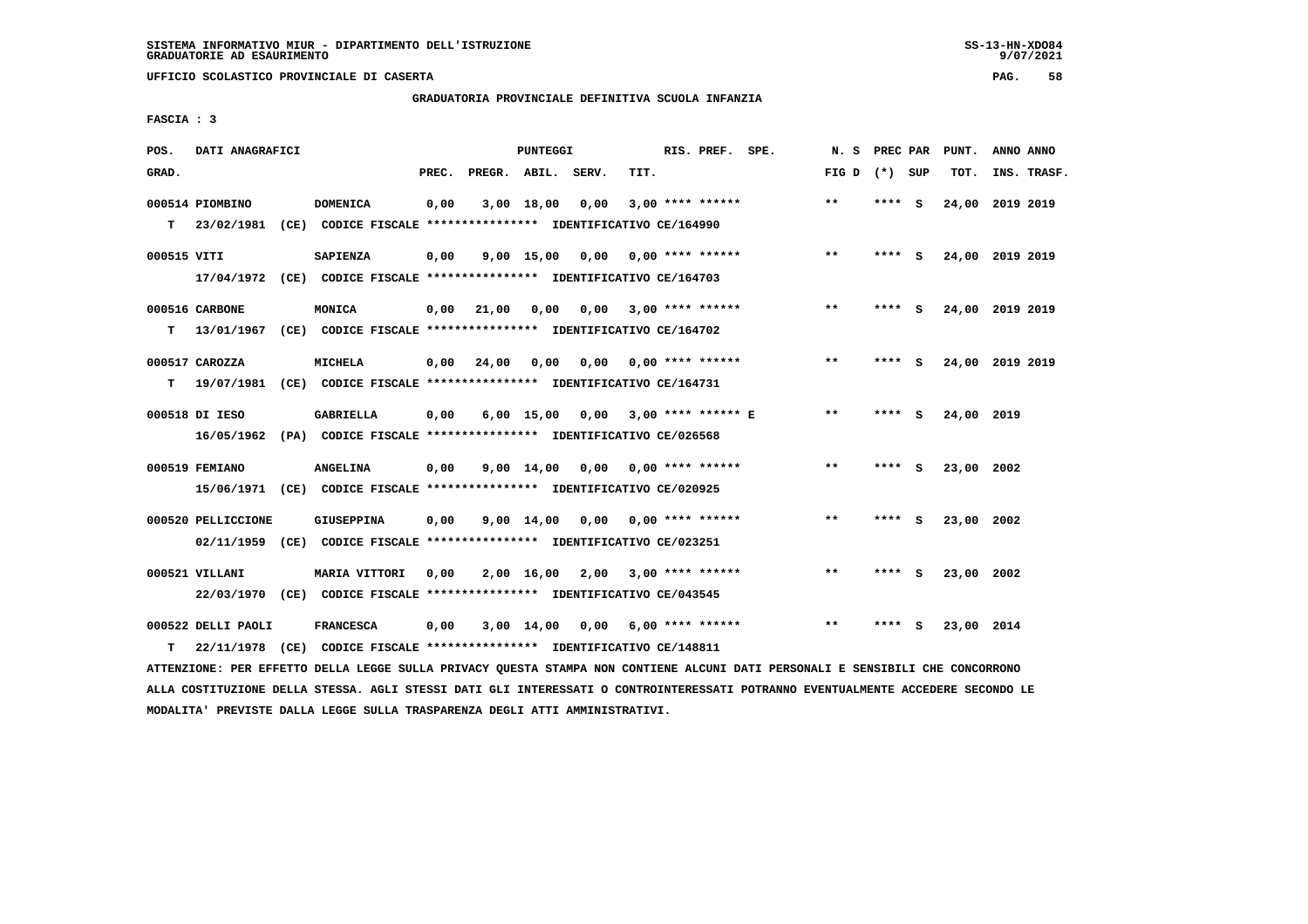SISTEMA INFORMATIVO MIUR - DIPARTIMENTO DELL'ISTRUZIONE
GRADUATORIE AD ESAURIMENTO

UFFICIO SCOLASTICO PROVINCIALE DI CASERTA

GRADUATORIA PROVINCIALE DEFINITIVA SCUOLA INFANZIA

FASCIA : 3

| POS. GRAD. | DATI ANAGRAFICI | | PREC. | PREGR. | ABIL. | SERV. | TIT. | RIS. PREF. SPE. | N. S FIG D | PREC PAR (*) SUP | PUNT. TOT. | ANNO ANNO INS. TRASF. |
|---|---|---|---|---|---|---|---|---|---|---|---|---|
| 000514 | PIOMBINO | DOMENICA | 0,00 | 3,00 | 18,00 | 0,00 | 3,00 | **** ****** | ** | **** S | 24,00 | 2019 2019 |
| T | 23/02/1981 (CE) CODICE FISCALE **************** IDENTIFICATIVO CE/164990 | | | | | | | | | | | |
| 000515 | VITI | SAPIENZA | 0,00 | 9,00 | 15,00 | 0,00 | 0,00 | **** ****** | ** | **** S | 24,00 | 2019 2019 |
| | 17/04/1972 (CE) CODICE FISCALE **************** IDENTIFICATIVO CE/164703 | | | | | | | | | | | |
| 000516 | CARBONE | MONICA | 0,00 | 21,00 | 0,00 | 0,00 | 3,00 | **** ****** | ** | **** S | 24,00 | 2019 2019 |
| T | 13/01/1967 (CE) CODICE FISCALE **************** IDENTIFICATIVO CE/164702 | | | | | | | | | | | |
| 000517 | CAROZZA | MICHELA | 0,00 | 24,00 | 0,00 | 0,00 | 0,00 | **** ****** | ** | **** S | 24,00 | 2019 2019 |
| T | 19/07/1981 (CE) CODICE FISCALE **************** IDENTIFICATIVO CE/164731 | | | | | | | | | | | |
| 000518 | DI IESO | GABRIELLA | 0,00 | 6,00 | 15,00 | 0,00 | 3,00 | **** ****** E | ** | **** S | 24,00 | 2019 |
| | 16/05/1962 (PA) CODICE FISCALE **************** IDENTIFICATIVO CE/026568 | | | | | | | | | | | |
| 000519 | FEMIANO | ANGELINA | 0,00 | 9,00 | 14,00 | 0,00 | 0,00 | **** ****** | ** | **** S | 23,00 | 2002 |
| | 15/06/1971 (CE) CODICE FISCALE **************** IDENTIFICATIVO CE/020925 | | | | | | | | | | | |
| 000520 | PELLICCIONE | GIUSEPPINA | 0,00 | 9,00 | 14,00 | 0,00 | 0,00 | **** ****** | ** | **** S | 23,00 | 2002 |
| | 02/11/1959 (CE) CODICE FISCALE **************** IDENTIFICATIVO CE/023251 | | | | | | | | | | | |
| 000521 | VILLANI | MARIA VITTORI | 0,00 | 2,00 | 16,00 | 2,00 | 3,00 | **** ****** | ** | **** S | 23,00 | 2002 |
| | 22/03/1970 (CE) CODICE FISCALE **************** IDENTIFICATIVO CE/043545 | | | | | | | | | | | |
| 000522 | DELLI PAOLI | FRANCESCA | 0,00 | 3,00 | 14,00 | 0,00 | 6,00 | **** ****** | ** | **** S | 23,00 | 2014 |
| T | 22/11/1978 (CE) CODICE FISCALE **************** IDENTIFICATIVO CE/148811 | | | | | | | | | | | |

ATTENZIONE: PER EFFETTO DELLA LEGGE SULLA PRIVACY QUESTA STAMPA NON CONTIENE ALCUNI DATI PERSONALI E SENSIBILI CHE CONCORRONO ALLA COSTITUZIONE DELLA STESSA. AGLI STESSI DATI GLI INTERESSATI O CONTROINTERESSATI POTRANNO EVENTUALMENTE ACCEDERE SECONDO LE MODALITA' PREVISTE DALLA LEGGE SULLA TRASPARENZA DEGLI ATTI AMMINISTRATIVI.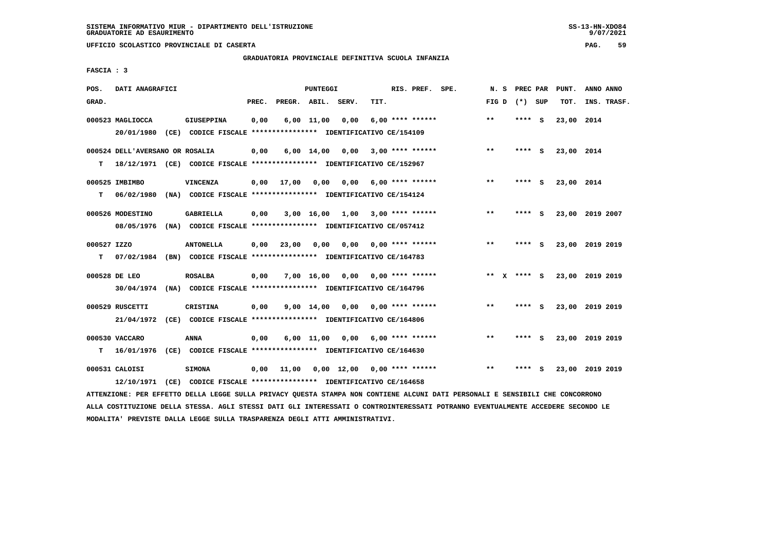SISTEMA INFORMATIVO MIUR - DIPARTIMENTO DELL'ISTRUZIONE
GRADUATORIE AD ESAURIMENTO

UFFICIO SCOLASTICO PROVINCIALE DI CASERTA

GRADUATORIA PROVINCIALE DEFINITIVA SCUOLA INFANZIA

FASCIA : 3

| POS. GRAD. | DATI ANAGRAFICI | | PREC. | PREGR. | ABIL. | SERV. | TIT. | RIS. PREF. SPE. | N. S FIG D | PREC PAR (*) SUP | PUNT. TOT. | ANNO ANNO INS. TRASF. |
|---|---|---|---|---|---|---|---|---|---|---|---|---|
| 000523 | MAGLIOCCA | GIUSEPPINA | 0,00 | 6,00 | 11,00 | 0,00 | 6,00 | **** ****** | ** | **** S | 23,00 | 2014 |
| | 20/01/1980 (CE) CODICE FISCALE **************** IDENTIFICATIVO CE/154109 | | | | | | | | | | | |
| 000524 | DELL'AVERSANO OR ROSALIA | | 0,00 | 6,00 | 14,00 | 0,00 | 3,00 | **** ****** | ** | **** S | 23,00 | 2014 |
| T | 18/12/1971 (CE) CODICE FISCALE **************** IDENTIFICATIVO CE/152967 | | | | | | | | | | | |
| 000525 | IMBIMBO | VINCENZA | 0,00 | 17,00 | 0,00 | 0,00 | 6,00 | **** ****** | ** | **** S | 23,00 | 2014 |
| T | 06/02/1980 (NA) CODICE FISCALE **************** IDENTIFICATIVO CE/154124 | | | | | | | | | | | |
| 000526 | MODESTINO | GABRIELLA | 0,00 | 3,00 | 16,00 | 1,00 | 3,00 | **** ****** | ** | **** S | 23,00 | 2019 2007 |
| | 08/05/1976 (NA) CODICE FISCALE **************** IDENTIFICATIVO CE/057412 | | | | | | | | | | | |
| 000527 | IZZO | ANTONELLA | 0,00 | 23,00 | 0,00 | 0,00 | 0,00 | **** ****** | ** | **** S | 23,00 | 2019 2019 |
| T | 07/02/1984 (BN) CODICE FISCALE **************** IDENTIFICATIVO CE/164783 | | | | | | | | | | | |
| 000528 | DE LEO | ROSALBA | 0,00 | 7,00 | 16,00 | 0,00 | 0,00 | **** ****** | ** X | **** S | 23,00 | 2019 2019 |
| | 30/04/1974 (NA) CODICE FISCALE **************** IDENTIFICATIVO CE/164796 | | | | | | | | | | | |
| 000529 | RUSCETTI | CRISTINA | 0,00 | 9,00 | 14,00 | 0,00 | 0,00 | **** ****** | ** | **** S | 23,00 | 2019 2019 |
| | 21/04/1972 (CE) CODICE FISCALE **************** IDENTIFICATIVO CE/164806 | | | | | | | | | | | |
| 000530 | VACCARO | ANNA | 0,00 | 6,00 | 11,00 | 0,00 | 6,00 | **** ****** | ** | **** S | 23,00 | 2019 2019 |
| T | 16/01/1976 (CE) CODICE FISCALE **************** IDENTIFICATIVO CE/164630 | | | | | | | | | | | |
| 000531 | CALOISI | SIMONA | 0,00 | 11,00 | 0,00 | 12,00 | 0,00 | **** ****** | ** | **** S | 23,00 | 2019 2019 |
| | 12/10/1971 (CE) CODICE FISCALE **************** IDENTIFICATIVO CE/164658 | | | | | | | | | | | |

ATTENZIONE: PER EFFETTO DELLA LEGGE SULLA PRIVACY QUESTA STAMPA NON CONTIENE ALCUNI DATI PERSONALI E SENSIBILI CHE CONCORRONO ALLA COSTITUZIONE DELLA STESSA. AGLI STESSI DATI GLI INTERESSATI O CONTROINTERESSATI POTRANNO EVENTUALMENTE ACCEDERE SECONDO LE MODALITA' PREVISTE DALLA LEGGE SULLA TRASPARENZA DEGLI ATTI AMMINISTRATIVI.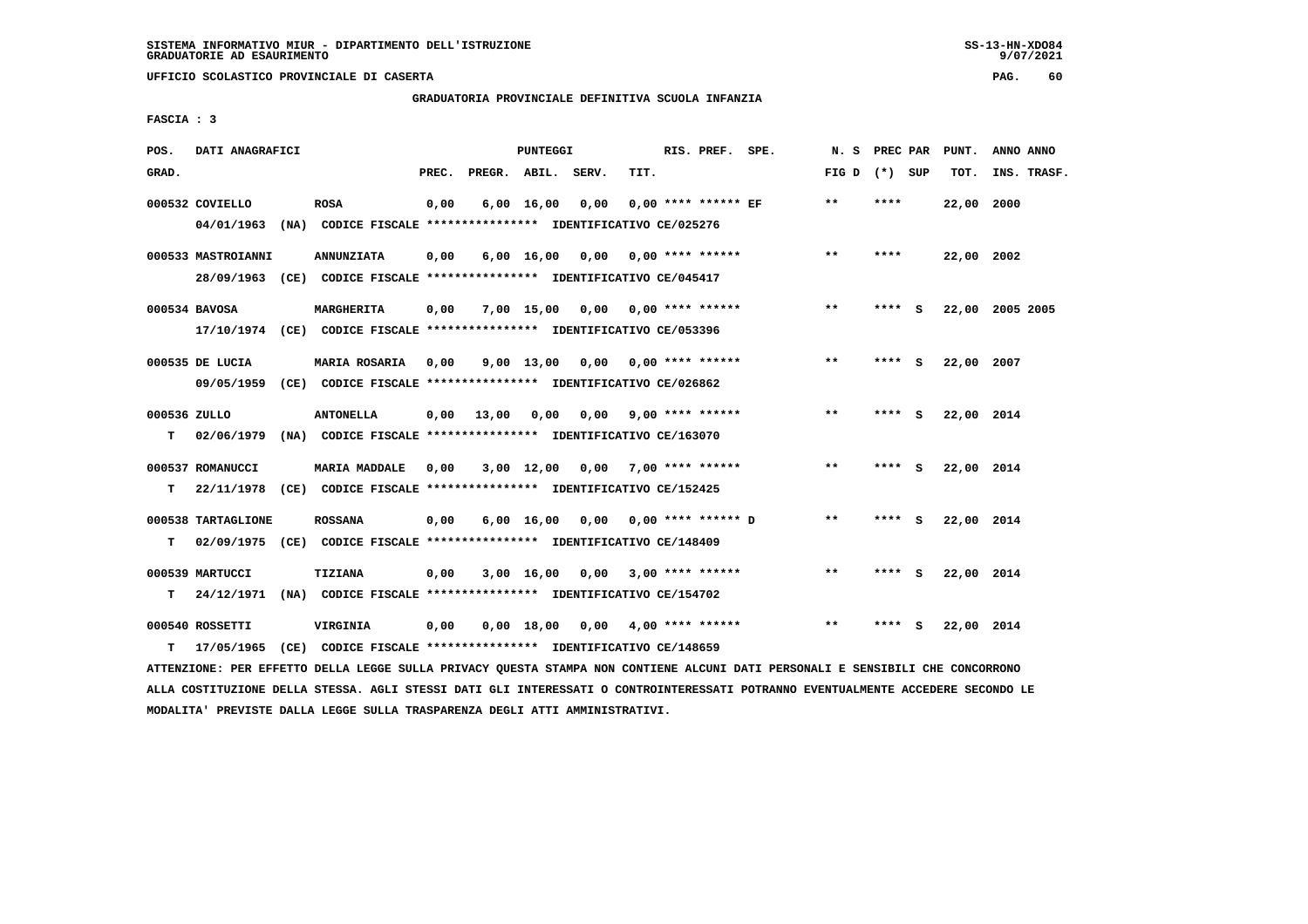SISTEMA INFORMATIVO MIUR - DIPARTIMENTO DELL'ISTRUZIONE
GRADUATORIE AD ESAURIMENTO

UFFICIO SCOLASTICO PROVINCIALE DI CASERTA

GRADUATORIA PROVINCIALE DEFINITIVA SCUOLA INFANZIA

FASCIA : 3

| POS. GRAD. | DATI ANAGRAFICI | | PREC. | PREGR. | ABIL. | SERV. | TIT. | RIS. PREF. SPE. | N. S FIG D | PREC PAR (*) SUP | PUNT. TOT. | ANNO ANNO INS. TRASF. |
|---|---|---|---|---|---|---|---|---|---|---|---|---|
| 000532 | COVIELLO 04/01/1963 (NA) CODICE FISCALE **************** IDENTIFICATIVO CE/025276 | ROSA | 0,00 | 6,00 | 16,00 | 0,00 | 0,00 | **** ****** EF | ** | **** | 22,00 | 2000 |
| 000533 | MASTROIANNI 28/09/1963 (CE) CODICE FISCALE **************** IDENTIFICATIVO CE/045417 | ANNUNZIATA | 0,00 | 6,00 | 16,00 | 0,00 | 0,00 | **** ****** | ** | **** | 22,00 | 2002 |
| 000534 | BAVOSA 17/10/1974 (CE) CODICE FISCALE **************** IDENTIFICATIVO CE/053396 | MARGHERITA | 0,00 | 7,00 | 15,00 | 0,00 | 0,00 | **** ****** | ** | **** S | 22,00 | 2005 2005 |
| 000535 | DE LUCIA 09/05/1959 (CE) CODICE FISCALE **************** IDENTIFICATIVO CE/026862 | MARIA ROSARIA | 0,00 | 9,00 | 13,00 | 0,00 | 0,00 | **** ****** | ** | **** S | 22,00 | 2007 |
| 000536 T | ZULLO 02/06/1979 (NA) CODICE FISCALE **************** IDENTIFICATIVO CE/163070 | ANTONELLA | 0,00 | 13,00 | 0,00 | 0,00 | 9,00 | **** ****** | ** | **** S | 22,00 | 2014 |
| 000537 T | ROMANUCCI 22/11/1978 (CE) CODICE FISCALE **************** IDENTIFICATIVO CE/152425 | MARIA MADDALE | 0,00 | 3,00 | 12,00 | 0,00 | 7,00 | **** ****** | ** | **** S | 22,00 | 2014 |
| 000538 T | TARTAGLIONE 02/09/1975 (CE) CODICE FISCALE **************** IDENTIFICATIVO CE/148409 | ROSSANA | 0,00 | 6,00 | 16,00 | 0,00 | 0,00 | **** ****** D | ** | **** S | 22,00 | 2014 |
| 000539 T | MARTUCCI 24/12/1971 (NA) CODICE FISCALE **************** IDENTIFICATIVO CE/154702 | TIZIANA | 0,00 | 3,00 | 16,00 | 0,00 | 3,00 | **** ****** | ** | **** S | 22,00 | 2014 |
| 000540 T | ROSSETTI 17/05/1965 (CE) CODICE FISCALE **************** IDENTIFICATIVO CE/148659 | VIRGINIA | 0,00 | 0,00 | 18,00 | 0,00 | 4,00 | **** ****** | ** | **** S | 22,00 | 2014 |

ATTENZIONE: PER EFFETTO DELLA LEGGE SULLA PRIVACY QUESTA STAMPA NON CONTIENE ALCUNI DATI PERSONALI E SENSIBILI CHE CONCORRONO ALLA COSTITUZIONE DELLA STESSA. AGLI STESSI DATI GLI INTERESSATI O CONTROINTERESSATI POTRANNO EVENTUALMENTE ACCEDERE SECONDO LE MODALITA' PREVISTE DALLA LEGGE SULLA TRASPARENZA DEGLI ATTI AMMINISTRATIVI.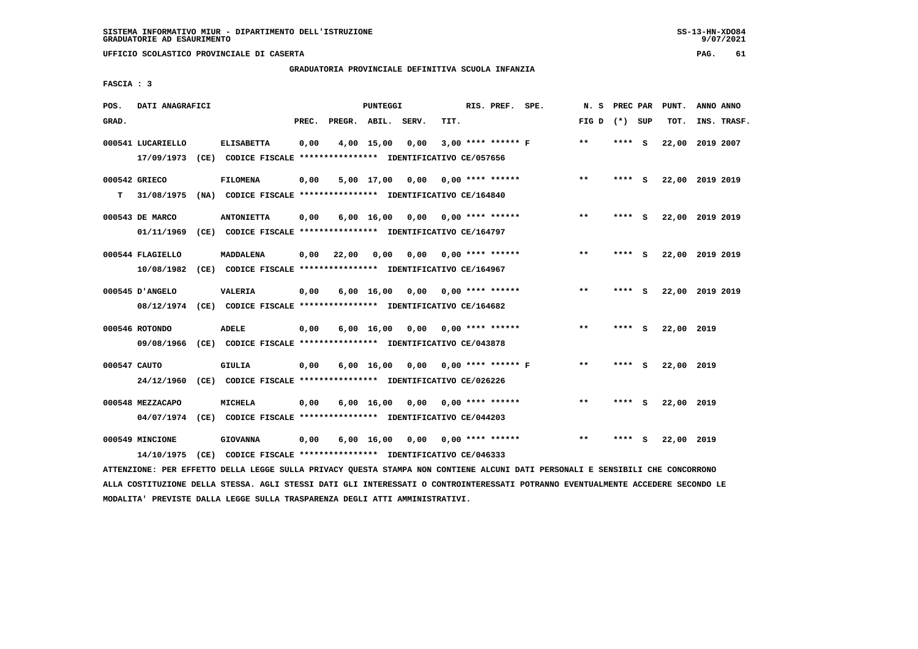SISTEMA INFORMATIVO MIUR - DIPARTIMENTO DELL'ISTRUZIONE
GRADUATORIE AD ESAURIMENTO

UFFICIO SCOLASTICO PROVINCIALE DI CASERTA

GRADUATORIA PROVINCIALE DEFINITIVA SCUOLA INFANZIA

FASCIA : 3

| POS. GRAD. | DATI ANAGRAFICI | | PREC. | PREGR. | ABIL. | SERV. | TIT. | RIS. PREF. SPE. | N. S FIG D | PREC PAR (*) SUP | PUNT. TOT. | ANNO ANNO INS. TRASF. |
|---|---|---|---|---|---|---|---|---|---|---|---|---|
| 000541 | LUCARIELLO | ELISABETTA | 0,00 | 4,00 | 15,00 | 0,00 | 3,00 | **** ****** F | ** | **** S | 22,00 | 2019 2007 |
| | 17/09/1973 (CE) CODICE FISCALE **************** IDENTIFICATIVO CE/057656 | | | | | | | | | | | |
| 000542 | GRIECO | FILOMENA | 0,00 | 5,00 | 17,00 | 0,00 | 0,00 | **** ****** | ** | **** S | 22,00 | 2019 2019 |
| T | 31/08/1975 (NA) CODICE FISCALE **************** IDENTIFICATIVO CE/164840 | | | | | | | | | | | |
| 000543 | DE MARCO | ANTONIETTA | 0,00 | 6,00 | 16,00 | 0,00 | 0,00 | **** ****** | ** | **** S | 22,00 | 2019 2019 |
| | 01/11/1969 (CE) CODICE FISCALE **************** IDENTIFICATIVO CE/164797 | | | | | | | | | | | |
| 000544 | FLAGIELLO | MADDALENA | 0,00 | 22,00 | 0,00 | 0,00 | 0,00 | **** ****** | ** | **** S | 22,00 | 2019 2019 |
| | 10/08/1982 (CE) CODICE FISCALE **************** IDENTIFICATIVO CE/164967 | | | | | | | | | | | |
| 000545 | D'ANGELO | VALERIA | 0,00 | 6,00 | 16,00 | 0,00 | 0,00 | **** ****** | ** | **** S | 22,00 | 2019 2019 |
| | 08/12/1974 (CE) CODICE FISCALE **************** IDENTIFICATIVO CE/164682 | | | | | | | | | | | |
| 000546 | ROTONDO | ADELE | 0,00 | 6,00 | 16,00 | 0,00 | 0,00 | **** ****** | ** | **** S | 22,00 | 2019 |
| | 09/08/1966 (CE) CODICE FISCALE **************** IDENTIFICATIVO CE/043878 | | | | | | | | | | | |
| 000547 | CAUTO | GIULIA | 0,00 | 6,00 | 16,00 | 0,00 | 0,00 | **** ****** F | ** | **** S | 22,00 | 2019 |
| | 24/12/1960 (CE) CODICE FISCALE **************** IDENTIFICATIVO CE/026226 | | | | | | | | | | | |
| 000548 | MEZZACAPO | MICHELA | 0,00 | 6,00 | 16,00 | 0,00 | 0,00 | **** ****** | ** | **** S | 22,00 | 2019 |
| | 04/07/1974 (CE) CODICE FISCALE **************** IDENTIFICATIVO CE/044203 | | | | | | | | | | | |
| 000549 | MINCIONE | GIOVANNA | 0,00 | 6,00 | 16,00 | 0,00 | 0,00 | **** ****** | ** | **** S | 22,00 | 2019 |
| | 14/10/1975 (CE) CODICE FISCALE **************** IDENTIFICATIVO CE/046333 | | | | | | | | | | | |

ATTENZIONE: PER EFFETTO DELLA LEGGE SULLA PRIVACY QUESTA STAMPA NON CONTIENE ALCUNI DATI PERSONALI E SENSIBILI CHE CONCORRONO ALLA COSTITUZIONE DELLA STESSA. AGLI STESSI DATI GLI INTERESSATI O CONTROINTERESSATI POTRANNO EVENTUALMENTE ACCEDERE SECONDO LE MODALITA' PREVISTE DALLA LEGGE SULLA TRASPARENZA DEGLI ATTI AMMINISTRATIVI.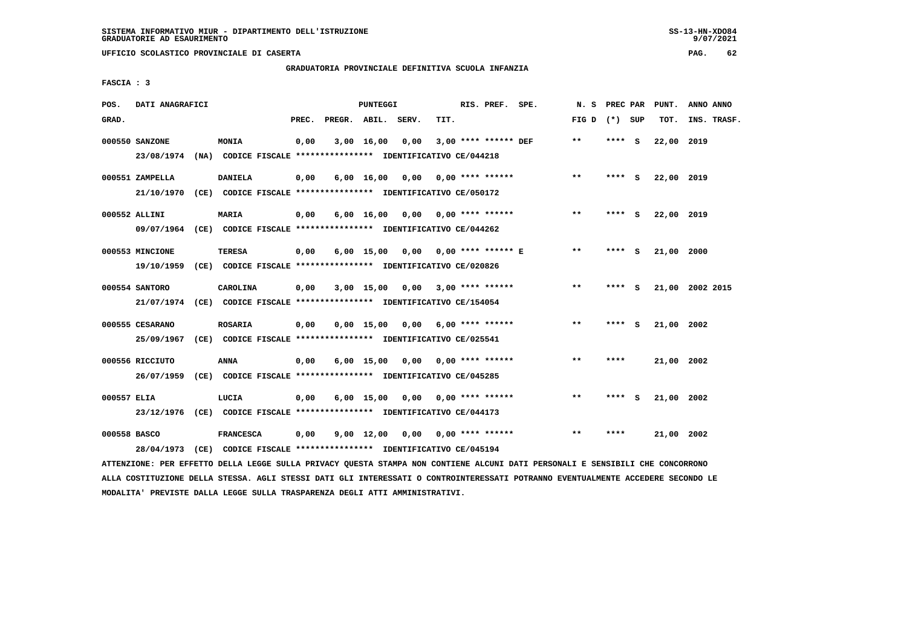SISTEMA INFORMATIVO MIUR - DIPARTIMENTO DELL'ISTRUZIONE
GRADUATORIE AD ESAURIMENTO

UFFICIO SCOLASTICO PROVINCIALE DI CASERTA

GRADUATORIA PROVINCIALE DEFINITIVA SCUOLA INFANZIA

FASCIA : 3

| POS. GRAD. | DATI ANAGRAFICI | | PREC. | PREGR. | ABIL. | SERV. | TIT. | RIS. PREF. SPE. | N. S FIG D | PREC PAR (*) SUP | PUNT. TOT. | ANNO ANNO INS. TRASF. |
|---|---|---|---|---|---|---|---|---|---|---|---|---|
| 000550 | SANZONE | MONIA | 0,00 | 3,00 | 16,00 | 0,00 | 3,00 | **** ****** DEF | ** | **** S | 22,00 | 2019 |
| | 23/08/1974 (NA) CODICE FISCALE **************** IDENTIFICATIVO CE/044218 | | | | | | | | | | | |
| 000551 | ZAMPELLA | DANIELA | 0,00 | 6,00 | 16,00 | 0,00 | 0,00 | **** ****** | ** | **** S | 22,00 | 2019 |
| | 21/10/1970 (CE) CODICE FISCALE **************** IDENTIFICATIVO CE/050172 | | | | | | | | | | | |
| 000552 | ALLINI | MARIA | 0,00 | 6,00 | 16,00 | 0,00 | 0,00 | **** ****** | ** | **** S | 22,00 | 2019 |
| | 09/07/1964 (CE) CODICE FISCALE **************** IDENTIFICATIVO CE/044262 | | | | | | | | | | | |
| 000553 | MINCIONE | TERESA | 0,00 | 6,00 | 15,00 | 0,00 | 0,00 | **** ****** E | ** | **** S | 21,00 | 2000 |
| | 19/10/1959 (CE) CODICE FISCALE **************** IDENTIFICATIVO CE/020826 | | | | | | | | | | | |
| 000554 | SANTORO | CAROLINA | 0,00 | 3,00 | 15,00 | 0,00 | 3,00 | **** ****** | ** | **** S | 21,00 | 2002 2015 |
| | 21/07/1974 (CE) CODICE FISCALE **************** IDENTIFICATIVO CE/154054 | | | | | | | | | | | |
| 000555 | CESARANO | ROSARIA | 0,00 | 0,00 | 15,00 | 0,00 | 6,00 | **** ****** | ** | **** S | 21,00 | 2002 |
| | 25/09/1967 (CE) CODICE FISCALE **************** IDENTIFICATIVO CE/025541 | | | | | | | | | | | |
| 000556 | RICCIUTO | ANNA | 0,00 | 6,00 | 15,00 | 0,00 | 0,00 | **** ****** | ** | **** | 21,00 | 2002 |
| | 26/07/1959 (CE) CODICE FISCALE **************** IDENTIFICATIVO CE/045285 | | | | | | | | | | | |
| 000557 | ELIA | LUCIA | 0,00 | 6,00 | 15,00 | 0,00 | 0,00 | **** ****** | ** | **** S | 21,00 | 2002 |
| | 23/12/1976 (CE) CODICE FISCALE **************** IDENTIFICATIVO CE/044173 | | | | | | | | | | | |
| 000558 | BASCO | FRANCESCA | 0,00 | 9,00 | 12,00 | 0,00 | 0,00 | **** ****** | ** | **** | 21,00 | 2002 |
| | 28/04/1973 (CE) CODICE FISCALE **************** IDENTIFICATIVO CE/045194 | | | | | | | | | | | |

ATTENZIONE: PER EFFETTO DELLA LEGGE SULLA PRIVACY QUESTA STAMPA NON CONTIENE ALCUNI DATI PERSONALI E SENSIBILI CHE CONCORRONO ALLA COSTITUZIONE DELLA STESSA. AGLI STESSI DATI GLI INTERESSATI O CONTROINTERESSATI POTRANNO EVENTUALMENTE ACCEDERE SECONDO LE MODALITA' PREVISTE DALLA LEGGE SULLA TRASPARENZA DEGLI ATTI AMMINISTRATIVI.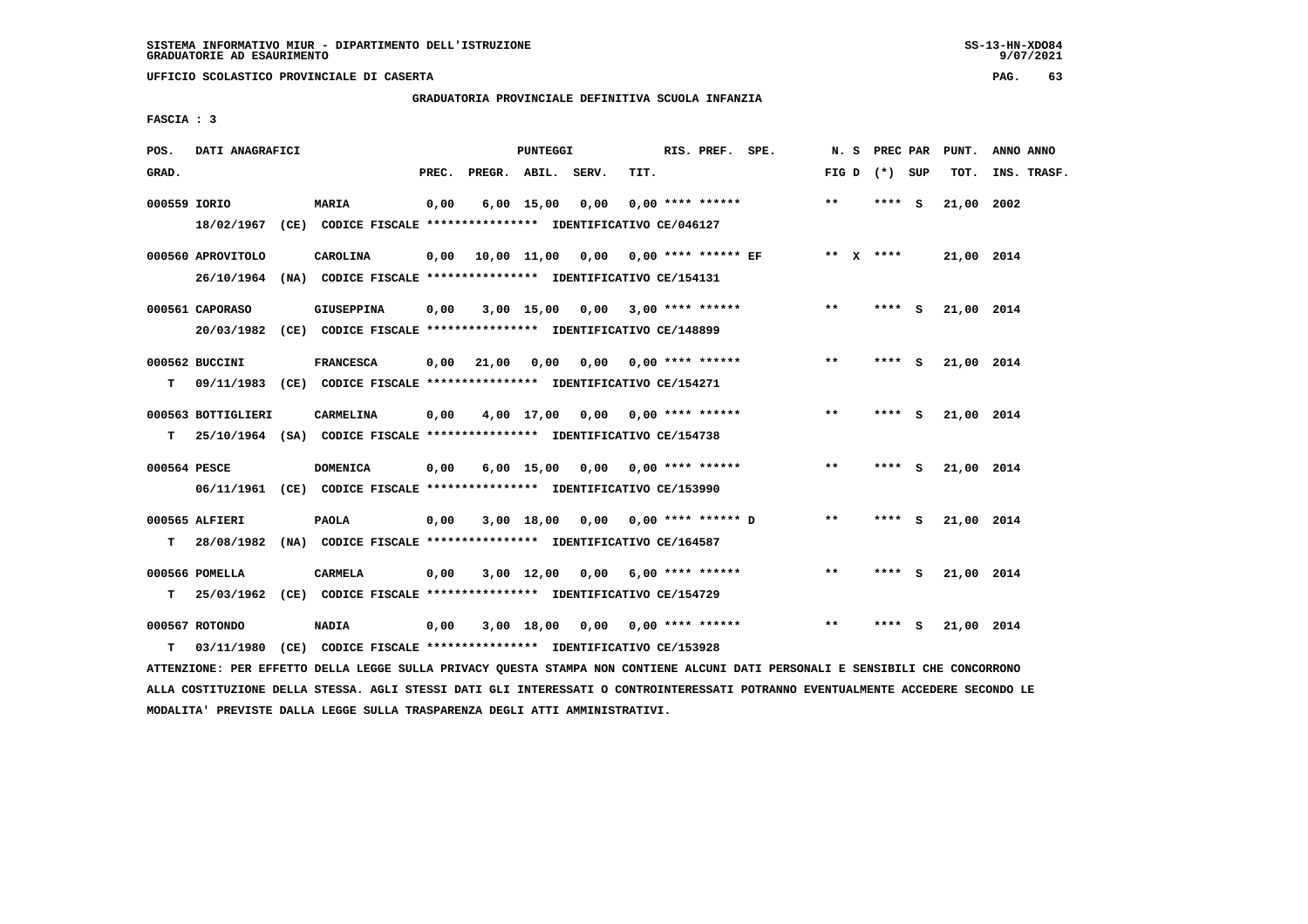SISTEMA INFORMATIVO MIUR - DIPARTIMENTO DELL'ISTRUZIONE
GRADUATORIE AD ESAURIMENTO

UFFICIO SCOLASTICO PROVINCIALE DI CASERTA

GRADUATORIA PROVINCIALE DEFINITIVA SCUOLA INFANZIA

FASCIA : 3

| POS. GRAD. | DATI ANAGRAFICI | | PREC. | PREGR. | ABIL. | SERV. | TIT. | RIS. PREF. SPE. | N. S FIG D | PREC PAR (*) SUP | PUNT. TOT. | ANNO ANNO INS. TRASF. |
|---|---|---|---|---|---|---|---|---|---|---|---|---|
| 000559 IORIO | | MARIA | 0,00 | 6,00 | 15,00 | 0,00 | 0,00 | **** ****** | ** | **** S | 21,00 | 2002 |
| | 18/02/1967 (CE) CODICE FISCALE **************** IDENTIFICATIVO CE/046127 | | | | | | | | | | | |
| 000560 APROVITOLO | | CAROLINA | 0,00 | 10,00 | 11,00 | 0,00 | 0,00 | **** ****** EF | ** X | **** | 21,00 | 2014 |
| | 26/10/1964 (NA) CODICE FISCALE **************** IDENTIFICATIVO CE/154131 | | | | | | | | | | | |
| 000561 CAPORASO | | GIUSEPPINA | 0,00 | 3,00 | 15,00 | 0,00 | 3,00 | **** ****** | ** | **** S | 21,00 | 2014 |
| | 20/03/1982 (CE) CODICE FISCALE **************** IDENTIFICATIVO CE/148899 | | | | | | | | | | | |
| 000562 BUCCINI | | FRANCESCA | 0,00 | 21,00 | 0,00 | 0,00 | 0,00 | **** ****** | ** | **** S | 21,00 | 2014 |
| T | 09/11/1983 (CE) CODICE FISCALE **************** IDENTIFICATIVO CE/154271 | | | | | | | | | | | |
| 000563 BOTTIGLIERI | | CARMELINA | 0,00 | 4,00 | 17,00 | 0,00 | 0,00 | **** ****** | ** | **** S | 21,00 | 2014 |
| T | 25/10/1964 (SA) CODICE FISCALE **************** IDENTIFICATIVO CE/154738 | | | | | | | | | | | |
| 000564 PESCE | | DOMENICA | 0,00 | 6,00 | 15,00 | 0,00 | 0,00 | **** ****** | ** | **** S | 21,00 | 2014 |
| | 06/11/1961 (CE) CODICE FISCALE **************** IDENTIFICATIVO CE/153990 | | | | | | | | | | | |
| 000565 ALFIERI | | PAOLA | 0,00 | 3,00 | 18,00 | 0,00 | 0,00 | **** ****** D | ** | **** S | 21,00 | 2014 |
| T | 28/08/1982 (NA) CODICE FISCALE **************** IDENTIFICATIVO CE/164587 | | | | | | | | | | | |
| 000566 POMELLA | | CARMELA | 0,00 | 3,00 | 12,00 | 0,00 | 6,00 | **** ****** | ** | **** S | 21,00 | 2014 |
| T | 25/03/1962 (CE) CODICE FISCALE **************** IDENTIFICATIVO CE/154729 | | | | | | | | | | | |
| 000567 ROTONDO | | NADIA | 0,00 | 3,00 | 18,00 | 0,00 | 0,00 | **** ****** | ** | **** S | 21,00 | 2014 |
| T | 03/11/1980 (CE) CODICE FISCALE **************** IDENTIFICATIVO CE/153928 | | | | | | | | | | | |

ATTENZIONE: PER EFFETTO DELLA LEGGE SULLA PRIVACY QUESTA STAMPA NON CONTIENE ALCUNI DATI PERSONALI E SENSIBILI CHE CONCORRONO ALLA COSTITUZIONE DELLA STESSA. AGLI STESSI DATI GLI INTERESSATI O CONTROINTERESSATI POTRANNO EVENTUALMENTE ACCEDERE SECONDO LE MODALITA' PREVISTE DALLA LEGGE SULLA TRASPARENZA DEGLI ATTI AMMINISTRATIVI.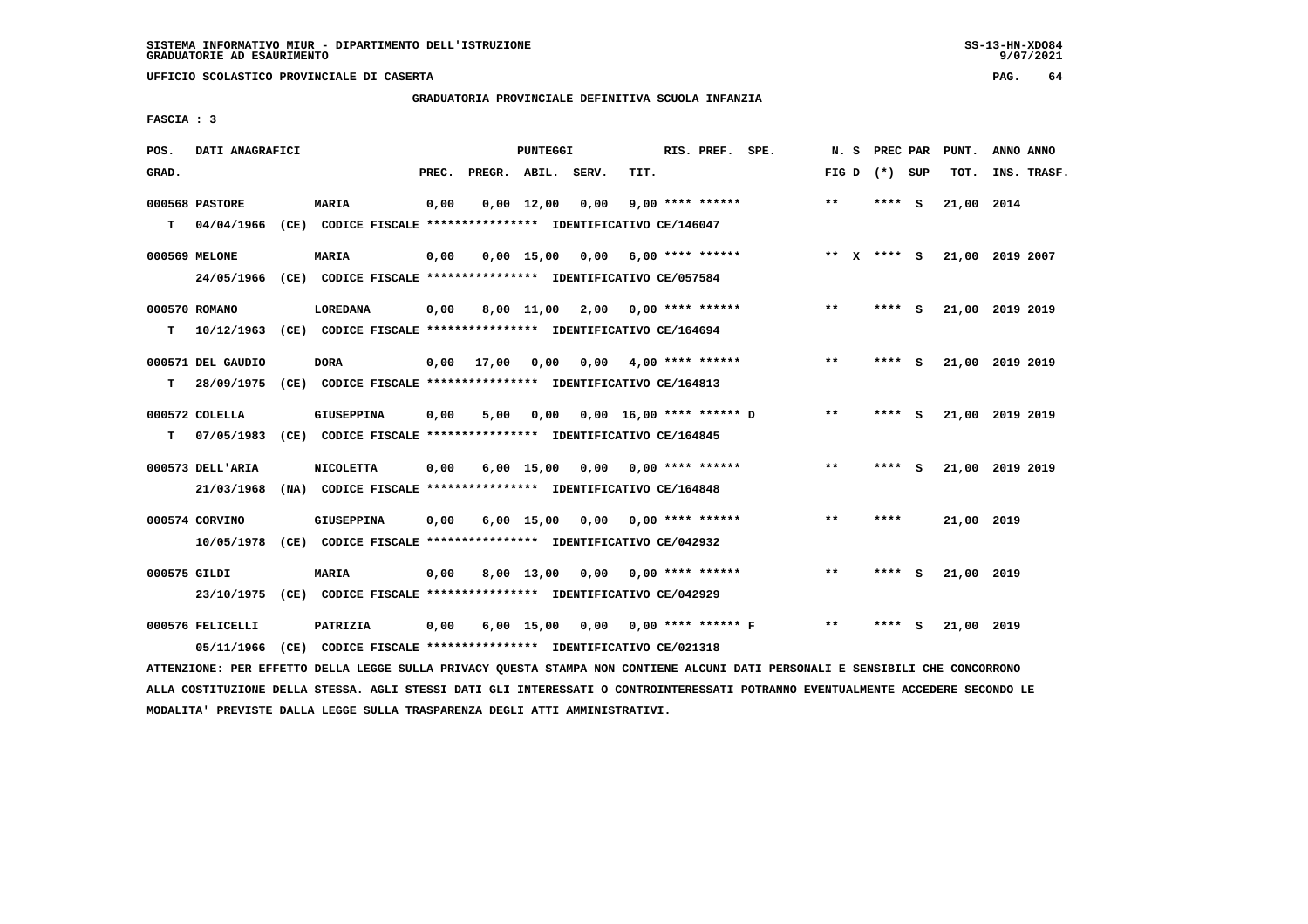SISTEMA INFORMATIVO MIUR - DIPARTIMENTO DELL'ISTRUZIONE
GRADUATORIE AD ESAURIMENTO

UFFICIO SCOLASTICO PROVINCIALE DI CASERTA

GRADUATORIA PROVINCIALE DEFINITIVA SCUOLA INFANZIA

FASCIA : 3

| POS. GRAD. | DATI ANAGRAFICI | | PREC. | PREGR. | ABIL. | SERV. | TIT. | RIS. PREF. SPE. | N. S FIG D | PREC PAR (*) SUP | PUNT. TOT. | ANNO ANNO INS. TRASF. |
|---|---|---|---|---|---|---|---|---|---|---|---|---|
| 000568 | PASTORE | MARIA | 0,00 | 0,00 | 12,00 | 0,00 | 9,00 | **** ****** | ** | **** S | 21,00 | 2014 |
| T | 04/04/1966 (CE) CODICE FISCALE **************** IDENTIFICATIVO CE/146047 | | | | | | | | | | | |
| 000569 | MELONE | MARIA | 0,00 | 0,00 | 15,00 | 0,00 | 6,00 | **** ****** | ** X | **** S | 21,00 | 2019 2007 |
| | 24/05/1966 (CE) CODICE FISCALE **************** IDENTIFICATIVO CE/057584 | | | | | | | | | | | |
| 000570 | ROMANO | LOREDANA | 0,00 | 8,00 | 11,00 | 2,00 | 0,00 | **** ****** | ** | **** S | 21,00 | 2019 2019 |
| T | 10/12/1963 (CE) CODICE FISCALE **************** IDENTIFICATIVO CE/164694 | | | | | | | | | | | |
| 000571 | DEL GAUDIO | DORA | 0,00 | 17,00 | 0,00 | 0,00 | 4,00 | **** ****** | ** | **** S | 21,00 | 2019 2019 |
| T | 28/09/1975 (CE) CODICE FISCALE **************** IDENTIFICATIVO CE/164813 | | | | | | | | | | | |
| 000572 | COLELLA | GIUSEPPINA | 0,00 | 5,00 | 0,00 | 0,00 | 16,00 | **** ****** D | ** | **** S | 21,00 | 2019 2019 |
| T | 07/05/1983 (CE) CODICE FISCALE **************** IDENTIFICATIVO CE/164845 | | | | | | | | | | | |
| 000573 | DELL'ARIA | NICOLETTA | 0,00 | 6,00 | 15,00 | 0,00 | 0,00 | **** ****** | ** | **** S | 21,00 | 2019 2019 |
| | 21/03/1968 (NA) CODICE FISCALE **************** IDENTIFICATIVO CE/164848 | | | | | | | | | | | |
| 000574 | CORVINO | GIUSEPPINA | 0,00 | 6,00 | 15,00 | 0,00 | 0,00 | **** ****** | ** | **** | 21,00 | 2019 |
| | 10/05/1978 (CE) CODICE FISCALE **************** IDENTIFICATIVO CE/042932 | | | | | | | | | | | |
| 000575 | GILDI | MARIA | 0,00 | 8,00 | 13,00 | 0,00 | 0,00 | **** ****** | ** | **** S | 21,00 | 2019 |
| | 23/10/1975 (CE) CODICE FISCALE **************** IDENTIFICATIVO CE/042929 | | | | | | | | | | | |
| 000576 | FELICELLI | PATRIZIA | 0,00 | 6,00 | 15,00 | 0,00 | 0,00 | **** ****** F | ** | **** S | 21,00 | 2019 |
| | 05/11/1966 (CE) CODICE FISCALE **************** IDENTIFICATIVO CE/021318 | | | | | | | | | | | |

ATTENZIONE: PER EFFETTO DELLA LEGGE SULLA PRIVACY QUESTA STAMPA NON CONTIENE ALCUNI DATI PERSONALI E SENSIBILI CHE CONCORRONO ALLA COSTITUZIONE DELLA STESSA. AGLI STESSI DATI GLI INTERESSATI O CONTROINTERESSATI POTRANNO EVENTUALMENTE ACCEDERE SECONDO LE MODALITA' PREVISTE DALLA LEGGE SULLA TRASPARENZA DEGLI ATTI AMMINISTRATIVI.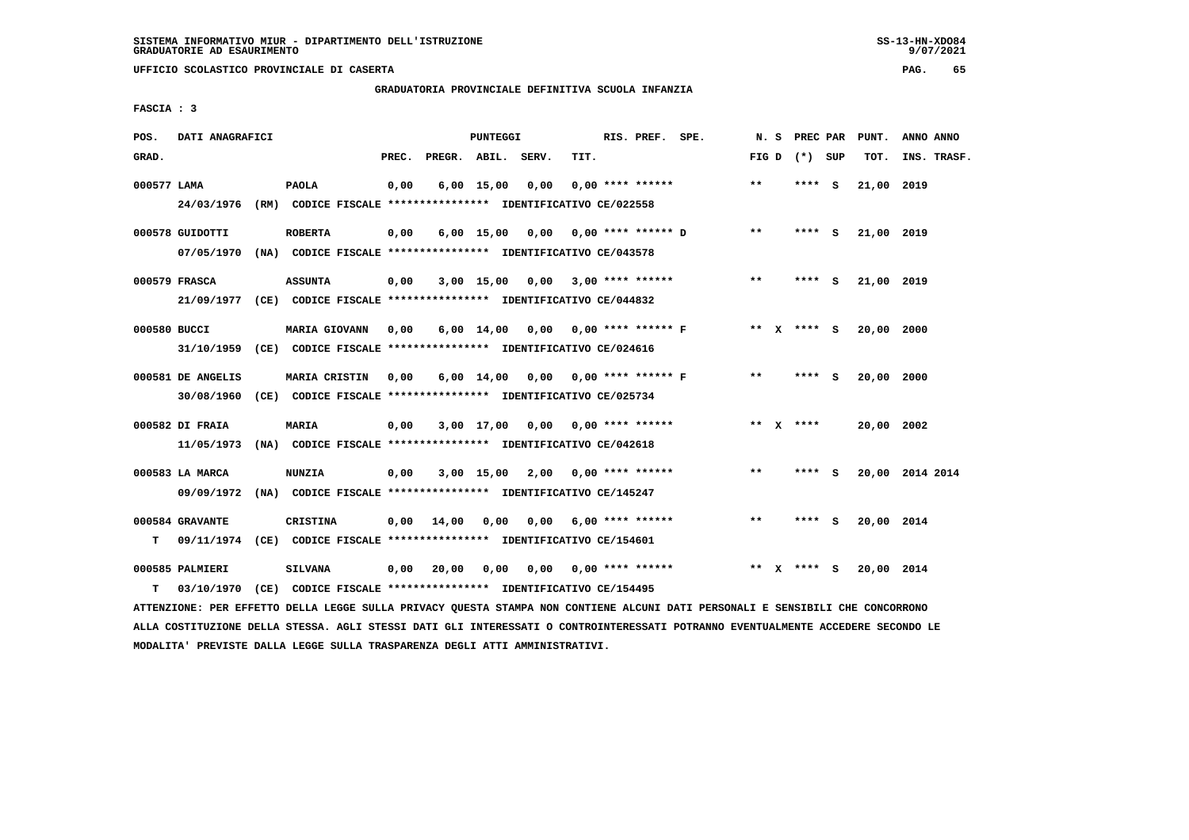SISTEMA INFORMATIVO MIUR - DIPARTIMENTO DELL'ISTRUZIONE
GRADUATORIE AD ESAURIMENTO

UFFICIO SCOLASTICO PROVINCIALE DI CASERTA

GRADUATORIA PROVINCIALE DEFINITIVA SCUOLA INFANZIA

FASCIA : 3

| POS. GRAD. | DATI ANAGRAFICI | | PREC. | PREGR. | ABIL. | SERV. | TIT. | RIS. PREF. SPE. | N. S FIG D | PREC PAR (*) SUP | PUNT. TOT. | ANNO ANNO INS. TRASF. |
|---|---|---|---|---|---|---|---|---|---|---|---|---|
| 000577 | LAMA | PAOLA | 0,00 | 6,00 | 15,00 | 0,00 | 0,00 | **** ****** | ** | **** S | 21,00 | 2019 |
| | 24/03/1976 (RM) CODICE FISCALE **************** IDENTIFICATIVO CE/022558 | | | | | | | | | | | |
| 000578 | GUIDOTTI | ROBERTA | 0,00 | 6,00 | 15,00 | 0,00 | 0,00 | **** ****** D | ** | **** S | 21,00 | 2019 |
| | 07/05/1970 (NA) CODICE FISCALE **************** IDENTIFICATIVO CE/043578 | | | | | | | | | | | |
| 000579 | FRASCA | ASSUNTA | 0,00 | 3,00 | 15,00 | 0,00 | 3,00 | **** ****** | ** | **** S | 21,00 | 2019 |
| | 21/09/1977 (CE) CODICE FISCALE **************** IDENTIFICATIVO CE/044832 | | | | | | | | | | | |
| 000580 | BUCCI | MARIA GIOVANN | 0,00 | 6,00 | 14,00 | 0,00 | 0,00 | **** ****** F | ** X | **** S | 20,00 | 2000 |
| | 31/10/1959 (CE) CODICE FISCALE **************** IDENTIFICATIVO CE/024616 | | | | | | | | | | | |
| 000581 | DE ANGELIS | MARIA CRISTIN | 0,00 | 6,00 | 14,00 | 0,00 | 0,00 | **** ****** F | ** | **** S | 20,00 | 2000 |
| | 30/08/1960 (CE) CODICE FISCALE **************** IDENTIFICATIVO CE/025734 | | | | | | | | | | | |
| 000582 | DI FRAIA | MARIA | 0,00 | 3,00 | 17,00 | 0,00 | 0,00 | **** ****** | ** X | **** | 20,00 | 2002 |
| | 11/05/1973 (NA) CODICE FISCALE **************** IDENTIFICATIVO CE/042618 | | | | | | | | | | | |
| 000583 | LA MARCA | NUNZIA | 0,00 | 3,00 | 15,00 | 2,00 | 0,00 | **** ****** | ** | **** S | 20,00 | 2014 2014 |
| | 09/09/1972 (NA) CODICE FISCALE **************** IDENTIFICATIVO CE/145247 | | | | | | | | | | | |
| 000584 | GRAVANTE | CRISTINA | 0,00 | 14,00 | 0,00 | 0,00 | 6,00 | **** ****** | ** | **** S | 20,00 | 2014 |
| T | 09/11/1974 (CE) CODICE FISCALE **************** IDENTIFICATIVO CE/154601 | | | | | | | | | | | |
| 000585 | PALMIERI | SILVANA | 0,00 | 20,00 | 0,00 | 0,00 | 0,00 | **** ****** | ** X | **** S | 20,00 | 2014 |
| T | 03/10/1970 (CE) CODICE FISCALE **************** IDENTIFICATIVO CE/154495 | | | | | | | | | | | |

ATTENZIONE: PER EFFETTO DELLA LEGGE SULLA PRIVACY QUESTA STAMPA NON CONTIENE ALCUNI DATI PERSONALI E SENSIBILI CHE CONCORRONO ALLA COSTITUZIONE DELLA STESSA. AGLI STESSI DATI GLI INTERESSATI O CONTROINTERESSATI POTRANNO EVENTUALMENTE ACCEDERE SECONDO LE MODALITA' PREVISTE DALLA LEGGE SULLA TRASPARENZA DEGLI ATTI AMMINISTRATIVI.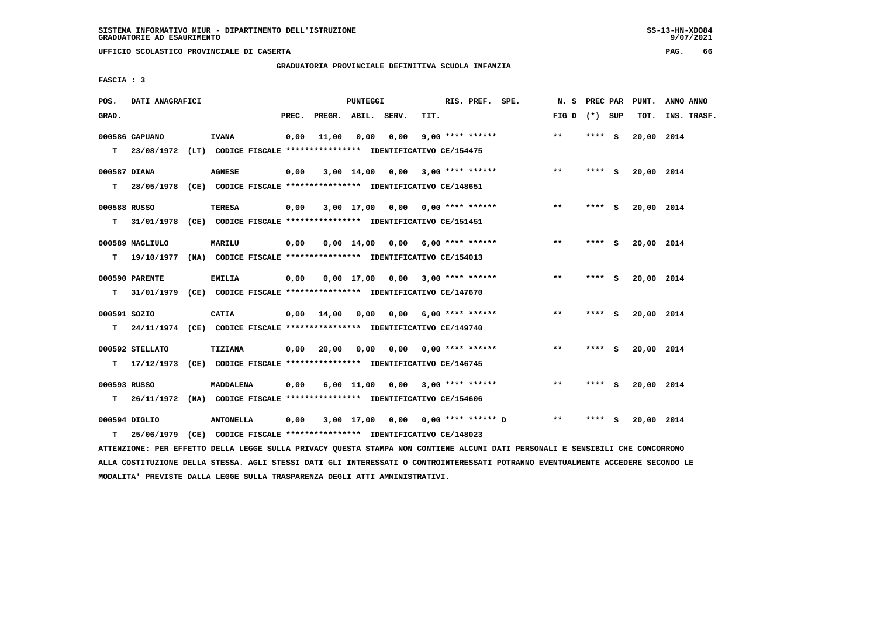SISTEMA INFORMATIVO MIUR - DIPARTIMENTO DELL'ISTRUZIONE
GRADUATORIE AD ESAURIMENTO

UFFICIO SCOLASTICO PROVINCIALE DI CASERTA

GRADUATORIA PROVINCIALE DEFINITIVA SCUOLA INFANZIA

FASCIA : 3

| POS. GRAD. | DATI ANAGRAFICI | | PREC. | PREGR. | ABIL. | SERV. | TIT. | RIS. PREF. SPE. | N. S FIG D | PREC PAR (*) SUP | PUNT. TOT. | ANNO ANNO INS. TRASF. |
|---|---|---|---|---|---|---|---|---|---|---|---|---|
| 000586 | CAPUANO | IVANA | 0,00 | 11,00 | 0,00 | 0,00 | 9,00 | **** ****** | ** | **** S | 20,00 | 2014 |
| T | 23/08/1972 (LT) CODICE FISCALE **************** IDENTIFICATIVO CE/154475 | | | | | | | | | | | |
| 000587 | DIANA | AGNESE | 0,00 | 3,00 | 14,00 | 0,00 | 3,00 | **** ****** | ** | **** S | 20,00 | 2014 |
| T | 28/05/1978 (CE) CODICE FISCALE **************** IDENTIFICATIVO CE/148651 | | | | | | | | | | | |
| 000588 | RUSSO | TERESA | 0,00 | 3,00 | 17,00 | 0,00 | 0,00 | **** ****** | ** | **** S | 20,00 | 2014 |
| T | 31/01/1978 (CE) CODICE FISCALE **************** IDENTIFICATIVO CE/151451 | | | | | | | | | | | |
| 000589 | MAGLIULO | MARILU | 0,00 | 0,00 | 14,00 | 0,00 | 6,00 | **** ****** | ** | **** S | 20,00 | 2014 |
| T | 19/10/1977 (NA) CODICE FISCALE **************** IDENTIFICATIVO CE/154013 | | | | | | | | | | | |
| 000590 | PARENTE | EMILIA | 0,00 | 0,00 | 17,00 | 0,00 | 3,00 | **** ****** | ** | **** S | 20,00 | 2014 |
| T | 31/01/1979 (CE) CODICE FISCALE **************** IDENTIFICATIVO CE/147670 | | | | | | | | | | | |
| 000591 | SOZIO | CATIA | 0,00 | 14,00 | 0,00 | 0,00 | 6,00 | **** ****** | ** | **** S | 20,00 | 2014 |
| T | 24/11/1974 (CE) CODICE FISCALE **************** IDENTIFICATIVO CE/149740 | | | | | | | | | | | |
| 000592 | STELLATO | TIZIANA | 0,00 | 20,00 | 0,00 | 0,00 | 0,00 | **** ****** | ** | **** S | 20,00 | 2014 |
| T | 17/12/1973 (CE) CODICE FISCALE **************** IDENTIFICATIVO CE/146745 | | | | | | | | | | | |
| 000593 | RUSSO | MADDALENA | 0,00 | 6,00 | 11,00 | 0,00 | 3,00 | **** ****** | ** | **** S | 20,00 | 2014 |
| T | 26/11/1972 (NA) CODICE FISCALE **************** IDENTIFICATIVO CE/154606 | | | | | | | | | | | |
| 000594 | DIGLIO | ANTONELLA | 0,00 | 3,00 | 17,00 | 0,00 | 0,00 | **** ****** D | ** | **** S | 20,00 | 2014 |
| T | 25/06/1979 (CE) CODICE FISCALE **************** IDENTIFICATIVO CE/148023 | | | | | | | | | | | |

ATTENZIONE: PER EFFETTO DELLA LEGGE SULLA PRIVACY QUESTA STAMPA NON CONTIENE ALCUNI DATI PERSONALI E SENSIBILI CHE CONCORRONO ALLA COSTITUZIONE DELLA STESSA. AGLI STESSI DATI GLI INTERESSATI O CONTROINTERESSATI POTRANNO EVENTUALMENTE ACCEDERE SECONDO LE MODALITA' PREVISTE DALLA LEGGE SULLA TRASPARENZA DEGLI ATTI AMMINISTRATIVI.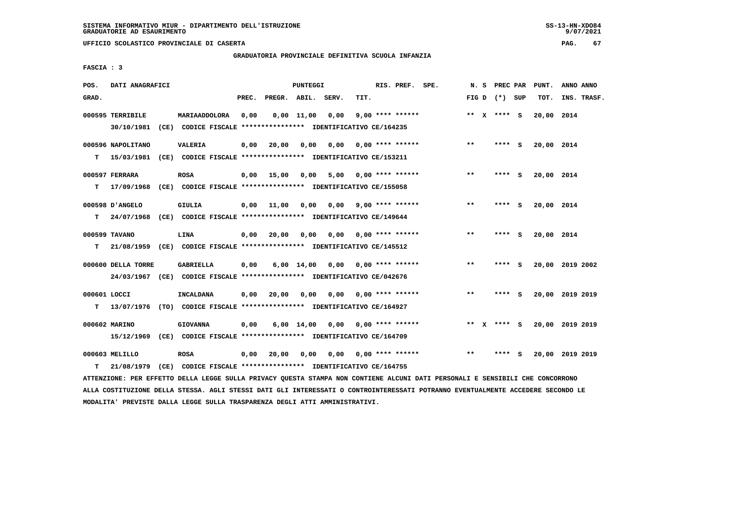SISTEMA INFORMATIVO MIUR - DIPARTIMENTO DELL'ISTRUZIONE
GRADUATORIE AD ESAURIMENTO

UFFICIO SCOLASTICO PROVINCIALE DI CASERTA

GRADUATORIA PROVINCIALE DEFINITIVA SCUOLA INFANZIA

FASCIA : 3

| POS. GRAD. | DATI ANAGRAFICI | | PREC. | PREGR. | ABIL. | SERV. | TIT. | RIS. PREF. SPE. | N. S FIG D | PREC PAR (*) SUP | PUNT. TOT. | ANNO ANNO INS. TRASF. |
|---|---|---|---|---|---|---|---|---|---|---|---|---|
| 000595 TERRIBILE | MARIAADDOLORA | | 0,00 | 0,00 | 11,00 | 0,00 | 9,00 | **** ****** | ** X | **** S | 20,00 | 2014 |
| | 30/10/1981 (CE) CODICE FISCALE **************** IDENTIFICATIVO CE/164235 | | | | | | | | | | | |
| 000596 NAPOLITANO | VALERIA | | 0,00 | 20,00 | 0,00 | 0,00 | 0,00 | **** ****** | ** | **** S | 20,00 | 2014 |
| T | 15/03/1981 (CE) CODICE FISCALE **************** IDENTIFICATIVO CE/153211 | | | | | | | | | | | |
| 000597 FERRARA | ROSA | | 0,00 | 15,00 | 0,00 | 5,00 | 0,00 | **** ****** | ** | **** S | 20,00 | 2014 |
| T | 17/09/1968 (CE) CODICE FISCALE **************** IDENTIFICATIVO CE/155058 | | | | | | | | | | | |
| 000598 D'ANGELO | GIULIA | | 0,00 | 11,00 | 0,00 | 0,00 | 9,00 | **** ****** | ** | **** S | 20,00 | 2014 |
| T | 24/07/1968 (CE) CODICE FISCALE **************** IDENTIFICATIVO CE/149644 | | | | | | | | | | | |
| 000599 TAVANO | LINA | | 0,00 | 20,00 | 0,00 | 0,00 | 0,00 | **** ****** | ** | **** S | 20,00 | 2014 |
| T | 21/08/1959 (CE) CODICE FISCALE **************** IDENTIFICATIVO CE/145512 | | | | | | | | | | | |
| 000600 DELLA TORRE | GABRIELLA | | 0,00 | 6,00 | 14,00 | 0,00 | 0,00 | **** ****** | ** | **** S | 20,00 | 2019 2002 |
| | 24/03/1967 (CE) CODICE FISCALE **************** IDENTIFICATIVO CE/042676 | | | | | | | | | | | |
| 000601 LOCCI | INCALDANA | | 0,00 | 20,00 | 0,00 | 0,00 | 0,00 | **** ****** | ** | **** S | 20,00 | 2019 2019 |
| T | 13/07/1976 (TO) CODICE FISCALE **************** IDENTIFICATIVO CE/164927 | | | | | | | | | | | |
| 000602 MARINO | GIOVANNA | | 0,00 | 6,00 | 14,00 | 0,00 | 0,00 | **** ****** | ** X | **** S | 20,00 | 2019 2019 |
| | 15/12/1969 (CE) CODICE FISCALE **************** IDENTIFICATIVO CE/164709 | | | | | | | | | | | |
| 000603 MELILLO | ROSA | | 0,00 | 20,00 | 0,00 | 0,00 | 0,00 | **** ****** | ** | **** S | 20,00 | 2019 2019 |
| T | 21/08/1979 (CE) CODICE FISCALE **************** IDENTIFICATIVO CE/164755 | | | | | | | | | | | |

ATTENZIONE: PER EFFETTO DELLA LEGGE SULLA PRIVACY QUESTA STAMPA NON CONTIENE ALCUNI DATI PERSONALI E SENSIBILI CHE CONCORRONO ALLA COSTITUZIONE DELLA STESSA. AGLI STESSI DATI GLI INTERESSATI O CONTROINTERESSATI POTRANNO EVENTUALMENTE ACCEDERE SECONDO LE MODALITA' PREVISTE DALLA LEGGE SULLA TRASPARENZA DEGLI ATTI AMMINISTRATIVI.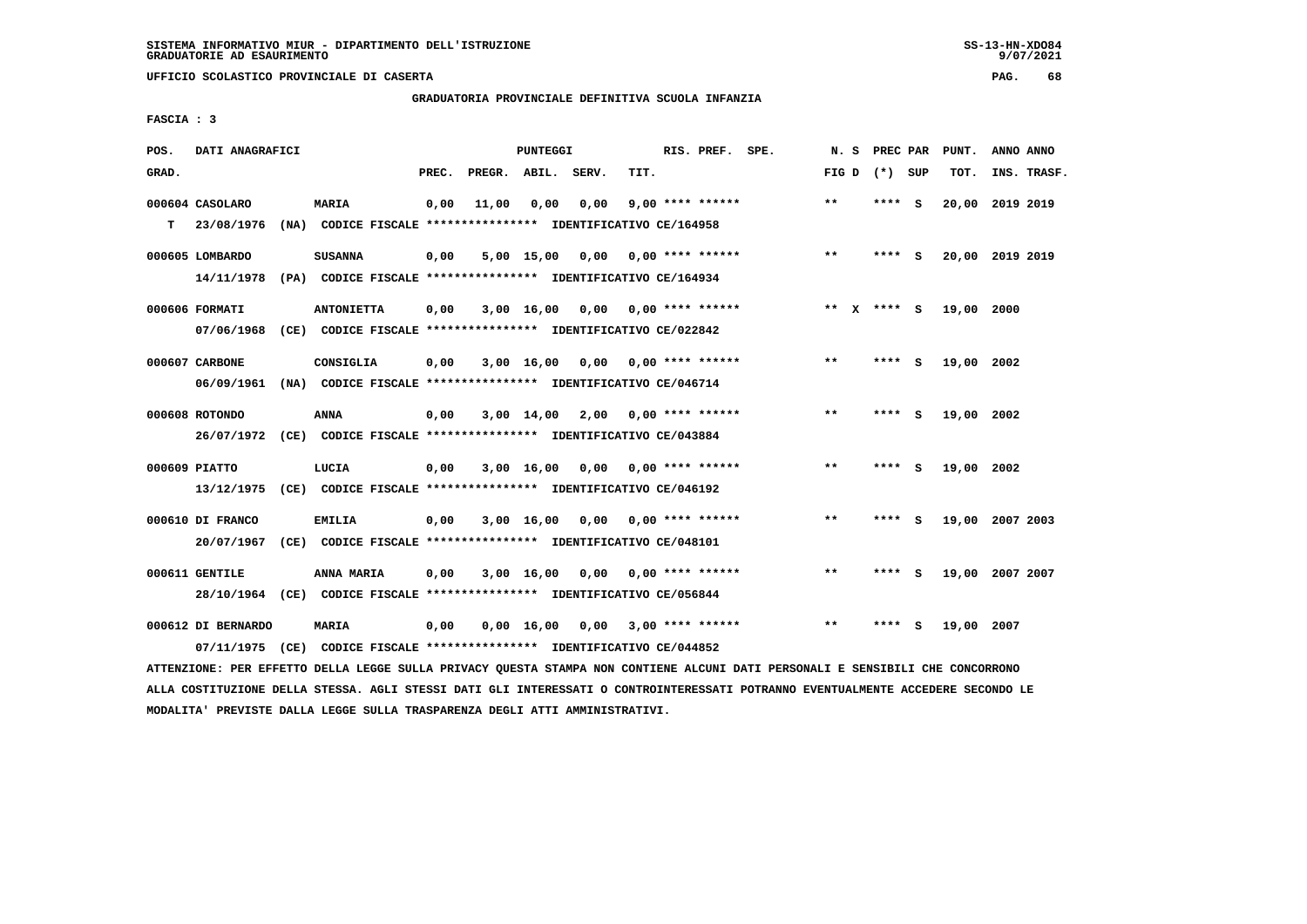SISTEMA INFORMATIVO MIUR - DIPARTIMENTO DELL'ISTRUZIONE
GRADUATORIE AD ESAURIMENTO

UFFICIO SCOLASTICO PROVINCIALE DI CASERTA

GRADUATORIA PROVINCIALE DEFINITIVA SCUOLA INFANZIA

FASCIA : 3

| POS. GRAD. | DATI ANAGRAFICI | | PREC. | PREGR. | ABIL. | SERV. | TIT. | RIS. PREF. | SPE. | N. S FIG D | PREC PAR (*) SUP | PUNT. TOT. | ANNO ANNO INS. TRASF. |
|---|---|---|---|---|---|---|---|---|---|---|---|---|---|
| 000604 CASOLARO | MARIA | | 0,00 | 11,00 | 0,00 | 0,00 | 9,00 | **** ****** | | ** | **** S | 20,00 | 2019 2019 |
| T | 23/08/1976 (NA) CODICE FISCALE **************** IDENTIFICATIVO CE/164958 | | | | | | | | | | | | |
| 000605 LOMBARDO | SUSANNA | | 0,00 | 5,00 | 15,00 | 0,00 | 0,00 | **** ****** | | ** | **** S | 20,00 | 2019 2019 |
| | 14/11/1978 (PA) CODICE FISCALE **************** IDENTIFICATIVO CE/164934 | | | | | | | | | | | | |
| 000606 FORMATI | ANTONIETTA | | 0,00 | 3,00 | 16,00 | 0,00 | 0,00 | **** ****** | | ** X | **** S | 19,00 | 2000 |
| | 07/06/1968 (CE) CODICE FISCALE **************** IDENTIFICATIVO CE/022842 | | | | | | | | | | | | |
| 000607 CARBONE | CONSIGLIA | | 0,00 | 3,00 | 16,00 | 0,00 | 0,00 | **** ****** | | ** | **** S | 19,00 | 2002 |
| | 06/09/1961 (NA) CODICE FISCALE **************** IDENTIFICATIVO CE/046714 | | | | | | | | | | | | |
| 000608 ROTONDO | ANNA | | 0,00 | 3,00 | 14,00 | 2,00 | 0,00 | **** ****** | | ** | **** S | 19,00 | 2002 |
| | 26/07/1972 (CE) CODICE FISCALE **************** IDENTIFICATIVO CE/043884 | | | | | | | | | | | | |
| 000609 PIATTO | LUCIA | | 0,00 | 3,00 | 16,00 | 0,00 | 0,00 | **** ****** | | ** | **** S | 19,00 | 2002 |
| | 13/12/1975 (CE) CODICE FISCALE **************** IDENTIFICATIVO CE/046192 | | | | | | | | | | | | |
| 000610 DI FRANCO | EMILIA | | 0,00 | 3,00 | 16,00 | 0,00 | 0,00 | **** ****** | | ** | **** S | 19,00 | 2007 2003 |
| | 20/07/1967 (CE) CODICE FISCALE **************** IDENTIFICATIVO CE/048101 | | | | | | | | | | | | |
| 000611 GENTILE | ANNA MARIA | | 0,00 | 3,00 | 16,00 | 0,00 | 0,00 | **** ****** | | ** | **** S | 19,00 | 2007 2007 |
| | 28/10/1964 (CE) CODICE FISCALE **************** IDENTIFICATIVO CE/056844 | | | | | | | | | | | | |
| 000612 DI BERNARDO | MARIA | | 0,00 | 0,00 | 16,00 | 0,00 | 3,00 | **** ****** | | ** | **** S | 19,00 | 2007 |
| | 07/11/1975 (CE) CODICE FISCALE **************** IDENTIFICATIVO CE/044852 | | | | | | | | | | | | |

ATTENZIONE: PER EFFETTO DELLA LEGGE SULLA PRIVACY QUESTA STAMPA NON CONTIENE ALCUNI DATI PERSONALI E SENSIBILI CHE CONCORRONO ALLA COSTITUZIONE DELLA STESSA. AGLI STESSI DATI GLI INTERESSATI O CONTROINTERESSATI POTRANNO EVENTUALMENTE ACCEDERE SECONDO LE MODALITA' PREVISTE DALLA LEGGE SULLA TRASPARENZA DEGLI ATTI AMMINISTRATIVI.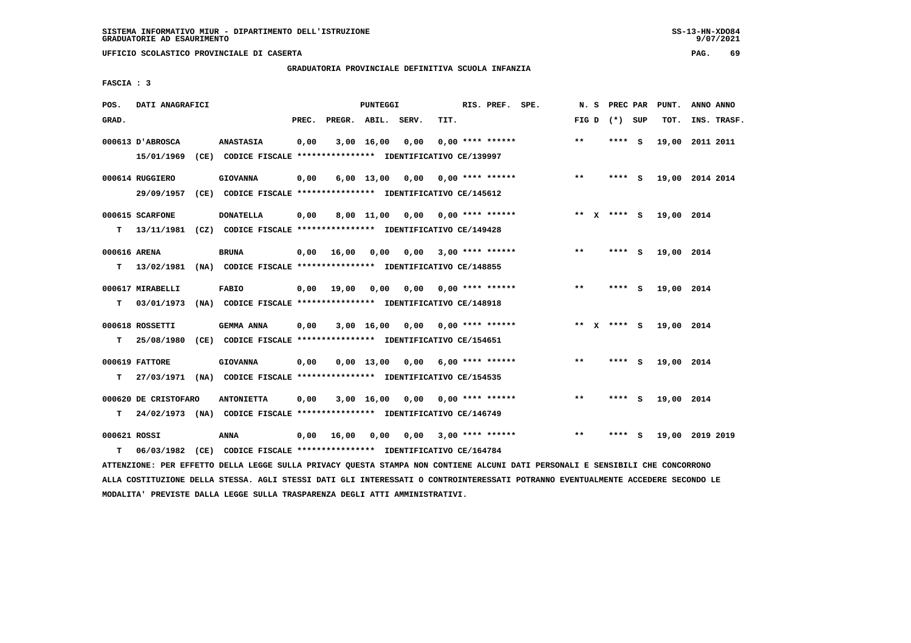SISTEMA INFORMATIVO MIUR - DIPARTIMENTO DELL'ISTRUZIONE
GRADUATORIE AD ESAURIMENTO

UFFICIO SCOLASTICO PROVINCIALE DI CASERTA

GRADUATORIA PROVINCIALE DEFINITIVA SCUOLA INFANZIA

FASCIA : 3

| POS. GRAD. | DATI ANAGRAFICI | | PREC. | PREGR. | ABIL. | SERV. | TIT. | RIS. PREF. | SPE. | N. S FIG D | PREC PAR (*) | SUP | PUNT. TOT. | ANNO ANNO INS. TRASF. |
|---|---|---|---|---|---|---|---|---|---|---|---|---|---|---|
| 000613 D'ABROSCA | ANASTASIA | | 0,00 | 3,00 | 16,00 | 0,00 | 0,00 | **** ****** | | ** | **** | S | 19,00 | 2011 2011 |
| | 15/01/1969 (CE) CODICE FISCALE **************** IDENTIFICATIVO CE/139997 | | | | | | | | | | | | | |
| 000614 RUGGIERO | GIOVANNA | | 0,00 | 6,00 | 13,00 | 0,00 | 0,00 | **** ****** | | ** | **** | S | 19,00 | 2014 2014 |
| | 29/09/1957 (CE) CODICE FISCALE **************** IDENTIFICATIVO CE/145612 | | | | | | | | | | | | | |
| 000615 SCARFONE | DONATELLA | | 0,00 | 8,00 | 11,00 | 0,00 | 0,00 | **** ****** | | ** X | **** | S | 19,00 | 2014 |
| T | 13/11/1981 (CZ) CODICE FISCALE **************** IDENTIFICATIVO CE/149428 | | | | | | | | | | | | | |
| 000616 ARENA | BRUNA | | 0,00 | 16,00 | 0,00 | 0,00 | 3,00 | **** ****** | | ** | **** | S | 19,00 | 2014 |
| T | 13/02/1981 (NA) CODICE FISCALE **************** IDENTIFICATIVO CE/148855 | | | | | | | | | | | | | |
| 000617 MIRABELLI | FABIO | | 0,00 | 19,00 | 0,00 | 0,00 | 0,00 | **** ****** | | ** | **** | S | 19,00 | 2014 |
| T | 03/01/1973 (NA) CODICE FISCALE **************** IDENTIFICATIVO CE/148918 | | | | | | | | | | | | | |
| 000618 ROSSETTI | GEMMA ANNA | | 0,00 | 3,00 | 16,00 | 0,00 | 0,00 | **** ****** | | ** X | **** | S | 19,00 | 2014 |
| T | 25/08/1980 (CE) CODICE FISCALE **************** IDENTIFICATIVO CE/154651 | | | | | | | | | | | | | |
| 000619 FATTORE | GIOVANNA | | 0,00 | 0,00 | 13,00 | 0,00 | 6,00 | **** ****** | | ** | **** | S | 19,00 | 2014 |
| T | 27/03/1971 (NA) CODICE FISCALE **************** IDENTIFICATIVO CE/154535 | | | | | | | | | | | | | |
| 000620 DE CRISTOFARO | ANTONIETTA | | 0,00 | 3,00 | 16,00 | 0,00 | 0,00 | **** ****** | | ** | **** | S | 19,00 | 2014 |
| T | 24/02/1973 (NA) CODICE FISCALE **************** IDENTIFICATIVO CE/146749 | | | | | | | | | | | | | |
| 000621 ROSSI | ANNA | | 0,00 | 16,00 | 0,00 | 0,00 | 3,00 | **** ****** | | ** | **** | S | 19,00 | 2019 2019 |
| T | 06/03/1982 (CE) CODICE FISCALE **************** IDENTIFICATIVO CE/164784 | | | | | | | | | | | | | |

ATTENZIONE: PER EFFETTO DELLA LEGGE SULLA PRIVACY QUESTA STAMPA NON CONTIENE ALCUNI DATI PERSONALI E SENSIBILI CHE CONCORRONO ALLA COSTITUZIONE DELLA STESSA. AGLI STESSI DATI GLI INTERESSATI O CONTROINTERESSATI POTRANNO EVENTUALMENTE ACCEDERE SECONDO LE MODALITA' PREVISTE DALLA LEGGE SULLA TRASPARENZA DEGLI ATTI AMMINISTRATIVI.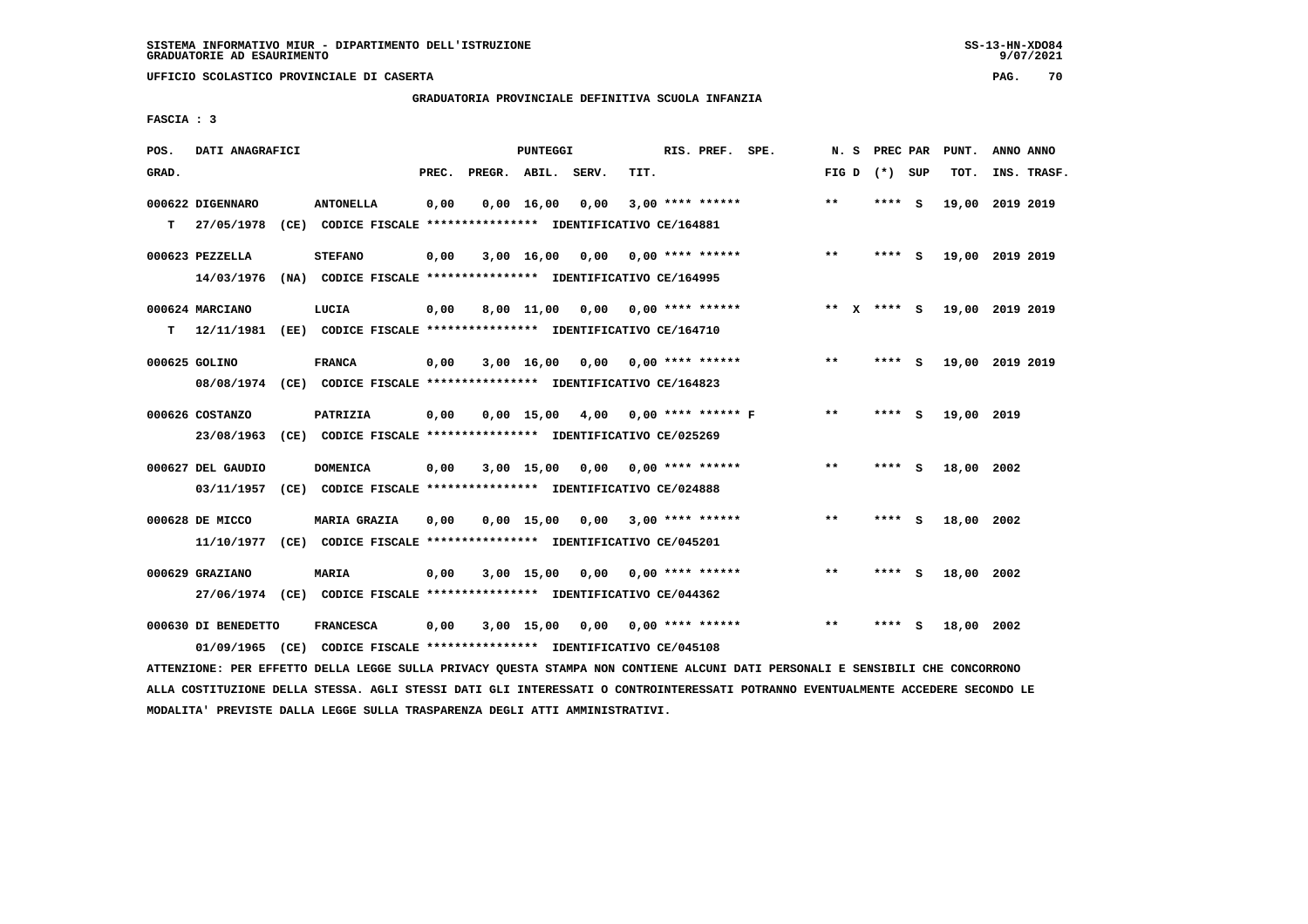SISTEMA INFORMATIVO MIUR - DIPARTIMENTO DELL'ISTRUZIONE
GRADUATORIE AD ESAURIMENTO

UFFICIO SCOLASTICO PROVINCIALE DI CASERTA

GRADUATORIA PROVINCIALE DEFINITIVA SCUOLA INFANZIA

FASCIA : 3

| POS. GRAD. | DATI ANAGRAFICI | | PREC. | PREGR. | ABIL. | SERV. | TIT. | RIS. PREF. | SPE. | N. S FIG D | PREC PAR (*) SUP | PUNT. TOT. | ANNO ANNO INS. TRASF. |
|---|---|---|---|---|---|---|---|---|---|---|---|---|---|
| 000622 | DIGENNARO | ANTONELLA | 0,00 | 0,00 | 16,00 | 0,00 | 3,00 | **** ****** | | ** | **** S | 19,00 | 2019 2019 |
| T | 27/05/1978 (CE) CODICE FISCALE **************** IDENTIFICATIVO CE/164881 | | | | | | | | | | | | |
| 000623 | PEZZELLA | STEFANO | 0,00 | 3,00 | 16,00 | 0,00 | 0,00 | **** ****** | | ** | **** S | 19,00 | 2019 2019 |
| | 14/03/1976 (NA) CODICE FISCALE **************** IDENTIFICATIVO CE/164995 | | | | | | | | | | | | |
| 000624 | MARCIANO | LUCIA | 0,00 | 8,00 | 11,00 | 0,00 | 0,00 | **** ****** | | ** X | **** S | 19,00 | 2019 2019 |
| T | 12/11/1981 (EE) CODICE FISCALE **************** IDENTIFICATIVO CE/164710 | | | | | | | | | | | | |
| 000625 | GOLINO | FRANCA | 0,00 | 3,00 | 16,00 | 0,00 | 0,00 | **** ****** | | ** | **** S | 19,00 | 2019 2019 |
| | 08/08/1974 (CE) CODICE FISCALE **************** IDENTIFICATIVO CE/164823 | | | | | | | | | | | | |
| 000626 | COSTANZO | PATRIZIA | 0,00 | 0,00 | 15,00 | 4,00 | 0,00 | **** ****** | F | ** | **** S | 19,00 | 2019 |
| | 23/08/1963 (CE) CODICE FISCALE **************** IDENTIFICATIVO CE/025269 | | | | | | | | | | | | |
| 000627 | DEL GAUDIO | DOMENICA | 0,00 | 3,00 | 15,00 | 0,00 | 0,00 | **** ****** | | ** | **** S | 18,00 | 2002 |
| | 03/11/1957 (CE) CODICE FISCALE **************** IDENTIFICATIVO CE/024888 | | | | | | | | | | | | |
| 000628 | DE MICCO | MARIA GRAZIA | 0,00 | 0,00 | 15,00 | 0,00 | 3,00 | **** ****** | | ** | **** S | 18,00 | 2002 |
| | 11/10/1977 (CE) CODICE FISCALE **************** IDENTIFICATIVO CE/045201 | | | | | | | | | | | | |
| 000629 | GRAZIANO | MARIA | 0,00 | 3,00 | 15,00 | 0,00 | 0,00 | **** ****** | | ** | **** S | 18,00 | 2002 |
| | 27/06/1974 (CE) CODICE FISCALE **************** IDENTIFICATIVO CE/044362 | | | | | | | | | | | | |
| 000630 | DI BENEDETTO | FRANCESCA | 0,00 | 3,00 | 15,00 | 0,00 | 0,00 | **** ****** | | ** | **** S | 18,00 | 2002 |
| | 01/09/1965 (CE) CODICE FISCALE **************** IDENTIFICATIVO CE/045108 | | | | | | | | | | | | |

ATTENZIONE: PER EFFETTO DELLA LEGGE SULLA PRIVACY QUESTA STAMPA NON CONTIENE ALCUNI DATI PERSONALI E SENSIBILI CHE CONCORRONO ALLA COSTITUZIONE DELLA STESSA. AGLI STESSI DATI GLI INTERESSATI O CONTROINTERESSATI POTRANNO EVENTUALMENTE ACCEDERE SECONDO LE MODALITA' PREVISTE DALLA LEGGE SULLA TRASPARENZA DEGLI ATTI AMMINISTRATIVI.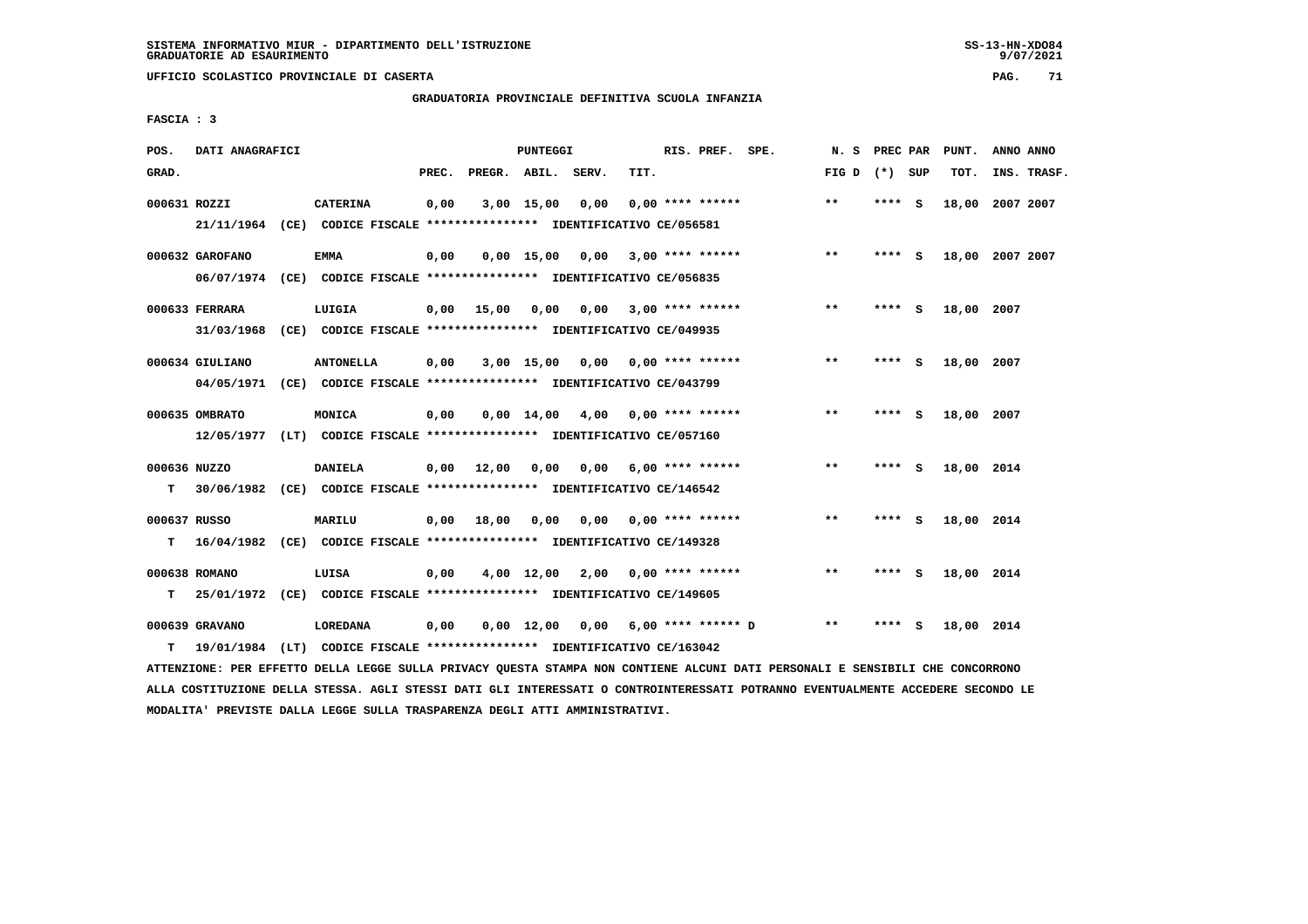SISTEMA INFORMATIVO MIUR - DIPARTIMENTO DELL'ISTRUZIONE
GRADUATORIE AD ESAURIMENTO

UFFICIO SCOLASTICO PROVINCIALE DI CASERTA

GRADUATORIA PROVINCIALE DEFINITIVA SCUOLA INFANZIA

FASCIA : 3

| POS. GRAD. | DATI ANAGRAFICI | | PREC. | PREGR. | ABIL. | SERV. | TIT. | RIS. PREF. SPE. | N. S FIG D | PREC PAR (*) SUP | PUNT. TOT. | ANNO ANNO INS. TRASF. |
|---|---|---|---|---|---|---|---|---|---|---|---|---|
| 000631 ROZZI | CATERINA | 21/11/1964 (CE) CODICE FISCALE **************** IDENTIFICATIVO CE/056581 | 0,00 | 3,00 | 15,00 | 0,00 | 0,00 | **** ****** | ** | **** S | 18,00 | 2007 2007 |
| 000632 GAROFANO | EMMA | 06/07/1974 (CE) CODICE FISCALE **************** IDENTIFICATIVO CE/056835 | 0,00 | 0,00 | 15,00 | 0,00 | 3,00 | **** ****** | ** | **** S | 18,00 | 2007 2007 |
| 000633 FERRARA | LUIGIA | 31/03/1968 (CE) CODICE FISCALE **************** IDENTIFICATIVO CE/049935 | 0,00 | 15,00 | 0,00 | 0,00 | 3,00 | **** ****** | ** | **** S | 18,00 | 2007 |
| 000634 GIULIANO | ANTONELLA | 04/05/1971 (CE) CODICE FISCALE **************** IDENTIFICATIVO CE/043799 | 0,00 | 3,00 | 15,00 | 0,00 | 0,00 | **** ****** | ** | **** S | 18,00 | 2007 |
| 000635 OMBRATO | MONICA | 12/05/1977 (LT) CODICE FISCALE **************** IDENTIFICATIVO CE/057160 | 0,00 | 0,00 | 14,00 | 4,00 | 0,00 | **** ****** | ** | **** S | 18,00 | 2007 |
| 000636 NUZZO | DANIELA | T 30/06/1982 (CE) CODICE FISCALE **************** IDENTIFICATIVO CE/146542 | 0,00 | 12,00 | 0,00 | 0,00 | 6,00 | **** ****** | ** | **** S | 18,00 | 2014 |
| 000637 RUSSO | MARILU | T 16/04/1982 (CE) CODICE FISCALE **************** IDENTIFICATIVO CE/149328 | 0,00 | 18,00 | 0,00 | 0,00 | 0,00 | **** ****** | ** | **** S | 18,00 | 2014 |
| 000638 ROMANO | LUISA | T 25/01/1972 (CE) CODICE FISCALE **************** IDENTIFICATIVO CE/149605 | 0,00 | 4,00 | 12,00 | 2,00 | 0,00 | **** ****** | ** | **** S | 18,00 | 2014 |
| 000639 GRAVANO | LOREDANA | T 19/01/1984 (LT) CODICE FISCALE **************** IDENTIFICATIVO CE/163042 | 0,00 | 0,00 | 12,00 | 0,00 | 6,00 | **** ****** D | ** | **** S | 18,00 | 2014 |

ATTENZIONE: PER EFFETTO DELLA LEGGE SULLA PRIVACY QUESTA STAMPA NON CONTIENE ALCUNI DATI PERSONALI E SENSIBILI CHE CONCORRONO ALLA COSTITUZIONE DELLA STESSA. AGLI STESSI DATI GLI INTERESSATI O CONTROINTERESSATI POTRANNO EVENTUALMENTE ACCEDERE SECONDO LE MODALITA' PREVISTE DALLA LEGGE SULLA TRASPARENZA DEGLI ATTI AMMINISTRATIVI.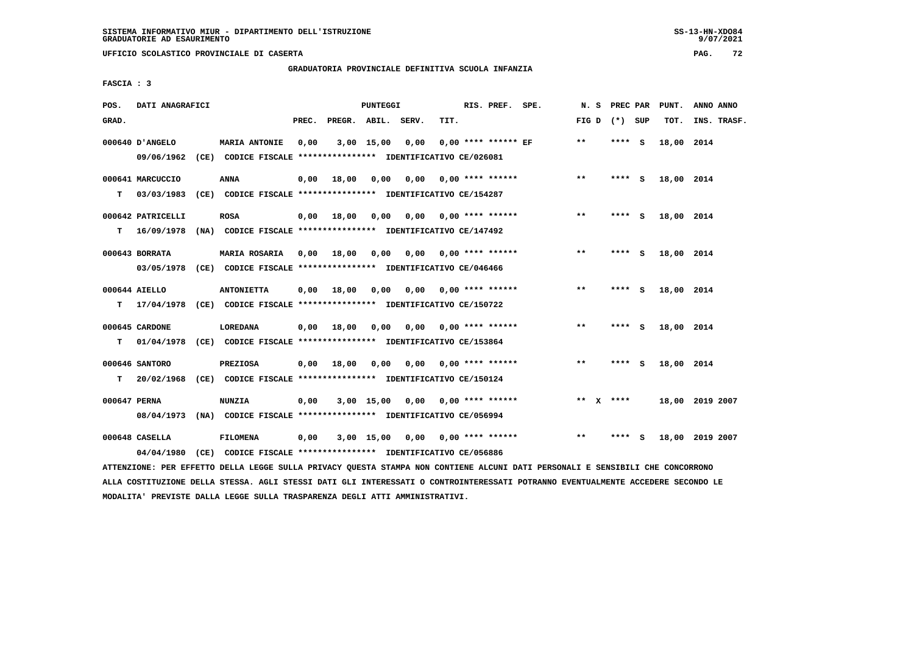SISTEMA INFORMATIVO MIUR - DIPARTIMENTO DELL'ISTRUZIONE
GRADUATORIE AD ESAURIMENTO

UFFICIO SCOLASTICO PROVINCIALE DI CASERTA

GRADUATORIA PROVINCIALE DEFINITIVA SCUOLA INFANZIA

FASCIA : 3

| POS. GRAD. | DATI ANAGRAFICI | | PREC. | PREGR. | ABIL. | SERV. | TIT. | RIS. PREF. SPE. | N. S FIG D | PREC PAR (*) SUP | PUNT. TOT. | ANNO ANNO INS. TRASF. |
|---|---|---|---|---|---|---|---|---|---|---|---|---|
| 000640 | D'ANGELO | MARIA ANTONIE | 0,00 | 3,00 | 15,00 | 0,00 | 0,00 | **** ****** EF | ** | **** S | 18,00 | 2014 |
| | 09/06/1962 (CE) CODICE FISCALE **************** IDENTIFICATIVO CE/026081 | | | | | | | | | | | |
| 000641 | MARCUCCIO | ANNA | 0,00 | 18,00 | 0,00 | 0,00 | 0,00 | **** ****** | ** | **** S | 18,00 | 2014 |
| T | 03/03/1983 (CE) CODICE FISCALE **************** IDENTIFICATIVO CE/154287 | | | | | | | | | | | |
| 000642 | PATRICELLI | ROSA | 0,00 | 18,00 | 0,00 | 0,00 | 0,00 | **** ****** | ** | **** S | 18,00 | 2014 |
| T | 16/09/1978 (NA) CODICE FISCALE **************** IDENTIFICATIVO CE/147492 | | | | | | | | | | | |
| 000643 | BORRATA | MARIA ROSARIA | 0,00 | 18,00 | 0,00 | 0,00 | 0,00 | **** ****** | ** | **** S | 18,00 | 2014 |
| | 03/05/1978 (CE) CODICE FISCALE **************** IDENTIFICATIVO CE/046466 | | | | | | | | | | | |
| 000644 | AIELLO | ANTONIETTA | 0,00 | 18,00 | 0,00 | 0,00 | 0,00 | **** ****** | ** | **** S | 18,00 | 2014 |
| T | 17/04/1978 (CE) CODICE FISCALE **************** IDENTIFICATIVO CE/150722 | | | | | | | | | | | |
| 000645 | CARDONE | LOREDANA | 0,00 | 18,00 | 0,00 | 0,00 | 0,00 | **** ****** | ** | **** S | 18,00 | 2014 |
| T | 01/04/1978 (CE) CODICE FISCALE **************** IDENTIFICATIVO CE/153864 | | | | | | | | | | | |
| 000646 | SANTORO | PREZIOSA | 0,00 | 18,00 | 0,00 | 0,00 | 0,00 | **** ****** | ** | **** S | 18,00 | 2014 |
| T | 20/02/1968 (CE) CODICE FISCALE **************** IDENTIFICATIVO CE/150124 | | | | | | | | | | | |
| 000647 | PERNA | NUNZIA | 0,00 | 3,00 | 15,00 | 0,00 | 0,00 | **** ****** | ** X | **** | 18,00 | 2019 2007 |
| | 08/04/1973 (NA) CODICE FISCALE **************** IDENTIFICATIVO CE/056994 | | | | | | | | | | | |
| 000648 | CASELLA | FILOMENA | 0,00 | 3,00 | 15,00 | 0,00 | 0,00 | **** ****** | ** | **** S | 18,00 | 2019 2007 |
| | 04/04/1980 (CE) CODICE FISCALE **************** IDENTIFICATIVO CE/056886 | | | | | | | | | | | |

ATTENZIONE: PER EFFETTO DELLA LEGGE SULLA PRIVACY QUESTA STAMPA NON CONTIENE ALCUNI DATI PERSONALI E SENSIBILI CHE CONCORRONO ALLA COSTITUZIONE DELLA STESSA. AGLI STESSI DATI GLI INTERESSATI O CONTROINTERESSATI POTRANNO EVENTUALMENTE ACCEDERE SECONDO LE MODALITA' PREVISTE DALLA LEGGE SULLA TRASPARENZA DEGLI ATTI AMMINISTRATIVI.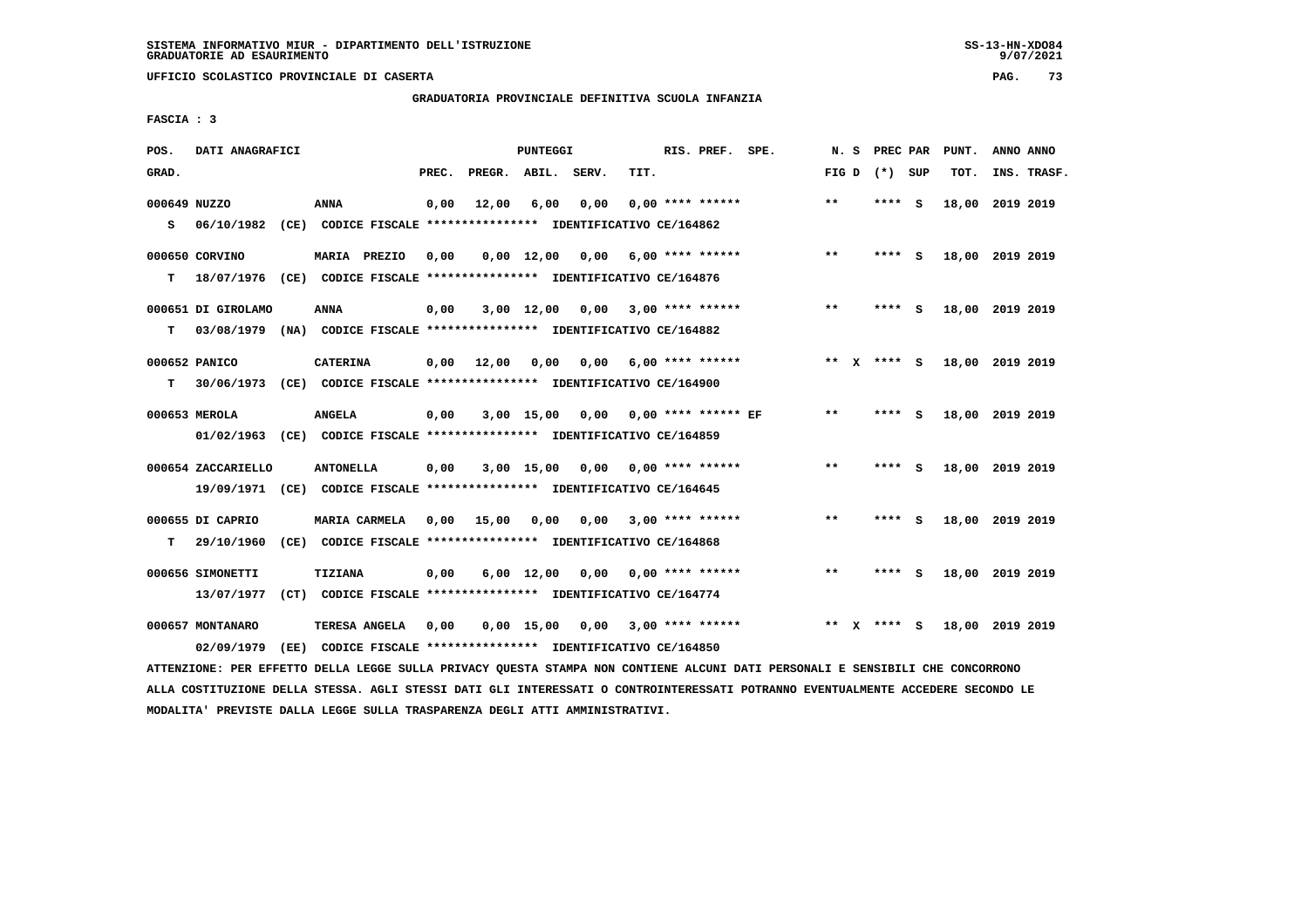SISTEMA INFORMATIVO MIUR - DIPARTIMENTO DELL'ISTRUZIONE
GRADUATORIE AD ESAURIMENTO

UFFICIO SCOLASTICO PROVINCIALE DI CASERTA

GRADUATORIA PROVINCIALE DEFINITIVA SCUOLA INFANZIA

FASCIA : 3

| POS. GRAD. | DATI ANAGRAFICI | | PREC. | PREGR. | ABIL. | SERV. | TIT. | RIS. PREF. | SPE. | N. S FIG D | PREC PAR (*) SUP | PUNT. TOT. | ANNO ANNO INS. TRASF. |
|---|---|---|---|---|---|---|---|---|---|---|---|---|---|
| 000649 | NUZZO | ANNA | 0,00 | 12,00 | 6,00 | 0,00 | 0,00 | **** ****** | | ** | **** S | 18,00 | 2019 2019 |
| S | 06/10/1982 (CE) CODICE FISCALE **************** IDENTIFICATIVO CE/164862 | | | | | | | | | | | | |
| 000650 | CORVINO | MARIA PREZIO | 0,00 | 0,00 | 12,00 | 0,00 | 6,00 | **** ****** | | ** | **** S | 18,00 | 2019 2019 |
| T | 18/07/1976 (CE) CODICE FISCALE **************** IDENTIFICATIVO CE/164876 | | | | | | | | | | | | |
| 000651 | DI GIROLAMO | ANNA | 0,00 | 3,00 | 12,00 | 0,00 | 3,00 | **** ****** | | ** | **** S | 18,00 | 2019 2019 |
| T | 03/08/1979 (NA) CODICE FISCALE **************** IDENTIFICATIVO CE/164882 | | | | | | | | | | | | |
| 000652 | PANICO | CATERINA | 0,00 | 12,00 | 0,00 | 0,00 | 6,00 | **** ****** | | ** X | **** S | 18,00 | 2019 2019 |
| T | 30/06/1973 (CE) CODICE FISCALE **************** IDENTIFICATIVO CE/164900 | | | | | | | | | | | | |
| 000653 | MEROLA | ANGELA | 0,00 | 3,00 | 15,00 | 0,00 | 0,00 | **** ****** | EF | ** | **** S | 18,00 | 2019 2019 |
| | 01/02/1963 (CE) CODICE FISCALE **************** IDENTIFICATIVO CE/164859 | | | | | | | | | | | | |
| 000654 | ZACCARIELLO | ANTONELLA | 0,00 | 3,00 | 15,00 | 0,00 | 0,00 | **** ****** | | ** | **** S | 18,00 | 2019 2019 |
| | 19/09/1971 (CE) CODICE FISCALE **************** IDENTIFICATIVO CE/164645 | | | | | | | | | | | | |
| 000655 | DI CAPRIO | MARIA CARMELA | 0,00 | 15,00 | 0,00 | 0,00 | 3,00 | **** ****** | | ** | **** S | 18,00 | 2019 2019 |
| T | 29/10/1960 (CE) CODICE FISCALE **************** IDENTIFICATIVO CE/164868 | | | | | | | | | | | | |
| 000656 | SIMONETTI | TIZIANA | 0,00 | 6,00 | 12,00 | 0,00 | 0,00 | **** ****** | | ** | **** S | 18,00 | 2019 2019 |
| | 13/07/1977 (CT) CODICE FISCALE **************** IDENTIFICATIVO CE/164774 | | | | | | | | | | | | |
| 000657 | MONTANARO | TERESA ANGELA | 0,00 | 0,00 | 15,00 | 0,00 | 3,00 | **** ****** | | ** X | **** S | 18,00 | 2019 2019 |
| | 02/09/1979 (EE) CODICE FISCALE **************** IDENTIFICATIVO CE/164850 | | | | | | | | | | | | |

ATTENZIONE: PER EFFETTO DELLA LEGGE SULLA PRIVACY QUESTA STAMPA NON CONTIENE ALCUNI DATI PERSONALI E SENSIBILI CHE CONCORRONO ALLA COSTITUZIONE DELLA STESSA. AGLI STESSI DATI GLI INTERESSATI O CONTROINTERESSATI POTRANNO EVENTUALMENTE ACCEDERE SECONDO LE MODALITA' PREVISTE DALLA LEGGE SULLA TRASPARENZA DEGLI ATTI AMMINISTRATIVI.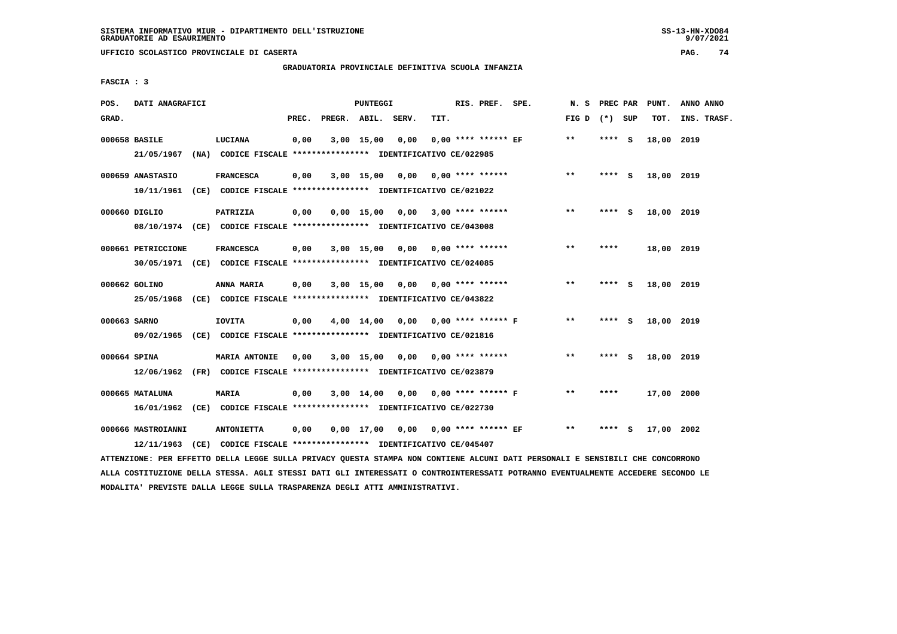SISTEMA INFORMATIVO MIUR - DIPARTIMENTO DELL'ISTRUZIONE
GRADUATORIE AD ESAURIMENTO

UFFICIO SCOLASTICO PROVINCIALE DI CASERTA

GRADUATORIA PROVINCIALE DEFINITIVA SCUOLA INFANZIA

FASCIA : 3

| POS. GRAD. | DATI ANAGRAFICI | | PREC. | PREGR. | ABIL. | SERV. | TIT. | RIS. PREF. SPE. | N. S FIG D | PREC PAR (*) SUP | PUNT. TOT. | ANNO ANNO INS. TRASF. |
|---|---|---|---|---|---|---|---|---|---|---|---|---|
| 000658 | BASILE | LUCIANA | 0,00 | 3,00 | 15,00 | 0,00 | 0,00 | **** ****** EF | ** | **** S | 18,00 | 2019 |
| | 21/05/1967 (NA) CODICE FISCALE **************** IDENTIFICATIVO CE/022985 | | | | | | | | | | | |
| 000659 | ANASTASIO | FRANCESCA | 0,00 | 3,00 | 15,00 | 0,00 | 0,00 | **** ****** | ** | **** S | 18,00 | 2019 |
| | 10/11/1961 (CE) CODICE FISCALE **************** IDENTIFICATIVO CE/021022 | | | | | | | | | | | |
| 000660 | DIGLIO | PATRIZIA | 0,00 | 0,00 | 15,00 | 0,00 | 3,00 | **** ****** | ** | **** S | 18,00 | 2019 |
| | 08/10/1974 (CE) CODICE FISCALE **************** IDENTIFICATIVO CE/043008 | | | | | | | | | | | |
| 000661 | PETRICCIONE | FRANCESCA | 0,00 | 3,00 | 15,00 | 0,00 | 0,00 | **** ****** | ** | **** | 18,00 | 2019 |
| | 30/05/1971 (CE) CODICE FISCALE **************** IDENTIFICATIVO CE/024085 | | | | | | | | | | | |
| 000662 | GOLINO | ANNA MARIA | 0,00 | 3,00 | 15,00 | 0,00 | 0,00 | **** ****** | ** | **** S | 18,00 | 2019 |
| | 25/05/1968 (CE) CODICE FISCALE **************** IDENTIFICATIVO CE/043822 | | | | | | | | | | | |
| 000663 | SARNO | IOVITA | 0,00 | 4,00 | 14,00 | 0,00 | 0,00 | **** ****** F | ** | **** S | 18,00 | 2019 |
| | 09/02/1965 (CE) CODICE FISCALE **************** IDENTIFICATIVO CE/021816 | | | | | | | | | | | |
| 000664 | SPINA | MARIA ANTONIE | 0,00 | 3,00 | 15,00 | 0,00 | 0,00 | **** ****** | ** | **** S | 18,00 | 2019 |
| | 12/06/1962 (FR) CODICE FISCALE **************** IDENTIFICATIVO CE/023879 | | | | | | | | | | | |
| 000665 | MATALUNA | MARIA | 0,00 | 3,00 | 14,00 | 0,00 | 0,00 | **** ****** F | ** | **** | 17,00 | 2000 |
| | 16/01/1962 (CE) CODICE FISCALE **************** IDENTIFICATIVO CE/022730 | | | | | | | | | | | |
| 000666 | MASTROIANNI | ANTONIETTA | 0,00 | 0,00 | 17,00 | 0,00 | 0,00 | **** ****** EF | ** | **** S | 17,00 | 2002 |
| | 12/11/1963 (CE) CODICE FISCALE **************** IDENTIFICATIVO CE/045407 | | | | | | | | | | | |

ATTENZIONE: PER EFFETTO DELLA LEGGE SULLA PRIVACY QUESTA STAMPA NON CONTIENE ALCUNI DATI PERSONALI E SENSIBILI CHE CONCORRONO ALLA COSTITUZIONE DELLA STESSA. AGLI STESSI DATI GLI INTERESSATI O CONTROINTERESSATI POTRANNO EVENTUALMENTE ACCEDERE SECONDO LE MODALITA' PREVISTE DALLA LEGGE SULLA TRASPARENZA DEGLI ATTI AMMINISTRATIVI.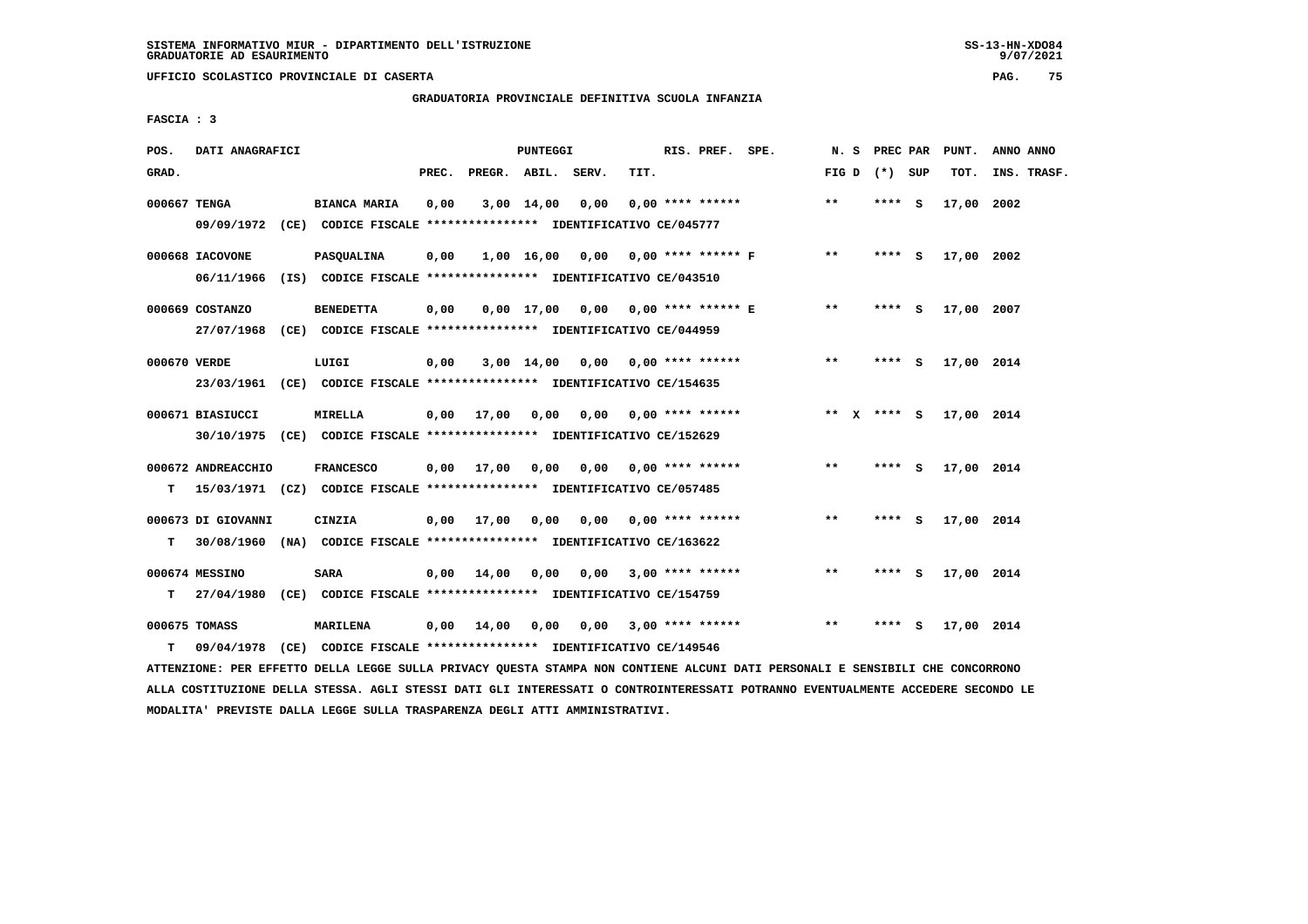SISTEMA INFORMATIVO MIUR - DIPARTIMENTO DELL'ISTRUZIONE
GRADUATORIE AD ESAURIMENTO

UFFICIO SCOLASTICO PROVINCIALE DI CASERTA

GRADUATORIA PROVINCIALE DEFINITIVA SCUOLA INFANZIA

FASCIA : 3

| POS. GRAD. | DATI ANAGRAFICI | | PREC. | PREGR. | ABIL. | SERV. | TIT. | RIS. PREF. SPE. | N. S FIG D | PREC PAR (*) SUP | PUNT. TOT. | ANNO ANNO INS. TRASF. |
|---|---|---|---|---|---|---|---|---|---|---|---|---|
| 000667 | TENGA | BIANCA MARIA | 0,00 | 3,00 | 14,00 | 0,00 | 0,00 | **** ****** | ** | **** S | 17,00 | 2002 |
| | 09/09/1972 (CE) CODICE FISCALE **************** IDENTIFICATIVO CE/045777 | | | | | | | | | | | |
| 000668 | IACOVONE | PASQUALINA | 0,00 | 1,00 | 16,00 | 0,00 | 0,00 | **** ****** F | ** | **** S | 17,00 | 2002 |
| | 06/11/1966 (IS) CODICE FISCALE **************** IDENTIFICATIVO CE/043510 | | | | | | | | | | | |
| 000669 | COSTANZO | BENEDETTA | 0,00 | 0,00 | 17,00 | 0,00 | 0,00 | **** ****** E | ** | **** S | 17,00 | 2007 |
| | 27/07/1968 (CE) CODICE FISCALE **************** IDENTIFICATIVO CE/044959 | | | | | | | | | | | |
| 000670 | VERDE | LUIGI | 0,00 | 3,00 | 14,00 | 0,00 | 0,00 | **** ****** | ** | **** S | 17,00 | 2014 |
| | 23/03/1961 (CE) CODICE FISCALE **************** IDENTIFICATIVO CE/154635 | | | | | | | | | | | |
| 000671 | BIASIUCCI | MIRELLA | 0,00 | 17,00 | 0,00 | 0,00 | 0,00 | **** ****** | ** X | **** S | 17,00 | 2014 |
| | 30/10/1975 (CE) CODICE FISCALE **************** IDENTIFICATIVO CE/152629 | | | | | | | | | | | |
| 000672 | ANDREACCHIO | FRANCESCO | 0,00 | 17,00 | 0,00 | 0,00 | 0,00 | **** ****** | ** | **** S | 17,00 | 2014 |
| T | 15/03/1971 (CZ) CODICE FISCALE **************** IDENTIFICATIVO CE/057485 | | | | | | | | | | | |
| 000673 | DI GIOVANNI | CINZIA | 0,00 | 17,00 | 0,00 | 0,00 | 0,00 | **** ****** | ** | **** S | 17,00 | 2014 |
| T | 30/08/1960 (NA) CODICE FISCALE **************** IDENTIFICATIVO CE/163622 | | | | | | | | | | | |
| 000674 | MESSINO | SARA | 0,00 | 14,00 | 0,00 | 0,00 | 3,00 | **** ****** | ** | **** S | 17,00 | 2014 |
| T | 27/04/1980 (CE) CODICE FISCALE **************** IDENTIFICATIVO CE/154759 | | | | | | | | | | | |
| 000675 | TOMASS | MARILENA | 0,00 | 14,00 | 0,00 | 0,00 | 3,00 | **** ****** | ** | **** S | 17,00 | 2014 |
| T | 09/04/1978 (CE) CODICE FISCALE **************** IDENTIFICATIVO CE/149546 | | | | | | | | | | | |

ATTENZIONE: PER EFFETTO DELLA LEGGE SULLA PRIVACY QUESTA STAMPA NON CONTIENE ALCUNI DATI PERSONALI E SENSIBILI CHE CONCORRONO ALLA COSTITUZIONE DELLA STESSA. AGLI STESSI DATI GLI INTERESSATI O CONTROINTERESSATI POTRANNO EVENTUALMENTE ACCEDERE SECONDO LE MODALITA' PREVISTE DALLA LEGGE SULLA TRASPARENZA DEGLI ATTI AMMINISTRATIVI.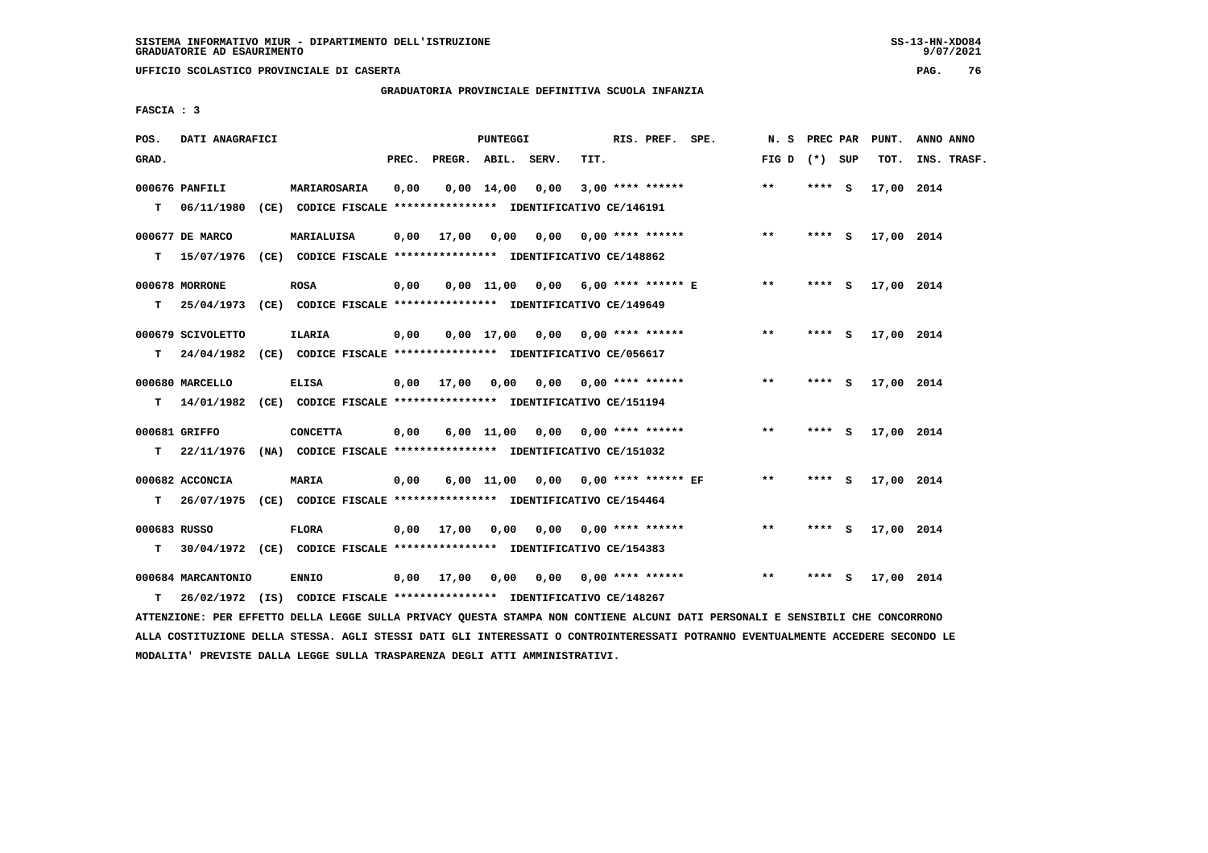SISTEMA INFORMATIVO MIUR - DIPARTIMENTO DELL'ISTRUZIONE
GRADUATORIE AD ESAURIMENTO

UFFICIO SCOLASTICO PROVINCIALE DI CASERTA

GRADUATORIA PROVINCIALE DEFINITIVA SCUOLA INFANZIA

FASCIA : 3

| POS. GRAD. | DATI ANAGRAFICI | | PREC. | PREGR. | ABIL. | SERV. | TIT. | RIS. PREF. SPE. | N. S FIG D | PREC PAR (*) SUP | PUNT. TOT. | ANNO ANNO INS. TRASF. |
|---|---|---|---|---|---|---|---|---|---|---|---|---|
| 000676 | PANFILI | MARIAROSARIA | 0,00 | 0,00 | 14,00 | 0,00 | 3,00 | **** ****** | ** | **** S | 17,00 | 2014 |
| T | 06/11/1980 (CE) CODICE FISCALE **************** IDENTIFICATIVO CE/146191 | | | | | | | | | | | |
| 000677 | DE MARCO | MARIALUISA | 0,00 | 17,00 | 0,00 | 0,00 | 0,00 | **** ****** | ** | **** S | 17,00 | 2014 |
| T | 15/07/1976 (CE) CODICE FISCALE **************** IDENTIFICATIVO CE/148862 | | | | | | | | | | | |
| 000678 | MORRONE | ROSA | 0,00 | 0,00 | 11,00 | 0,00 | 6,00 | **** ****** E | ** | **** S | 17,00 | 2014 |
| T | 25/04/1973 (CE) CODICE FISCALE **************** IDENTIFICATIVO CE/149649 | | | | | | | | | | | |
| 000679 | SCIVOLETTO | ILARIA | 0,00 | 0,00 | 17,00 | 0,00 | 0,00 | **** ****** | ** | **** S | 17,00 | 2014 |
| T | 24/04/1982 (CE) CODICE FISCALE **************** IDENTIFICATIVO CE/056617 | | | | | | | | | | | |
| 000680 | MARCELLO | ELISA | 0,00 | 17,00 | 0,00 | 0,00 | 0,00 | **** ****** | ** | **** S | 17,00 | 2014 |
| T | 14/01/1982 (CE) CODICE FISCALE **************** IDENTIFICATIVO CE/151194 | | | | | | | | | | | |
| 000681 | GRIFFO | CONCETTA | 0,00 | 6,00 | 11,00 | 0,00 | 0,00 | **** ****** | ** | **** S | 17,00 | 2014 |
| T | 22/11/1976 (NA) CODICE FISCALE **************** IDENTIFICATIVO CE/151032 | | | | | | | | | | | |
| 000682 | ACCONCIA | MARIA | 0,00 | 6,00 | 11,00 | 0,00 | 0,00 | **** ****** EF | ** | **** S | 17,00 | 2014 |
| T | 26/07/1975 (CE) CODICE FISCALE **************** IDENTIFICATIVO CE/154464 | | | | | | | | | | | |
| 000683 | RUSSO | FLORA | 0,00 | 17,00 | 0,00 | 0,00 | 0,00 | **** ****** | ** | **** S | 17,00 | 2014 |
| T | 30/04/1972 (CE) CODICE FISCALE **************** IDENTIFICATIVO CE/154383 | | | | | | | | | | | |
| 000684 | MARCANTONIO | ENNIO | 0,00 | 17,00 | 0,00 | 0,00 | 0,00 | **** ****** | ** | **** S | 17,00 | 2014 |
| T | 26/02/1972 (IS) CODICE FISCALE **************** IDENTIFICATIVO CE/148267 | | | | | | | | | | | |

ATTENZIONE: PER EFFETTO DELLA LEGGE SULLA PRIVACY QUESTA STAMPA NON CONTIENE ALCUNI DATI PERSONALI E SENSIBILI CHE CONCORRONO ALLA COSTITUZIONE DELLA STESSA. AGLI STESSI DATI GLI INTERESSATI O CONTROINTERESSATI POTRANNO EVENTUALMENTE ACCEDERE SECONDO LE MODALITA' PREVISTE DALLA LEGGE SULLA TRASPARENZA DEGLI ATTI AMMINISTRATIVI.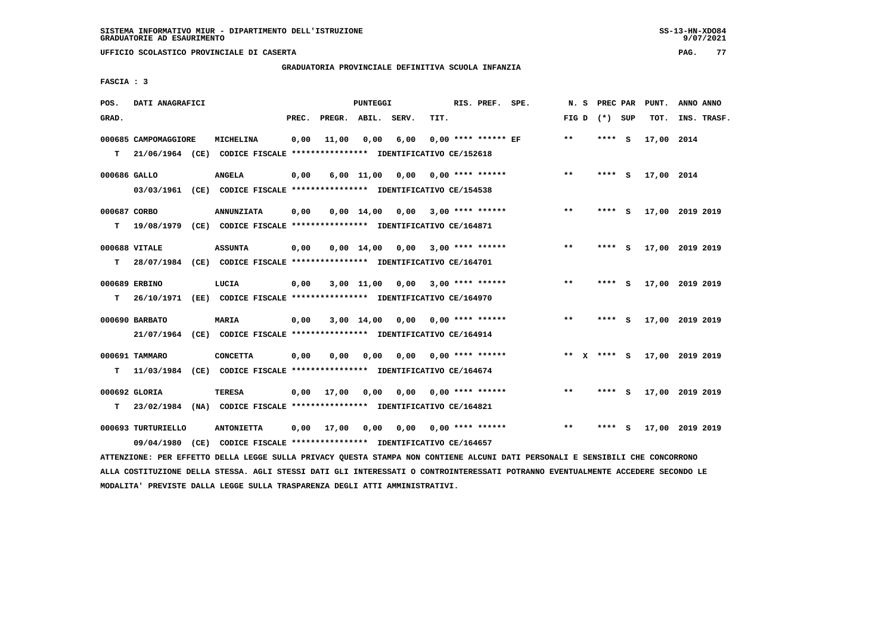SISTEMA INFORMATIVO MIUR - DIPARTIMENTO DELL'ISTRUZIONE
GRADUATORIE AD ESAURIMENTO

UFFICIO SCOLASTICO PROVINCIALE DI CASERTA

GRADUATORIA PROVINCIALE DEFINITIVA SCUOLA INFANZIA

FASCIA : 3

| POS. GRAD. | DATI ANAGRAFICI | | PREC. | PREGR. | ABIL. | SERV. | TIT. | RIS. PREF. SPE. | N. S FIG D | PREC PAR (*) SUP | PUNT. TOT. | ANNO INS. | ANNO TRASF. |
|---|---|---|---|---|---|---|---|---|---|---|---|---|---|
| 000685 | CAMPOMAGGIORE | MICHELINA | 0,00 | 11,00 | 0,00 | 6,00 | 0,00 | **** ****** EF | ** | **** S | 17,00 | 2014 | |
| T | 21/06/1964 (CE) CODICE FISCALE **************** IDENTIFICATIVO CE/152618 | | | | | | | | | | | | |
| 000686 | GALLO | ANGELA | 0,00 | 6,00 | 11,00 | 0,00 | 0,00 | **** ****** | ** | **** S | 17,00 | 2014 | |
| | 03/03/1961 (CE) CODICE FISCALE **************** IDENTIFICATIVO CE/154538 | | | | | | | | | | | | |
| 000687 | CORBO | ANNUNZIATA | 0,00 | 0,00 | 14,00 | 0,00 | 3,00 | **** ****** | ** | **** S | 17,00 | 2019 | 2019 |
| T | 19/08/1979 (CE) CODICE FISCALE **************** IDENTIFICATIVO CE/164871 | | | | | | | | | | | | |
| 000688 | VITALE | ASSUNTA | 0,00 | 0,00 | 14,00 | 0,00 | 3,00 | **** ****** | ** | **** S | 17,00 | 2019 | 2019 |
| T | 28/07/1984 (CE) CODICE FISCALE **************** IDENTIFICATIVO CE/164701 | | | | | | | | | | | | |
| 000689 | ERBINO | LUCIA | 0,00 | 3,00 | 11,00 | 0,00 | 3,00 | **** ****** | ** | **** S | 17,00 | 2019 | 2019 |
| T | 26/10/1971 (EE) CODICE FISCALE **************** IDENTIFICATIVO CE/164970 | | | | | | | | | | | | |
| 000690 | BARBATO | MARIA | 0,00 | 3,00 | 14,00 | 0,00 | 0,00 | **** ****** | ** | **** S | 17,00 | 2019 | 2019 |
| | 21/07/1964 (CE) CODICE FISCALE **************** IDENTIFICATIVO CE/164914 | | | | | | | | | | | | |
| 000691 | TAMMARO | CONCETTA | 0,00 | 0,00 | 0,00 | 0,00 | 0,00 | **** ****** | ** X | **** S | 17,00 | 2019 | 2019 |
| T | 11/03/1984 (CE) CODICE FISCALE **************** IDENTIFICATIVO CE/164674 | | | | | | | | | | | | |
| 000692 | GLORIA | TERESA | 0,00 | 17,00 | 0,00 | 0,00 | 0,00 | **** ****** | ** | **** S | 17,00 | 2019 | 2019 |
| T | 23/02/1984 (NA) CODICE FISCALE **************** IDENTIFICATIVO CE/164821 | | | | | | | | | | | | |
| 000693 | TURTURIELLO | ANTONIETTA | 0,00 | 17,00 | 0,00 | 0,00 | 0,00 | **** ****** | ** | **** S | 17,00 | 2019 | 2019 |
| | 09/04/1980 (CE) CODICE FISCALE **************** IDENTIFICATIVO CE/164657 | | | | | | | | | | | | |

ATTENZIONE: PER EFFETTO DELLA LEGGE SULLA PRIVACY QUESTA STAMPA NON CONTIENE ALCUNI DATI PERSONALI E SENSIBILI CHE CONCORRONO ALLA COSTITUZIONE DELLA STESSA. AGLI STESSI DATI GLI INTERESSATI O CONTROINTERESSATI POTRANNO EVENTUALMENTE ACCEDERE SECONDO LE MODALITA' PREVISTE DALLA LEGGE SULLA TRASPARENZA DEGLI ATTI AMMINISTRATIVI.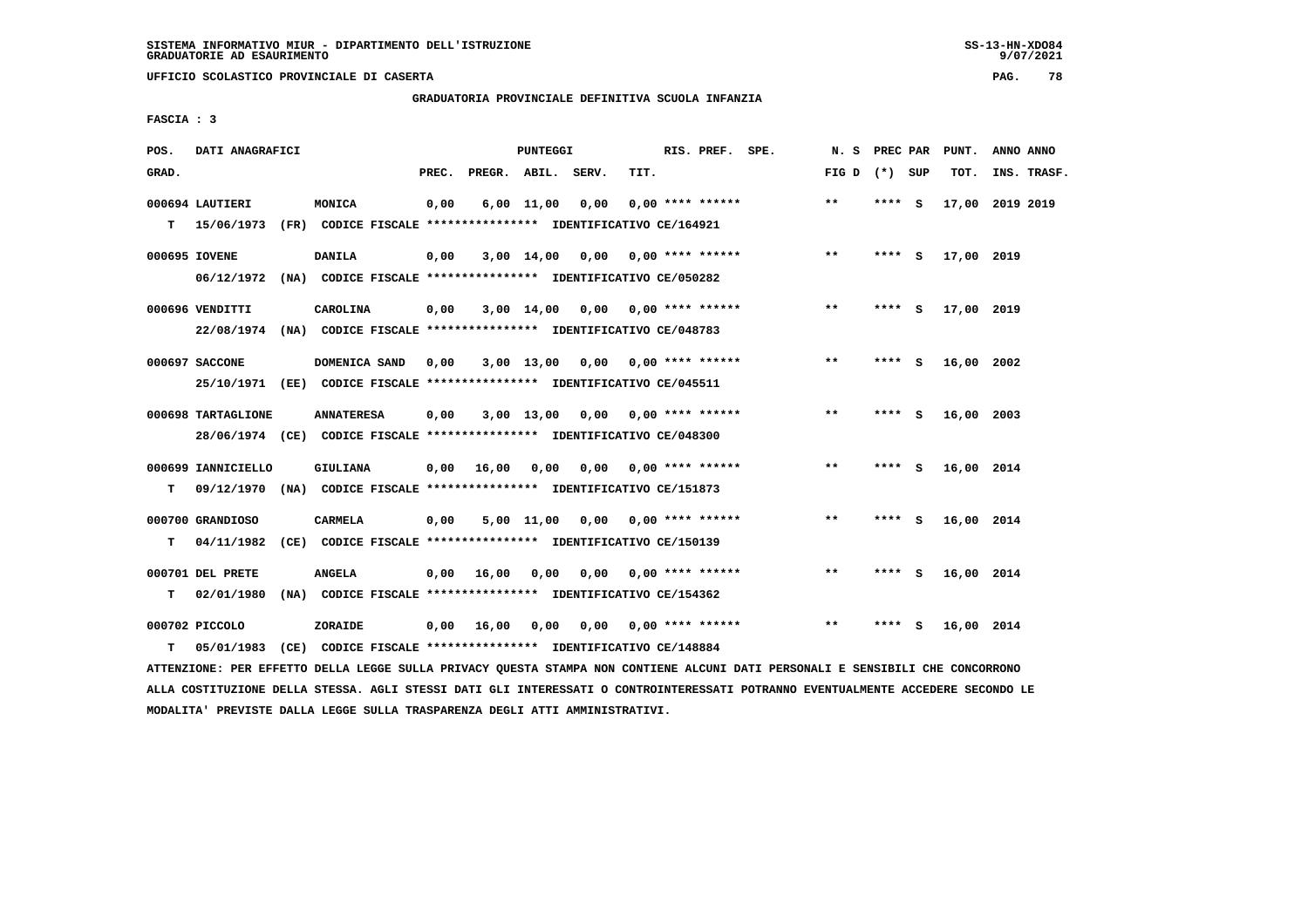SISTEMA INFORMATIVO MIUR - DIPARTIMENTO DELL'ISTRUZIONE
GRADUATORIE AD ESAURIMENTO

UFFICIO SCOLASTICO PROVINCIALE DI CASERTA

GRADUATORIA PROVINCIALE DEFINITIVA SCUOLA INFANZIA

FASCIA : 3

| POS. GRAD. | DATI ANAGRAFICI | | PREC. | PREGR. | ABIL. | SERV. | TIT. | RIS. PREF. SPE. | N. S FIG D | PREC PAR (*) SUP | PUNT. TOT. | ANNO ANNO INS. TRASF. |
|---|---|---|---|---|---|---|---|---|---|---|---|---|
| 000694 | LAUTIERI | MONICA | 0,00 | 6,00 | 11,00 | 0,00 | 0,00 | **** ****** | ** | **** S | 17,00 | 2019 2019 |
| T | 15/06/1973 (FR) CODICE FISCALE **************** IDENTIFICATIVO CE/164921 | | | | | | | | | | | |
| 000695 | IOVENE | DANILA | 0,00 | 3,00 | 14,00 | 0,00 | 0,00 | **** ****** | ** | **** S | 17,00 | 2019 |
| | 06/12/1972 (NA) CODICE FISCALE **************** IDENTIFICATIVO CE/050282 | | | | | | | | | | | |
| 000696 | VENDITTI | CAROLINA | 0,00 | 3,00 | 14,00 | 0,00 | 0,00 | **** ****** | ** | **** S | 17,00 | 2019 |
| | 22/08/1974 (NA) CODICE FISCALE **************** IDENTIFICATIVO CE/048783 | | | | | | | | | | | |
| 000697 | SACCONE | DOMENICA SAND | 0,00 | 3,00 | 13,00 | 0,00 | 0,00 | **** ****** | ** | **** S | 16,00 | 2002 |
| | 25/10/1971 (EE) CODICE FISCALE **************** IDENTIFICATIVO CE/045511 | | | | | | | | | | | |
| 000698 | TARTAGLIONE | ANNATERESA | 0,00 | 3,00 | 13,00 | 0,00 | 0,00 | **** ****** | ** | **** S | 16,00 | 2003 |
| | 28/06/1974 (CE) CODICE FISCALE **************** IDENTIFICATIVO CE/048300 | | | | | | | | | | | |
| 000699 | IANNICIELLO | GIULIANA | 0,00 | 16,00 | 0,00 | 0,00 | 0,00 | **** ****** | ** | **** S | 16,00 | 2014 |
| T | 09/12/1970 (NA) CODICE FISCALE **************** IDENTIFICATIVO CE/151873 | | | | | | | | | | | |
| 000700 | GRANDIOSO | CARMELA | 0,00 | 5,00 | 11,00 | 0,00 | 0,00 | **** ****** | ** | **** S | 16,00 | 2014 |
| T | 04/11/1982 (CE) CODICE FISCALE **************** IDENTIFICATIVO CE/150139 | | | | | | | | | | | |
| 000701 | DEL PRETE | ANGELA | 0,00 | 16,00 | 0,00 | 0,00 | 0,00 | **** ****** | ** | **** S | 16,00 | 2014 |
| T | 02/01/1980 (NA) CODICE FISCALE **************** IDENTIFICATIVO CE/154362 | | | | | | | | | | | |
| 000702 | PICCOLO | ZORAIDE | 0,00 | 16,00 | 0,00 | 0,00 | 0,00 | **** ****** | ** | **** S | 16,00 | 2014 |
| T | 05/01/1983 (CE) CODICE FISCALE **************** IDENTIFICATIVO CE/148884 | | | | | | | | | | | |

ATTENZIONE: PER EFFETTO DELLA LEGGE SULLA PRIVACY QUESTA STAMPA NON CONTIENE ALCUNI DATI PERSONALI E SENSIBILI CHE CONCORRONO ALLA COSTITUZIONE DELLA STESSA. AGLI STESSI DATI GLI INTERESSATI O CONTROINTERESSATI POTRANNO EVENTUALMENTE ACCEDERE SECONDO LE MODALITA' PREVISTE DALLA LEGGE SULLA TRASPARENZA DEGLI ATTI AMMINISTRATIVI.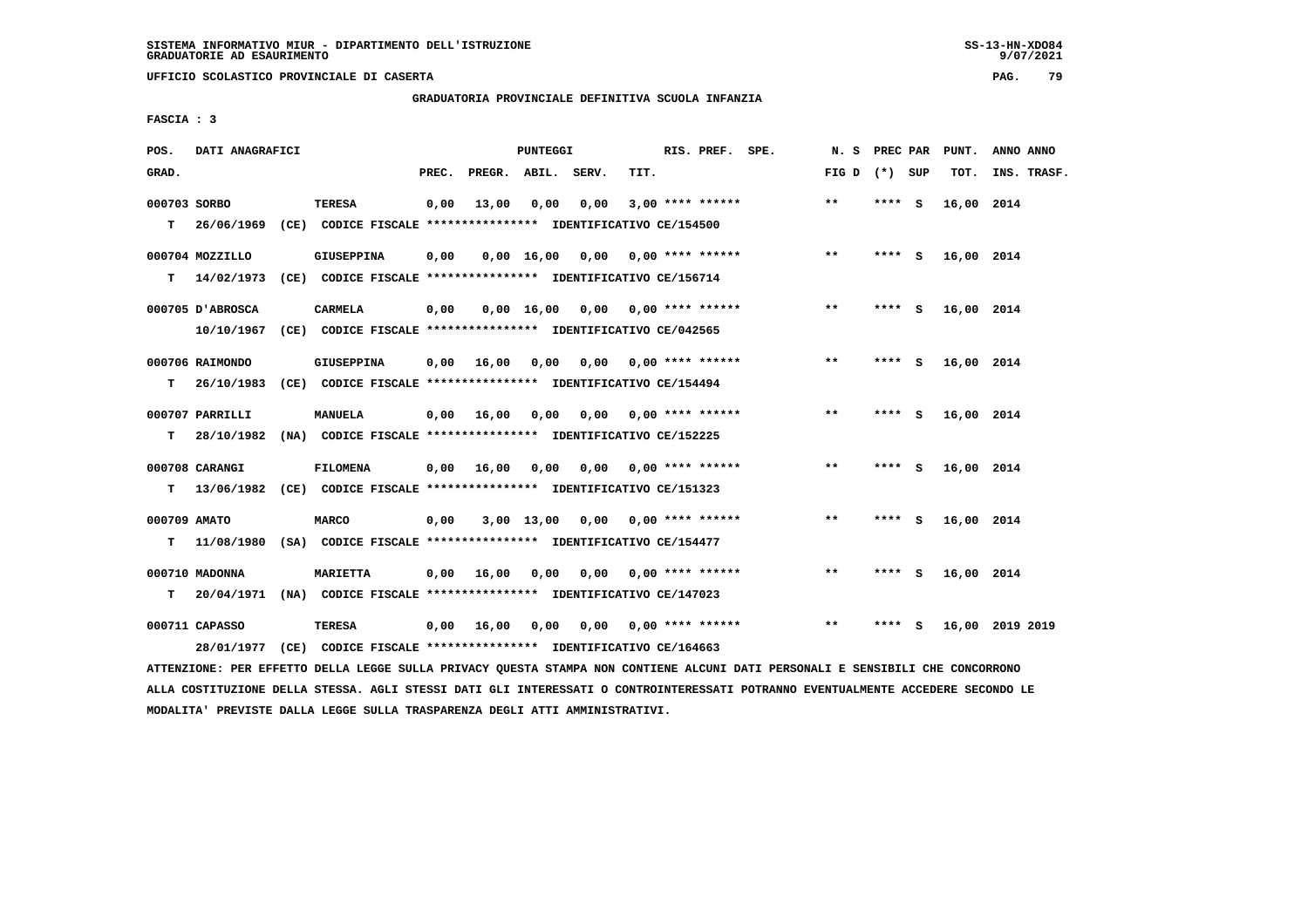SISTEMA INFORMATIVO MIUR - DIPARTIMENTO DELL'ISTRUZIONE
GRADUATORIE AD ESAURIMENTO

UFFICIO SCOLASTICO PROVINCIALE DI CASERTA

GRADUATORIA PROVINCIALE DEFINITIVA SCUOLA INFANZIA

FASCIA : 3

| POS. GRAD. | DATI ANAGRAFICI | | PREC. | PREGR. | ABIL. | SERV. | TIT. | RIS. PREF. SPE. | N. S FIG D | PREC PAR (*) SUP | PUNT. TOT. | ANNO ANNO INS. TRASF. |
|---|---|---|---|---|---|---|---|---|---|---|---|---|
| 000703 SORBO | TERESA | | 0,00 | 13,00 | 0,00 | 0,00 | 3,00 | **** ****** | ** | **** S | 16,00 | 2014 |
| T | 26/06/1969 (CE) CODICE FISCALE **************** IDENTIFICATIVO CE/154500 | | | | | | | | | | | |
| 000704 MOZZILLO | GIUSEPPINA | | 0,00 | 0,00 | 16,00 | 0,00 | 0,00 | **** ****** | ** | **** S | 16,00 | 2014 |
| T | 14/02/1973 (CE) CODICE FISCALE **************** IDENTIFICATIVO CE/156714 | | | | | | | | | | | |
| 000705 D'ABROSCA | CARMELA | | 0,00 | 0,00 | 16,00 | 0,00 | 0,00 | **** ****** | ** | **** S | 16,00 | 2014 |
| | 10/10/1967 (CE) CODICE FISCALE **************** IDENTIFICATIVO CE/042565 | | | | | | | | | | | |
| 000706 RAIMONDO | GIUSEPPINA | | 0,00 | 16,00 | 0,00 | 0,00 | 0,00 | **** ****** | ** | **** S | 16,00 | 2014 |
| T | 26/10/1983 (CE) CODICE FISCALE **************** IDENTIFICATIVO CE/154494 | | | | | | | | | | | |
| 000707 PARRILLI | MANUELA | | 0,00 | 16,00 | 0,00 | 0,00 | 0,00 | **** ****** | ** | **** S | 16,00 | 2014 |
| T | 28/10/1982 (NA) CODICE FISCALE **************** IDENTIFICATIVO CE/152225 | | | | | | | | | | | |
| 000708 CARANGI | FILOMENA | | 0,00 | 16,00 | 0,00 | 0,00 | 0,00 | **** ****** | ** | **** S | 16,00 | 2014 |
| T | 13/06/1982 (CE) CODICE FISCALE **************** IDENTIFICATIVO CE/151323 | | | | | | | | | | | |
| 000709 AMATO | MARCO | | 0,00 | 3,00 | 13,00 | 0,00 | 0,00 | **** ****** | ** | **** S | 16,00 | 2014 |
| T | 11/08/1980 (SA) CODICE FISCALE **************** IDENTIFICATIVO CE/154477 | | | | | | | | | | | |
| 000710 MADONNA | MARIETTA | | 0,00 | 16,00 | 0,00 | 0,00 | 0,00 | **** ****** | ** | **** S | 16,00 | 2014 |
| T | 20/04/1971 (NA) CODICE FISCALE **************** IDENTIFICATIVO CE/147023 | | | | | | | | | | | |
| 000711 CAPASSO | TERESA | | 0,00 | 16,00 | 0,00 | 0,00 | 0,00 | **** ****** | ** | **** S | 16,00 | 2019 2019 |
| | 28/01/1977 (CE) CODICE FISCALE **************** IDENTIFICATIVO CE/164663 | | | | | | | | | | | |

ATTENZIONE: PER EFFETTO DELLA LEGGE SULLA PRIVACY QUESTA STAMPA NON CONTIENE ALCUNI DATI PERSONALI E SENSIBILI CHE CONCORRONO ALLA COSTITUZIONE DELLA STESSA. AGLI STESSI DATI GLI INTERESSATI O CONTROINTERESSATI POTRANNO EVENTUALMENTE ACCEDERE SECONDO LE MODALITA' PREVISTE DALLA LEGGE SULLA TRASPARENZA DEGLI ATTI AMMINISTRATIVI.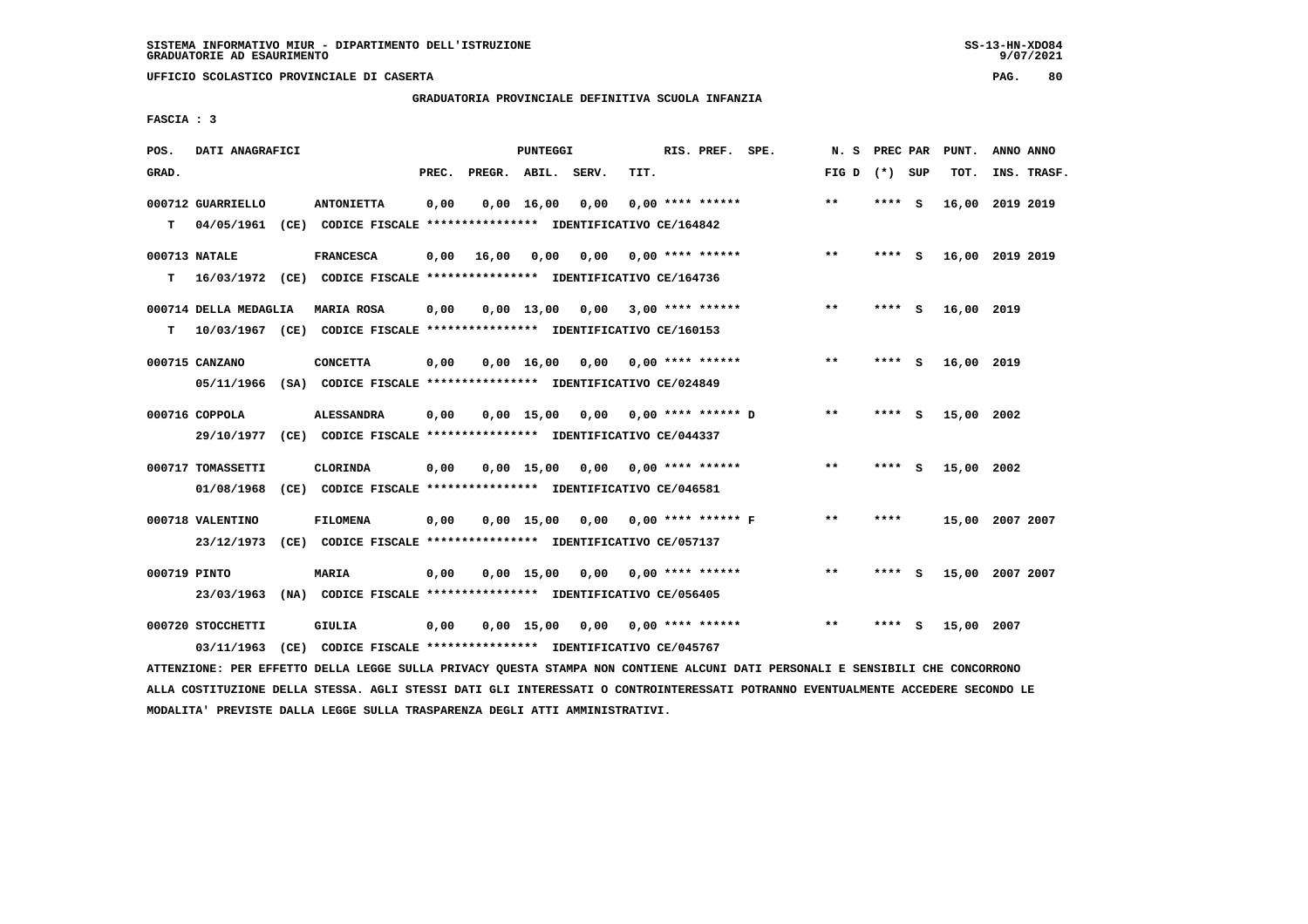SISTEMA INFORMATIVO MIUR - DIPARTIMENTO DELL'ISTRUZIONE
GRADUATORIE AD ESAURIMENTO

UFFICIO SCOLASTICO PROVINCIALE DI CASERTA

GRADUATORIA PROVINCIALE DEFINITIVA SCUOLA INFANZIA

FASCIA : 3

| POS. GRAD. | DATI ANAGRAFICI | | PREC. | PREGR. | ABIL. | SERV. | TIT. | RIS. PREF. SPE. | N. S FIG D | PREC PAR (*) SUP | PUNT. TOT. | ANNO ANNO INS. TRASF. |
|---|---|---|---|---|---|---|---|---|---|---|---|---|
| 000712 | GUARRIELLO | ANTONIETTA | 0,00 | 0,00 | 16,00 | 0,00 | 0,00 | **** ****** | ** | **** S | 16,00 | 2019 2019 |
| T | 04/05/1961 (CE) CODICE FISCALE **************** IDENTIFICATIVO CE/164842 | | | | | | | | | | | |
| 000713 | NATALE | FRANCESCA | 0,00 | 16,00 | 0,00 | 0,00 | 0,00 | **** ****** | ** | **** S | 16,00 | 2019 2019 |
| T | 16/03/1972 (CE) CODICE FISCALE **************** IDENTIFICATIVO CE/164736 | | | | | | | | | | | |
| 000714 | DELLA MEDAGLIA | MARIA ROSA | 0,00 | 0,00 | 13,00 | 0,00 | 3,00 | **** ****** | ** | **** S | 16,00 | 2019 |
| T | 10/03/1967 (CE) CODICE FISCALE **************** IDENTIFICATIVO CE/160153 | | | | | | | | | | | |
| 000715 | CANZANO | CONCETTA | 0,00 | 0,00 | 16,00 | 0,00 | 0,00 | **** ****** | ** | **** S | 16,00 | 2019 |
| | 05/11/1966 (SA) CODICE FISCALE **************** IDENTIFICATIVO CE/024849 | | | | | | | | | | | |
| 000716 | COPPOLA | ALESSANDRA | 0,00 | 0,00 | 15,00 | 0,00 | 0,00 | **** ****** D | ** | **** S | 15,00 | 2002 |
| | 29/10/1977 (CE) CODICE FISCALE **************** IDENTIFICATIVO CE/044337 | | | | | | | | | | | |
| 000717 | TOMASSETTI | CLORINDA | 0,00 | 0,00 | 15,00 | 0,00 | 0,00 | **** ****** | ** | **** S | 15,00 | 2002 |
| | 01/08/1968 (CE) CODICE FISCALE **************** IDENTIFICATIVO CE/046581 | | | | | | | | | | | |
| 000718 | VALENTINO | FILOMENA | 0,00 | 0,00 | 15,00 | 0,00 | 0,00 | **** ****** F | ** | **** | 15,00 | 2007 2007 |
| | 23/12/1973 (CE) CODICE FISCALE **************** IDENTIFICATIVO CE/057137 | | | | | | | | | | | |
| 000719 | PINTO | MARIA | 0,00 | 0,00 | 15,00 | 0,00 | 0,00 | **** ****** | ** | **** S | 15,00 | 2007 2007 |
| | 23/03/1963 (NA) CODICE FISCALE **************** IDENTIFICATIVO CE/056405 | | | | | | | | | | | |
| 000720 | STOCCHETTI | GIULIA | 0,00 | 0,00 | 15,00 | 0,00 | 0,00 | **** ****** | ** | **** S | 15,00 | 2007 |
| | 03/11/1963 (CE) CODICE FISCALE **************** IDENTIFICATIVO CE/045767 | | | | | | | | | | | |

ATTENZIONE: PER EFFETTO DELLA LEGGE SULLA PRIVACY QUESTA STAMPA NON CONTIENE ALCUNI DATI PERSONALI E SENSIBILI CHE CONCORRONO ALLA COSTITUZIONE DELLA STESSA. AGLI STESSI DATI GLI INTERESSATI O CONTROINTERESSATI POTRANNO EVENTUALMENTE ACCEDERE SECONDO LE MODALITA' PREVISTE DALLA LEGGE SULLA TRASPARENZA DEGLI ATTI AMMINISTRATIVI.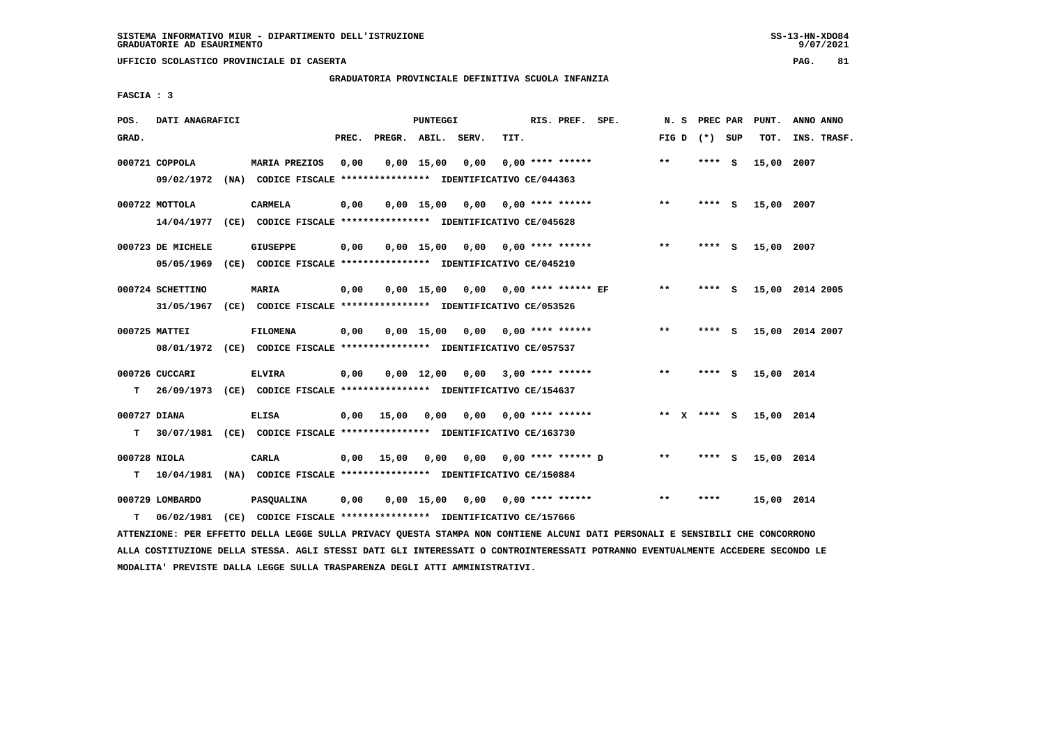SISTEMA INFORMATIVO MIUR - DIPARTIMENTO DELL'ISTRUZIONE
GRADUATORIE AD ESAURIMENTO

UFFICIO SCOLASTICO PROVINCIALE DI CASERTA

GRADUATORIA PROVINCIALE DEFINITIVA SCUOLA INFANZIA

FASCIA : 3

| POS. GRAD. | DATI ANAGRAFICI | | PREC. | PREGR. | ABIL. | SERV. | TIT. | RIS. PREF. SPE. | N. S FIG D | PREC PAR (*) SUP | PUNT. TOT. | ANNO ANNO INS. TRASF. |
|---|---|---|---|---|---|---|---|---|---|---|---|---|
| 000721 | COPPOLA 09/02/1972 (NA) CODICE FISCALE **************** IDENTIFICATIVO CE/044363 | MARIA PREZIOS | 0,00 | 0,00 | 15,00 | 0,00 | 0,00 | **** ****** | ** | **** S | 15,00 | 2007 |
| 000722 | MOTTOLA 14/04/1977 (CE) CODICE FISCALE **************** IDENTIFICATIVO CE/045628 | CARMELA | 0,00 | 0,00 | 15,00 | 0,00 | 0,00 | **** ****** | ** | **** S | 15,00 | 2007 |
| 000723 | DE MICHELE 05/05/1969 (CE) CODICE FISCALE **************** IDENTIFICATIVO CE/045210 | GIUSEPPE | 0,00 | 0,00 | 15,00 | 0,00 | 0,00 | **** ****** | ** | **** S | 15,00 | 2007 |
| 000724 | SCHETTINO 31/05/1967 (CE) CODICE FISCALE **************** IDENTIFICATIVO CE/053526 | MARIA | 0,00 | 0,00 | 15,00 | 0,00 | 0,00 | **** ****** EF | ** | **** S | 15,00 | 2014 2005 |
| 000725 | MATTEI 08/01/1972 (CE) CODICE FISCALE **************** IDENTIFICATIVO CE/057537 | FILOMENA | 0,00 | 0,00 | 15,00 | 0,00 | 0,00 | **** ****** | ** | **** S | 15,00 | 2014 2007 |
| 000726 | CUCCARI T 26/09/1973 (CE) CODICE FISCALE **************** IDENTIFICATIVO CE/154637 | ELVIRA | 0,00 | 0,00 | 12,00 | 0,00 | 3,00 | **** ****** | ** | **** S | 15,00 | 2014 |
| 000727 | DIANA T 30/07/1981 (CE) CODICE FISCALE **************** IDENTIFICATIVO CE/163730 | ELISA | 0,00 | 15,00 | 0,00 | 0,00 | 0,00 | **** ****** | ** X | **** S | 15,00 | 2014 |
| 000728 | NIOLA T 10/04/1981 (NA) CODICE FISCALE **************** IDENTIFICATIVO CE/150884 | CARLA | 0,00 | 15,00 | 0,00 | 0,00 | 0,00 | **** ****** D | ** | **** S | 15,00 | 2014 |
| 000729 | LOMBARDO T 06/02/1981 (CE) CODICE FISCALE **************** IDENTIFICATIVO CE/157666 | PASQUALINA | 0,00 | 0,00 | 15,00 | 0,00 | 0,00 | **** ****** | ** | **** | 15,00 | 2014 |

ATTENZIONE: PER EFFETTO DELLA LEGGE SULLA PRIVACY QUESTA STAMPA NON CONTIENE ALCUNI DATI PERSONALI E SENSIBILI CHE CONCORRONO ALLA COSTITUZIONE DELLA STESSA. AGLI STESSI DATI GLI INTERESSATI O CONTROINTERESSATI POTRANNO EVENTUALMENTE ACCEDERE SECONDO LE MODALITA' PREVISTE DALLA LEGGE SULLA TRASPARENZA DEGLI ATTI AMMINISTRATIVI.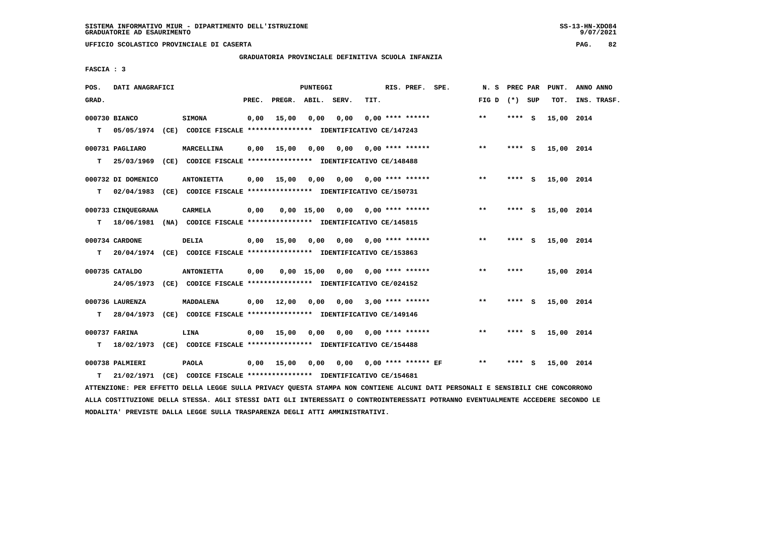SISTEMA INFORMATIVO MIUR - DIPARTIMENTO DELL'ISTRUZIONE
GRADUATORIE AD ESAURIMENTO

UFFICIO SCOLASTICO PROVINCIALE DI CASERTA

GRADUATORIA PROVINCIALE DEFINITIVA SCUOLA INFANZIA

FASCIA : 3

| POS. GRAD. | DATI ANAGRAFICI | | PREC. | PREGR. | ABIL. | SERV. | TIT. | RIS. PREF. SPE. | N. S FIG D | PREC PAR (*) SUP | PUNT. TOT. | ANNO ANNO INS. TRASF. |
|---|---|---|---|---|---|---|---|---|---|---|---|---|
| 000730 BIANCO | SIMONA | | 0,00 | 15,00 | 0,00 | 0,00 | 0,00 | **** ****** | ** | **** S | 15,00 | 2014 |
| T | 05/05/1974 (CE) CODICE FISCALE **************** IDENTIFICATIVO CE/147243 | | | | | | | | | | | |
| 000731 PAGLIARO | MARCELLINA | | 0,00 | 15,00 | 0,00 | 0,00 | 0,00 | **** ****** | ** | **** S | 15,00 | 2014 |
| T | 25/03/1969 (CE) CODICE FISCALE **************** IDENTIFICATIVO CE/148488 | | | | | | | | | | | |
| 000732 DI DOMENICO | ANTONIETTA | | 0,00 | 15,00 | 0,00 | 0,00 | 0,00 | **** ****** | ** | **** S | 15,00 | 2014 |
| T | 02/04/1983 (CE) CODICE FISCALE **************** IDENTIFICATIVO CE/150731 | | | | | | | | | | | |
| 000733 CINQUEGRANA | CARMELA | | 0,00 | 0,00 | 15,00 | 0,00 | 0,00 | **** ****** | ** | **** S | 15,00 | 2014 |
| T | 18/06/1981 (NA) CODICE FISCALE **************** IDENTIFICATIVO CE/145815 | | | | | | | | | | | |
| 000734 CARDONE | DELIA | | 0,00 | 15,00 | 0,00 | 0,00 | 0,00 | **** ****** | ** | **** S | 15,00 | 2014 |
| T | 20/04/1974 (CE) CODICE FISCALE **************** IDENTIFICATIVO CE/153863 | | | | | | | | | | | |
| 000735 CATALDO | ANTONIETTA | | 0,00 | 0,00 | 15,00 | 0,00 | 0,00 | **** ****** | ** | **** | 15,00 | 2014 |
| | 24/05/1973 (CE) CODICE FISCALE **************** IDENTIFICATIVO CE/024152 | | | | | | | | | | | |
| 000736 LAURENZA | MADDALENA | | 0,00 | 12,00 | 0,00 | 0,00 | 3,00 | **** ****** | ** | **** S | 15,00 | 2014 |
| T | 28/04/1973 (CE) CODICE FISCALE **************** IDENTIFICATIVO CE/149146 | | | | | | | | | | | |
| 000737 FARINA | LINA | | 0,00 | 15,00 | 0,00 | 0,00 | 0,00 | **** ****** | ** | **** S | 15,00 | 2014 |
| T | 18/02/1973 (CE) CODICE FISCALE **************** IDENTIFICATIVO CE/154488 | | | | | | | | | | | |
| 000738 PALMIERI | PAOLA | | 0,00 | 15,00 | 0,00 | 0,00 | 0,00 | **** ****** EF | ** | **** S | 15,00 | 2014 |
| T | 21/02/1971 (CE) CODICE FISCALE **************** IDENTIFICATIVO CE/154681 | | | | | | | | | | | |

ATTENZIONE: PER EFFETTO DELLA LEGGE SULLA PRIVACY QUESTA STAMPA NON CONTIENE ALCUNI DATI PERSONALI E SENSIBILI CHE CONCORRONO ALLA COSTITUZIONE DELLA STESSA. AGLI STESSI DATI GLI INTERESSATI O CONTROINTERESSATI POTRANNO EVENTUALMENTE ACCEDERE SECONDO LE MODALITA' PREVISTE DALLA LEGGE SULLA TRASPARENZA DEGLI ATTI AMMINISTRATIVI.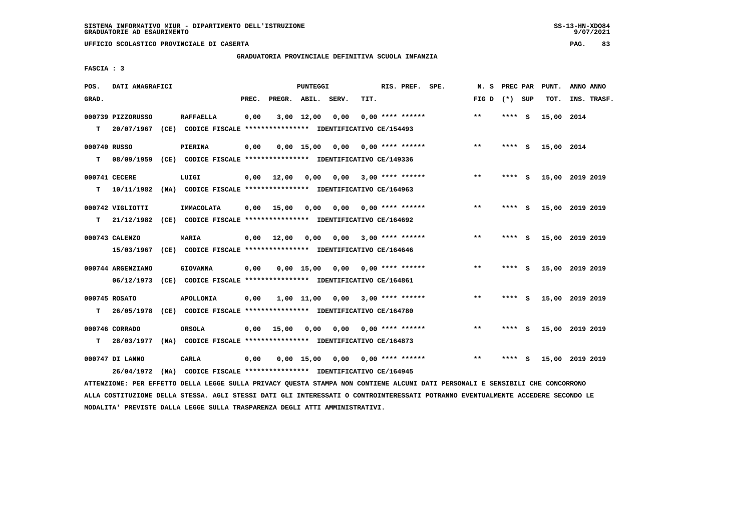SISTEMA INFORMATIVO MIUR - DIPARTIMENTO DELL'ISTRUZIONE
GRADUATORIE AD ESAURIMENTO

UFFICIO SCOLASTICO PROVINCIALE DI CASERTA

GRADUATORIA PROVINCIALE DEFINITIVA SCUOLA INFANZIA

FASCIA : 3

| POS. GRAD. | DATI ANAGRAFICI | | PREC. | PREGR. | ABIL. | SERV. | TIT. | RIS. PREF. | N. S FIG D | PREC PAR (*) | SUP | PUNT. TOT. | ANNO INS. | ANNO TRASF. |
|---|---|---|---|---|---|---|---|---|---|---|---|---|---|---|
| 000739 | PIZZORUSSO | RAFFAELLA | 0,00 | 3,00 | 12,00 | 0,00 | 0,00 | **** ****** | ** | **** | S | 15,00 | 2014 | |
| T | 20/07/1967 (CE) | CODICE FISCALE **************** IDENTIFICATIVO CE/154493 | | | | | | | | | | | | |
| 000740 | RUSSO | PIERINA | 0,00 | 0,00 | 15,00 | 0,00 | 0,00 | **** ****** | ** | **** | S | 15,00 | 2014 | |
| T | 08/09/1959 (CE) | CODICE FISCALE **************** IDENTIFICATIVO CE/149336 | | | | | | | | | | | | |
| 000741 | CECERE | LUIGI | 0,00 | 12,00 | 0,00 | 0,00 | 3,00 | **** ****** | ** | **** | S | 15,00 | 2019 | 2019 |
| T | 10/11/1982 (NA) | CODICE FISCALE **************** IDENTIFICATIVO CE/164963 | | | | | | | | | | | | |
| 000742 | VIGLIOTTI | IMMACOLATA | 0,00 | 15,00 | 0,00 | 0,00 | 0,00 | **** ****** | ** | **** | S | 15,00 | 2019 | 2019 |
| T | 21/12/1982 (CE) | CODICE FISCALE **************** IDENTIFICATIVO CE/164692 | | | | | | | | | | | | |
| 000743 | CALENZO | MARIA | 0,00 | 12,00 | 0,00 | 0,00 | 3,00 | **** ****** | ** | **** | S | 15,00 | 2019 | 2019 |
| | 15/03/1967 (CE) | CODICE FISCALE **************** IDENTIFICATIVO CE/164646 | | | | | | | | | | | | |
| 000744 | ARGENZIANO | GIOVANNA | 0,00 | 0,00 | 15,00 | 0,00 | 0,00 | **** ****** | ** | **** | S | 15,00 | 2019 | 2019 |
| | 06/12/1973 (CE) | CODICE FISCALE **************** IDENTIFICATIVO CE/164861 | | | | | | | | | | | | |
| 000745 | ROSATO | APOLLONIA | 0,00 | 1,00 | 11,00 | 0,00 | 3,00 | **** ****** | ** | **** | S | 15,00 | 2019 | 2019 |
| T | 26/05/1978 (CE) | CODICE FISCALE **************** IDENTIFICATIVO CE/164780 | | | | | | | | | | | | |
| 000746 | CORRADO | ORSOLA | 0,00 | 15,00 | 0,00 | 0,00 | 0,00 | **** ****** | ** | **** | S | 15,00 | 2019 | 2019 |
| T | 28/03/1977 (NA) | CODICE FISCALE **************** IDENTIFICATIVO CE/164873 | | | | | | | | | | | | |
| 000747 | DI LANNO | CARLA | 0,00 | 0,00 | 15,00 | 0,00 | 0,00 | **** ****** | ** | **** | S | 15,00 | 2019 | 2019 |
| | 26/04/1972 (NA) | CODICE FISCALE **************** IDENTIFICATIVO CE/164945 | | | | | | | | | | | | |

ATTENZIONE: PER EFFETTO DELLA LEGGE SULLA PRIVACY QUESTA STAMPA NON CONTIENE ALCUNI DATI PERSONALI E SENSIBILI CHE CONCORRONO ALLA COSTITUZIONE DELLA STESSA. AGLI STESSI DATI GLI INTERESSATI O CONTROINTERESSATI POTRANNO EVENTUALMENTE ACCEDERE SECONDO LE MODALITA' PREVISTE DALLA LEGGE SULLA TRASPARENZA DEGLI ATTI AMMINISTRATIVI.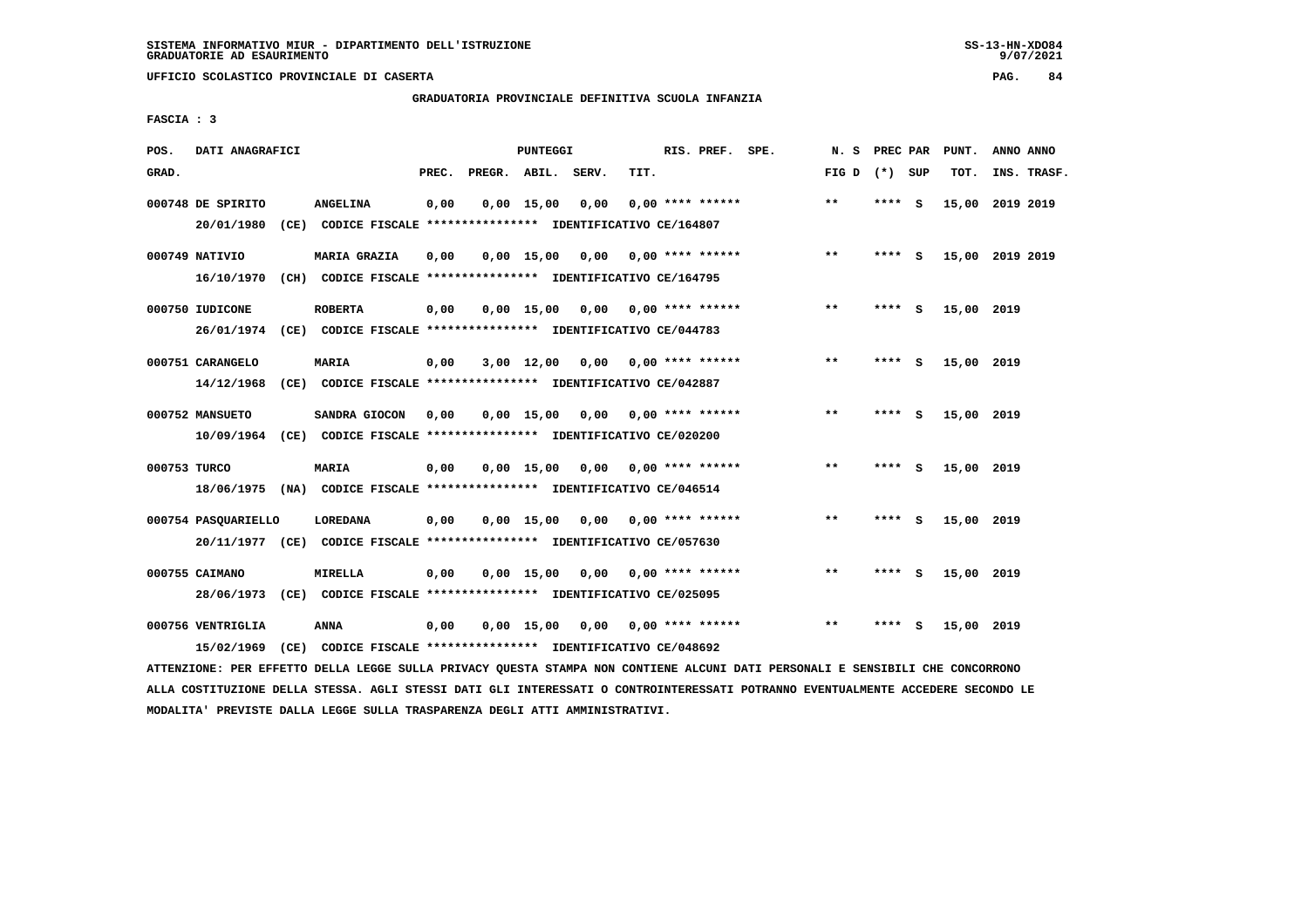SISTEMA INFORMATIVO MIUR - DIPARTIMENTO DELL'ISTRUZIONE
GRADUATORIE AD ESAURIMENTO

UFFICIO SCOLASTICO PROVINCIALE DI CASERTA

GRADUATORIA PROVINCIALE DEFINITIVA SCUOLA INFANZIA

FASCIA : 3

| POS. GRAD. | DATI ANAGRAFICI | | PREC. | PREGR. | ABIL. | SERV. | TIT. | RIS. PREF. SPE. | N. S FIG D | PREC PAR (*) SUP | PUNT. TOT. | ANNO ANNO INS. TRASF. |
|---|---|---|---|---|---|---|---|---|---|---|---|---|
| 000748 | DE SPIRITO | ANGELINA | 0,00 | 0,00 | 15,00 | 0,00 | 0,00 | **** ****** | ** | **** S | 15,00 | 2019 2019 |
| | 20/01/1980 (CE) CODICE FISCALE **************** IDENTIFICATIVO CE/164807 | | | | | | | | | | | |
| 000749 | NATIVIO | MARIA GRAZIA | 0,00 | 0,00 | 15,00 | 0,00 | 0,00 | **** ****** | ** | **** S | 15,00 | 2019 2019 |
| | 16/10/1970 (CH) CODICE FISCALE **************** IDENTIFICATIVO CE/164795 | | | | | | | | | | | |
| 000750 | IUDICONE | ROBERTA | 0,00 | 0,00 | 15,00 | 0,00 | 0,00 | **** ****** | ** | **** S | 15,00 | 2019 |
| | 26/01/1974 (CE) CODICE FISCALE **************** IDENTIFICATIVO CE/044783 | | | | | | | | | | | |
| 000751 | CARANGELO | MARIA | 0,00 | 3,00 | 12,00 | 0,00 | 0,00 | **** ****** | ** | **** S | 15,00 | 2019 |
| | 14/12/1968 (CE) CODICE FISCALE **************** IDENTIFICATIVO CE/042887 | | | | | | | | | | | |
| 000752 | MANSUETO | SANDRA GIOCON | 0,00 | 0,00 | 15,00 | 0,00 | 0,00 | **** ****** | ** | **** S | 15,00 | 2019 |
| | 10/09/1964 (CE) CODICE FISCALE **************** IDENTIFICATIVO CE/020200 | | | | | | | | | | | |
| 000753 | TURCO | MARIA | 0,00 | 0,00 | 15,00 | 0,00 | 0,00 | **** ****** | ** | **** S | 15,00 | 2019 |
| | 18/06/1975 (NA) CODICE FISCALE **************** IDENTIFICATIVO CE/046514 | | | | | | | | | | | |
| 000754 | PASQUARIELLO | LOREDANA | 0,00 | 0,00 | 15,00 | 0,00 | 0,00 | **** ****** | ** | **** S | 15,00 | 2019 |
| | 20/11/1977 (CE) CODICE FISCALE **************** IDENTIFICATIVO CE/057630 | | | | | | | | | | | |
| 000755 | CAIMANO | MIRELLA | 0,00 | 0,00 | 15,00 | 0,00 | 0,00 | **** ****** | ** | **** S | 15,00 | 2019 |
| | 28/06/1973 (CE) CODICE FISCALE **************** IDENTIFICATIVO CE/025095 | | | | | | | | | | | |
| 000756 | VENTRIGLIA | ANNA | 0,00 | 0,00 | 15,00 | 0,00 | 0,00 | **** ****** | ** | **** S | 15,00 | 2019 |
| | 15/02/1969 (CE) CODICE FISCALE **************** IDENTIFICATIVO CE/048692 | | | | | | | | | | | |

ATTENZIONE: PER EFFETTO DELLA LEGGE SULLA PRIVACY QUESTA STAMPA NON CONTIENE ALCUNI DATI PERSONALI E SENSIBILI CHE CONCORRONO ALLA COSTITUZIONE DELLA STESSA. AGLI STESSI DATI GLI INTERESSATI O CONTROINTERESSATI POTRANNO EVENTUALMENTE ACCEDERE SECONDO LE MODALITA' PREVISTE DALLA LEGGE SULLA TRASPARENZA DEGLI ATTI AMMINISTRATIVI.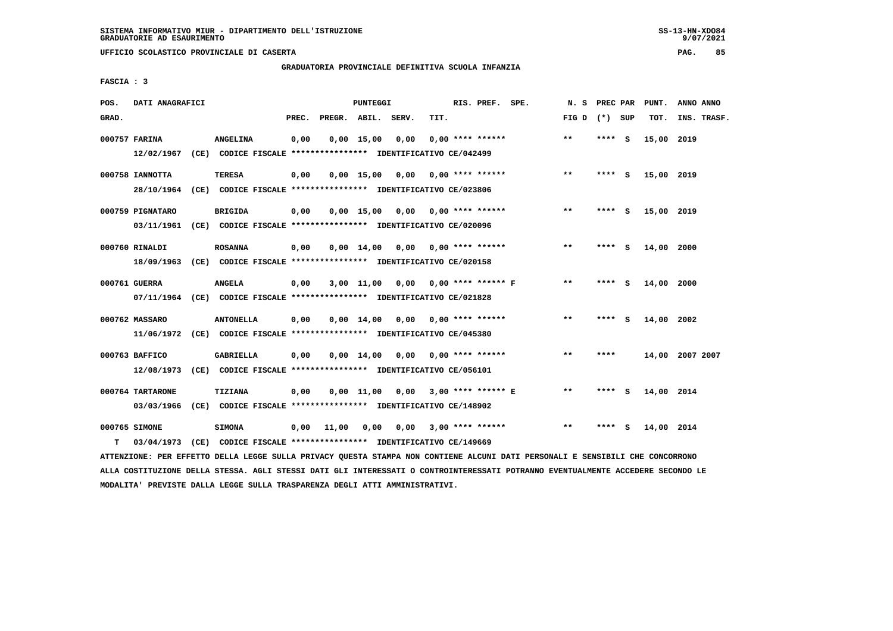SISTEMA INFORMATIVO MIUR - DIPARTIMENTO DELL'ISTRUZIONE
GRADUATORIE AD ESAURIMENTO

UFFICIO SCOLASTICO PROVINCIALE DI CASERTA

GRADUATORIA PROVINCIALE DEFINITIVA SCUOLA INFANZIA

FASCIA : 3

| POS. GRAD. | DATI ANAGRAFICI | | PREC. | PREGR. | ABIL. | SERV. | TIT. | RIS. PREF. SPE. | N. S FIG D | PREC PAR (*) SUP | PUNT. TOT. | ANNO ANNO INS. TRASF. |
|---|---|---|---|---|---|---|---|---|---|---|---|---|
| 000757 | FARINA | ANGELINA | 0,00 | 0,00 | 15,00 | 0,00 | 0,00 | **** ****** | ** | **** S | 15,00 | 2019 |
| | 12/02/1967 (CE) CODICE FISCALE **************** IDENTIFICATIVO CE/042499 | | | | | | | | | | | |
| 000758 | IANNOTTA | TERESA | 0,00 | 0,00 | 15,00 | 0,00 | 0,00 | **** ****** | ** | **** S | 15,00 | 2019 |
| | 28/10/1964 (CE) CODICE FISCALE **************** IDENTIFICATIVO CE/023806 | | | | | | | | | | | |
| 000759 | PIGNATARO | BRIGIDA | 0,00 | 0,00 | 15,00 | 0,00 | 0,00 | **** ****** | ** | **** S | 15,00 | 2019 |
| | 03/11/1961 (CE) CODICE FISCALE **************** IDENTIFICATIVO CE/020096 | | | | | | | | | | | |
| 000760 | RINALDI | ROSANNA | 0,00 | 0,00 | 14,00 | 0,00 | 0,00 | **** ****** | ** | **** S | 14,00 | 2000 |
| | 18/09/1963 (CE) CODICE FISCALE **************** IDENTIFICATIVO CE/020158 | | | | | | | | | | | |
| 000761 | GUERRA | ANGELA | 0,00 | 3,00 | 11,00 | 0,00 | 0,00 | **** ****** F | ** | **** S | 14,00 | 2000 |
| | 07/11/1964 (CE) CODICE FISCALE **************** IDENTIFICATIVO CE/021828 | | | | | | | | | | | |
| 000762 | MASSARO | ANTONELLA | 0,00 | 0,00 | 14,00 | 0,00 | 0,00 | **** ****** | ** | **** S | 14,00 | 2002 |
| | 11/06/1972 (CE) CODICE FISCALE **************** IDENTIFICATIVO CE/045380 | | | | | | | | | | | |
| 000763 | BAFFICO | GABRIELLA | 0,00 | 0,00 | 14,00 | 0,00 | 0,00 | **** ****** | ** | **** | 14,00 | 2007 2007 |
| | 12/08/1973 (CE) CODICE FISCALE **************** IDENTIFICATIVO CE/056101 | | | | | | | | | | | |
| 000764 | TARTARONE | TIZIANA | 0,00 | 0,00 | 11,00 | 0,00 | 3,00 | **** ****** E | ** | **** S | 14,00 | 2014 |
| | 03/03/1966 (CE) CODICE FISCALE **************** IDENTIFICATIVO CE/148902 | | | | | | | | | | | |
| 000765 | SIMONE | SIMONA | 0,00 | 11,00 | 0,00 | 0,00 | 3,00 | **** ****** | ** | **** S | 14,00 | 2014 |
| T | 03/04/1973 (CE) CODICE FISCALE **************** IDENTIFICATIVO CE/149669 | | | | | | | | | | | |

ATTENZIONE: PER EFFETTO DELLA LEGGE SULLA PRIVACY QUESTA STAMPA NON CONTIENE ALCUNI DATI PERSONALI E SENSIBILI CHE CONCORRONO ALLA COSTITUZIONE DELLA STESSA. AGLI STESSI DATI GLI INTERESSATI O CONTROINTERESSATI POTRANNO EVENTUALMENTE ACCEDERE SECONDO LE MODALITA' PREVISTE DALLA LEGGE SULLA TRASPARENZA DEGLI ATTI AMMINISTRATIVI.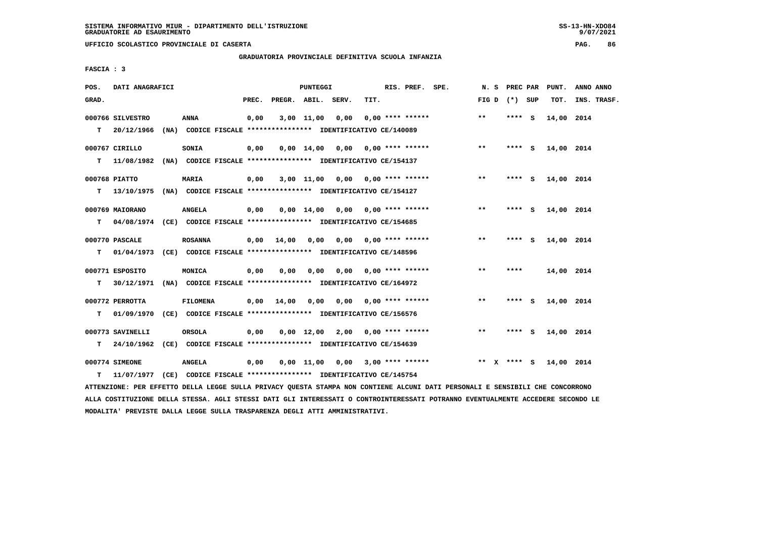SISTEMA INFORMATIVO MIUR - DIPARTIMENTO DELL'ISTRUZIONE
GRADUATORIE AD ESAURIMENTO

UFFICIO SCOLASTICO PROVINCIALE DI CASERTA

GRADUATORIA PROVINCIALE DEFINITIVA SCUOLA INFANZIA

FASCIA : 3

| POS. GRAD. | DATI ANAGRAFICI | | PREC. | PREGR. | ABIL. | SERV. | TIT. | RIS. PREF. SPE. | N. S FIG D | PREC PAR (*) SUP | PUNT. TOT. | ANNO ANNO INS. TRASF. |
|---|---|---|---|---|---|---|---|---|---|---|---|---|
| 000766 | SILVESTRO | ANNA | 0,00 | 3,00 | 11,00 | 0,00 | 0,00 | **** ****** | ** | **** S | 14,00 | 2014 |
| T | 20/12/1966 (NA) CODICE FISCALE **************** IDENTIFICATIVO CE/140089 | | | | | | | | | | | |
| 000767 | CIRILLO | SONIA | 0,00 | 0,00 | 14,00 | 0,00 | 0,00 | **** ****** | ** | **** S | 14,00 | 2014 |
| T | 11/08/1982 (NA) CODICE FISCALE **************** IDENTIFICATIVO CE/154137 | | | | | | | | | | | |
| 000768 | PIATTO | MARIA | 0,00 | 3,00 | 11,00 | 0,00 | 0,00 | **** ****** | ** | **** S | 14,00 | 2014 |
| T | 13/10/1975 (NA) CODICE FISCALE **************** IDENTIFICATIVO CE/154127 | | | | | | | | | | | |
| 000769 | MAIORANO | ANGELA | 0,00 | 0,00 | 14,00 | 0,00 | 0,00 | **** ****** | ** | **** S | 14,00 | 2014 |
| T | 04/08/1974 (CE) CODICE FISCALE **************** IDENTIFICATIVO CE/154685 | | | | | | | | | | | |
| 000770 | PASCALE | ROSANNA | 0,00 | 14,00 | 0,00 | 0,00 | 0,00 | **** ****** | ** | **** S | 14,00 | 2014 |
| T | 01/04/1973 (CE) CODICE FISCALE **************** IDENTIFICATIVO CE/148596 | | | | | | | | | | | |
| 000771 | ESPOSITO | MONICA | 0,00 | 0,00 | 0,00 | 0,00 | 0,00 | **** ****** | ** | **** | 14,00 | 2014 |
| T | 30/12/1971 (NA) CODICE FISCALE **************** IDENTIFICATIVO CE/164972 | | | | | | | | | | | |
| 000772 | PERROTTA | FILOMENA | 0,00 | 14,00 | 0,00 | 0,00 | 0,00 | **** ****** | ** | **** S | 14,00 | 2014 |
| T | 01/09/1970 (CE) CODICE FISCALE **************** IDENTIFICATIVO CE/156576 | | | | | | | | | | | |
| 000773 | SAVINELLI | ORSOLA | 0,00 | 0,00 | 12,00 | 2,00 | 0,00 | **** ****** | ** | **** S | 14,00 | 2014 |
| T | 24/10/1962 (CE) CODICE FISCALE **************** IDENTIFICATIVO CE/154639 | | | | | | | | | | | |
| 000774 | SIMEONE | ANGELA | 0,00 | 0,00 | 11,00 | 0,00 | 3,00 | **** ****** | ** X | **** S | 14,00 | 2014 |
| T | 11/07/1977 (CE) CODICE FISCALE **************** IDENTIFICATIVO CE/145754 | | | | | | | | | | | |

ATTENZIONE: PER EFFETTO DELLA LEGGE SULLA PRIVACY QUESTA STAMPA NON CONTIENE ALCUNI DATI PERSONALI E SENSIBILI CHE CONCORRONO ALLA COSTITUZIONE DELLA STESSA. AGLI STESSI DATI GLI INTERESSATI O CONTROINTERESSATI POTRANNO EVENTUALMENTE ACCEDERE SECONDO LE MODALITA' PREVISTE DALLA LEGGE SULLA TRASPARENZA DEGLI ATTI AMMINISTRATIVI.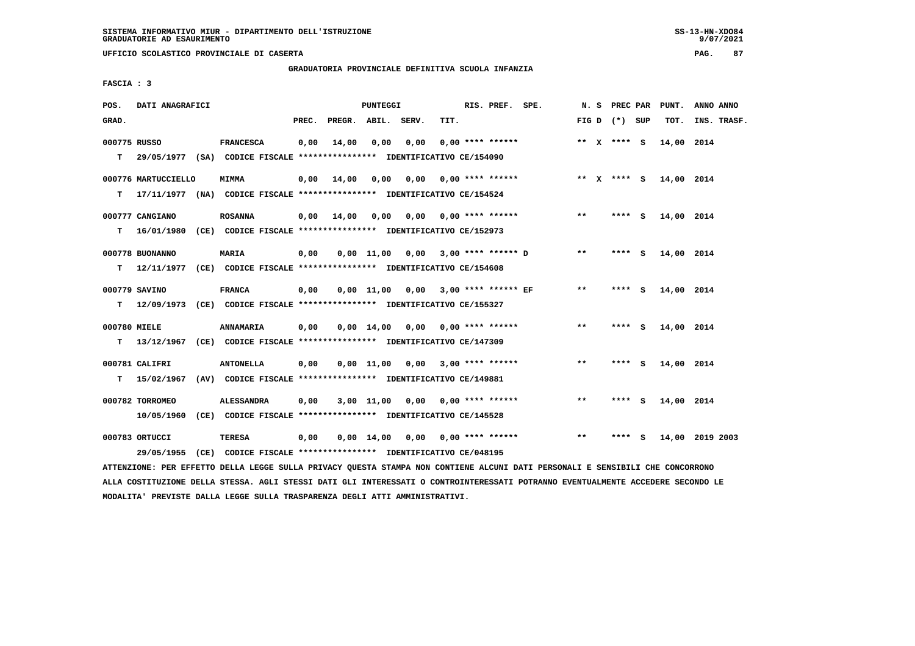SISTEMA INFORMATIVO MIUR - DIPARTIMENTO DELL'ISTRUZIONE
GRADUATORIE AD ESAURIMENTO

UFFICIO SCOLASTICO PROVINCIALE DI CASERTA

GRADUATORIA PROVINCIALE DEFINITIVA SCUOLA INFANZIA

FASCIA : 3

| POS. GRAD. | DATI ANAGRAFICI | | PREC. | PREGR. | ABIL. | SERV. | TIT. | RIS. PREF. SPE. | N. S FIG D | PREC PAR (*) SUP | PUNT. TOT. | ANNO ANNO INS. TRASF. |
|---|---|---|---|---|---|---|---|---|---|---|---|---|
| 000775 | RUSSO | FRANCESCA | 0,00 | 14,00 | 0,00 | 0,00 | 0,00 | **** ****** | ** X | **** S | 14,00 | 2014 |
| T | 29/05/1977 (SA) CODICE FISCALE **************** IDENTIFICATIVO CE/154090 | | | | | | | | | | | |
| 000776 | MARTUCCIELLO | MIMMA | 0,00 | 14,00 | 0,00 | 0,00 | 0,00 | **** ****** | ** X | **** S | 14,00 | 2014 |
| T | 17/11/1977 (NA) CODICE FISCALE **************** IDENTIFICATIVO CE/154524 | | | | | | | | | | | |
| 000777 | CANGIANO | ROSANNA | 0,00 | 14,00 | 0,00 | 0,00 | 0,00 | **** ****** | ** | **** S | 14,00 | 2014 |
| T | 16/01/1980 (CE) CODICE FISCALE **************** IDENTIFICATIVO CE/152973 | | | | | | | | | | | |
| 000778 | BUONANNO | MARIA | 0,00 | 0,00 | 11,00 | 0,00 | 3,00 | **** ****** D | ** | **** S | 14,00 | 2014 |
| T | 12/11/1977 (CE) CODICE FISCALE **************** IDENTIFICATIVO CE/154608 | | | | | | | | | | | |
| 000779 | SAVINO | FRANCA | 0,00 | 0,00 | 11,00 | 0,00 | 3,00 | **** ****** EF | ** | **** S | 14,00 | 2014 |
| T | 12/09/1973 (CE) CODICE FISCALE **************** IDENTIFICATIVO CE/155327 | | | | | | | | | | | |
| 000780 | MIELE | ANNAMARIA | 0,00 | 0,00 | 14,00 | 0,00 | 0,00 | **** ****** | ** | **** S | 14,00 | 2014 |
| T | 13/12/1967 (CE) CODICE FISCALE **************** IDENTIFICATIVO CE/147309 | | | | | | | | | | | |
| 000781 | CALIFRI | ANTONELLA | 0,00 | 0,00 | 11,00 | 0,00 | 3,00 | **** ****** | ** | **** S | 14,00 | 2014 |
| T | 15/02/1967 (AV) CODICE FISCALE **************** IDENTIFICATIVO CE/149881 | | | | | | | | | | | |
| 000782 | TORROMEO | ALESSANDRA | 0,00 | 3,00 | 11,00 | 0,00 | 0,00 | **** ****** | ** | **** S | 14,00 | 2014 |
| | 10/05/1960 (CE) CODICE FISCALE **************** IDENTIFICATIVO CE/145528 | | | | | | | | | | | |
| 000783 | ORTUCCI | TERESA | 0,00 | 0,00 | 14,00 | 0,00 | 0,00 | **** ****** | ** | **** S | 14,00 | 2019 2003 |
| | 29/05/1955 (CE) CODICE FISCALE **************** IDENTIFICATIVO CE/048195 | | | | | | | | | | | |

ATTENZIONE: PER EFFETTO DELLA LEGGE SULLA PRIVACY QUESTA STAMPA NON CONTIENE ALCUNI DATI PERSONALI E SENSIBILI CHE CONCORRONO ALLA COSTITUZIONE DELLA STESSA. AGLI STESSI DATI GLI INTERESSATI O CONTROINTERESSATI POTRANNO EVENTUALMENTE ACCEDERE SECONDO LE MODALITA' PREVISTE DALLA LEGGE SULLA TRASPARENZA DEGLI ATTI AMMINISTRATIVI.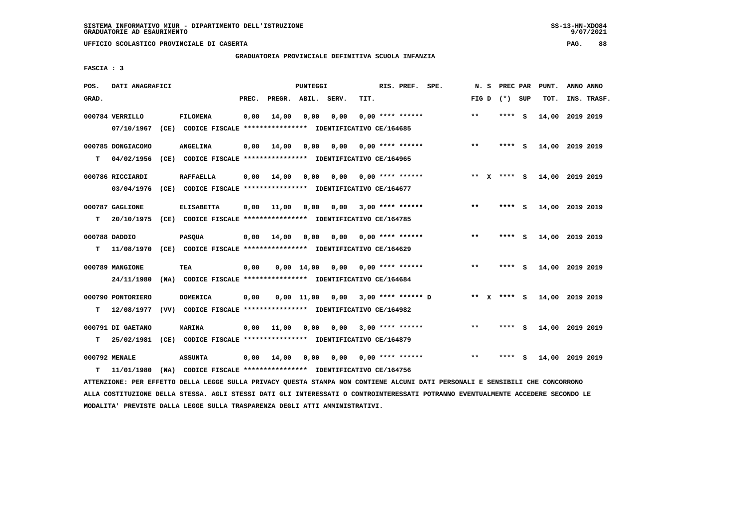SISTEMA INFORMATIVO MIUR - DIPARTIMENTO DELL'ISTRUZIONE
GRADUATORIE AD ESAURIMENTO

UFFICIO SCOLASTICO PROVINCIALE DI CASERTA

GRADUATORIA PROVINCIALE DEFINITIVA SCUOLA INFANZIA

FASCIA : 3

| POS. GRAD. | DATI ANAGRAFICI | | PREC. | PREGR. | ABIL. | SERV. | TIT. | RIS. PREF. SPE. | N. S FIG D | PREC PAR (*) SUP | PUNT. TOT. | ANNO ANNO INS. TRASF. |
|---|---|---|---|---|---|---|---|---|---|---|---|---|
| 000784 VERRILLO | FILOMENA | | 0,00 | 14,00 | 0,00 | 0,00 | 0,00 | **** ****** | ** | **** S | 14,00 | 2019 2019 |
| | 07/10/1967 (CE) CODICE FISCALE **************** IDENTIFICATIVO CE/164685 | | | | | | | | | | | |
| 000785 DONGIACOMO | ANGELINA | | 0,00 | 14,00 | 0,00 | 0,00 | 0,00 | **** ****** | ** | **** S | 14,00 | 2019 2019 |
| T | 04/02/1956 (CE) CODICE FISCALE **************** IDENTIFICATIVO CE/164965 | | | | | | | | | | | |
| 000786 RICCIARDI | RAFFAELLA | | 0,00 | 14,00 | 0,00 | 0,00 | 0,00 | **** ****** | ** X | **** S | 14,00 | 2019 2019 |
| | 03/04/1976 (CE) CODICE FISCALE **************** IDENTIFICATIVO CE/164677 | | | | | | | | | | | |
| 000787 GAGLIONE | ELISABETTA | | 0,00 | 11,00 | 0,00 | 0,00 | 3,00 | **** ****** | ** | **** S | 14,00 | 2019 2019 |
| T | 20/10/1975 (CE) CODICE FISCALE **************** IDENTIFICATIVO CE/164785 | | | | | | | | | | | |
| 000788 DADDIO | PASQUA | | 0,00 | 14,00 | 0,00 | 0,00 | 0,00 | **** ****** | ** | **** S | 14,00 | 2019 2019 |
| T | 11/08/1970 (CE) CODICE FISCALE **************** IDENTIFICATIVO CE/164629 | | | | | | | | | | | |
| 000789 MANGIONE | TEA | | 0,00 | 0,00 | 14,00 | 0,00 | 0,00 | **** ****** | ** | **** S | 14,00 | 2019 2019 |
| | 24/11/1980 (NA) CODICE FISCALE **************** IDENTIFICATIVO CE/164684 | | | | | | | | | | | |
| 000790 PONTORIERO | DOMENICA | | 0,00 | 0,00 | 11,00 | 0,00 | 3,00 | **** ****** D | ** X | **** S | 14,00 | 2019 2019 |
| T | 12/08/1977 (VV) CODICE FISCALE **************** IDENTIFICATIVO CE/164982 | | | | | | | | | | | |
| 000791 DI GAETANO | MARINA | | 0,00 | 11,00 | 0,00 | 0,00 | 3,00 | **** ****** | ** | **** S | 14,00 | 2019 2019 |
| T | 25/02/1981 (CE) CODICE FISCALE **************** IDENTIFICATIVO CE/164879 | | | | | | | | | | | |
| 000792 MENALE | ASSUNTA | | 0,00 | 14,00 | 0,00 | 0,00 | 0,00 | **** ****** | ** | **** S | 14,00 | 2019 2019 |
| T | 11/01/1980 (NA) CODICE FISCALE **************** IDENTIFICATIVO CE/164756 | | | | | | | | | | | |

ATTENZIONE: PER EFFETTO DELLA LEGGE SULLA PRIVACY QUESTA STAMPA NON CONTIENE ALCUNI DATI PERSONALI E SENSIBILI CHE CONCORRONO ALLA COSTITUZIONE DELLA STESSA. AGLI STESSI DATI GLI INTERESSATI O CONTROINTERESSATI POTRANNO EVENTUALMENTE ACCEDERE SECONDO LE MODALITA' PREVISTE DALLA LEGGE SULLA TRASPARENZA DEGLI ATTI AMMINISTRATIVI.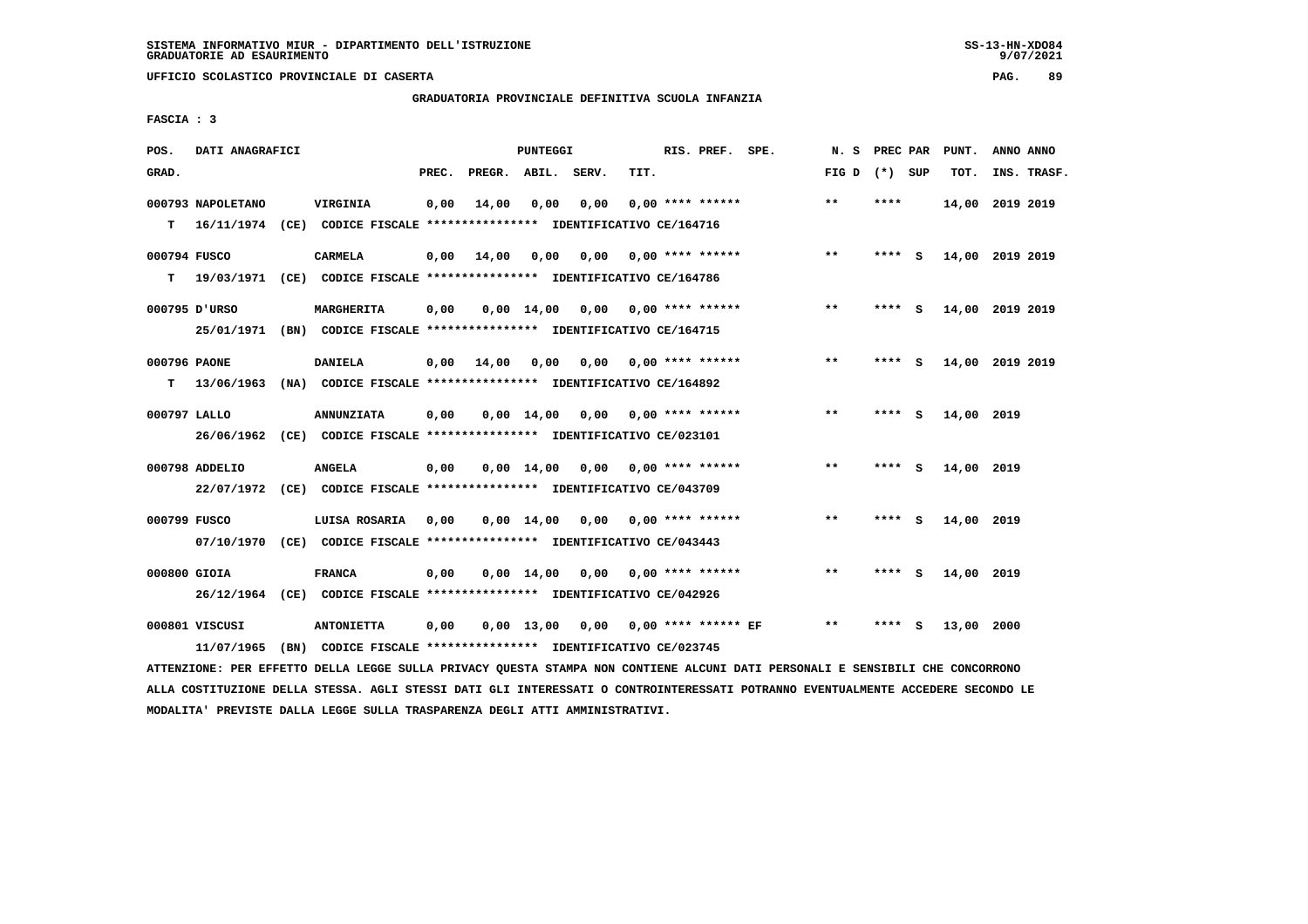SISTEMA INFORMATIVO MIUR - DIPARTIMENTO DELL'ISTRUZIONE
GRADUATORIE AD ESAURIMENTO

UFFICIO SCOLASTICO PROVINCIALE DI CASERTA

GRADUATORIA PROVINCIALE DEFINITIVA SCUOLA INFANZIA

FASCIA : 3

| POS. GRAD. | DATI ANAGRAFICI | | PREC. | PREGR. | ABIL. | SERV. | TIT. | RIS. PREF. SPE. | N. S FIG D | PREC PAR (*) SUP | PUNT. TOT. | ANNO ANNO INS. TRASF. |
|---|---|---|---|---|---|---|---|---|---|---|---|---|
| 000793 | NAPOLETANO | VIRGINIA | 0,00 | 14,00 | 0,00 | 0,00 | 0,00 | **** ****** | ** | **** | 14,00 | 2019 2019 |
| T | 16/11/1974 (CE) CODICE FISCALE **************** IDENTIFICATIVO CE/164716 | | | | | | | | | | | |
| 000794 | FUSCO | CARMELA | 0,00 | 14,00 | 0,00 | 0,00 | 0,00 | **** ****** | ** | **** S | 14,00 | 2019 2019 |
| T | 19/03/1971 (CE) CODICE FISCALE **************** IDENTIFICATIVO CE/164786 | | | | | | | | | | | |
| 000795 | D'URSO | MARGHERITA | 0,00 | 0,00 | 14,00 | 0,00 | 0,00 | **** ****** | ** | **** S | 14,00 | 2019 2019 |
| | 25/01/1971 (BN) CODICE FISCALE **************** IDENTIFICATIVO CE/164715 | | | | | | | | | | | |
| 000796 | PAONE | DANIELA | 0,00 | 14,00 | 0,00 | 0,00 | 0,00 | **** ****** | ** | **** S | 14,00 | 2019 2019 |
| T | 13/06/1963 (NA) CODICE FISCALE **************** IDENTIFICATIVO CE/164892 | | | | | | | | | | | |
| 000797 | LALLO | ANNUNZIATA | 0,00 | 0,00 | 14,00 | 0,00 | 0,00 | **** ****** | ** | **** S | 14,00 | 2019 |
| | 26/06/1962 (CE) CODICE FISCALE **************** IDENTIFICATIVO CE/023101 | | | | | | | | | | | |
| 000798 | ADDELIO | ANGELA | 0,00 | 0,00 | 14,00 | 0,00 | 0,00 | **** ****** | ** | **** S | 14,00 | 2019 |
| | 22/07/1972 (CE) CODICE FISCALE **************** IDENTIFICATIVO CE/043709 | | | | | | | | | | | |
| 000799 | FUSCO | LUISA ROSARIA | 0,00 | 0,00 | 14,00 | 0,00 | 0,00 | **** ****** | ** | **** S | 14,00 | 2019 |
| | 07/10/1970 (CE) CODICE FISCALE **************** IDENTIFICATIVO CE/043443 | | | | | | | | | | | |
| 000800 | GIOIA | FRANCA | 0,00 | 0,00 | 14,00 | 0,00 | 0,00 | **** ****** | ** | **** S | 14,00 | 2019 |
| | 26/12/1964 (CE) CODICE FISCALE **************** IDENTIFICATIVO CE/042926 | | | | | | | | | | | |
| 000801 | VISCUSI | ANTONIETTA | 0,00 | 0,00 | 13,00 | 0,00 | 0,00 | **** ****** EF | ** | **** S | 13,00 | 2000 |
| | 11/07/1965 (BN) CODICE FISCALE **************** IDENTIFICATIVO CE/023745 | | | | | | | | | | | |

ATTENZIONE: PER EFFETTO DELLA LEGGE SULLA PRIVACY QUESTA STAMPA NON CONTIENE ALCUNI DATI PERSONALI E SENSIBILI CHE CONCORRONO ALLA COSTITUZIONE DELLA STESSA. AGLI STESSI DATI GLI INTERESSATI O CONTROINTERESSATI POTRANNO EVENTUALMENTE ACCEDERE SECONDO LE MODALITA' PREVISTE DALLA LEGGE SULLA TRASPARENZA DEGLI ATTI AMMINISTRATIVI.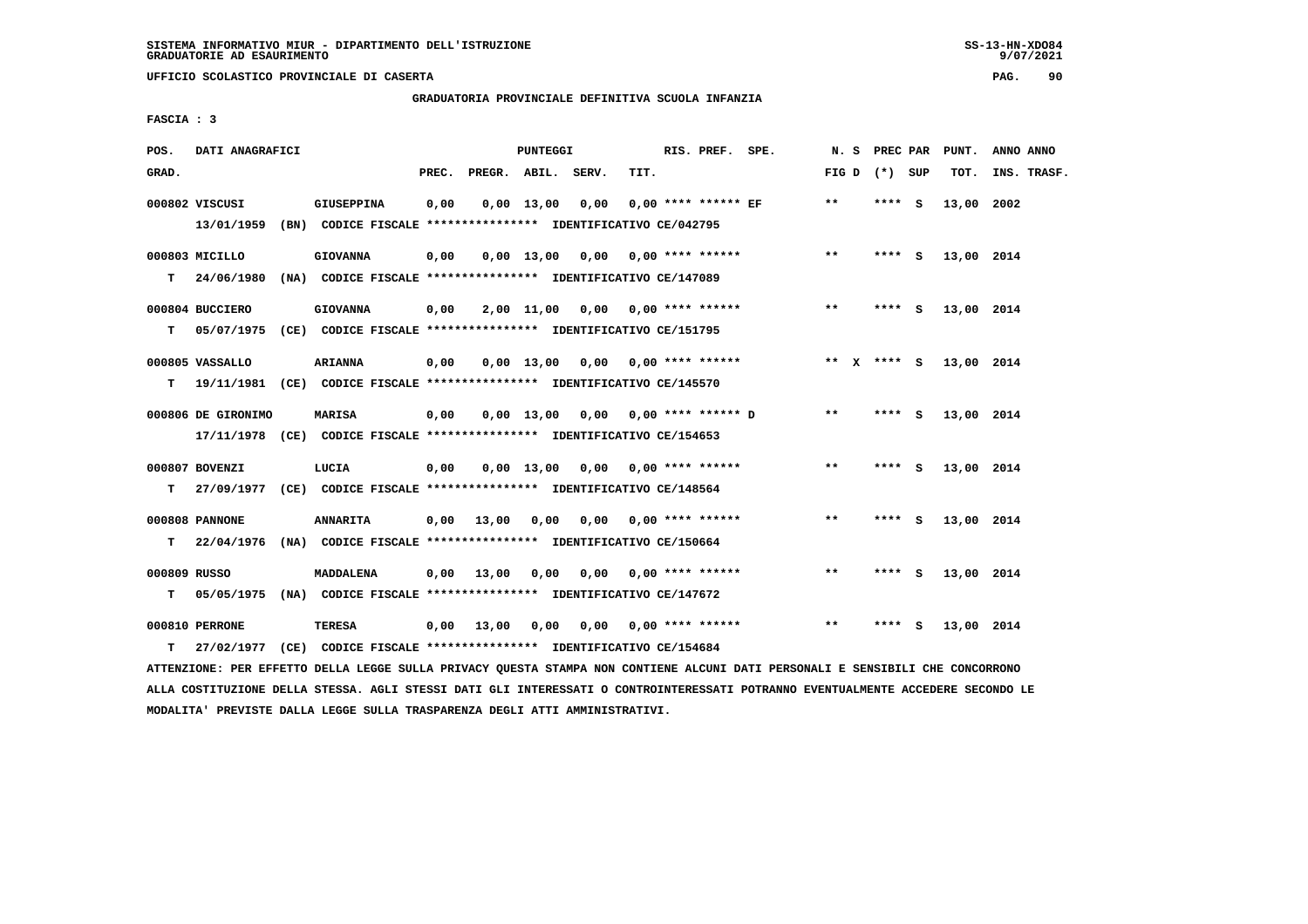SISTEMA INFORMATIVO MIUR - DIPARTIMENTO DELL'ISTRUZIONE
GRADUATORIE AD ESAURIMENTO

UFFICIO SCOLASTICO PROVINCIALE DI CASERTA

GRADUATORIA PROVINCIALE DEFINITIVA SCUOLA INFANZIA

FASCIA : 3

| POS. GRAD. | DATI ANAGRAFICI | | PREC. | PREGR. | ABIL. | SERV. | TIT. | RIS. PREF. SPE. | N. S FIG D | PREC PAR (*) SUP | PUNT. TOT. | ANNO ANNO INS. TRASF. |
|---|---|---|---|---|---|---|---|---|---|---|---|---|
| 000802 | VISCUSI | GIUSEPPINA | 0,00 | 0,00 | 13,00 | 0,00 | 0,00 | **** ****** EF | ** | **** S | 13,00 | 2002 |
| | 13/01/1959 (BN) CODICE FISCALE **************** IDENTIFICATIVO CE/042795 | | | | | | | | | | | |
| 000803 | MICILLO | GIOVANNA | 0,00 | 0,00 | 13,00 | 0,00 | 0,00 | **** ****** | ** | **** S | 13,00 | 2014 |
| T | 24/06/1980 (NA) CODICE FISCALE **************** IDENTIFICATIVO CE/147089 | | | | | | | | | | | |
| 000804 | BUCCIERO | GIOVANNA | 0,00 | 2,00 | 11,00 | 0,00 | 0,00 | **** ****** | ** | **** S | 13,00 | 2014 |
| T | 05/07/1975 (CE) CODICE FISCALE **************** IDENTIFICATIVO CE/151795 | | | | | | | | | | | |
| 000805 | VASSALLO | ARIANNA | 0,00 | 0,00 | 13,00 | 0,00 | 0,00 | **** ****** | ** X | **** S | 13,00 | 2014 |
| T | 19/11/1981 (CE) CODICE FISCALE **************** IDENTIFICATIVO CE/145570 | | | | | | | | | | | |
| 000806 | DE GIRONIMO | MARISA | 0,00 | 0,00 | 13,00 | 0,00 | 0,00 | **** ****** D | ** | **** S | 13,00 | 2014 |
| | 17/11/1978 (CE) CODICE FISCALE **************** IDENTIFICATIVO CE/154653 | | | | | | | | | | | |
| 000807 | BOVENZI | LUCIA | 0,00 | 0,00 | 13,00 | 0,00 | 0,00 | **** ****** | ** | **** S | 13,00 | 2014 |
| T | 27/09/1977 (CE) CODICE FISCALE **************** IDENTIFICATIVO CE/148564 | | | | | | | | | | | |
| 000808 | PANNONE | ANNARITA | 0,00 | 13,00 | 0,00 | 0,00 | 0,00 | **** ****** | ** | **** S | 13,00 | 2014 |
| T | 22/04/1976 (NA) CODICE FISCALE **************** IDENTIFICATIVO CE/150664 | | | | | | | | | | | |
| 000809 | RUSSO | MADDALENA | 0,00 | 13,00 | 0,00 | 0,00 | 0,00 | **** ****** | ** | **** S | 13,00 | 2014 |
| T | 05/05/1975 (NA) CODICE FISCALE **************** IDENTIFICATIVO CE/147672 | | | | | | | | | | | |
| 000810 | PERRONE | TERESA | 0,00 | 13,00 | 0,00 | 0,00 | 0,00 | **** ****** | ** | **** S | 13,00 | 2014 |
| T | 27/02/1977 (CE) CODICE FISCALE **************** IDENTIFICATIVO CE/154684 | | | | | | | | | | | |

ATTENZIONE: PER EFFETTO DELLA LEGGE SULLA PRIVACY QUESTA STAMPA NON CONTIENE ALCUNI DATI PERSONALI E SENSIBILI CHE CONCORRONO ALLA COSTITUZIONE DELLA STESSA. AGLI STESSI DATI GLI INTERESSATI O CONTROINTERESSATI POTRANNO EVENTUALMENTE ACCEDERE SECONDO LE MODALITA' PREVISTE DALLA LEGGE SULLA TRASPARENZA DEGLI ATTI AMMINISTRATIVI.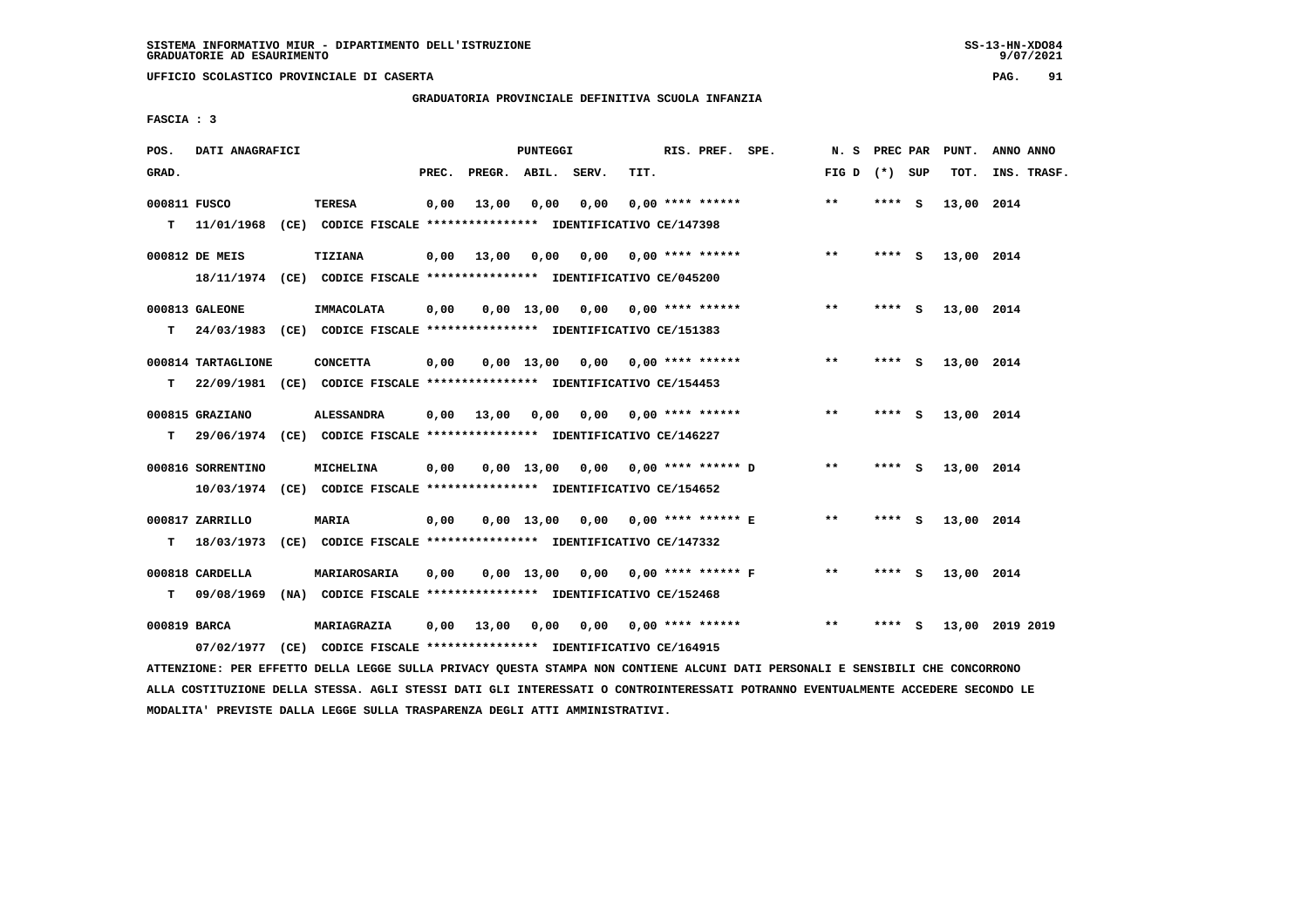SISTEMA INFORMATIVO MIUR - DIPARTIMENTO DELL'ISTRUZIONE
GRADUATORIE AD ESAURIMENTO

UFFICIO SCOLASTICO PROVINCIALE DI CASERTA

GRADUATORIA PROVINCIALE DEFINITIVA SCUOLA INFANZIA

FASCIA : 3

| POS. GRAD. | DATI ANAGRAFICI | | PREC. | PREGR. | ABIL. | SERV. | TIT. | RIS. PREF. | SPE. | N. S FIG D | PREC PAR (*) | SUP | PUNT. TOT. | ANNO INS. | ANNO TRASF. |
|---|---|---|---|---|---|---|---|---|---|---|---|---|---|---|---|
| 000811 | FUSCO | TERESA | 0,00 | 13,00 | 0,00 | 0,00 | 0,00 | **** ****** | | ** | **** | S | 13,00 | 2014 | |
| T | 11/01/1968 (CE) | CODICE FISCALE **************** IDENTIFICATIVO CE/147398 | | | | | | | | | | | | | |
| 000812 | DE MEIS | TIZIANA | 0,00 | 13,00 | 0,00 | 0,00 | 0,00 | **** ****** | | ** | **** | S | 13,00 | 2014 | |
| | 18/11/1974 (CE) | CODICE FISCALE **************** IDENTIFICATIVO CE/045200 | | | | | | | | | | | | | |
| 000813 | GALEONE | IMMACOLATA | 0,00 | 0,00 | 13,00 | 0,00 | 0,00 | **** ****** | | ** | **** | S | 13,00 | 2014 | |
| T | 24/03/1983 (CE) | CODICE FISCALE **************** IDENTIFICATIVO CE/151383 | | | | | | | | | | | | | |
| 000814 | TARTAGLIONE | CONCETTA | 0,00 | 0,00 | 13,00 | 0,00 | 0,00 | **** ****** | | ** | **** | S | 13,00 | 2014 | |
| T | 22/09/1981 (CE) | CODICE FISCALE **************** IDENTIFICATIVO CE/154453 | | | | | | | | | | | | | |
| 000815 | GRAZIANO | ALESSANDRA | 0,00 | 13,00 | 0,00 | 0,00 | 0,00 | **** ****** | | ** | **** | S | 13,00 | 2014 | |
| T | 29/06/1974 (CE) | CODICE FISCALE **************** IDENTIFICATIVO CE/146227 | | | | | | | | | | | | | |
| 000816 | SORRENTINO | MICHELINA | 0,00 | 0,00 | 13,00 | 0,00 | 0,00 | **** ****** D | | ** | **** | S | 13,00 | 2014 | |
| | 10/03/1974 (CE) | CODICE FISCALE **************** IDENTIFICATIVO CE/154652 | | | | | | | | | | | | | |
| 000817 | ZARRILLO | MARIA | 0,00 | 0,00 | 13,00 | 0,00 | 0,00 | **** ****** E | | ** | **** | S | 13,00 | 2014 | |
| T | 18/03/1973 (CE) | CODICE FISCALE **************** IDENTIFICATIVO CE/147332 | | | | | | | | | | | | | |
| 000818 | CARDELLA | MARIAROSARIA | 0,00 | 0,00 | 13,00 | 0,00 | 0,00 | **** ****** F | | ** | **** | S | 13,00 | 2014 | |
| T | 09/08/1969 (NA) | CODICE FISCALE **************** IDENTIFICATIVO CE/152468 | | | | | | | | | | | | | |
| 000819 | BARCA | MARIAGRAZIA | 0,00 | 13,00 | 0,00 | 0,00 | 0,00 | **** ****** | | ** | **** | S | 13,00 | 2019 | 2019 |
| | 07/02/1977 (CE) | CODICE FISCALE **************** IDENTIFICATIVO CE/164915 | | | | | | | | | | | | | |

ATTENZIONE: PER EFFETTO DELLA LEGGE SULLA PRIVACY QUESTA STAMPA NON CONTIENE ALCUNI DATI PERSONALI E SENSIBILI CHE CONCORRONO ALLA COSTITUZIONE DELLA STESSA. AGLI STESSI DATI GLI INTERESSATI O CONTROINTERESSATI POTRANNO EVENTUALMENTE ACCEDERE SECONDO LE MODALITA' PREVISTE DALLA LEGGE SULLA TRASPARENZA DEGLI ATTI AMMINISTRATIVI.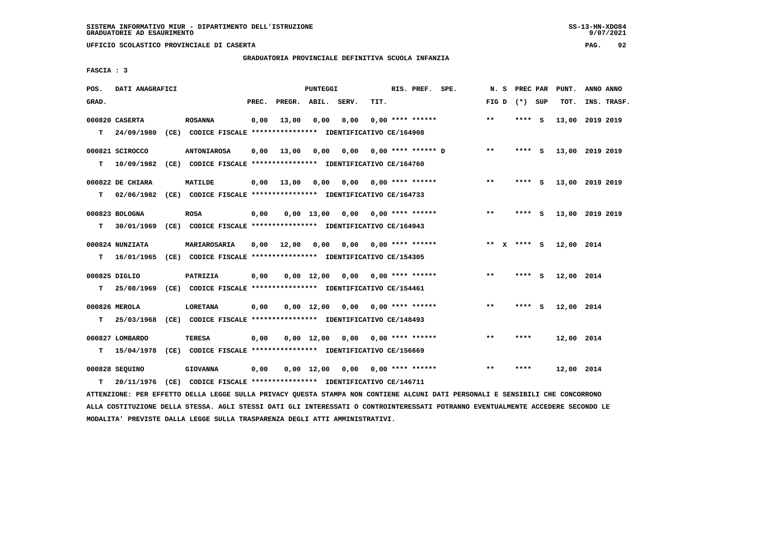UFFICIO SCOLASTICO PROVINCIALE DI CASERTA

GRADUATORIA PROVINCIALE DEFINITIVA SCUOLA INFANZIA

FASCIA : 3

| POS. GRAD. | DATI ANAGRAFICI | | PREC. | PREGR. | ABIL. | SERV. | TIT. | RIS. PREF. | SPE. | N. S FIG D | PREC PAR (*) SUP | PUNT. TOT. | ANNO INS. | ANNO TRASF. |
|---|---|---|---|---|---|---|---|---|---|---|---|---|---|---|
| 000820 | CASERTA | ROSANNA | 0,00 | 13,00 | 0,00 | 0,00 | 0,00 | **** ****** | | ** | **** S | 13,00 | 2019 | 2019 |
| T | 24/09/1980 (CE) CODICE FISCALE **************** IDENTIFICATIVO CE/164908 | | | | | | | | | | | | | |
| 000821 | SCIROCCO | ANTONIAROSA | 0,00 | 13,00 | 0,00 | 0,00 | 0,00 | **** ****** | D | ** | **** S | 13,00 | 2019 | 2019 |
| T | 10/09/1982 (CE) CODICE FISCALE **************** IDENTIFICATIVO CE/164760 | | | | | | | | | | | | | |
| 000822 | DE CHIARA | MATILDE | 0,00 | 13,00 | 0,00 | 0,00 | 0,00 | **** ****** | | ** | **** S | 13,00 | 2019 | 2019 |
| T | 02/06/1982 (CE) CODICE FISCALE **************** IDENTIFICATIVO CE/164733 | | | | | | | | | | | | | |
| 000823 | BOLOGNA | ROSA | 0,00 | 0,00 | 13,00 | 0,00 | 0,00 | **** ****** | | ** | **** S | 13,00 | 2019 | 2019 |
| T | 30/01/1969 (CE) CODICE FISCALE **************** IDENTIFICATIVO CE/164943 | | | | | | | | | | | | | |
| 000824 | NUNZIATA | MARIAROSARIA | 0,00 | 12,00 | 0,00 | 0,00 | 0,00 | **** ****** | | ** X | **** S | 12,00 | 2014 | |
| T | 16/01/1965 (CE) CODICE FISCALE **************** IDENTIFICATIVO CE/154305 | | | | | | | | | | | | | |
| 000825 | DIGLIO | PATRIZIA | 0,00 | 0,00 | 12,00 | 0,00 | 0,00 | **** ****** | | ** | **** S | 12,00 | 2014 | |
| T | 25/08/1969 (CE) CODICE FISCALE **************** IDENTIFICATIVO CE/154461 | | | | | | | | | | | | | |
| 000826 | MEROLA | LORETANA | 0,00 | 0,00 | 12,00 | 0,00 | 0,00 | **** ****** | | ** | **** S | 12,00 | 2014 | |
| T | 25/03/1968 (CE) CODICE FISCALE **************** IDENTIFICATIVO CE/148493 | | | | | | | | | | | | | |
| 000827 | LOMBARDO | TERESA | 0,00 | 0,00 | 12,00 | 0,00 | 0,00 | **** ****** | | ** | **** | 12,00 | 2014 | |
| T | 15/04/1978 (CE) CODICE FISCALE **************** IDENTIFICATIVO CE/156669 | | | | | | | | | | | | | |
| 000828 | SEQUINO | GIOVANNA | 0,00 | 0,00 | 12,00 | 0,00 | 0,00 | **** ****** | | ** | **** | 12,00 | 2014 | |
| T | 20/11/1976 (CE) CODICE FISCALE **************** IDENTIFICATIVO CE/146711 | | | | | | | | | | | | | |

ATTENZIONE: PER EFFETTO DELLA LEGGE SULLA PRIVACY QUESTA STAMPA NON CONTIENE ALCUNI DATI PERSONALI E SENSIBILI CHE CONCORRONO ALLA COSTITUZIONE DELLA STESSA. AGLI STESSI DATI GLI INTERESSATI O CONTROINTERESSATI POTRANNO EVENTUALMENTE ACCEDERE SECONDO LE MODALITA' PREVISTE DALLA LEGGE SULLA TRASPARENZA DEGLI ATTI AMMINISTRATIVI.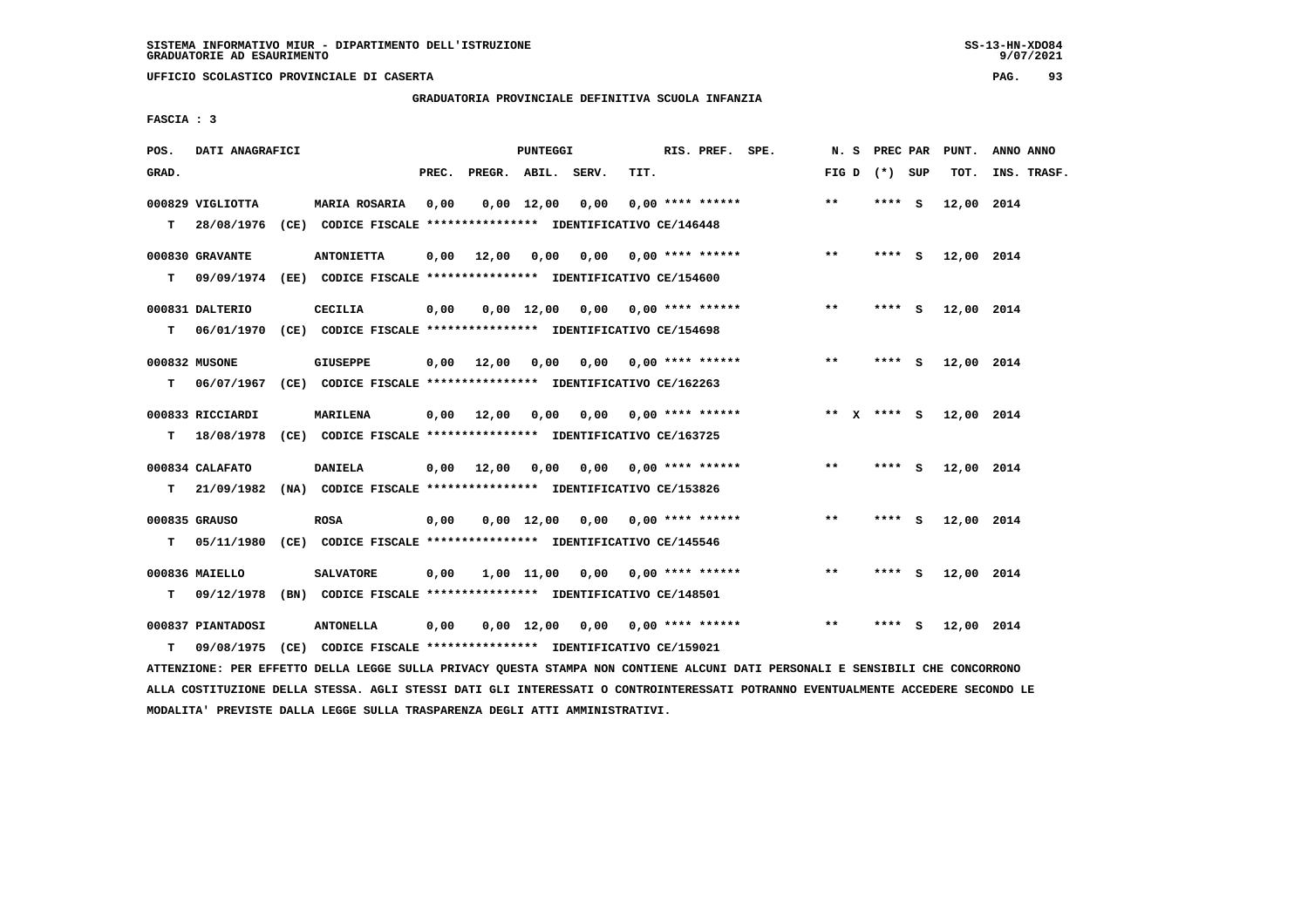SISTEMA INFORMATIVO MIUR - DIPARTIMENTO DELL'ISTRUZIONE
GRADUATORIE AD ESAURIMENTO

UFFICIO SCOLASTICO PROVINCIALE DI CASERTA

GRADUATORIA PROVINCIALE DEFINITIVA SCUOLA INFANZIA

FASCIA : 3

| POS. GRAD. | DATI ANAGRAFICI | | PREC. | PREGR. | ABIL. | SERV. | TIT. | RIS. PREF. | SPE. | N. S FIG D | PREC PAR (*) SUP | PUNT. TOT. | ANNO ANNO INS. TRASF. |
|---|---|---|---|---|---|---|---|---|---|---|---|---|---|
| 000829 | VIGLIOTTA | MARIA ROSARIA | 0,00 | 0,00 | 12,00 | 0,00 | 0,00 | **** ****** | | ** | **** S | 12,00 | 2014 |
| T | 28/08/1976 (CE) | CODICE FISCALE **************** IDENTIFICATIVO CE/146448 | | | | | | | | | | | |
| 000830 | GRAVANTE | ANTONIETTA | 0,00 | 12,00 | 0,00 | 0,00 | 0,00 | **** ****** | | ** | **** S | 12,00 | 2014 |
| T | 09/09/1974 (EE) | CODICE FISCALE **************** IDENTIFICATIVO CE/154600 | | | | | | | | | | | |
| 000831 | DALTERIO | CECILIA | 0,00 | 0,00 | 12,00 | 0,00 | 0,00 | **** ****** | | ** | **** S | 12,00 | 2014 |
| T | 06/01/1970 (CE) | CODICE FISCALE **************** IDENTIFICATIVO CE/154698 | | | | | | | | | | | |
| 000832 | MUSONE | GIUSEPPE | 0,00 | 12,00 | 0,00 | 0,00 | 0,00 | **** ****** | | ** | **** S | 12,00 | 2014 |
| T | 06/07/1967 (CE) | CODICE FISCALE **************** IDENTIFICATIVO CE/162263 | | | | | | | | | | | |
| 000833 | RICCIARDI | MARILENA | 0,00 | 12,00 | 0,00 | 0,00 | 0,00 | **** ****** | | ** X | **** S | 12,00 | 2014 |
| T | 18/08/1978 (CE) | CODICE FISCALE **************** IDENTIFICATIVO CE/163725 | | | | | | | | | | | |
| 000834 | CALAFATO | DANIELA | 0,00 | 12,00 | 0,00 | 0,00 | 0,00 | **** ****** | | ** | **** S | 12,00 | 2014 |
| T | 21/09/1982 (NA) | CODICE FISCALE **************** IDENTIFICATIVO CE/153826 | | | | | | | | | | | |
| 000835 | GRAUSO | ROSA | 0,00 | 0,00 | 12,00 | 0,00 | 0,00 | **** ****** | | ** | **** S | 12,00 | 2014 |
| T | 05/11/1980 (CE) | CODICE FISCALE **************** IDENTIFICATIVO CE/145546 | | | | | | | | | | | |
| 000836 | MAIELLO | SALVATORE | 0,00 | 1,00 | 11,00 | 0,00 | 0,00 | **** ****** | | ** | **** S | 12,00 | 2014 |
| T | 09/12/1978 (BN) | CODICE FISCALE **************** IDENTIFICATIVO CE/148501 | | | | | | | | | | | |
| 000837 | PIANTADOSI | ANTONELLA | 0,00 | 0,00 | 12,00 | 0,00 | 0,00 | **** ****** | | ** | **** S | 12,00 | 2014 |
| T | 09/08/1975 (CE) | CODICE FISCALE **************** IDENTIFICATIVO CE/159021 | | | | | | | | | | | |

ATTENZIONE: PER EFFETTO DELLA LEGGE SULLA PRIVACY QUESTA STAMPA NON CONTIENE ALCUNI DATI PERSONALI E SENSIBILI CHE CONCORRONO ALLA COSTITUZIONE DELLA STESSA. AGLI STESSI DATI GLI INTERESSATI O CONTROINTERESSATI POTRANNO EVENTUALMENTE ACCEDERE SECONDO LE MODALITA' PREVISTE DALLA LEGGE SULLA TRASPARENZA DEGLI ATTI AMMINISTRATIVI.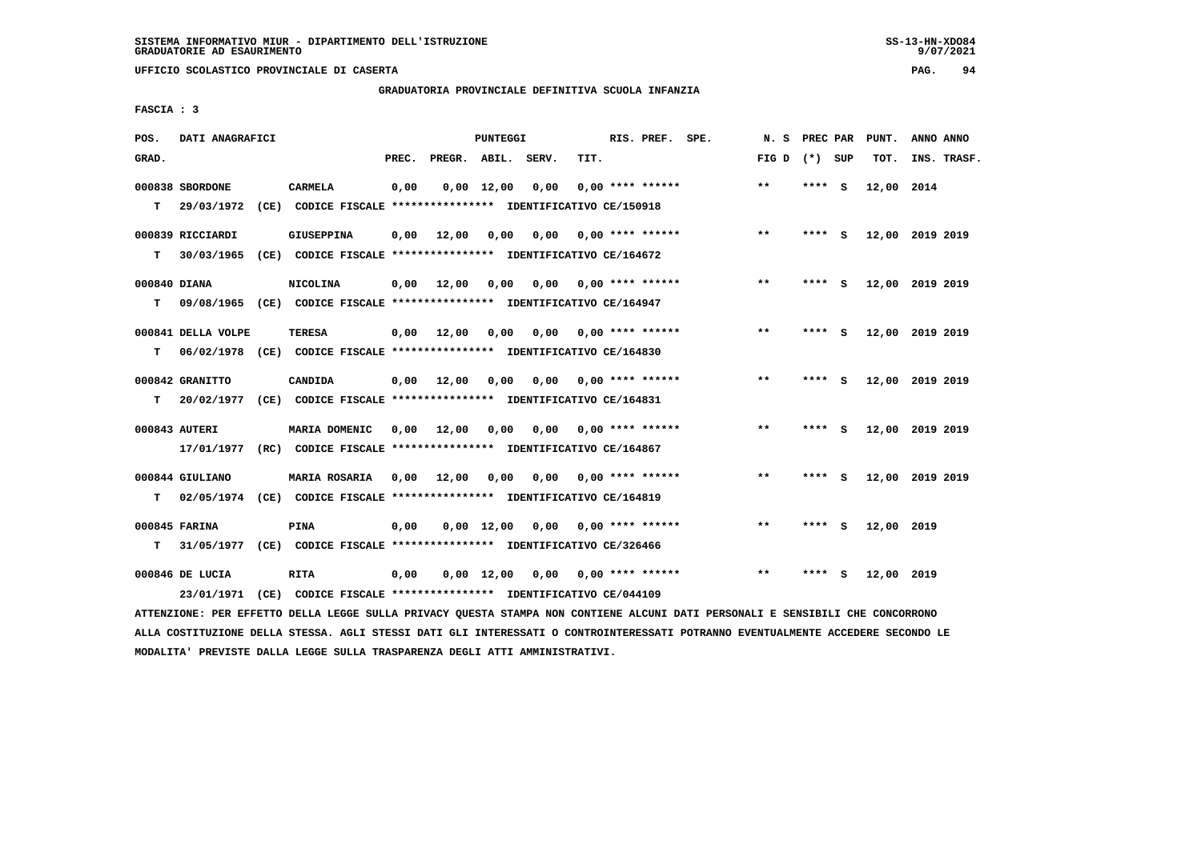SISTEMA INFORMATIVO MIUR - DIPARTIMENTO DELL'ISTRUZIONE
GRADUATORIE AD ESAURIMENTO

UFFICIO SCOLASTICO PROVINCIALE DI CASERTA

GRADUATORIA PROVINCIALE DEFINITIVA SCUOLA INFANZIA

FASCIA : 3

| POS. GRAD. | DATI ANAGRAFICI | | PREC. | PREGR. | ABIL. | SERV. | TIT. | RIS. PREF. SPE. | N. S FIG D | PREC PAR (*) SUP | PUNT. TOT. | ANNO ANNO INS. TRASF. |
|---|---|---|---|---|---|---|---|---|---|---|---|---|
| 000838 | SBORDONE | CARMELA | 0,00 | 0,00 | 12,00 | 0,00 | 0,00 | **** ****** | ** | **** S | 12,00 | 2014 |
| T | 29/03/1972 (CE) CODICE FISCALE **************** IDENTIFICATIVO CE/150918 | | | | | | | | | | | |
| 000839 | RICCIARDI | GIUSEPPINA | 0,00 | 12,00 | 0,00 | 0,00 | 0,00 | **** ****** | ** | **** S | 12,00 | 2019 2019 |
| T | 30/03/1965 (CE) CODICE FISCALE **************** IDENTIFICATIVO CE/164672 | | | | | | | | | | | |
| 000840 | DIANA | NICOLINA | 0,00 | 12,00 | 0,00 | 0,00 | 0,00 | **** ****** | ** | **** S | 12,00 | 2019 2019 |
| T | 09/08/1965 (CE) CODICE FISCALE **************** IDENTIFICATIVO CE/164947 | | | | | | | | | | | |
| 000841 | DELLA VOLPE | TERESA | 0,00 | 12,00 | 0,00 | 0,00 | 0,00 | **** ****** | ** | **** S | 12,00 | 2019 2019 |
| T | 06/02/1978 (CE) CODICE FISCALE **************** IDENTIFICATIVO CE/164830 | | | | | | | | | | | |
| 000842 | GRANITTO | CANDIDA | 0,00 | 12,00 | 0,00 | 0,00 | 0,00 | **** ****** | ** | **** S | 12,00 | 2019 2019 |
| T | 20/02/1977 (CE) CODICE FISCALE **************** IDENTIFICATIVO CE/164831 | | | | | | | | | | | |
| 000843 | AUTERI | MARIA DOMENIC | 0,00 | 12,00 | 0,00 | 0,00 | 0,00 | **** ****** | ** | **** S | 12,00 | 2019 2019 |
| | 17/01/1977 (RC) CODICE FISCALE **************** IDENTIFICATIVO CE/164867 | | | | | | | | | | | |
| 000844 | GIULIANO | MARIA ROSARIA | 0,00 | 12,00 | 0,00 | 0,00 | 0,00 | **** ****** | ** | **** S | 12,00 | 2019 2019 |
| T | 02/05/1974 (CE) CODICE FISCALE **************** IDENTIFICATIVO CE/164819 | | | | | | | | | | | |
| 000845 | FARINA | PINA | 0,00 | 0,00 | 12,00 | 0,00 | 0,00 | **** ****** | ** | **** S | 12,00 | 2019 |
| T | 31/05/1977 (CE) CODICE FISCALE **************** IDENTIFICATIVO CE/326466 | | | | | | | | | | | |
| 000846 | DE LUCIA | RITA | 0,00 | 0,00 | 12,00 | 0,00 | 0,00 | **** ****** | ** | **** S | 12,00 | 2019 |
| | 23/01/1971 (CE) CODICE FISCALE **************** IDENTIFICATIVO CE/044109 | | | | | | | | | | | |

ATTENZIONE: PER EFFETTO DELLA LEGGE SULLA PRIVACY QUESTA STAMPA NON CONTIENE ALCUNI DATI PERSONALI E SENSIBILI CHE CONCORRONO ALLA COSTITUZIONE DELLA STESSA. AGLI STESSI DATI GLI INTERESSATI O CONTROINTERESSATI POTRANNO EVENTUALMENTE ACCEDERE SECONDO LE MODALITA' PREVISTE DALLA LEGGE SULLA TRASPARENZA DEGLI ATTI AMMINISTRATIVI.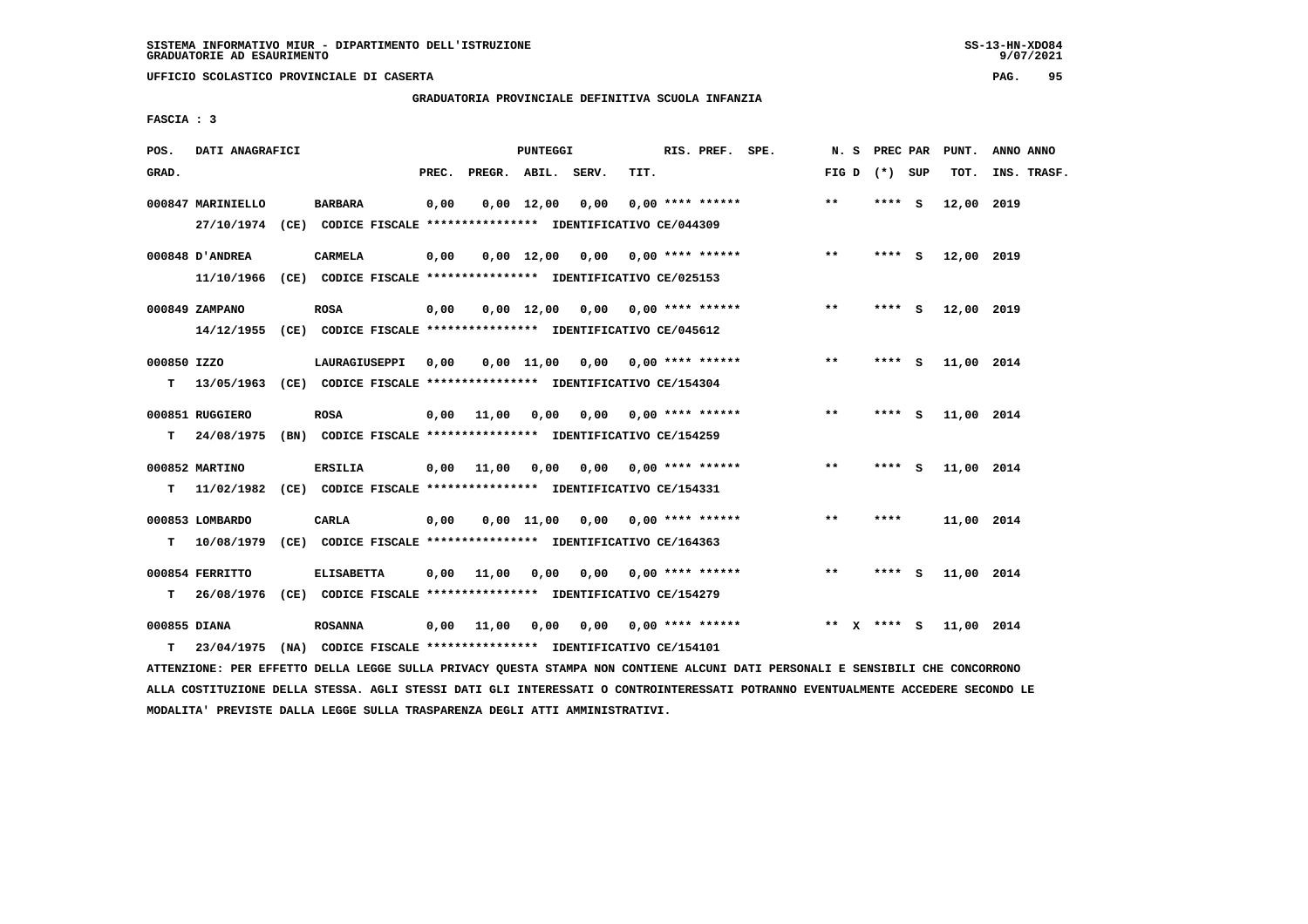SISTEMA INFORMATIVO MIUR - DIPARTIMENTO DELL'ISTRUZIONE
GRADUATORIE AD ESAURIMENTO

UFFICIO SCOLASTICO PROVINCIALE DI CASERTA

GRADUATORIA PROVINCIALE DEFINITIVA SCUOLA INFANZIA

FASCIA : 3

| POS. GRAD. | DATI ANAGRAFICI | | PREC. | PREGR. | ABIL. | SERV. | TIT. | RIS. PREF. SPE. | N. S FIG D | PREC PAR (*) SUP | PUNT. TOT. | ANNO ANNO INS. TRASF. |
|---|---|---|---|---|---|---|---|---|---|---|---|---|
| 000847 | MARINIELLO | BARBARA | 0,00 | 0,00 | 12,00 | 0,00 | 0,00 | **** ****** | ** | **** S | 12,00 | 2019 |
| | 27/10/1974 (CE) CODICE FISCALE **************** IDENTIFICATIVO CE/044309 | | | | | | | | | | | |
| 000848 | D'ANDREA | CARMELA | 0,00 | 0,00 | 12,00 | 0,00 | 0,00 | **** ****** | ** | **** S | 12,00 | 2019 |
| | 11/10/1966 (CE) CODICE FISCALE **************** IDENTIFICATIVO CE/025153 | | | | | | | | | | | |
| 000849 | ZAMPANO | ROSA | 0,00 | 0,00 | 12,00 | 0,00 | 0,00 | **** ****** | ** | **** S | 12,00 | 2019 |
| | 14/12/1955 (CE) CODICE FISCALE **************** IDENTIFICATIVO CE/045612 | | | | | | | | | | | |
| 000850 | IZZO | LAURAGIUSEPPI | 0,00 | 0,00 | 11,00 | 0,00 | 0,00 | **** ****** | ** | **** S | 11,00 | 2014 |
| T | 13/05/1963 (CE) CODICE FISCALE **************** IDENTIFICATIVO CE/154304 | | | | | | | | | | | |
| 000851 | RUGGIERO | ROSA | 0,00 | 11,00 | 0,00 | 0,00 | 0,00 | **** ****** | ** | **** S | 11,00 | 2014 |
| T | 24/08/1975 (BN) CODICE FISCALE **************** IDENTIFICATIVO CE/154259 | | | | | | | | | | | |
| 000852 | MARTINO | ERSILIA | 0,00 | 11,00 | 0,00 | 0,00 | 0,00 | **** ****** | ** | **** S | 11,00 | 2014 |
| T | 11/02/1982 (CE) CODICE FISCALE **************** IDENTIFICATIVO CE/154331 | | | | | | | | | | | |
| 000853 | LOMBARDO | CARLA | 0,00 | 0,00 | 11,00 | 0,00 | 0,00 | **** ****** | ** | **** | 11,00 | 2014 |
| T | 10/08/1979 (CE) CODICE FISCALE **************** IDENTIFICATIVO CE/164363 | | | | | | | | | | | |
| 000854 | FERRITTO | ELISABETTA | 0,00 | 11,00 | 0,00 | 0,00 | 0,00 | **** ****** | ** | **** S | 11,00 | 2014 |
| T | 26/08/1976 (CE) CODICE FISCALE **************** IDENTIFICATIVO CE/154279 | | | | | | | | | | | |
| 000855 | DIANA | ROSANNA | 0,00 | 11,00 | 0,00 | 0,00 | 0,00 | **** ****** | ** X | **** S | 11,00 | 2014 |
| T | 23/04/1975 (NA) CODICE FISCALE **************** IDENTIFICATIVO CE/154101 | | | | | | | | | | | |

ATTENZIONE: PER EFFETTO DELLA LEGGE SULLA PRIVACY QUESTA STAMPA NON CONTIENE ALCUNI DATI PERSONALI E SENSIBILI CHE CONCORRONO ALLA COSTITUZIONE DELLA STESSA. AGLI STESSI DATI GLI INTERESSATI O CONTROINTERESSATI POTRANNO EVENTUALMENTE ACCEDERE SECONDO LE MODALITA' PREVISTE DALLA LEGGE SULLA TRASPARENZA DEGLI ATTI AMMINISTRATIVI.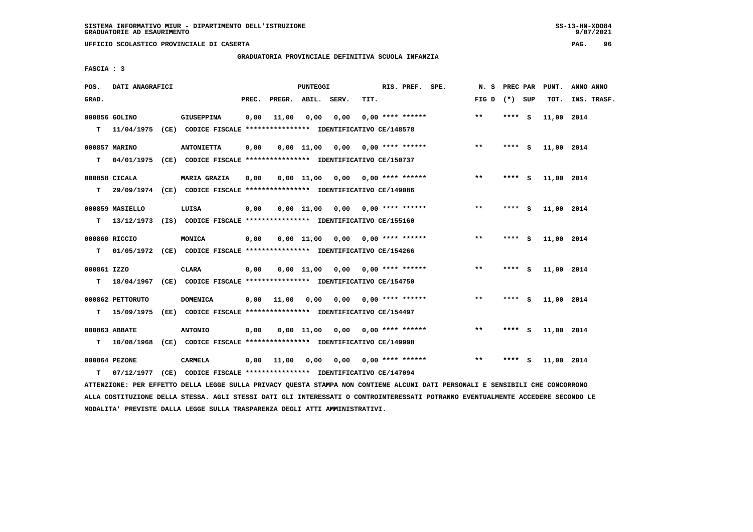SISTEMA INFORMATIVO MIUR - DIPARTIMENTO DELL'ISTRUZIONE
GRADUATORIE AD ESAURIMENTO

UFFICIO SCOLASTICO PROVINCIALE DI CASERTA

GRADUATORIA PROVINCIALE DEFINITIVA SCUOLA INFANZIA

FASCIA : 3

| POS. GRAD. | DATI ANAGRAFICI | | PREC. | PREGR. | ABIL. | SERV. | TIT. | RIS. PREF. SPE. | N. S FIG D | PREC PAR (*) SUP | PUNT. TOT. | ANNO ANNO INS. TRASF. |
|---|---|---|---|---|---|---|---|---|---|---|---|---|
| 000856 GOLINO | | GIUSEPPINA | 0,00 | 11,00 | 0,00 | 0,00 | 0,00 | **** ****** | ** | **** S | 11,00 | 2014 |
| T 11/04/1975 (CE) CODICE FISCALE **************** IDENTIFICATIVO CE/148578 | | | | | | | | | | | | |
| 000857 MARINO | | ANTONIETTA | 0,00 | 0,00 | 11,00 | 0,00 | 0,00 | **** ****** | ** | **** S | 11,00 | 2014 |
| T 04/01/1975 (CE) CODICE FISCALE **************** IDENTIFICATIVO CE/150737 | | | | | | | | | | | | |
| 000858 CICALA | | MARIA GRAZIA | 0,00 | 0,00 | 11,00 | 0,00 | 0,00 | **** ****** | ** | **** S | 11,00 | 2014 |
| T 29/09/1974 (CE) CODICE FISCALE **************** IDENTIFICATIVO CE/149086 | | | | | | | | | | | | |
| 000859 MASIELLO | | LUISA | 0,00 | 0,00 | 11,00 | 0,00 | 0,00 | **** ****** | ** | **** S | 11,00 | 2014 |
| T 13/12/1973 (IS) CODICE FISCALE **************** IDENTIFICATIVO CE/155160 | | | | | | | | | | | | |
| 000860 RICCIO | | MONICA | 0,00 | 0,00 | 11,00 | 0,00 | 0,00 | **** ****** | ** | **** S | 11,00 | 2014 |
| T 01/05/1972 (CE) CODICE FISCALE **************** IDENTIFICATIVO CE/154266 | | | | | | | | | | | | |
| 000861 IZZO | | CLARA | 0,00 | 0,00 | 11,00 | 0,00 | 0,00 | **** ****** | ** | **** S | 11,00 | 2014 |
| T 18/04/1967 (CE) CODICE FISCALE **************** IDENTIFICATIVO CE/154750 | | | | | | | | | | | | |
| 000862 PETTORUTO | | DOMENICA | 0,00 | 11,00 | 0,00 | 0,00 | 0,00 | **** ****** | ** | **** S | 11,00 | 2014 |
| T 15/09/1975 (EE) CODICE FISCALE **************** IDENTIFICATIVO CE/154497 | | | | | | | | | | | | |
| 000863 ABBATE | | ANTONIO | 0,00 | 0,00 | 11,00 | 0,00 | 0,00 | **** ****** | ** | **** S | 11,00 | 2014 |
| T 10/08/1968 (CE) CODICE FISCALE **************** IDENTIFICATIVO CE/149998 | | | | | | | | | | | | |
| 000864 PEZONE | | CARMELA | 0,00 | 11,00 | 0,00 | 0,00 | 0,00 | **** ****** | ** | **** S | 11,00 | 2014 |
| T 07/12/1977 (CE) CODICE FISCALE **************** IDENTIFICATIVO CE/147094 | | | | | | | | | | | | |

ATTENZIONE: PER EFFETTO DELLA LEGGE SULLA PRIVACY QUESTA STAMPA NON CONTIENE ALCUNI DATI PERSONALI E SENSIBILI CHE CONCORRONO ALLA COSTITUZIONE DELLA STESSA. AGLI STESSI DATI GLI INTERESSATI O CONTROINTERESSATI POTRANNO EVENTUALMENTE ACCEDERE SECONDO LE MODALITA' PREVISTE DALLA LEGGE SULLA TRASPARENZA DEGLI ATTI AMMINISTRATIVI.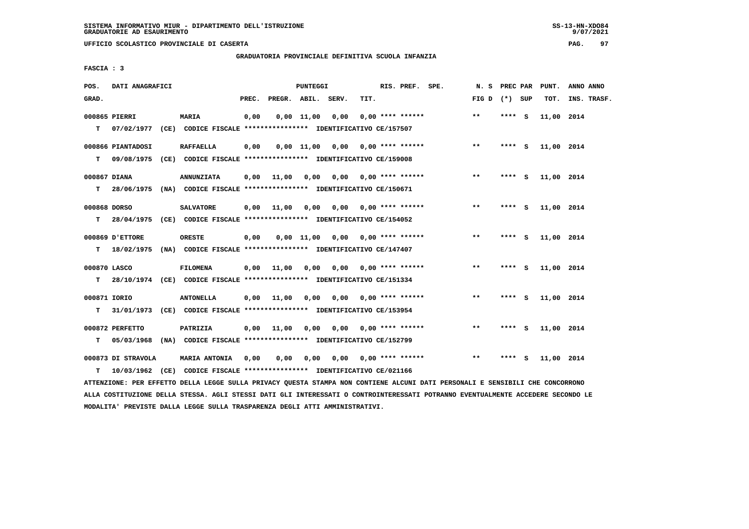SISTEMA INFORMATIVO MIUR - DIPARTIMENTO DELL'ISTRUZIONE
GRADUATORIE AD ESAURIMENTO

UFFICIO SCOLASTICO PROVINCIALE DI CASERTA

GRADUATORIA PROVINCIALE DEFINITIVA SCUOLA INFANZIA

FASCIA : 3

| POS. GRAD. | DATI ANAGRAFICI | | PREC. | PREGR. | ABIL. | SERV. | TIT. | RIS. PREF. | SPE. | N. S FIG D | PREC PAR (*) | SUP | PUNT. TOT. | ANNO INS. | ANNO TRASF. |
|---|---|---|---|---|---|---|---|---|---|---|---|---|---|---|---|
| 000865 | PIERRI | MARIA | 0,00 | 0,00 | 11,00 | 0,00 | 0,00 | **** ****** | | ** | **** | S | 11,00 | 2014 | |
| T | 07/02/1977 (CE) CODICE FISCALE **************** | IDENTIFICATIVO CE/157507 | | | | | | | | | | | | | |
| 000866 | PIANTADOSI | RAFFAELLA | 0,00 | 0,00 | 11,00 | 0,00 | 0,00 | **** ****** | | ** | **** | S | 11,00 | 2014 | |
| T | 09/08/1975 (CE) CODICE FISCALE **************** | IDENTIFICATIVO CE/159008 | | | | | | | | | | | | | |
| 000867 | DIANA | ANNUNZIATA | 0,00 | 11,00 | 0,00 | 0,00 | 0,00 | **** ****** | | ** | **** | S | 11,00 | 2014 | |
| T | 28/06/1975 (NA) CODICE FISCALE **************** | IDENTIFICATIVO CE/150671 | | | | | | | | | | | | | |
| 000868 | DORSO | SALVATORE | 0,00 | 11,00 | 0,00 | 0,00 | 0,00 | **** ****** | | ** | **** | S | 11,00 | 2014 | |
| T | 28/04/1975 (CE) CODICE FISCALE **************** | IDENTIFICATIVO CE/154052 | | | | | | | | | | | | | |
| 000869 | D'ETTORE | ORESTE | 0,00 | 0,00 | 11,00 | 0,00 | 0,00 | **** ****** | | ** | **** | S | 11,00 | 2014 | |
| T | 18/02/1975 (NA) CODICE FISCALE **************** | IDENTIFICATIVO CE/147407 | | | | | | | | | | | | | |
| 000870 | LASCO | FILOMENA | 0,00 | 11,00 | 0,00 | 0,00 | 0,00 | **** ****** | | ** | **** | S | 11,00 | 2014 | |
| T | 28/10/1974 (CE) CODICE FISCALE **************** | IDENTIFICATIVO CE/151334 | | | | | | | | | | | | | |
| 000871 | IORIO | ANTONELLA | 0,00 | 11,00 | 0,00 | 0,00 | 0,00 | **** ****** | | ** | **** | S | 11,00 | 2014 | |
| T | 31/01/1973 (CE) CODICE FISCALE **************** | IDENTIFICATIVO CE/153954 | | | | | | | | | | | | | |
| 000872 | PERFETTO | PATRIZIA | 0,00 | 11,00 | 0,00 | 0,00 | 0,00 | **** ****** | | ** | **** | S | 11,00 | 2014 | |
| T | 05/03/1968 (NA) CODICE FISCALE **************** | IDENTIFICATIVO CE/152799 | | | | | | | | | | | | | |
| 000873 | DI STRAVOLA | MARIA ANTONIA | 0,00 | 0,00 | 0,00 | 0,00 | 0,00 | **** ****** | | ** | **** | S | 11,00 | 2014 | |
| T | 10/03/1962 (CE) CODICE FISCALE **************** | IDENTIFICATIVO CE/021166 | | | | | | | | | | | | | |

ATTENZIONE: PER EFFETTO DELLA LEGGE SULLA PRIVACY QUESTA STAMPA NON CONTIENE ALCUNI DATI PERSONALI E SENSIBILI CHE CONCORRONO ALLA COSTITUZIONE DELLA STESSA. AGLI STESSI DATI GLI INTERESSATI O CONTROINTERESSATI POTRANNO EVENTUALMENTE ACCEDERE SECONDO LE MODALITA' PREVISTE DALLA LEGGE SULLA TRASPARENZA DEGLI ATTI AMMINISTRATIVI.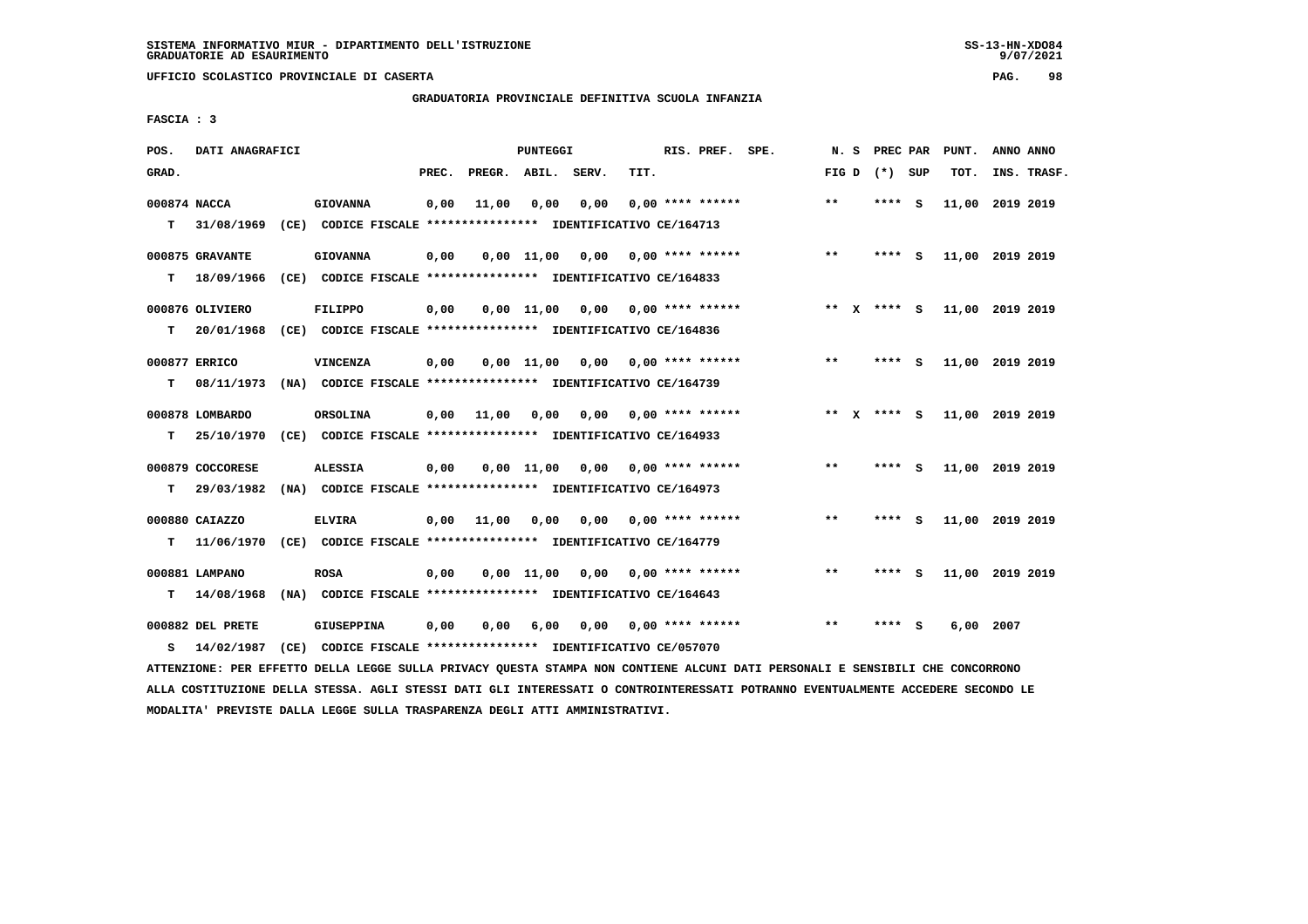SISTEMA INFORMATIVO MIUR - DIPARTIMENTO DELL'ISTRUZIONE
GRADUATORIE AD ESAURIMENTO

UFFICIO SCOLASTICO PROVINCIALE DI CASERTA

GRADUATORIA PROVINCIALE DEFINITIVA SCUOLA INFANZIA

FASCIA : 3

| POS. GRAD. | DATI ANAGRAFICI | | PREC. | PREGR. | ABIL. | SERV. | TIT. | RIS. PREF. SPE. | N. S FIG D | PREC PAR (*) SUP | PUNT. TOT. | ANNO INS. | ANNO TRASF. |
|---|---|---|---|---|---|---|---|---|---|---|---|---|---|
| 000874 NACCA | GIOVANNA | | 0,00 | 11,00 | 0,00 | 0,00 | 0,00 | **** ****** | ** | **** S | 11,00 | 2019 | 2019 |
| T 31/08/1969 | (CE) CODICE FISCALE **************** | IDENTIFICATIVO CE/164713 | | | | | | | | | | | |
| 000875 GRAVANTE | GIOVANNA | | 0,00 | 0,00 | 11,00 | 0,00 | 0,00 | **** ****** | ** | **** S | 11,00 | 2019 | 2019 |
| T 18/09/1966 | (CE) CODICE FISCALE **************** | IDENTIFICATIVO CE/164833 | | | | | | | | | | | |
| 000876 OLIVIERO | FILIPPO | | 0,00 | 0,00 | 11,00 | 0,00 | 0,00 | **** ****** | ** X | **** S | 11,00 | 2019 | 2019 |
| T 20/01/1968 | (CE) CODICE FISCALE **************** | IDENTIFICATIVO CE/164836 | | | | | | | | | | | |
| 000877 ERRICO | VINCENZA | | 0,00 | 0,00 | 11,00 | 0,00 | 0,00 | **** ****** | ** | **** S | 11,00 | 2019 | 2019 |
| T 08/11/1973 | (NA) CODICE FISCALE **************** | IDENTIFICATIVO CE/164739 | | | | | | | | | | | |
| 000878 LOMBARDO | ORSOLINA | | 0,00 | 11,00 | 0,00 | 0,00 | 0,00 | **** ****** | ** X | **** S | 11,00 | 2019 | 2019 |
| T 25/10/1970 | (CE) CODICE FISCALE **************** | IDENTIFICATIVO CE/164933 | | | | | | | | | | | |
| 000879 COCCORESE | ALESSIA | | 0,00 | 0,00 | 11,00 | 0,00 | 0,00 | **** ****** | ** | **** S | 11,00 | 2019 | 2019 |
| T 29/03/1982 | (NA) CODICE FISCALE **************** | IDENTIFICATIVO CE/164973 | | | | | | | | | | | |
| 000880 CAIAZZO | ELVIRA | | 0,00 | 11,00 | 0,00 | 0,00 | 0,00 | **** ****** | ** | **** S | 11,00 | 2019 | 2019 |
| T 11/06/1970 | (CE) CODICE FISCALE **************** | IDENTIFICATIVO CE/164779 | | | | | | | | | | | |
| 000881 LAMPANO | ROSA | | 0,00 | 0,00 | 11,00 | 0,00 | 0,00 | **** ****** | ** | **** S | 11,00 | 2019 | 2019 |
| T 14/08/1968 | (NA) CODICE FISCALE **************** | IDENTIFICATIVO CE/164643 | | | | | | | | | | | |
| 000882 DEL PRETE | GIUSEPPINA | | 0,00 | 0,00 | 6,00 | 0,00 | 0,00 | **** ****** | ** | **** S | 6,00 | 2007 | |
| S 14/02/1987 | (CE) CODICE FISCALE **************** | IDENTIFICATIVO CE/057070 | | | | | | | | | | | |

ATTENZIONE: PER EFFETTO DELLA LEGGE SULLA PRIVACY QUESTA STAMPA NON CONTIENE ALCUNI DATI PERSONALI E SENSIBILI CHE CONCORRONO ALLA COSTITUZIONE DELLA STESSA. AGLI STESSI DATI GLI INTERESSATI O CONTROINTERESSATI POTRANNO EVENTUALMENTE ACCEDERE SECONDO LE MODALITA' PREVISTE DALLA LEGGE SULLA TRASPARENZA DEGLI ATTI AMMINISTRATIVI.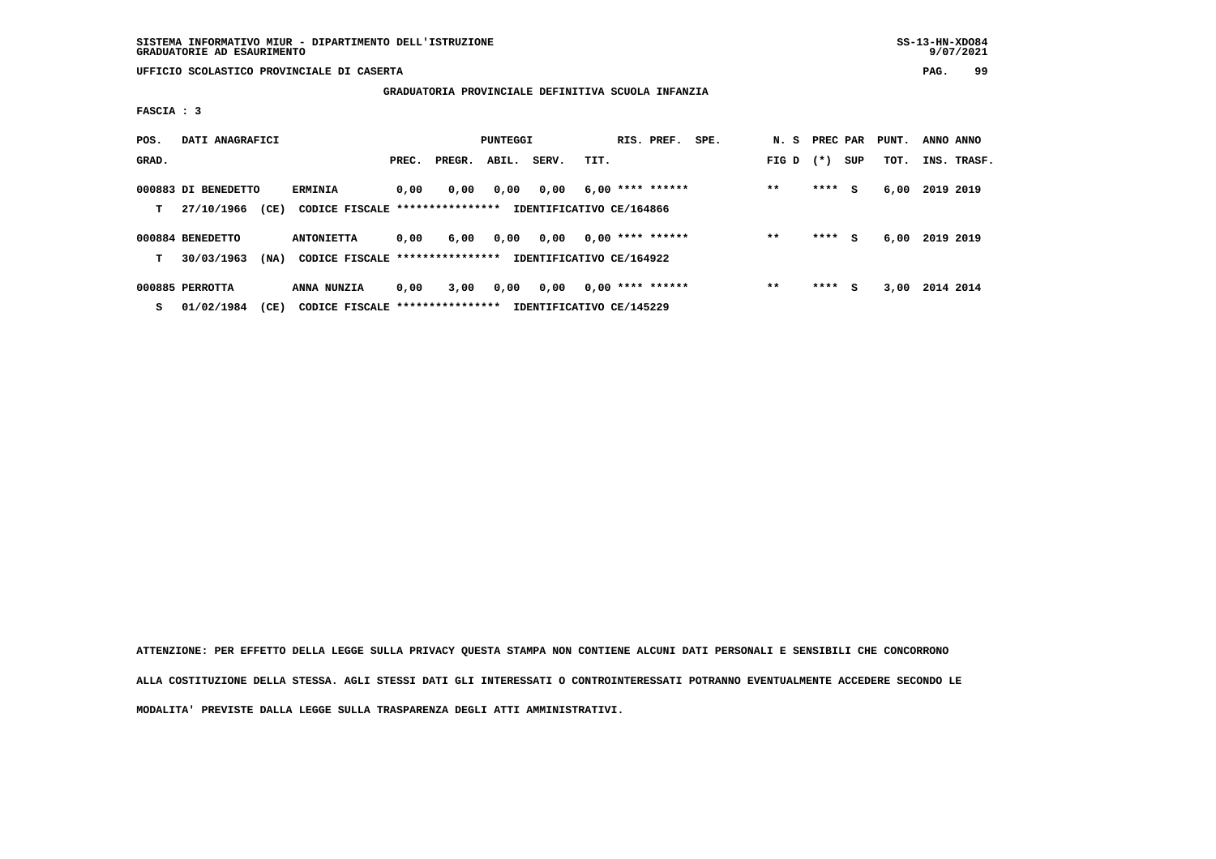SISTEMA INFORMATIVO MIUR - DIPARTIMENTO DELL'ISTRUZIONE
GRADUATORIE AD ESAURIMENTO

UFFICIO SCOLASTICO PROVINCIALE DI CASERTA

**GRADUATORIA PROVINCIALE DEFINITIVA SCUOLA INFANZIA**

**FASCIA : 3**

| POS. GRAD. | DATI ANAGRAFICI | | PUNTEGGI PREC. | PREGR. | ABIL. | SERV. | TIT. | RIS. PREF. | SPE. | N. S FIG D | PREC PAR (*) | SUP | PUNT. TOT. | ANNO INS. | ANNO TRASF. |
|---|---|---|---|---|---|---|---|---|---|---|---|---|---|---|---|
| 000883 | DI BENEDETTO | ERMINIA | 0,00 | 0,00 | 0,00 | 0,00 | 6,00 | **** ****** | | ** | **** | S | 6,00 | 2019 | 2019 |
| T | 27/10/1966 (CE) | CODICE FISCALE **************** | IDENTIFICATIVO CE/164866 | | | | | | | | | | | | |
| 000884 | BENEDETTO | ANTONIETTA | 0,00 | 6,00 | 0,00 | 0,00 | 0,00 | **** ****** | | ** | **** | S | 6,00 | 2019 | 2019 |
| T | 30/03/1963 (NA) | CODICE FISCALE **************** | IDENTIFICATIVO CE/164922 | | | | | | | | | | | | |
| 000885 | PERROTTA | ANNA NUNZIA | 0,00 | 3,00 | 0,00 | 0,00 | 0,00 | **** ****** | | ** | **** | S | 3,00 | 2014 | 2014 |
| S | 01/02/1984 (CE) | CODICE FISCALE **************** | IDENTIFICATIVO CE/145229 | | | | | | | | | | | | |

ATTENZIONE: PER EFFETTO DELLA LEGGE SULLA PRIVACY QUESTA STAMPA NON CONTIENE ALCUNI DATI PERSONALI E SENSIBILI CHE CONCORRONO ALLA COSTITUZIONE DELLA STESSA. AGLI STESSI DATI GLI INTERESSATI O CONTROINTERESSATI POTRANNO EVENTUALMENTE ACCEDERE SECONDO LE MODALITA' PREVISTE DALLA LEGGE SULLA TRASPARENZA DEGLI ATTI AMMINISTRATIVI.